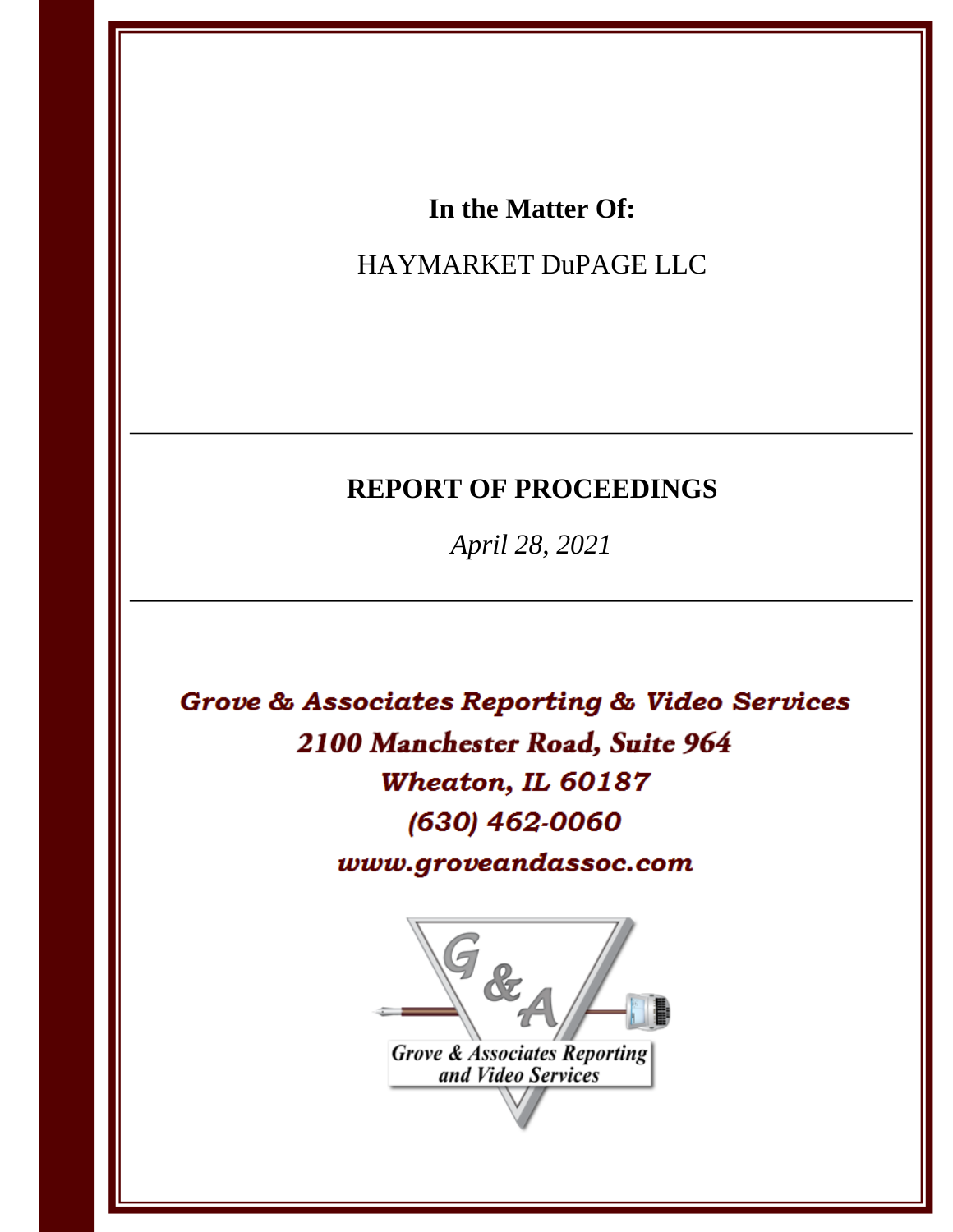**In the Matter Of:**

HAYMARKET DuPAGE LLC

---

## REPORT OF PROCEEDINGS

*April 28, 2021*

---

***Grove & Associates Reporting & Video Services***
***2100 Manchester Road, Suite 964***
***Wheaton, IL 60187***
***(630) 462-0060***
***www.groveandassoc.com***

*Grove & Associates Reporting and Video Services*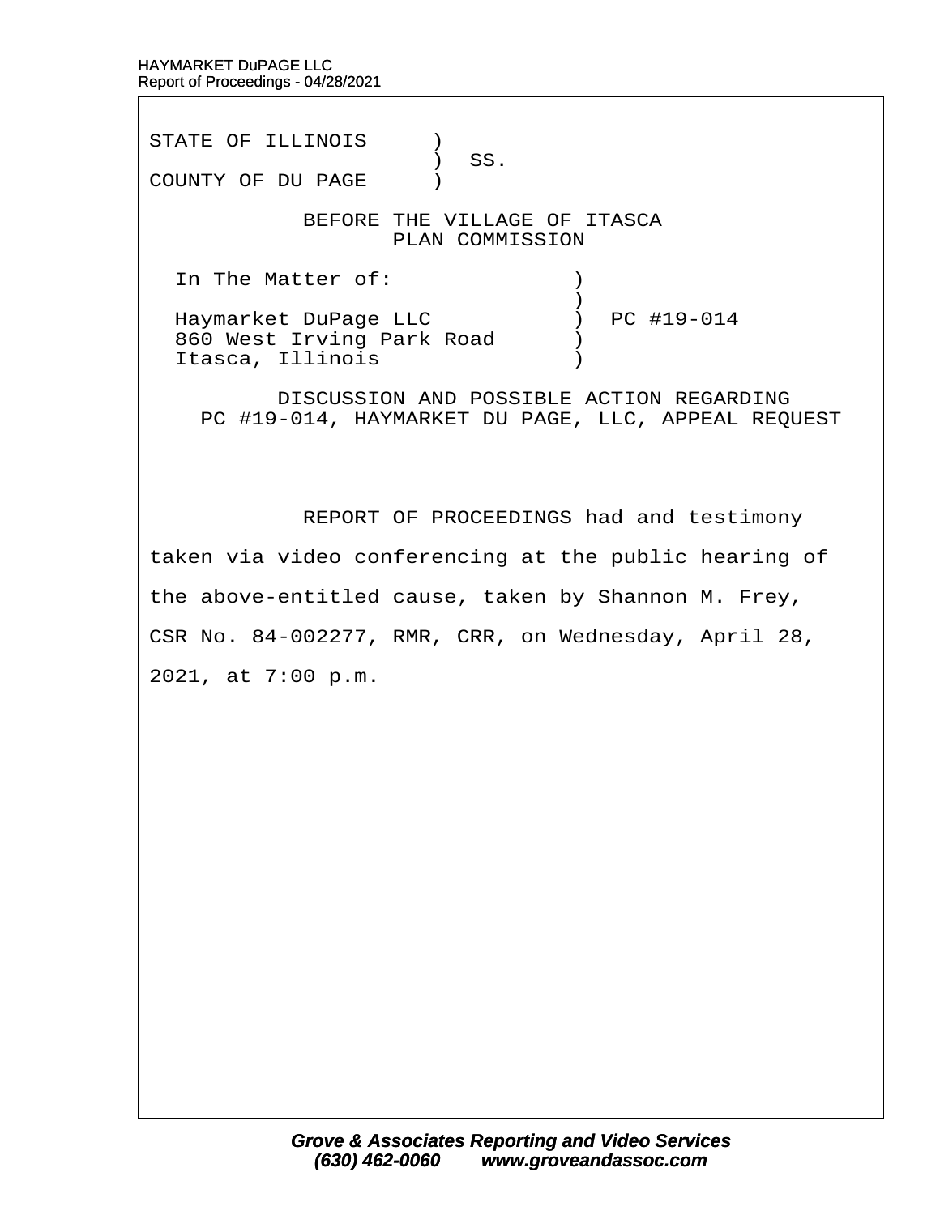STATE OF ILLINOIS )
) SS.
COUNTY OF DU PAGE )

BEFORE THE VILLAGE OF ITASCA
PLAN COMMISSION

In The Matter of: )
)
Haymarket DuPage LLC ) PC #19-014
860 West Irving Park Road )
Itasca, Illinois )

DISCUSSION AND POSSIBLE ACTION REGARDING
PC #19-014, HAYMARKET DU PAGE, LLC, APPEAL REQUEST

REPORT OF PROCEEDINGS had and testimony taken via video conferencing at the public hearing of the above-entitled cause, taken by Shannon M. Frey, CSR No. 84-002277, RMR, CRR, on Wednesday, April 28, 2021, at 7:00 p.m.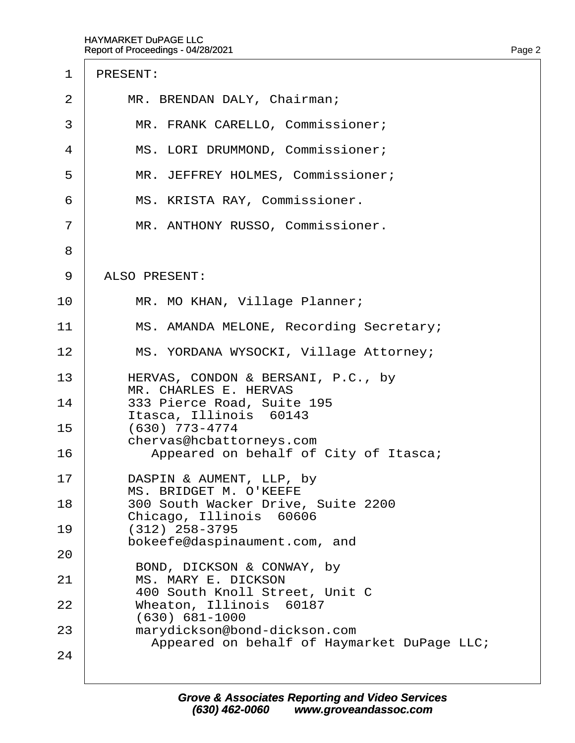PRESENT:

MR. BRENDAN DALY, Chairman;

MR. FRANK CARELLO, Commissioner;

MS. LORI DRUMMOND, Commissioner;

MR. JEFFREY HOLMES, Commissioner;

MS. KRISTA RAY, Commissioner.

MR. ANTHONY RUSSO, Commissioner.

ALSO PRESENT:

MR. MO KHAN, Village Planner;

MS. AMANDA MELONE, Recording Secretary;

MS. YORDANA WYSOCKI, Village Attorney;

HERVAS, CONDON & BERSANI, P.C., by
MR. CHARLES E. HERVAS
333 Pierce Road, Suite 195
Itasca, Illinois 60143
(630) 773-4774
chervas@hcbattorneys.com
Appeared on behalf of City of Itasca;

DASPIN & AUMENT, LLP, by
MS. BRIDGET M. O'KEEFE
300 South Wacker Drive, Suite 2200
Chicago, Illinois 60606
(312) 258-3795
bokeefe@daspinaument.com, and

BOND, DICKSON & CONWAY, by
MS. MARY E. DICKSON
400 South Knoll Street, Unit C
Wheaton, Illinois 60187
(630) 681-1000
marydickson@bond-dickson.com
Appeared on behalf of Haymarket DuPage LLC;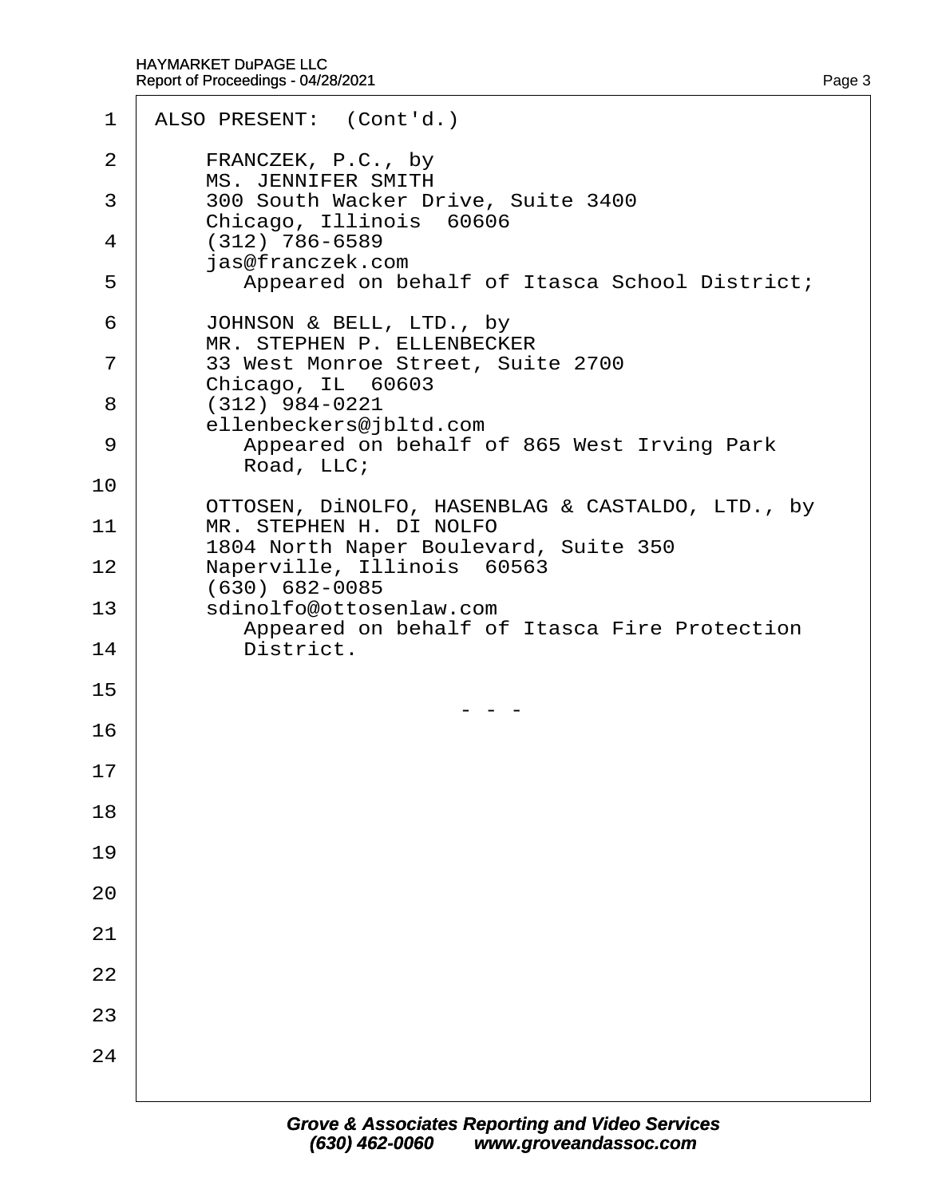ALSO PRESENT: (Cont'd.)

FRANCZEK, P.C., by
MS. JENNIFER SMITH
300 South Wacker Drive, Suite 3400
Chicago, Illinois 60606
(312) 786-6589
jas@franczek.com
Appeared on behalf of Itasca School District;

JOHNSON & BELL, LTD., by
MR. STEPHEN P. ELLENBECKER
33 West Monroe Street, Suite 2700
Chicago, IL 60603
(312) 984-0221
ellenbeckers@jbltd.com
Appeared on behalf of 865 West Irving Park Road, LLC;

OTTOSEN, DiNOLFO, HASENBLAG & CASTALDO, LTD., by
MR. STEPHEN H. DI NOLFO
1804 North Naper Boulevard, Suite 350
Naperville, Illinois 60563
(630) 682-0085
sdinolfo@ottosenlaw.com
Appeared on behalf of Itasca Fire Protection District.

\- - -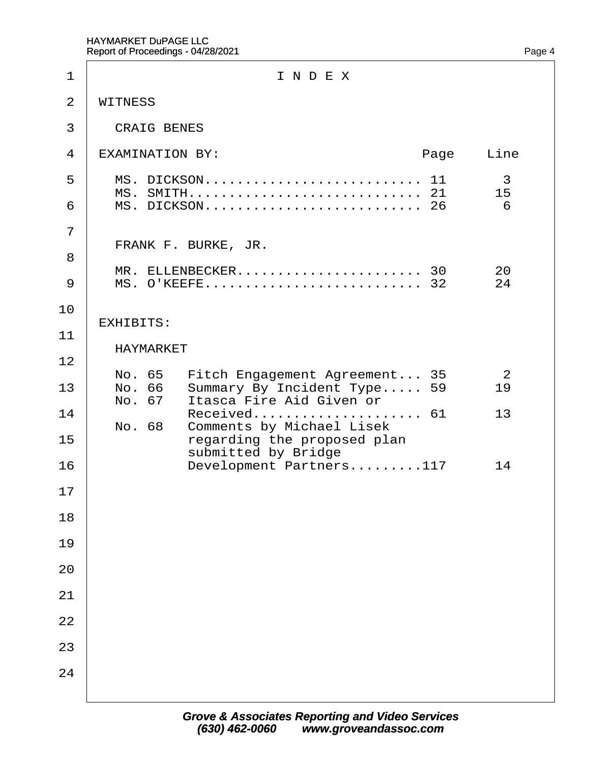# I N D E X

WITNESS

CRAIG BENES

| EXAMINATION BY: | Page | Line |
|---|---|---|
| MS. DICKSON.......................... | 11 | 3 |
| MS. SMITH............................ | 21 | 15 |
| MS. DICKSON.......................... | 26 | 6 |

FRANK F. BURKE, JR.

| EXAMINATION BY: | Page | Line |
|---|---|---|
| MR. ELLENBECKER...................... | 30 | 20 |
| MS. O'KEEFE.......................... | 32 | 24 |

EXHIBITS:

HAYMARKET

| No. | Description | Page | Line |
|---|---|---|---|
| No. 65 | Fitch Engagement Agreement... | 35 | 2 |
| No. 66 | Summary By Incident Type..... | 59 | 19 |
| No. 67 | Itasca Fire Aid Given or Received.................... | 61 | 13 |
| No. 68 | Comments by Michael Lisek regarding the proposed plan submitted by Bridge Development Partners......... | 117 | 14 |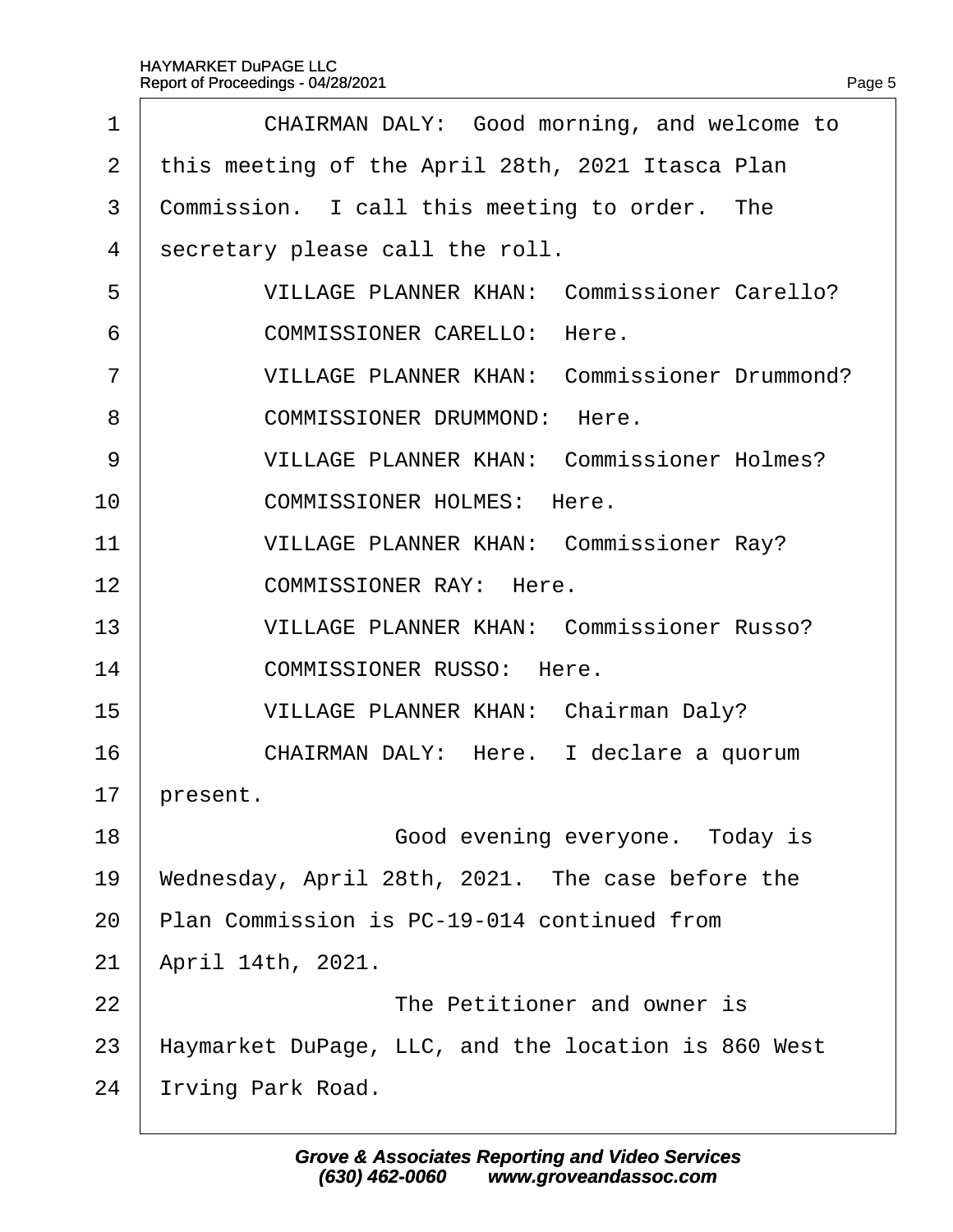CHAIRMAN DALY: Good morning, and welcome to this meeting of the April 28th, 2021 Itasca Plan Commission. I call this meeting to order. The secretary please call the roll.

VILLAGE PLANNER KHAN: Commissioner Carello?

COMMISSIONER CARELLO: Here.

VILLAGE PLANNER KHAN: Commissioner Drummond?

COMMISSIONER DRUMMOND: Here.

VILLAGE PLANNER KHAN: Commissioner Holmes?

COMMISSIONER HOLMES: Here.

VILLAGE PLANNER KHAN: Commissioner Ray?

COMMISSIONER RAY: Here.

VILLAGE PLANNER KHAN: Commissioner Russo?

COMMISSIONER RUSSO: Here.

VILLAGE PLANNER KHAN: Chairman Daly?

CHAIRMAN DALY: Here. I declare a quorum present.

Good evening everyone. Today is Wednesday, April 28th, 2021. The case before the Plan Commission is PC-19-014 continued from April 14th, 2021.

The Petitioner and owner is Haymarket DuPage, LLC, and the location is 860 West Irving Park Road.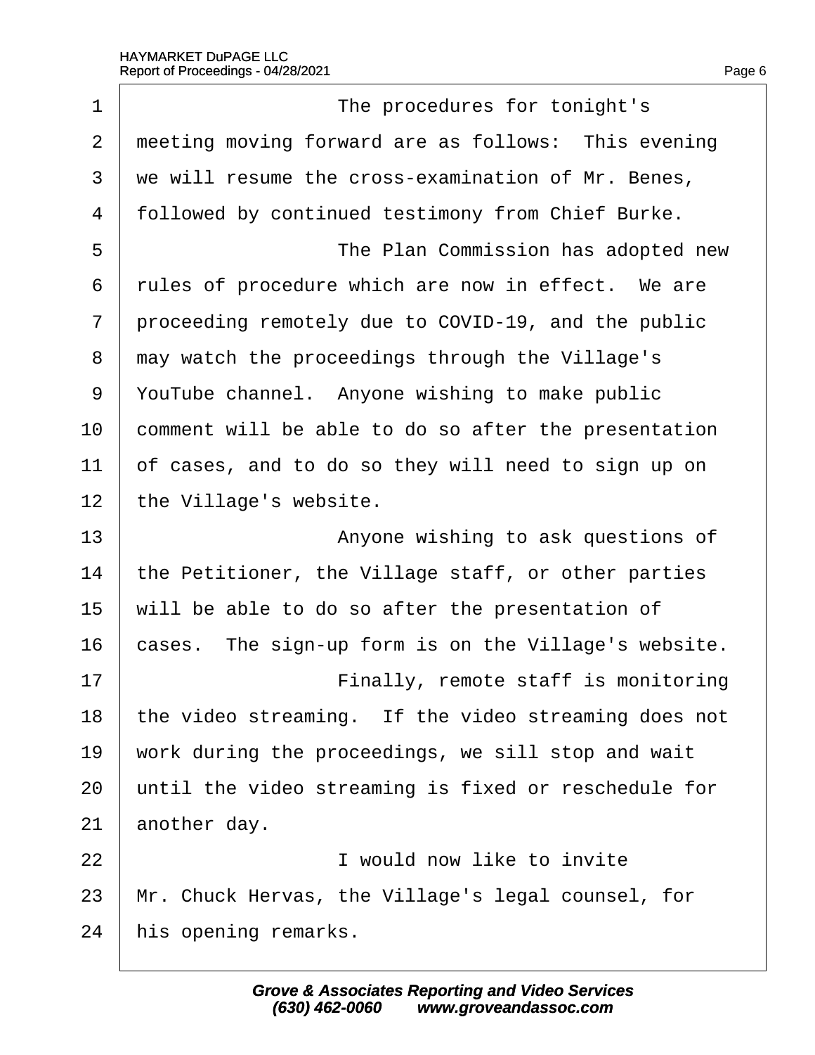The procedures for tonight's meeting moving forward are as follows: This evening we will resume the cross-examination of Mr. Benes, followed by continued testimony from Chief Burke.

The Plan Commission has adopted new rules of procedure which are now in effect. We are proceeding remotely due to COVID-19, and the public may watch the proceedings through the Village's YouTube channel. Anyone wishing to make public comment will be able to do so after the presentation of cases, and to do so they will need to sign up on the Village's website.

Anyone wishing to ask questions of the Petitioner, the Village staff, or other parties will be able to do so after the presentation of cases. The sign-up form is on the Village's website.

Finally, remote staff is monitoring the video streaming. If the video streaming does not work during the proceedings, we sill stop and wait until the video streaming is fixed or reschedule for another day.

I would now like to invite Mr. Chuck Hervas, the Village's legal counsel, for his opening remarks.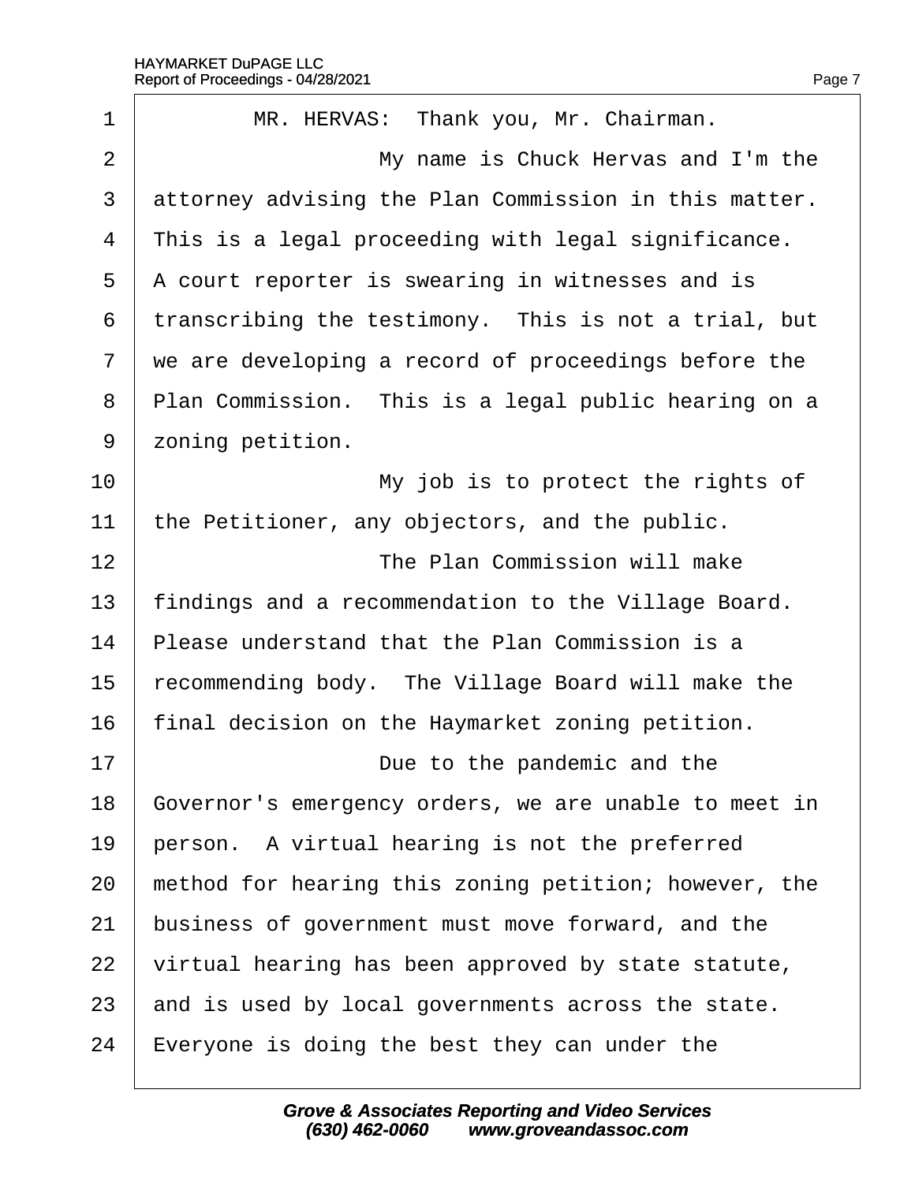MR. HERVAS: Thank you, Mr. Chairman.

My name is Chuck Hervas and I'm the attorney advising the Plan Commission in this matter. This is a legal proceeding with legal significance. A court reporter is swearing in witnesses and is transcribing the testimony. This is not a trial, but we are developing a record of proceedings before the Plan Commission. This is a legal public hearing on a zoning petition.

My job is to protect the rights of the Petitioner, any objectors, and the public.

The Plan Commission will make findings and a recommendation to the Village Board. Please understand that the Plan Commission is a recommending body. The Village Board will make the final decision on the Haymarket zoning petition.

Due to the pandemic and the Governor's emergency orders, we are unable to meet in person. A virtual hearing is not the preferred method for hearing this zoning petition; however, the business of government must move forward, and the virtual hearing has been approved by state statute, and is used by local governments across the state. Everyone is doing the best they can under the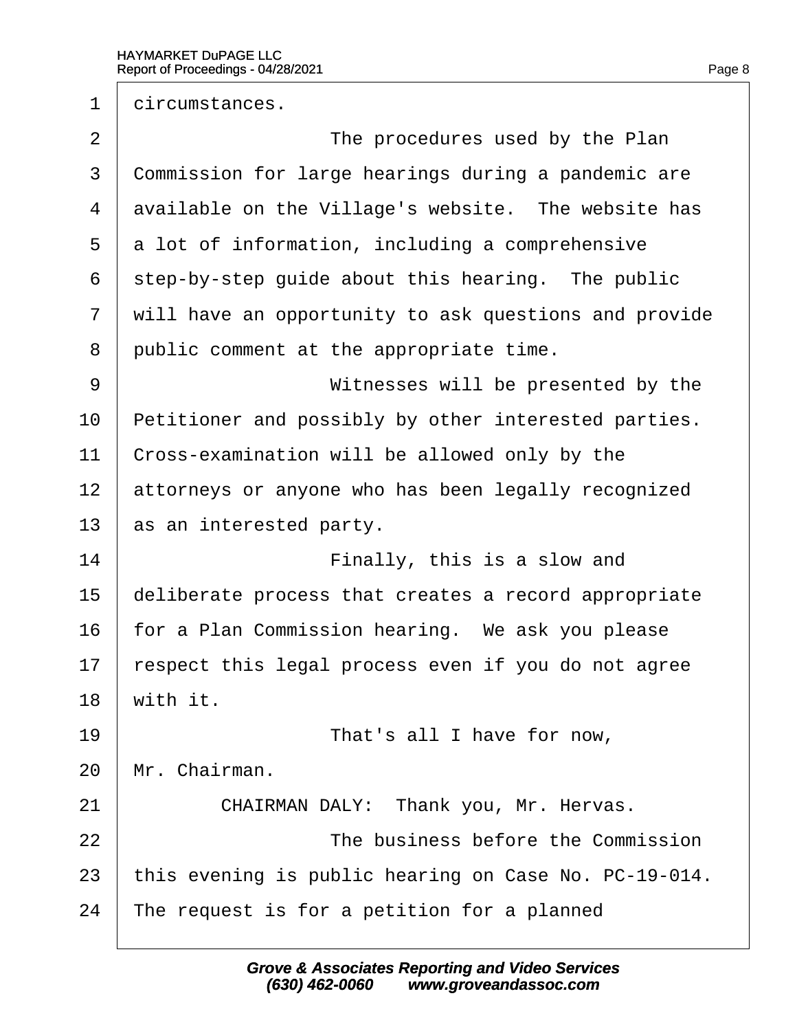circumstances.

The procedures used by the Plan Commission for large hearings during a pandemic are available on the Village's website. The website has a lot of information, including a comprehensive step-by-step guide about this hearing. The public will have an opportunity to ask questions and provide public comment at the appropriate time.

Witnesses will be presented by the Petitioner and possibly by other interested parties. Cross-examination will be allowed only by the attorneys or anyone who has been legally recognized as an interested party.

Finally, this is a slow and deliberate process that creates a record appropriate for a Plan Commission hearing. We ask you please respect this legal process even if you do not agree with it.

That's all I have for now, Mr. Chairman.

CHAIRMAN DALY: Thank you, Mr. Hervas.

The business before the Commission this evening is public hearing on Case No. PC-19-014. The request is for a petition for a planned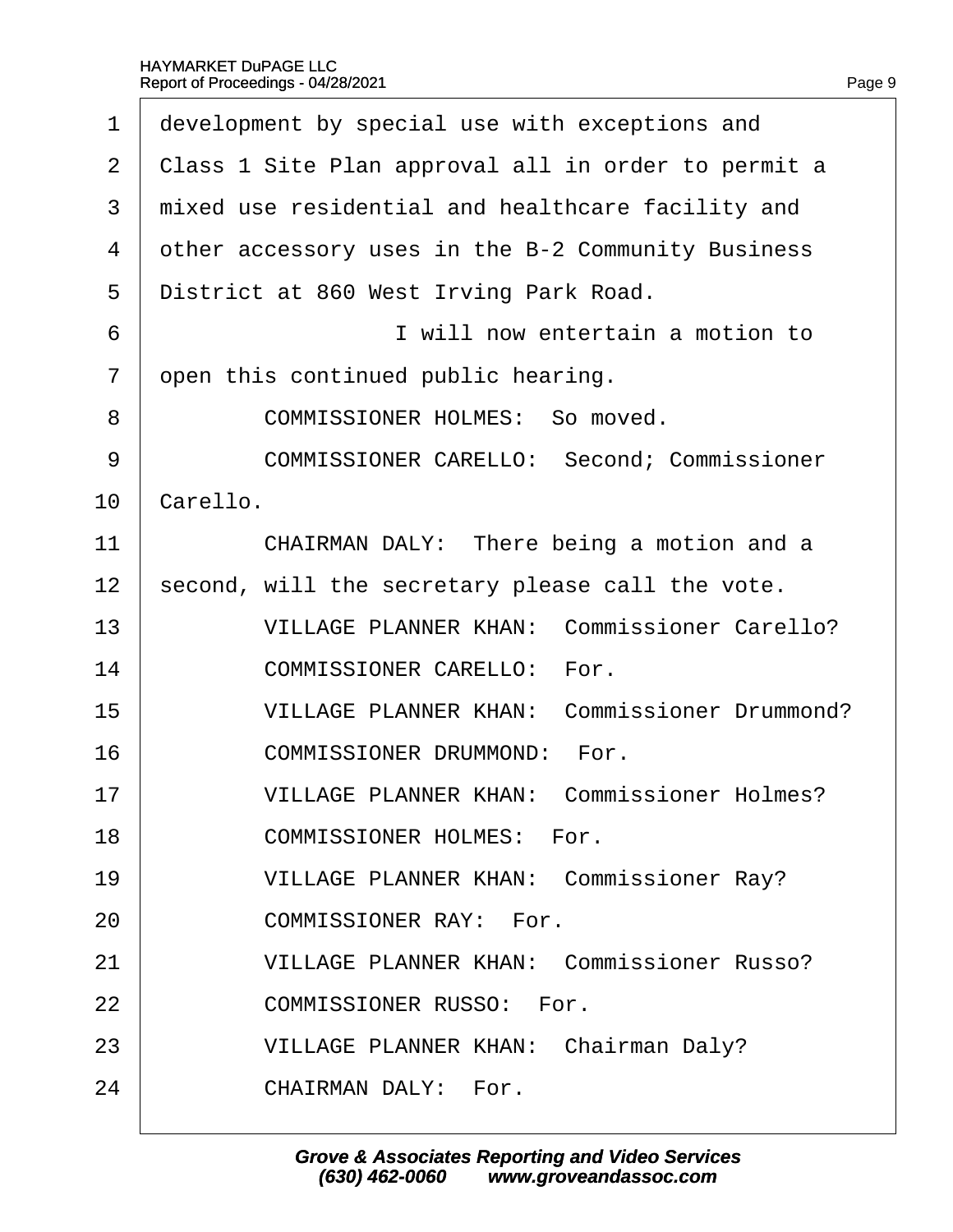1 development by special use with exceptions and
2 Class 1 Site Plan approval all in order to permit a
3 mixed use residential and healthcare facility and
4 other accessory uses in the B-2 Community Business
5 District at 860 West Irving Park Road.
6 I will now entertain a motion to
7 open this continued public hearing.
8 COMMISSIONER HOLMES: So moved.
9 COMMISSIONER CARELLO: Second; Commissioner
10 Carello.
11 CHAIRMAN DALY: There being a motion and a
12 second, will the secretary please call the vote.
13 VILLAGE PLANNER KHAN: Commissioner Carello?
14 COMMISSIONER CARELLO: For.
15 VILLAGE PLANNER KHAN: Commissioner Drummond?
16 COMMISSIONER DRUMMOND: For.
17 VILLAGE PLANNER KHAN: Commissioner Holmes?
18 COMMISSIONER HOLMES: For.
19 VILLAGE PLANNER KHAN: Commissioner Ray?
20 COMMISSIONER RAY: For.
21 VILLAGE PLANNER KHAN: Commissioner Russo?
22 COMMISSIONER RUSSO: For.
23 VILLAGE PLANNER KHAN: Chairman Daly?
24 CHAIRMAN DALY: For.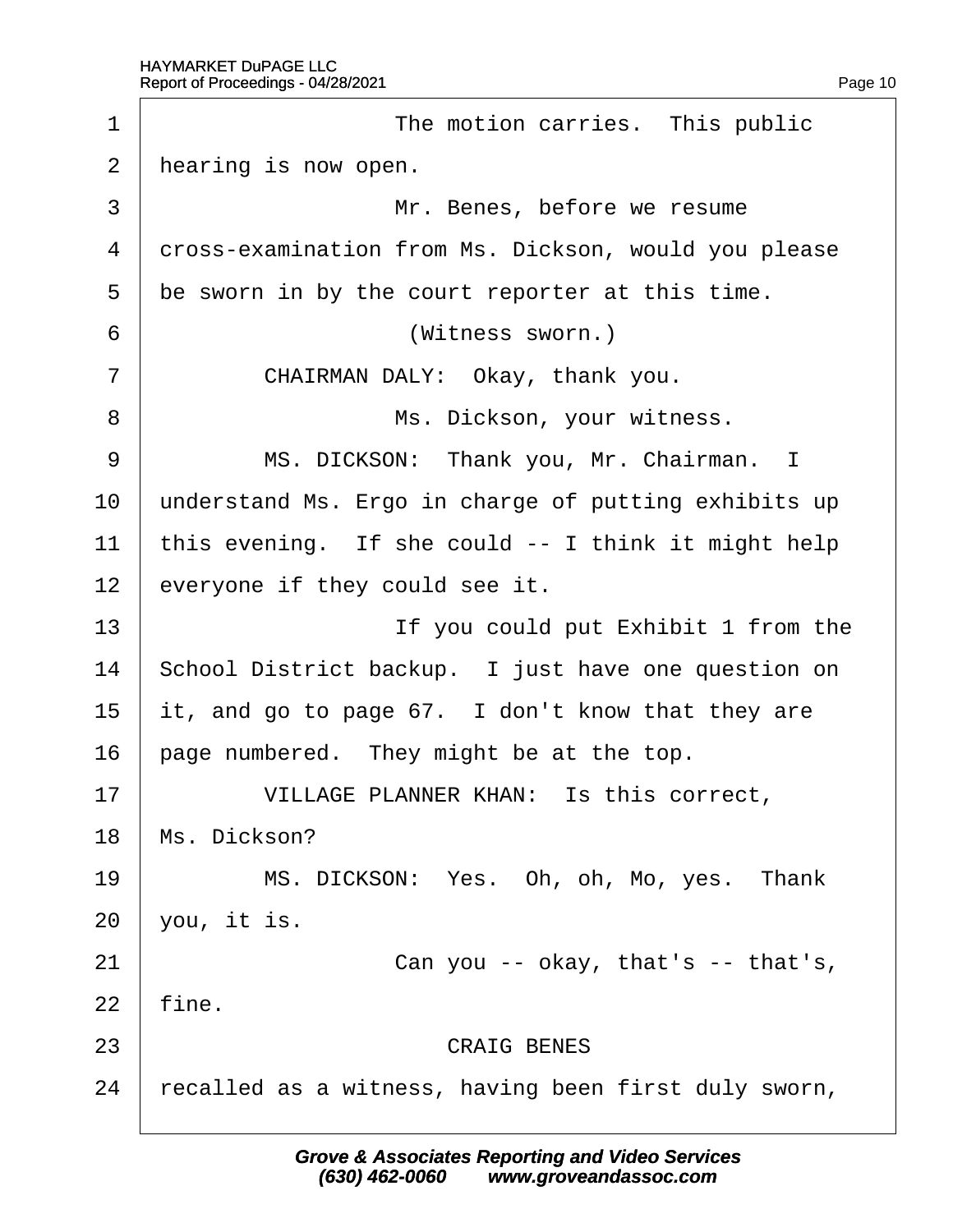The motion carries. This public hearing is now open.

Mr. Benes, before we resume cross-examination from Ms. Dickson, would you please be sworn in by the court reporter at this time.

(Witness sworn.)

CHAIRMAN DALY: Okay, thank you.

Ms. Dickson, your witness.

MS. DICKSON: Thank you, Mr. Chairman. I understand Ms. Ergo in charge of putting exhibits up this evening. If she could -- I think it might help everyone if they could see it.

If you could put Exhibit 1 from the School District backup. I just have one question on it, and go to page 67. I don't know that they are page numbered. They might be at the top.

VILLAGE PLANNER KHAN: Is this correct, Ms. Dickson?

MS. DICKSON: Yes. Oh, oh, Mo, yes. Thank you, it is.

Can you -- okay, that's -- that's, fine.

CRAIG BENES

recalled as a witness, having been first duly sworn,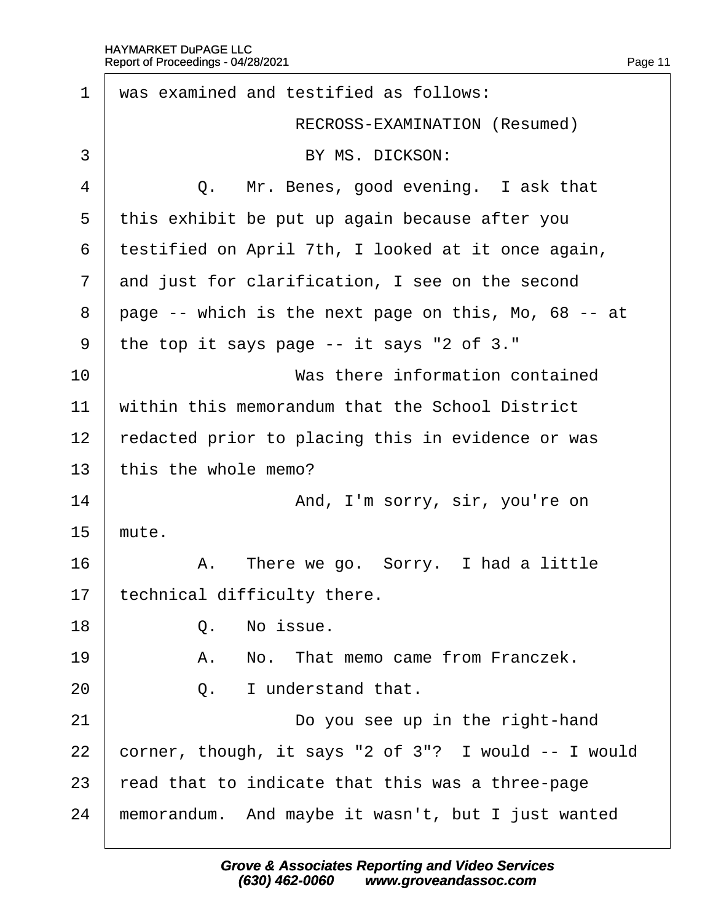1 was examined and testified as follows:

RECROSS-EXAMINATION (Resumed)

3 BY MS. DICKSON:

4 Q. Mr. Benes, good evening. I ask that

5 this exhibit be put up again because after you

6 testified on April 7th, I looked at it once again,

7 and just for clarification, I see on the second

8 page -- which is the next page on this, Mo, 68 -- at

9 the top it says page -- it says "2 of 3."

10 Was there information contained

11 within this memorandum that the School District

12 redacted prior to placing this in evidence or was

13 this the whole memo?

14 And, I'm sorry, sir, you're on

15 mute.

16 A. There we go. Sorry. I had a little

17 technical difficulty there.

18 Q. No issue.

19 A. No. That memo came from Franczek.

20 Q. I understand that.

21 Do you see up in the right-hand

22 corner, though, it says "2 of 3"? I would -- I would

23 read that to indicate that this was a three-page

24 memorandum. And maybe it wasn't, but I just wanted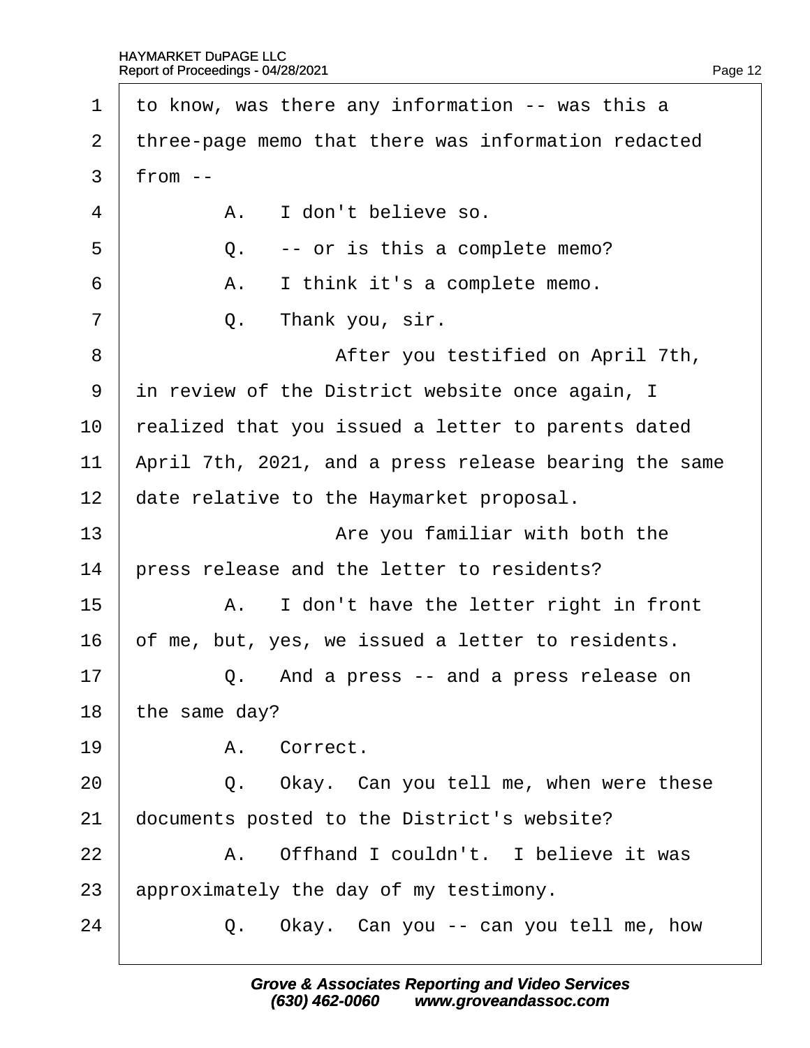1 to know, was there any information -- was this a

2 three-page memo that there was information redacted

3 from --

4 A. I don't believe so.

5 Q. -- or is this a complete memo?

6 A. I think it's a complete memo.

7 Q. Thank you, sir.

8 After you testified on April 7th,

9 in review of the District website once again, I

10 realized that you issued a letter to parents dated

11 April 7th, 2021, and a press release bearing the same

12 date relative to the Haymarket proposal.

13 Are you familiar with both the

14 press release and the letter to residents?

15 A. I don't have the letter right in front

16 of me, but, yes, we issued a letter to residents.

17 Q. And a press -- and a press release on

18 the same day?

19 A. Correct.

20 Q. Okay. Can you tell me, when were these

21 documents posted to the District's website?

22 A. Offhand I couldn't. I believe it was

23 approximately the day of my testimony.

24 Q. Okay. Can you -- can you tell me, how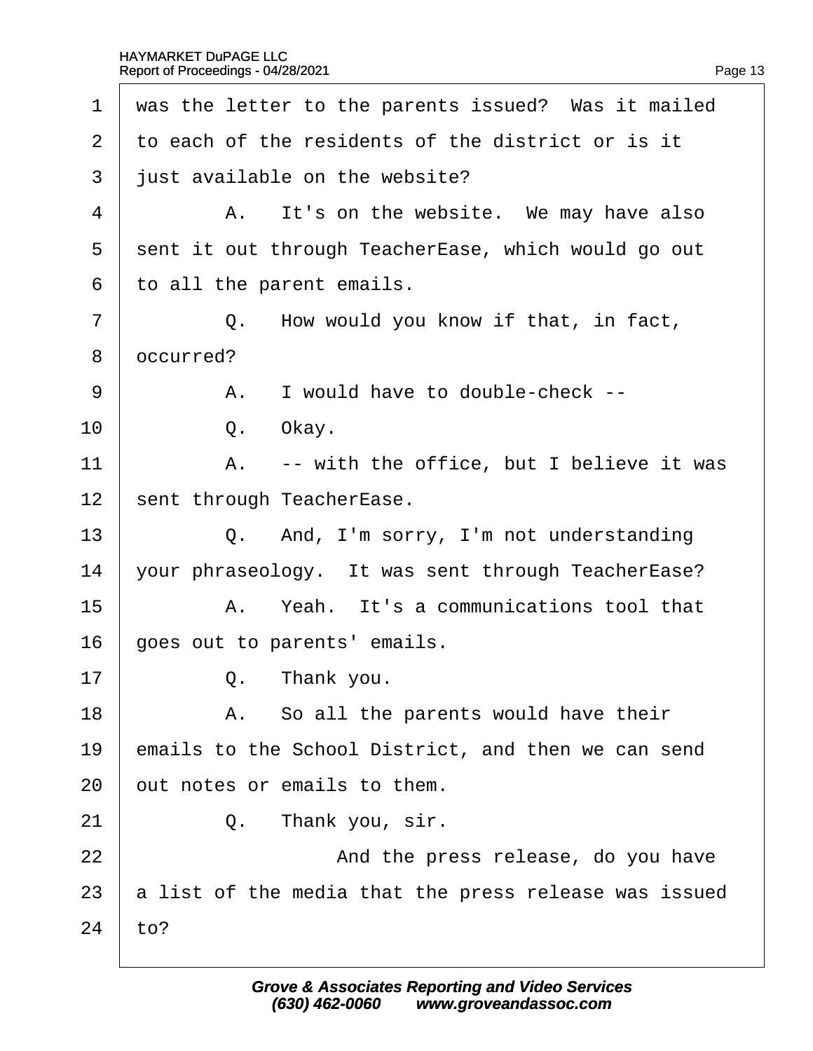1 was the letter to the parents issued? Was it mailed
2 to each of the residents of the district or is it
3 just available on the website?
4 A. It's on the website. We may have also
5 sent it out through TeacherEase, which would go out
6 to all the parent emails.
7 Q. How would you know if that, in fact,
8 occurred?
9 A. I would have to double-check --
10 Q. Okay.
11 A. -- with the office, but I believe it was
12 sent through TeacherEase.
13 Q. And, I'm sorry, I'm not understanding
14 your phraseology. It was sent through TeacherEase?
15 A. Yeah. It's a communications tool that
16 goes out to parents' emails.
17 Q. Thank you.
18 A. So all the parents would have their
19 emails to the School District, and then we can send
20 out notes or emails to them.
21 Q. Thank you, sir.
22 And the press release, do you have
23 a list of the media that the press release was issued
24 to?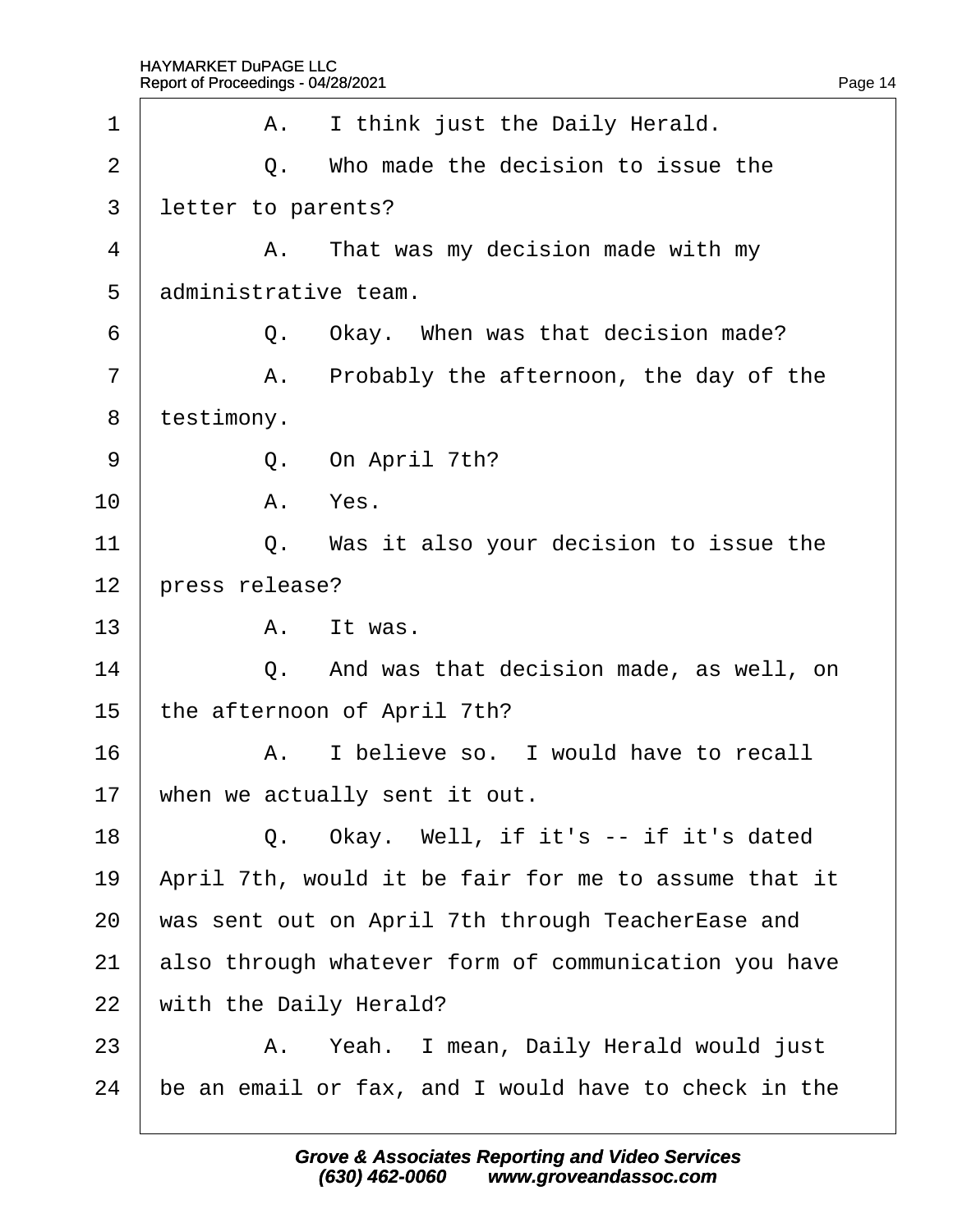1 A. I think just the Daily Herald.

2 Q. Who made the decision to issue the

3 letter to parents?

4 A. That was my decision made with my

5 administrative team.

6 Q. Okay. When was that decision made?

7 A. Probably the afternoon, the day of the

8 testimony.

9 Q. On April 7th?

10 A. Yes.

11 Q. Was it also your decision to issue the

12 press release?

13 A. It was.

14 Q. And was that decision made, as well, on

15 the afternoon of April 7th?

16 A. I believe so. I would have to recall

17 when we actually sent it out.

18 Q. Okay. Well, if it's -- if it's dated

19 April 7th, would it be fair for me to assume that it

20 was sent out on April 7th through TeacherEase and

21 also through whatever form of communication you have

22 with the Daily Herald?

23 A. Yeah. I mean, Daily Herald would just

24 be an email or fax, and I would have to check in the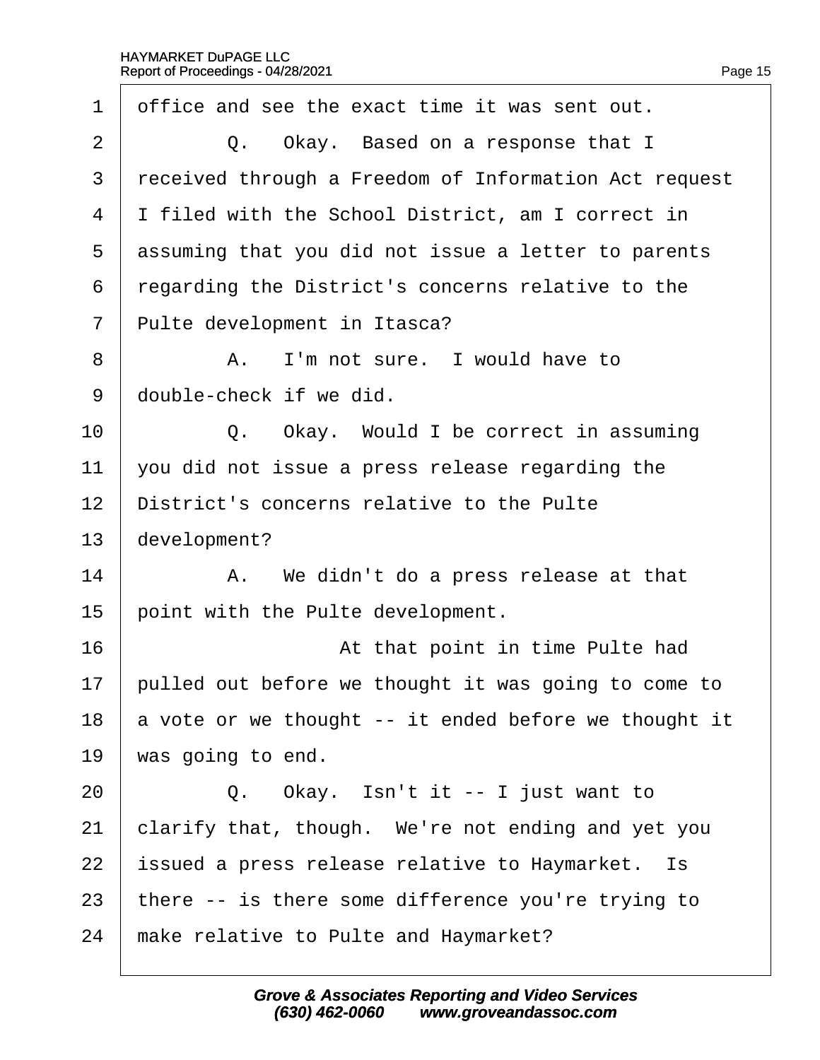office and see the exact time it was sent out.

Q. Okay. Based on a response that I received through a Freedom of Information Act request I filed with the School District, am I correct in assuming that you did not issue a letter to parents regarding the District's concerns relative to the Pulte development in Itasca?

A. I'm not sure. I would have to double-check if we did.

Q. Okay. Would I be correct in assuming you did not issue a press release regarding the District's concerns relative to the Pulte development?

A. We didn't do a press release at that point with the Pulte development.

At that point in time Pulte had pulled out before we thought it was going to come to a vote or we thought -- it ended before we thought it was going to end.

Q. Okay. Isn't it -- I just want to clarify that, though. We're not ending and yet you issued a press release relative to Haymarket. Is there -- is there some difference you're trying to make relative to Pulte and Haymarket?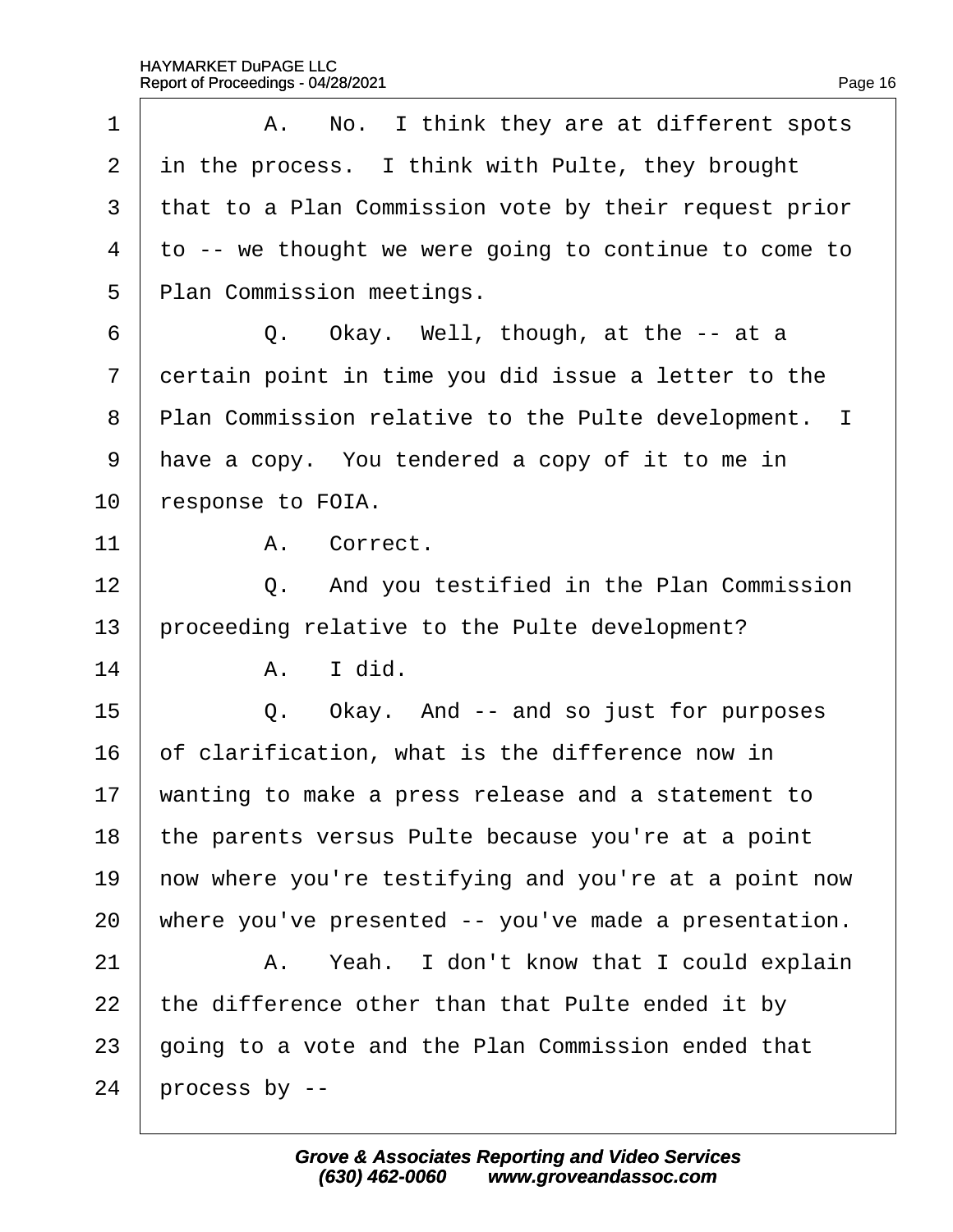1 A. No. I think they are at different spots
2 in the process. I think with Pulte, they brought
3 that to a Plan Commission vote by their request prior
4 to -- we thought we were going to continue to come to
5 Plan Commission meetings.
6 Q. Okay. Well, though, at the -- at a
7 certain point in time you did issue a letter to the
8 Plan Commission relative to the Pulte development. I
9 have a copy. You tendered a copy of it to me in
10 response to FOIA.
11 A. Correct.
12 Q. And you testified in the Plan Commission
13 proceeding relative to the Pulte development?
14 A. I did.
15 Q. Okay. And -- and so just for purposes
16 of clarification, what is the difference now in
17 wanting to make a press release and a statement to
18 the parents versus Pulte because you're at a point
19 now where you're testifying and you're at a point now
20 where you've presented -- you've made a presentation.
21 A. Yeah. I don't know that I could explain
22 the difference other than that Pulte ended it by
23 going to a vote and the Plan Commission ended that
24 process by --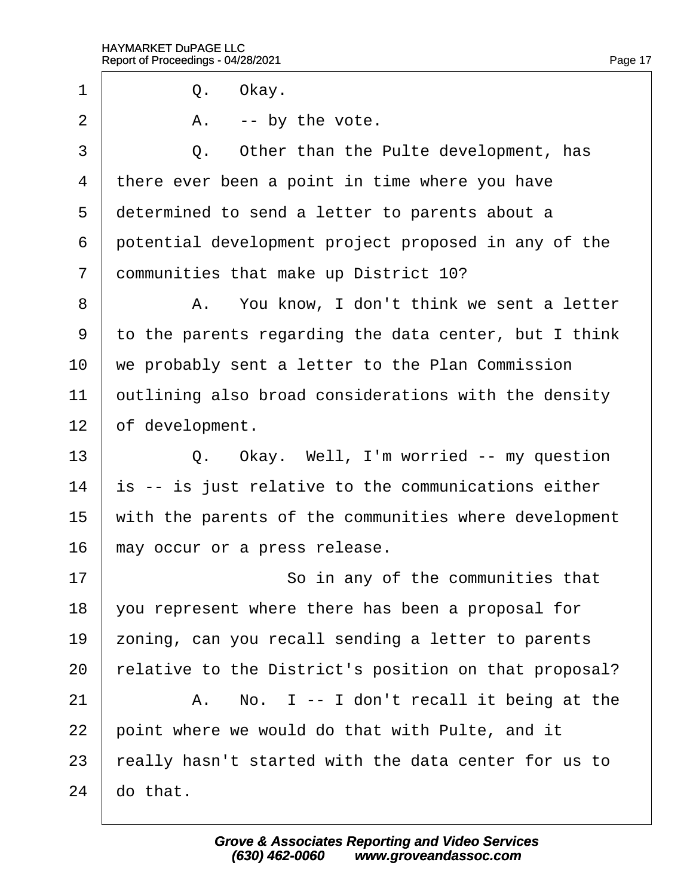Q. Okay.

A. -- by the vote.

Q. Other than the Pulte development, has there ever been a point in time where you have determined to send a letter to parents about a potential development project proposed in any of the communities that make up District 10?

A. You know, I don't think we sent a letter to the parents regarding the data center, but I think we probably sent a letter to the Plan Commission outlining also broad considerations with the density of development.

Q. Okay. Well, I'm worried -- my question is -- is just relative to the communications either with the parents of the communities where development may occur or a press release.

So in any of the communities that you represent where there has been a proposal for zoning, can you recall sending a letter to parents relative to the District's position on that proposal?

A. No. I -- I don't recall it being at the point where we would do that with Pulte, and it really hasn't started with the data center for us to do that.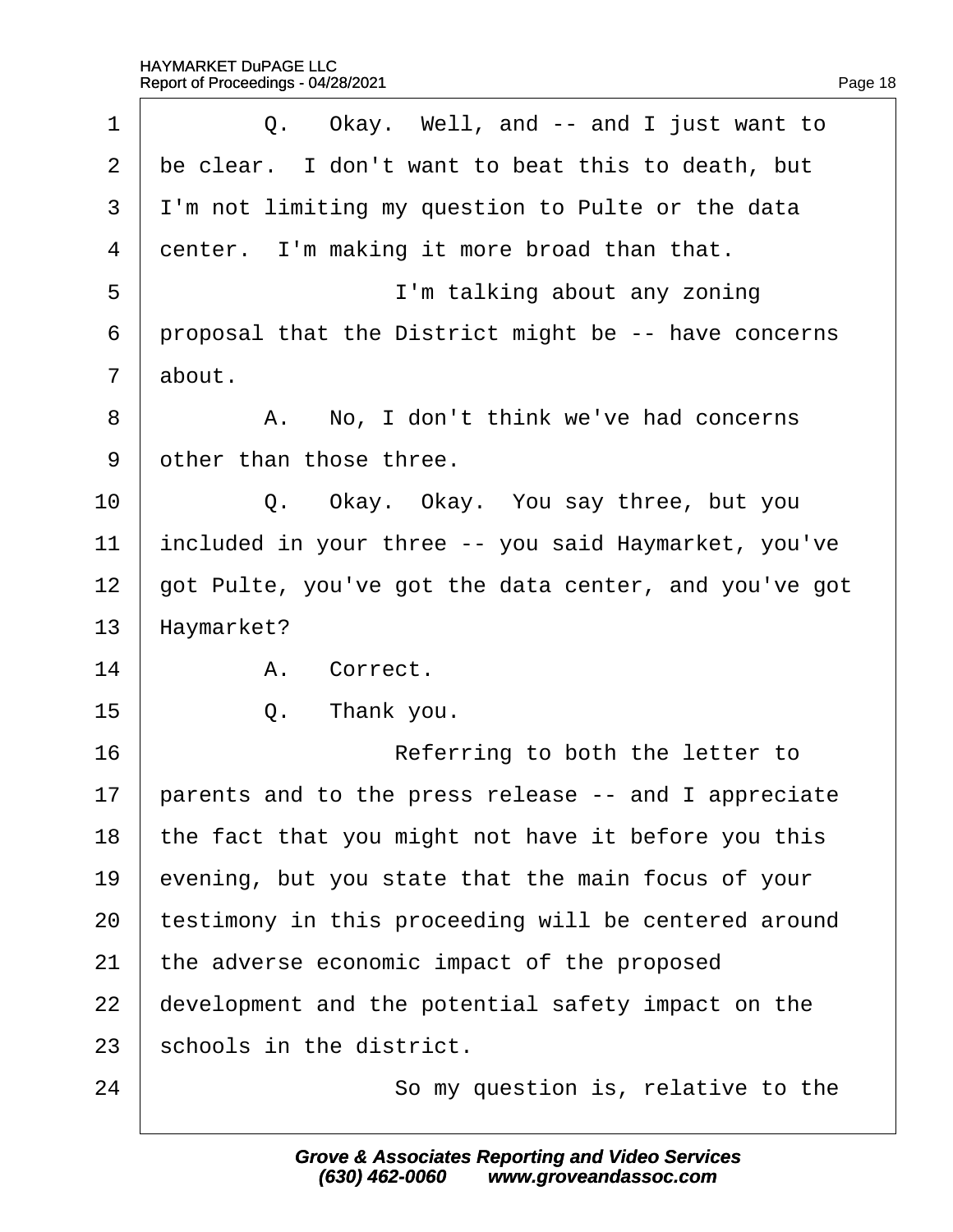Q. Okay. Well, and -- and I just want to be clear. I don't want to beat this to death, but I'm not limiting my question to Pulte or the data center. I'm making it more broad than that.

I'm talking about any zoning proposal that the District might be -- have concerns about.

A. No, I don't think we've had concerns other than those three.

Q. Okay. Okay. You say three, but you included in your three -- you said Haymarket, you've got Pulte, you've got the data center, and you've got Haymarket?

A. Correct.

Q. Thank you.

Referring to both the letter to parents and to the press release -- and I appreciate the fact that you might not have it before you this evening, but you state that the main focus of your testimony in this proceeding will be centered around the adverse economic impact of the proposed development and the potential safety impact on the schools in the district.

So my question is, relative to the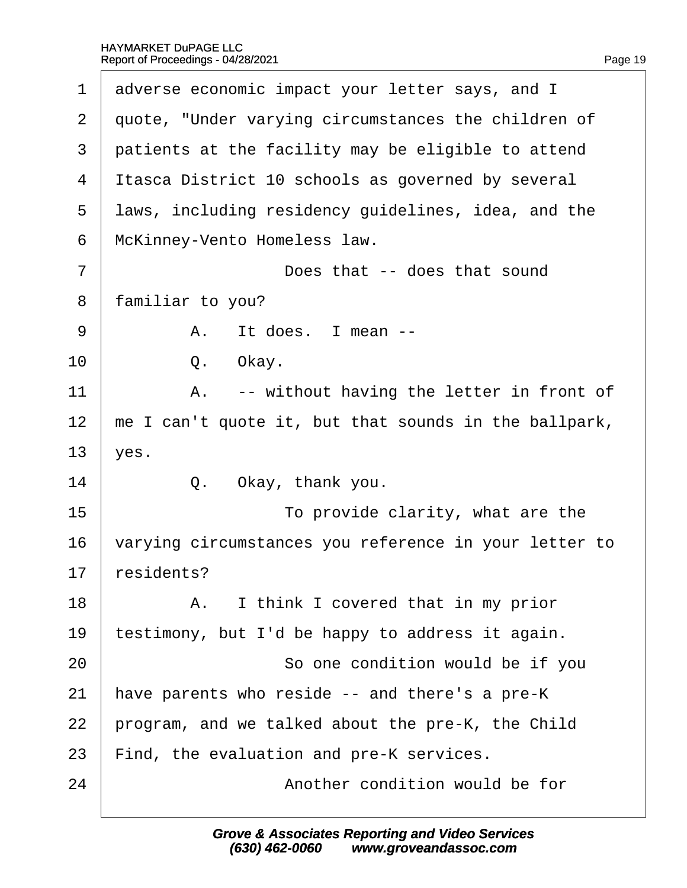1 adverse economic impact your letter says, and I
2 quote, "Under varying circumstances the children of
3 patients at the facility may be eligible to attend
4 Itasca District 10 schools as governed by several
5 laws, including residency guidelines, idea, and the
6 McKinney-Vento Homeless law.
7 Does that -- does that sound
8 familiar to you?
9 A. It does. I mean --
10 Q. Okay.
11 A. -- without having the letter in front of
12 me I can't quote it, but that sounds in the ballpark,
13 yes.
14 Q. Okay, thank you.
15 To provide clarity, what are the
16 varying circumstances you reference in your letter to
17 residents?
18 A. I think I covered that in my prior
19 testimony, but I'd be happy to address it again.
20 So one condition would be if you
21 have parents who reside -- and there's a pre-K
22 program, and we talked about the pre-K, the Child
23 Find, the evaluation and pre-K services.
24 Another condition would be for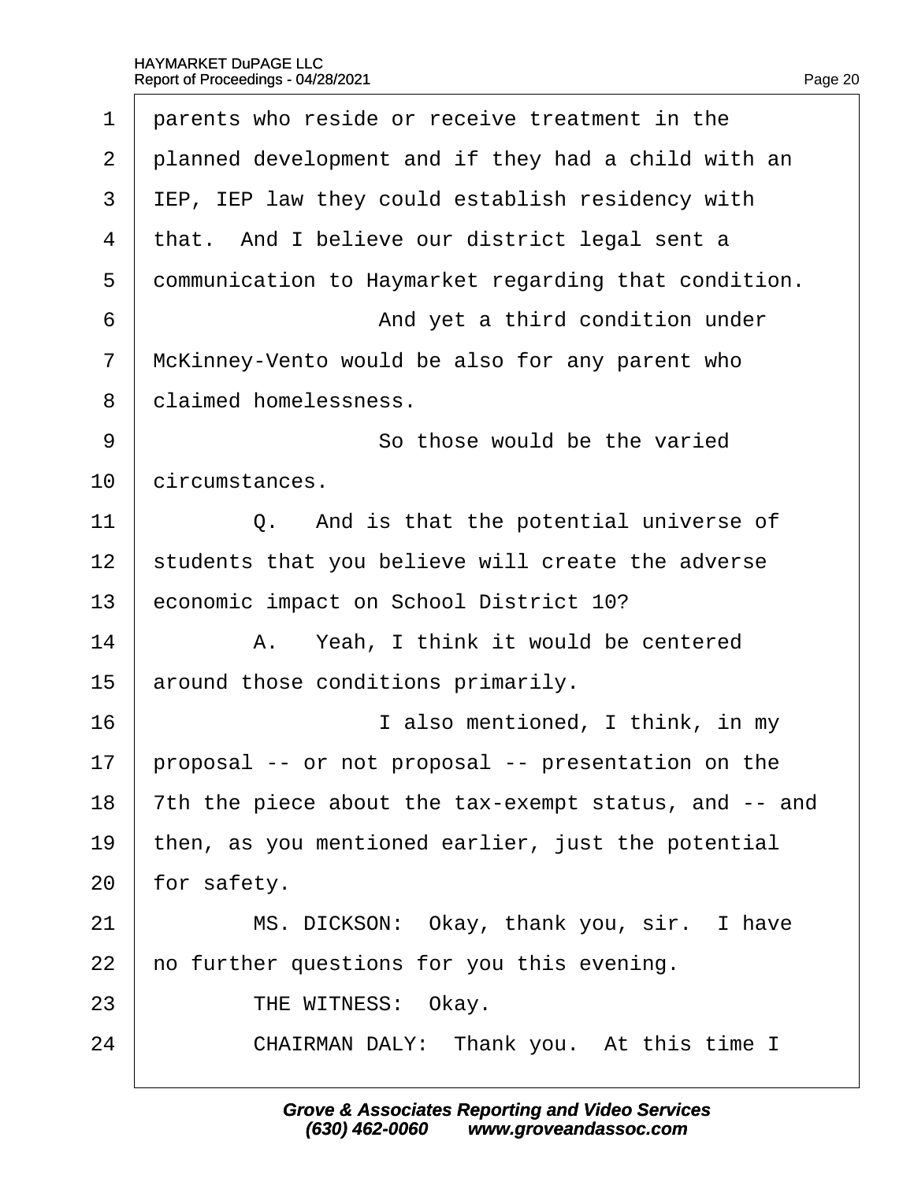parents who reside or receive treatment in the planned development and if they had a child with an IEP, IEP law they could establish residency with that. And I believe our district legal sent a communication to Haymarket regarding that condition.

And yet a third condition under McKinney-Vento would be also for any parent who claimed homelessness.

So those would be the varied circumstances.

Q. And is that the potential universe of students that you believe will create the adverse economic impact on School District 10?

A. Yeah, I think it would be centered around those conditions primarily.

I also mentioned, I think, in my proposal -- or not proposal -- presentation on the 7th the piece about the tax-exempt status, and -- and then, as you mentioned earlier, just the potential for safety.

MS. DICKSON: Okay, thank you, sir. I have no further questions for you this evening.

THE WITNESS: Okay.

CHAIRMAN DALY: Thank you. At this time I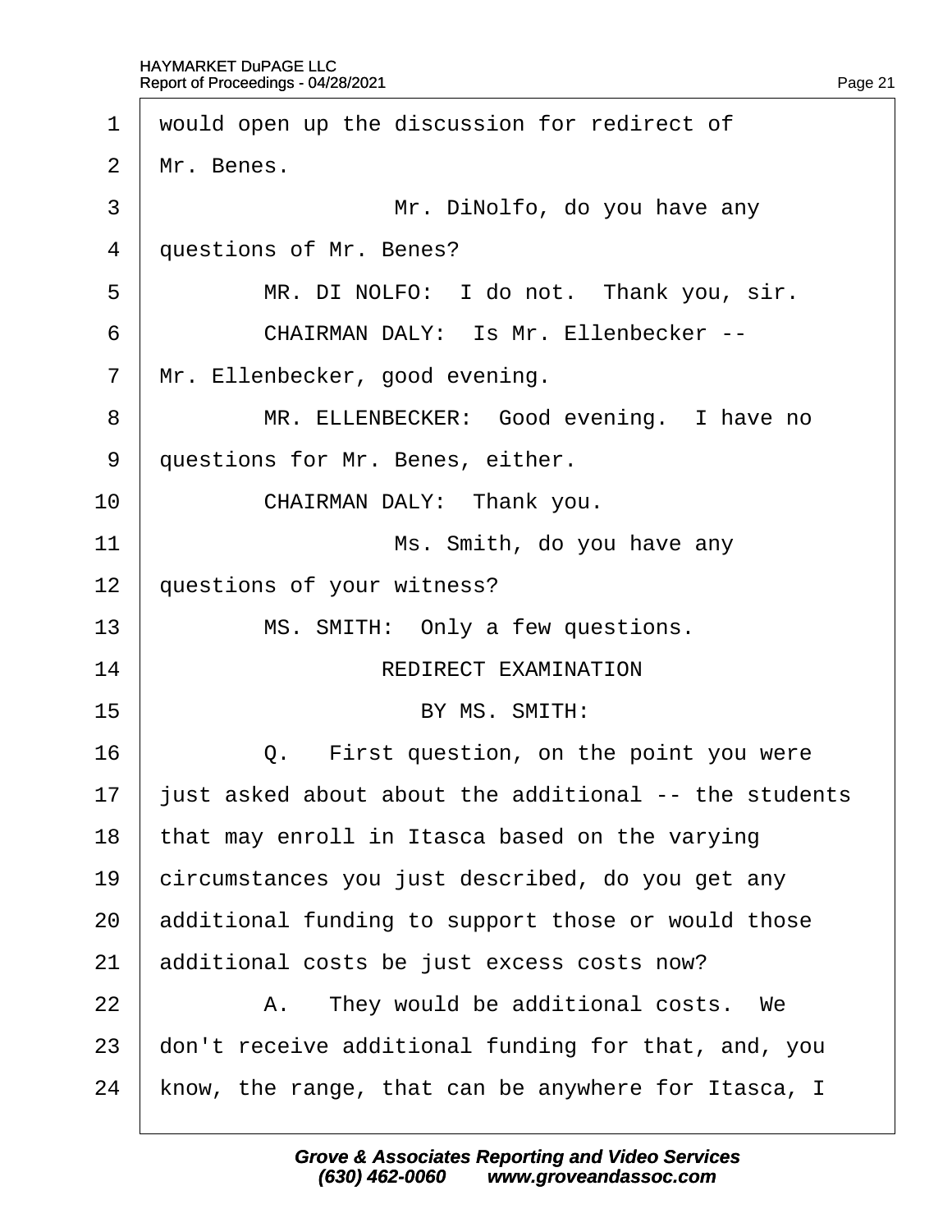1 would open up the discussion for redirect of
2 Mr. Benes.
3 Mr. DiNolfo, do you have any
4 questions of Mr. Benes?
5 MR. DI NOLFO: I do not. Thank you, sir.
6 CHAIRMAN DALY: Is Mr. Ellenbecker --
7 Mr. Ellenbecker, good evening.
8 MR. ELLENBECKER: Good evening. I have no
9 questions for Mr. Benes, either.
10 CHAIRMAN DALY: Thank you.
11 Ms. Smith, do you have any
12 questions of your witness?
13 MS. SMITH: Only a few questions.
14 REDIRECT EXAMINATION
15 BY MS. SMITH:
16 Q. First question, on the point you were
17 just asked about about the additional -- the students
18 that may enroll in Itasca based on the varying
19 circumstances you just described, do you get any
20 additional funding to support those or would those
21 additional costs be just excess costs now?
22 A. They would be additional costs. We
23 don't receive additional funding for that, and, you
24 know, the range, that can be anywhere for Itasca, I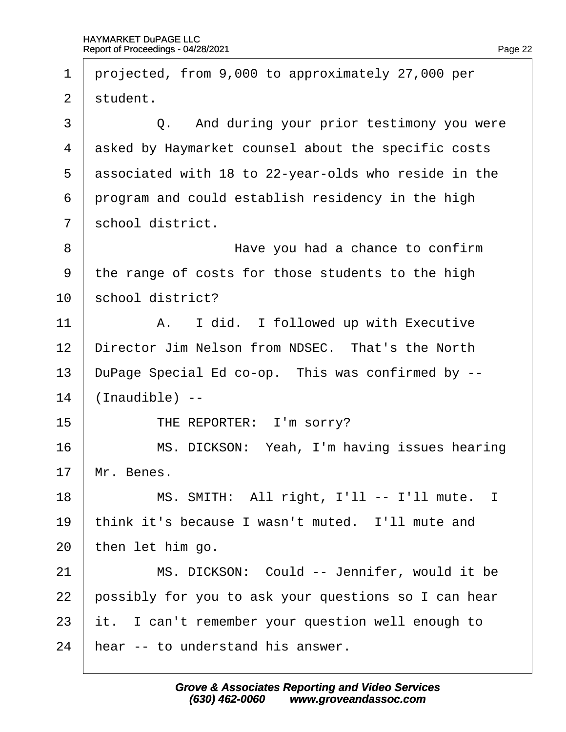1 projected, from 9,000 to approximately 27,000 per
2 student.
3 Q. And during your prior testimony you were
4 asked by Haymarket counsel about the specific costs
5 associated with 18 to 22-year-olds who reside in the
6 program and could establish residency in the high
7 school district.
8 Have you had a chance to confirm
9 the range of costs for those students to the high
10 school district?
11 A. I did. I followed up with Executive
12 Director Jim Nelson from NDSEC. That's the North
13 DuPage Special Ed co-op. This was confirmed by --
14 (Inaudible) --
15 THE REPORTER: I'm sorry?
16 MS. DICKSON: Yeah, I'm having issues hearing
17 Mr. Benes.
18 MS. SMITH: All right, I'll -- I'll mute. I
19 think it's because I wasn't muted. I'll mute and
20 then let him go.
21 MS. DICKSON: Could -- Jennifer, would it be
22 possibly for you to ask your questions so I can hear
23 it. I can't remember your question well enough to
24 hear -- to understand his answer.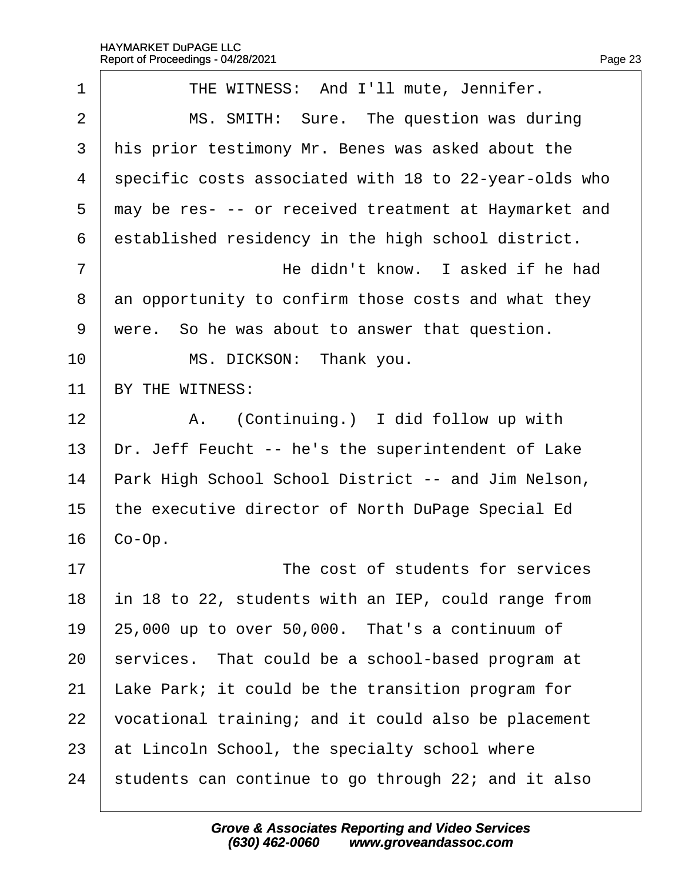1 THE WITNESS: And I'll mute, Jennifer.

2 MS. SMITH: Sure. The question was during

3 his prior testimony Mr. Benes was asked about the

4 specific costs associated with 18 to 22-year-olds who

5 may be res- -- or received treatment at Haymarket and

6 established residency in the high school district.

7 He didn't know. I asked if he had

8 an opportunity to confirm those costs and what they

9 were. So he was about to answer that question.

10 MS. DICKSON: Thank you.

11 BY THE WITNESS:

12 A. (Continuing.) I did follow up with

13 Dr. Jeff Feucht -- he's the superintendent of Lake

14 Park High School School District -- and Jim Nelson,

15 the executive director of North DuPage Special Ed

16 Co-Op.

17 The cost of students for services

18 in 18 to 22, students with an IEP, could range from

19 25,000 up to over 50,000. That's a continuum of

20 services. That could be a school-based program at

21 Lake Park; it could be the transition program for

22 vocational training; and it could also be placement

23 at Lincoln School, the specialty school where

24 students can continue to go through 22; and it also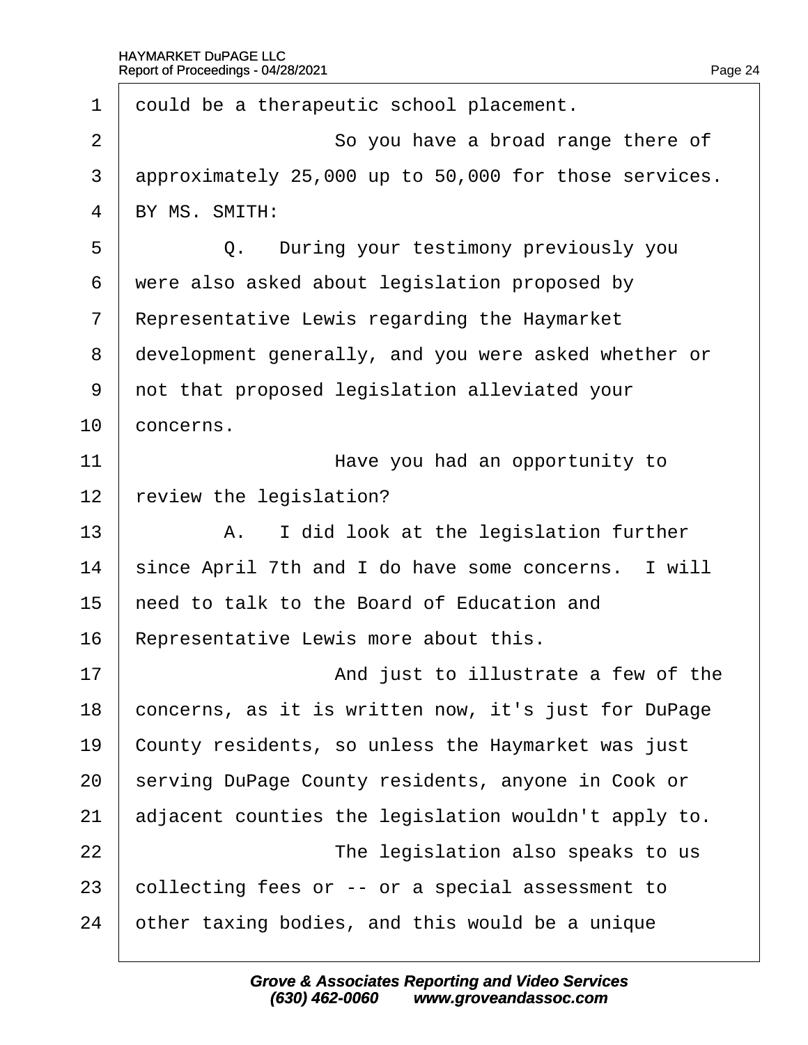1 could be a therapeutic school placement.

2 So you have a broad range there of

3 approximately 25,000 up to 50,000 for those services.

4 BY MS. SMITH:

5 Q. During your testimony previously you

6 were also asked about legislation proposed by

7 Representative Lewis regarding the Haymarket

8 development generally, and you were asked whether or

9 not that proposed legislation alleviated your

10 concerns.

11 Have you had an opportunity to

12 review the legislation?

13 A. I did look at the legislation further

14 since April 7th and I do have some concerns. I will

15 need to talk to the Board of Education and

16 Representative Lewis more about this.

17 And just to illustrate a few of the

18 concerns, as it is written now, it's just for DuPage

19 County residents, so unless the Haymarket was just

20 serving DuPage County residents, anyone in Cook or

21 adjacent counties the legislation wouldn't apply to.

22 The legislation also speaks to us

23 collecting fees or -- or a special assessment to

24 other taxing bodies, and this would be a unique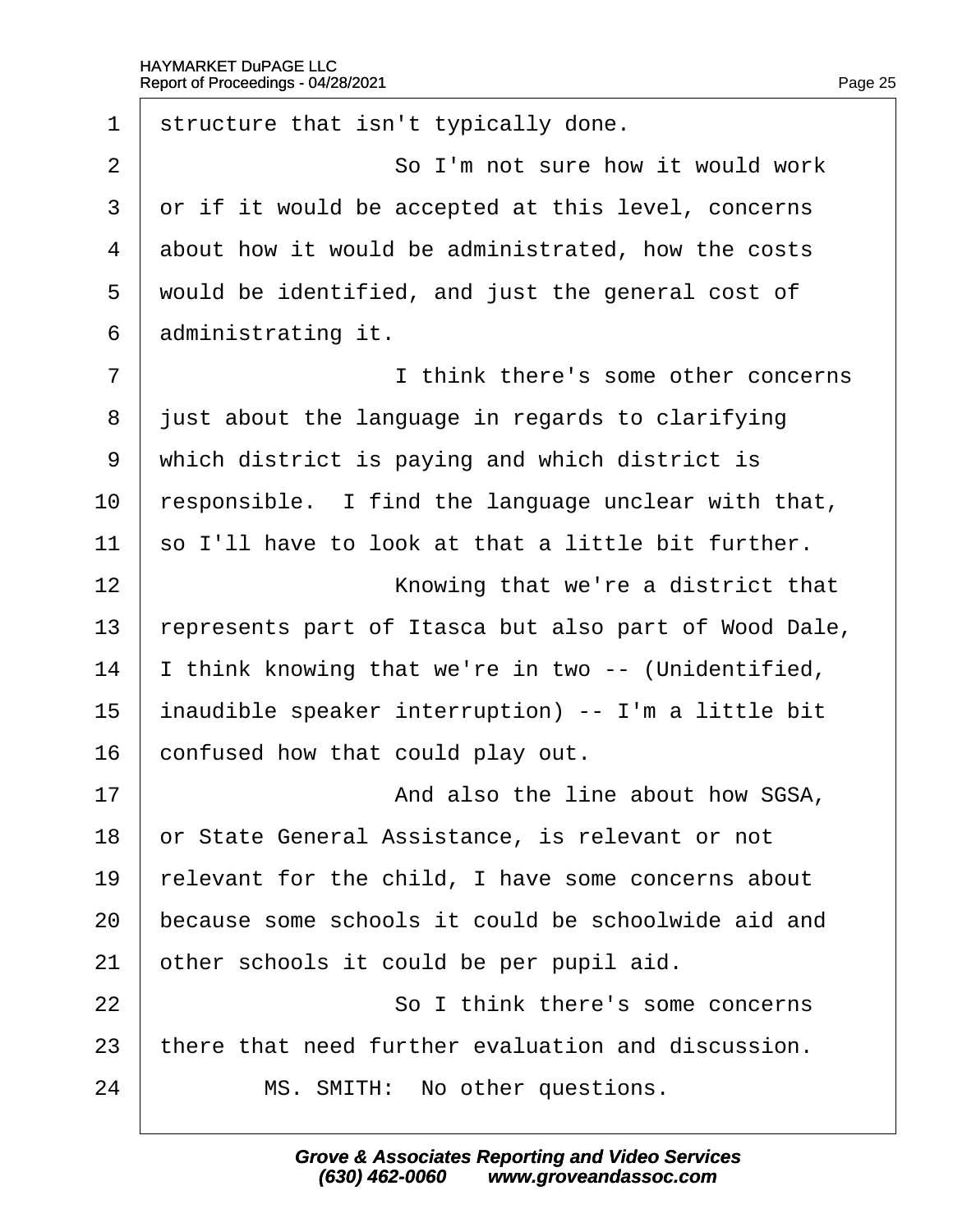1 structure that isn't typically done.

2 So I'm not sure how it would work

3 or if it would be accepted at this level, concerns

4 about how it would be administrated, how the costs

5 would be identified, and just the general cost of

6 administrating it.

7 I think there's some other concerns

8 just about the language in regards to clarifying

9 which district is paying and which district is

10 responsible. I find the language unclear with that,

11 so I'll have to look at that a little bit further.

12 Knowing that we're a district that

13 represents part of Itasca but also part of Wood Dale,

14 I think knowing that we're in two -- (Unidentified,

15 inaudible speaker interruption) -- I'm a little bit

16 confused how that could play out.

17 And also the line about how SGSA,

18 or State General Assistance, is relevant or not

19 relevant for the child, I have some concerns about

20 because some schools it could be schoolwide aid and

21 other schools it could be per pupil aid.

22 So I think there's some concerns

23 there that need further evaluation and discussion.

24 MS. SMITH: No other questions.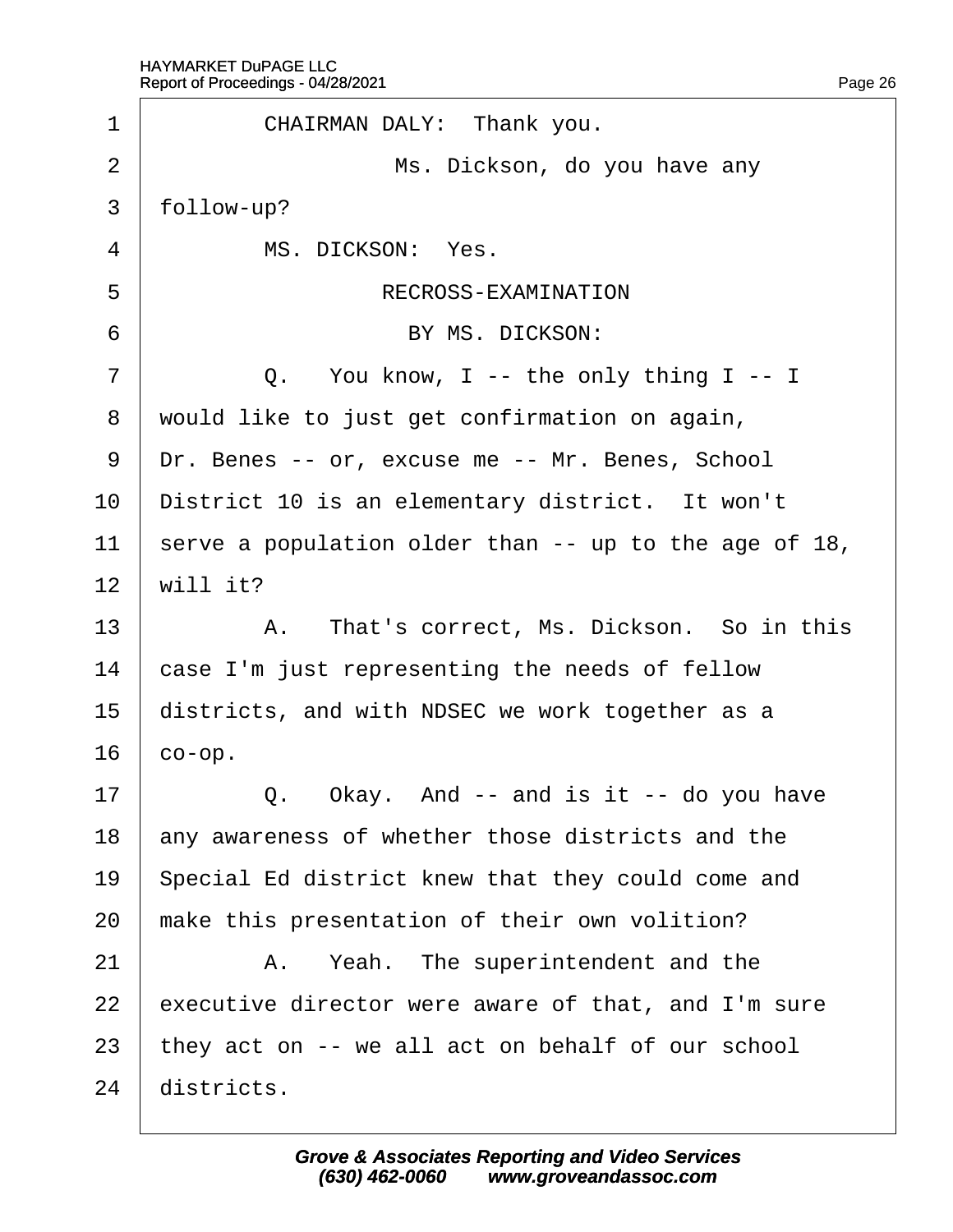CHAIRMAN DALY: Thank you.

Ms. Dickson, do you have any follow-up?

MS. DICKSON: Yes.

RECROSS-EXAMINATION

BY MS. DICKSON:

Q. You know, I -- the only thing I -- I would like to just get confirmation on again, Dr. Benes -- or, excuse me -- Mr. Benes, School District 10 is an elementary district. It won't serve a population older than -- up to the age of 18, will it?

A. That's correct, Ms. Dickson. So in this case I'm just representing the needs of fellow districts, and with NDSEC we work together as a co-op.

Q. Okay. And -- and is it -- do you have any awareness of whether those districts and the Special Ed district knew that they could come and make this presentation of their own volition?

A. Yeah. The superintendent and the executive director were aware of that, and I'm sure they act on -- we all act on behalf of our school districts.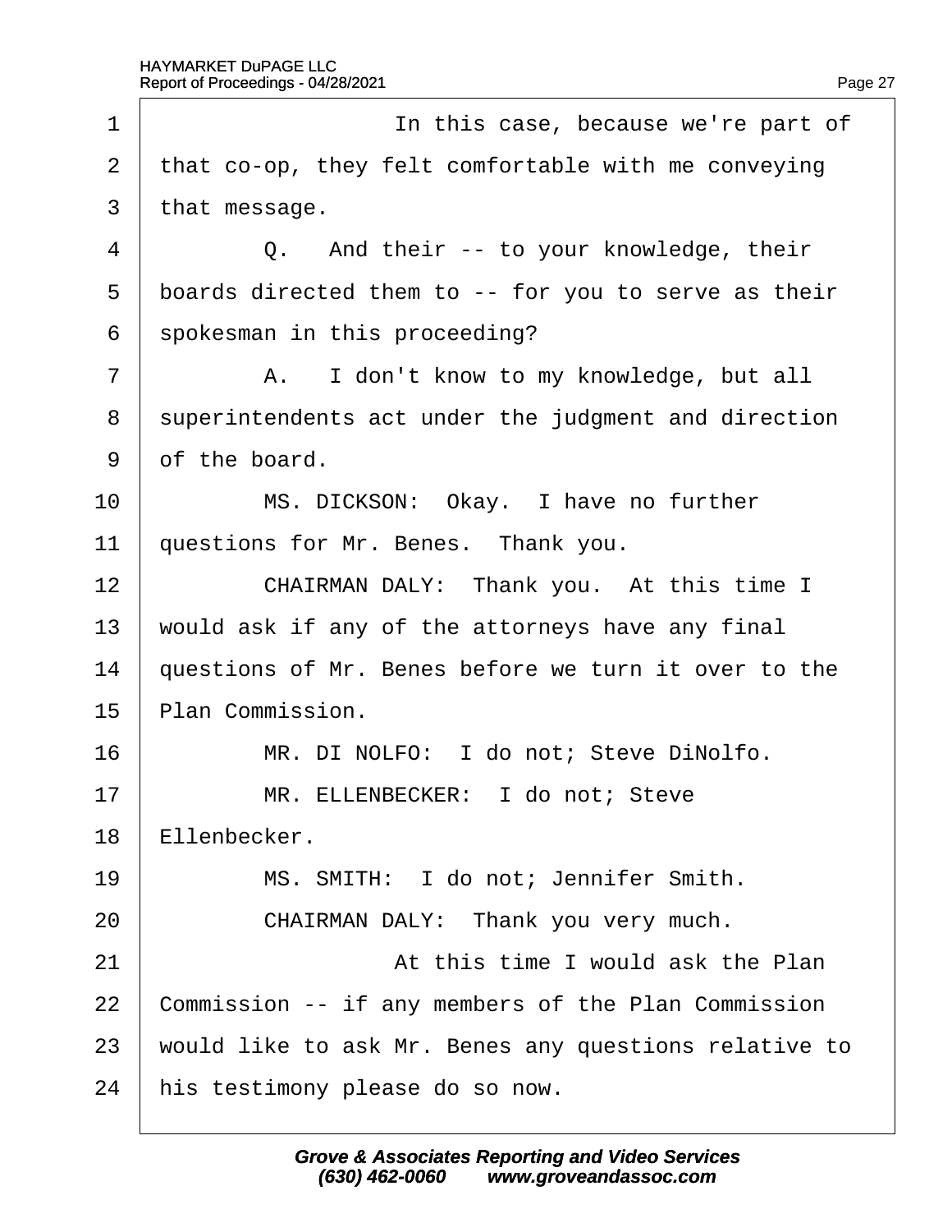In this case, because we're part of that co-op, they felt comfortable with me conveying that message.

Q. And their -- to your knowledge, their boards directed them to -- for you to serve as their spokesman in this proceeding?

A. I don't know to my knowledge, but all superintendents act under the judgment and direction of the board.

MS. DICKSON: Okay. I have no further questions for Mr. Benes. Thank you.

CHAIRMAN DALY: Thank you. At this time I would ask if any of the attorneys have any final questions of Mr. Benes before we turn it over to the Plan Commission.

MR. DI NOLFO: I do not; Steve DiNolfo.

MR. ELLENBECKER: I do not; Steve Ellenbecker.

MS. SMITH: I do not; Jennifer Smith.

CHAIRMAN DALY: Thank you very much.

At this time I would ask the Plan Commission -- if any members of the Plan Commission would like to ask Mr. Benes any questions relative to his testimony please do so now.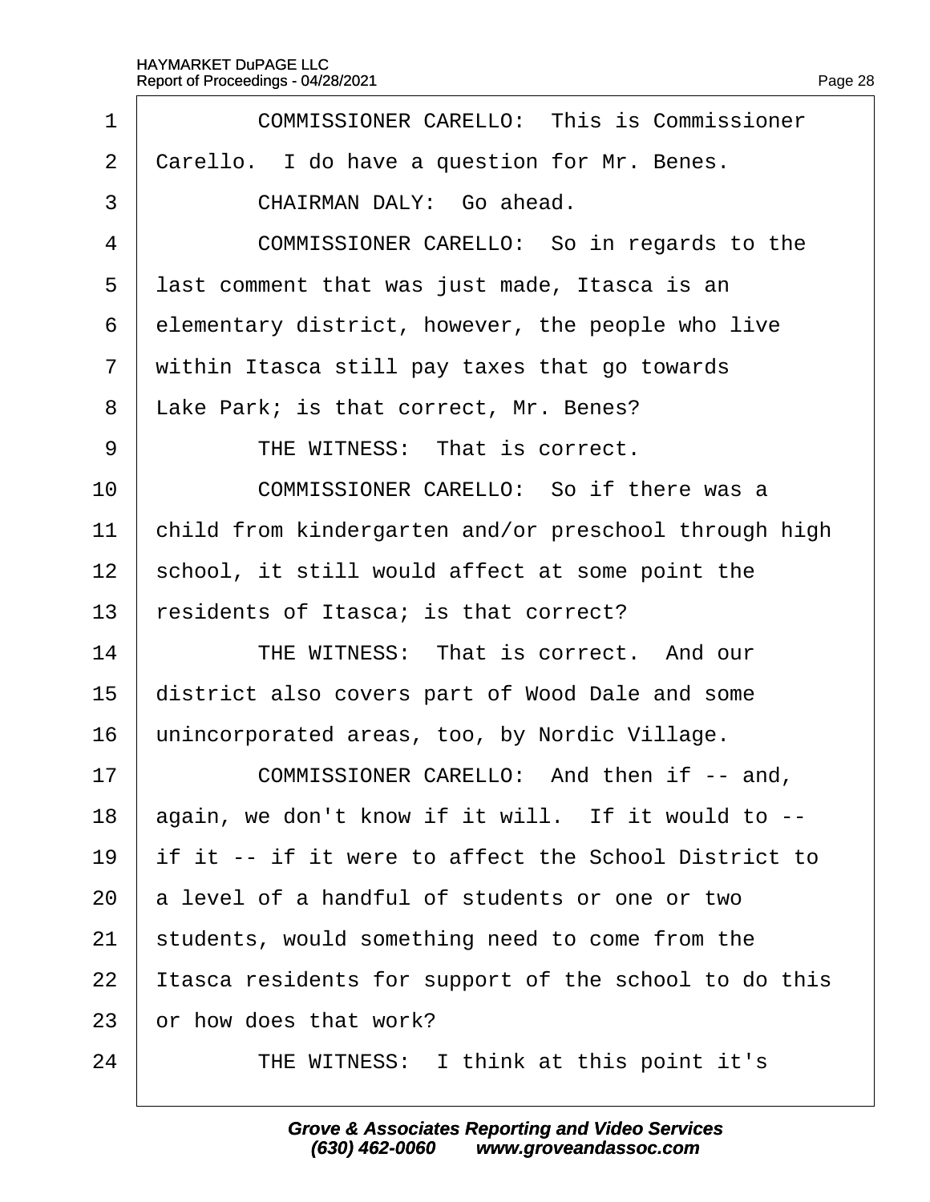COMMISSIONER CARELLO: This is Commissioner Carello. I do have a question for Mr. Benes.

CHAIRMAN DALY: Go ahead.

COMMISSIONER CARELLO: So in regards to the last comment that was just made, Itasca is an elementary district, however, the people who live within Itasca still pay taxes that go towards Lake Park; is that correct, Mr. Benes?

THE WITNESS: That is correct.

COMMISSIONER CARELLO: So if there was a child from kindergarten and/or preschool through high school, it still would affect at some point the residents of Itasca; is that correct?

THE WITNESS: That is correct. And our district also covers part of Wood Dale and some unincorporated areas, too, by Nordic Village.

COMMISSIONER CARELLO: And then if -- and, again, we don't know if it will. If it would to -- if it -- if it were to affect the School District to a level of a handful of students or one or two students, would something need to come from the Itasca residents for support of the school to do this or how does that work?

THE WITNESS: I think at this point it's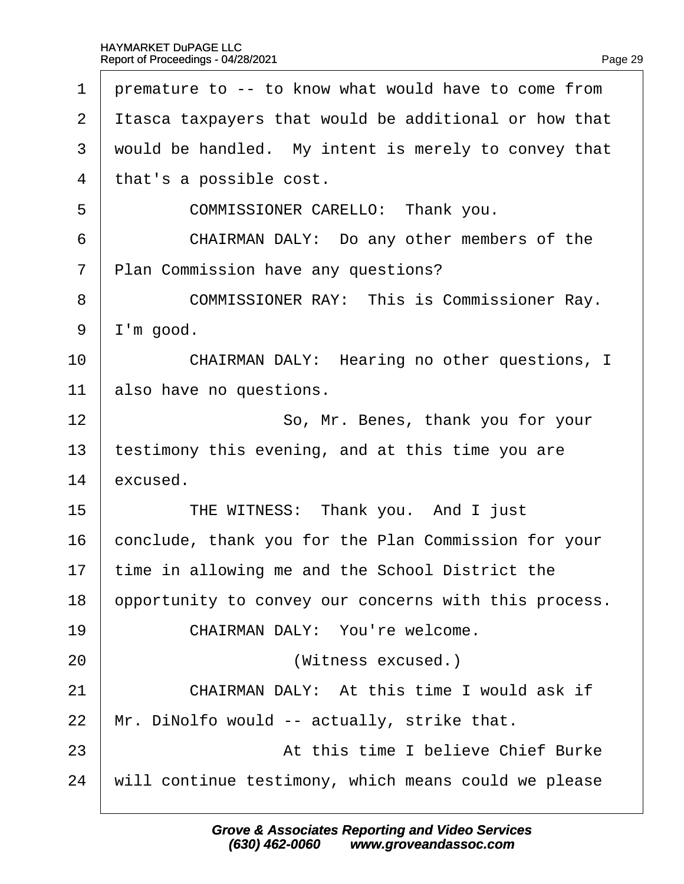1 premature to -- to know what would have to come from

2 Itasca taxpayers that would be additional or how that

3 would be handled. My intent is merely to convey that

4 that's a possible cost.

5 COMMISSIONER CARELLO: Thank you.

6 CHAIRMAN DALY: Do any other members of the

7 Plan Commission have any questions?

8 COMMISSIONER RAY: This is Commissioner Ray.

9 I'm good.

10 CHAIRMAN DALY: Hearing no other questions, I

11 also have no questions.

12 So, Mr. Benes, thank you for your

13 testimony this evening, and at this time you are

14 excused.

15 THE WITNESS: Thank you. And I just

16 conclude, thank you for the Plan Commission for your

17 time in allowing me and the School District the

18 opportunity to convey our concerns with this process.

19 CHAIRMAN DALY: You're welcome.

20 (Witness excused.)

21 CHAIRMAN DALY: At this time I would ask if

22 Mr. DiNolfo would -- actually, strike that.

23 At this time I believe Chief Burke

24 will continue testimony, which means could we please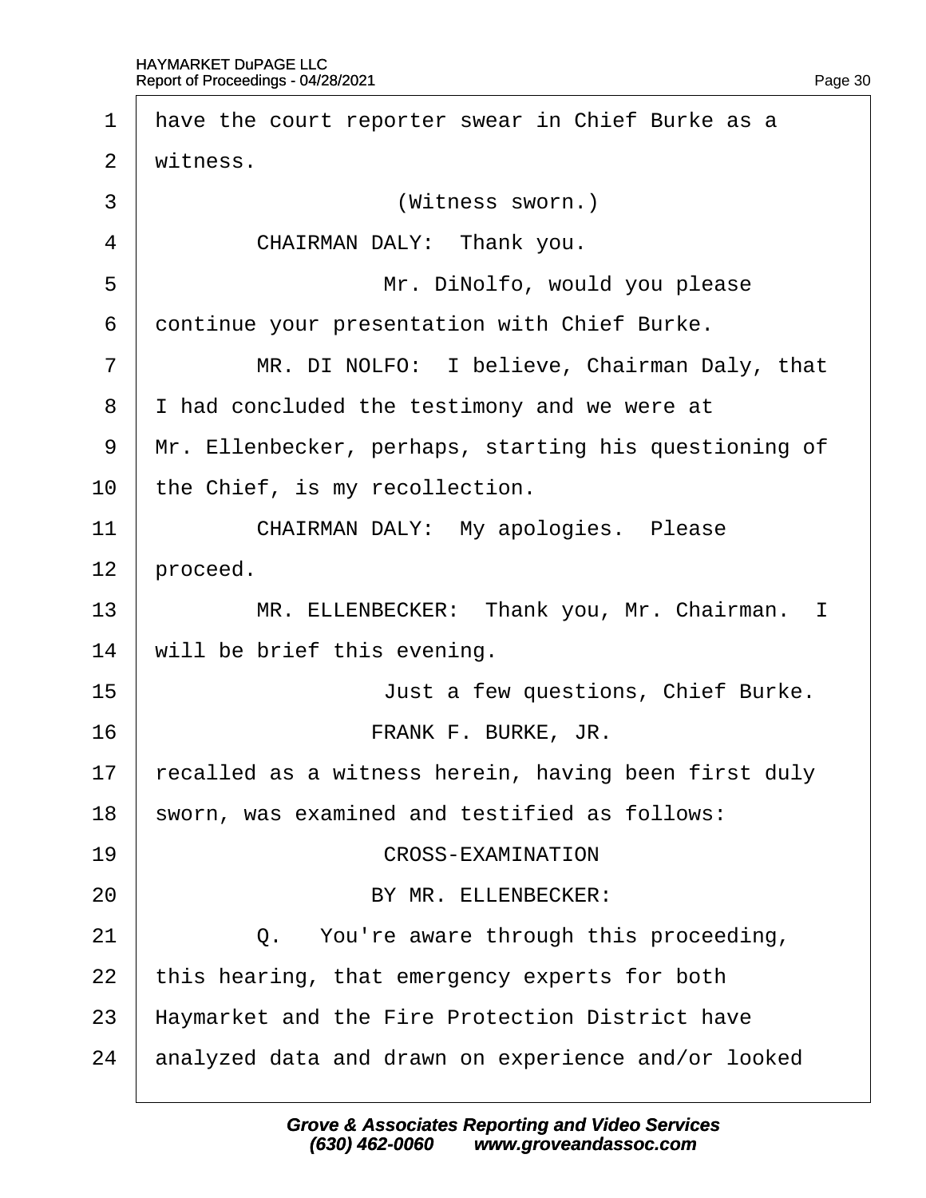have the court reporter swear in Chief Burke as a witness.

(Witness sworn.)

CHAIRMAN DALY: Thank you.

Mr. DiNolfo, would you please continue your presentation with Chief Burke.

MR. DI NOLFO: I believe, Chairman Daly, that I had concluded the testimony and we were at Mr. Ellenbecker, perhaps, starting his questioning of the Chief, is my recollection.

CHAIRMAN DALY: My apologies. Please proceed.

MR. ELLENBECKER: Thank you, Mr. Chairman. I will be brief this evening.

Just a few questions, Chief Burke.

FRANK F. BURKE, JR.

recalled as a witness herein, having been first duly sworn, was examined and testified as follows:

CROSS-EXAMINATION

BY MR. ELLENBECKER:

Q. You're aware through this proceeding, this hearing, that emergency experts for both Haymarket and the Fire Protection District have analyzed data and drawn on experience and/or looked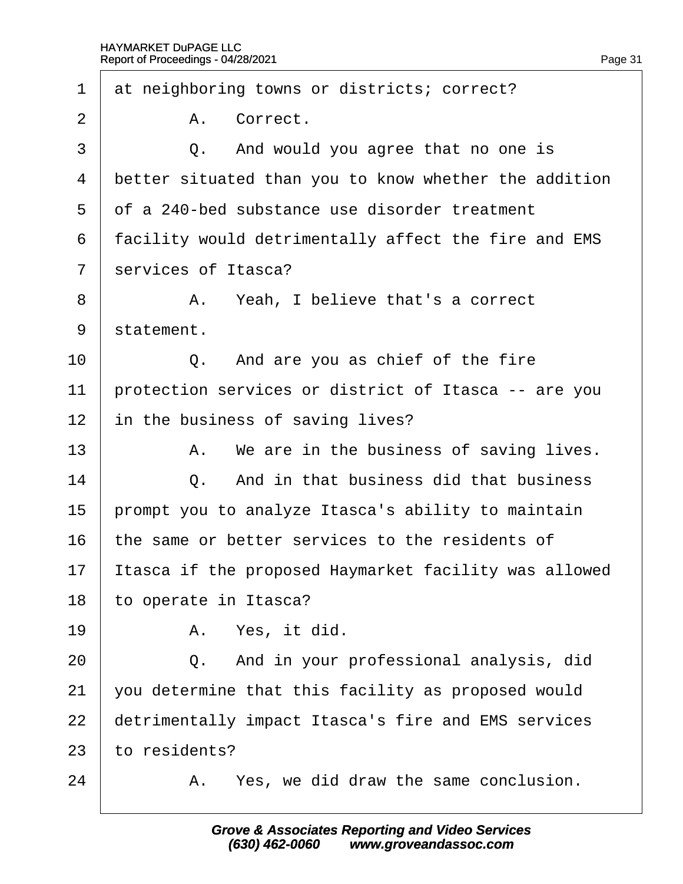1 at neighboring towns or districts; correct?

2 A. Correct.

3 Q. And would you agree that no one is

4 better situated than you to know whether the addition

5 of a 240-bed substance use disorder treatment

6 facility would detrimentally affect the fire and EMS

7 services of Itasca?

8 A. Yeah, I believe that's a correct

9 statement.

10 Q. And are you as chief of the fire

11 protection services or district of Itasca -- are you

12 in the business of saving lives?

13 A. We are in the business of saving lives.

14 Q. And in that business did that business

15 prompt you to analyze Itasca's ability to maintain

16 the same or better services to the residents of

17 Itasca if the proposed Haymarket facility was allowed

18 to operate in Itasca?

19 A. Yes, it did.

20 Q. And in your professional analysis, did

21 you determine that this facility as proposed would

22 detrimentally impact Itasca's fire and EMS services

23 to residents?

24 A. Yes, we did draw the same conclusion.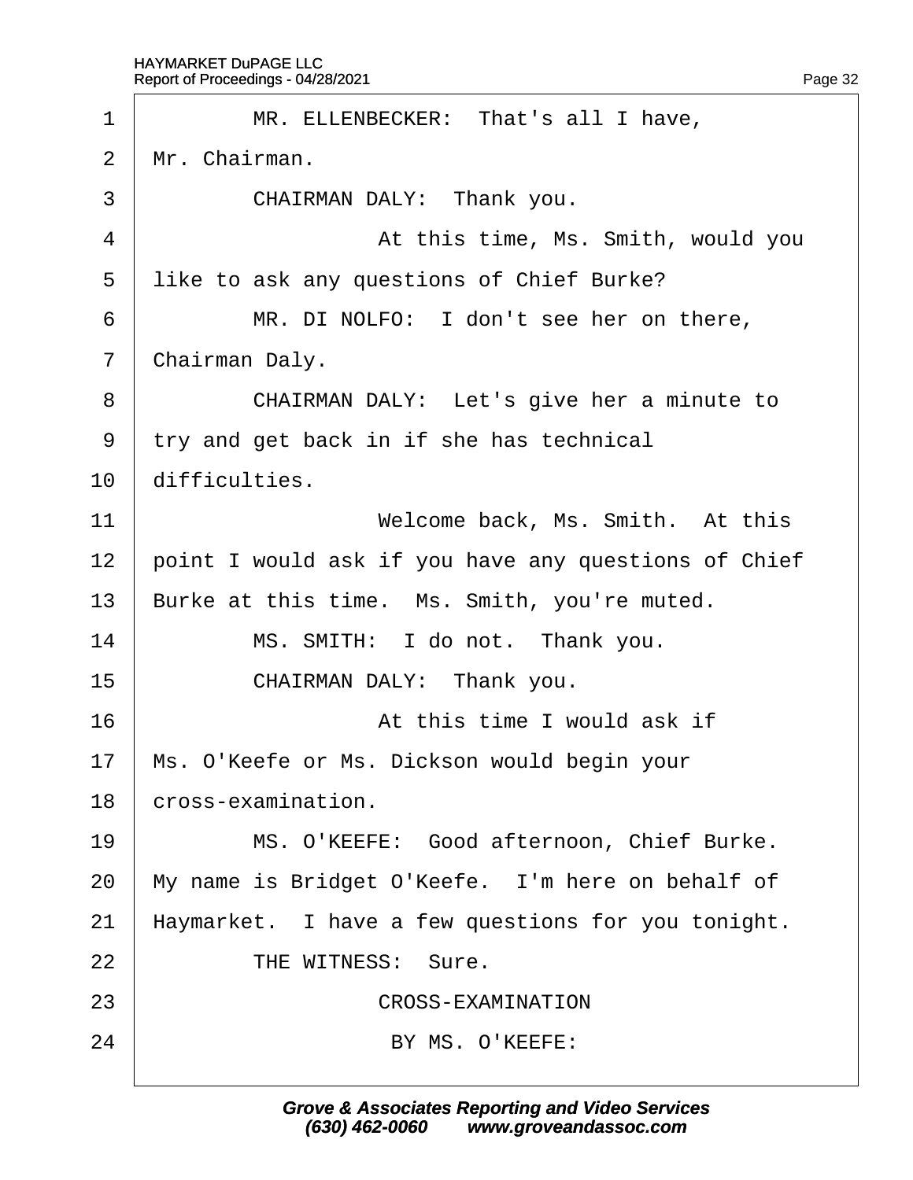MR. ELLENBECKER: That's all I have, Mr. Chairman.

CHAIRMAN DALY: Thank you.

At this time, Ms. Smith, would you like to ask any questions of Chief Burke?

MR. DI NOLFO: I don't see her on there, Chairman Daly.

CHAIRMAN DALY: Let's give her a minute to try and get back in if she has technical difficulties.

Welcome back, Ms. Smith. At this point I would ask if you have any questions of Chief Burke at this time. Ms. Smith, you're muted.

MS. SMITH: I do not. Thank you.

CHAIRMAN DALY: Thank you.

At this time I would ask if Ms. O'Keefe or Ms. Dickson would begin your cross-examination.

MS. O'KEEFE: Good afternoon, Chief Burke. My name is Bridget O'Keefe. I'm here on behalf of Haymarket. I have a few questions for you tonight.

THE WITNESS: Sure.

CROSS-EXAMINATION

BY MS. O'KEEFE: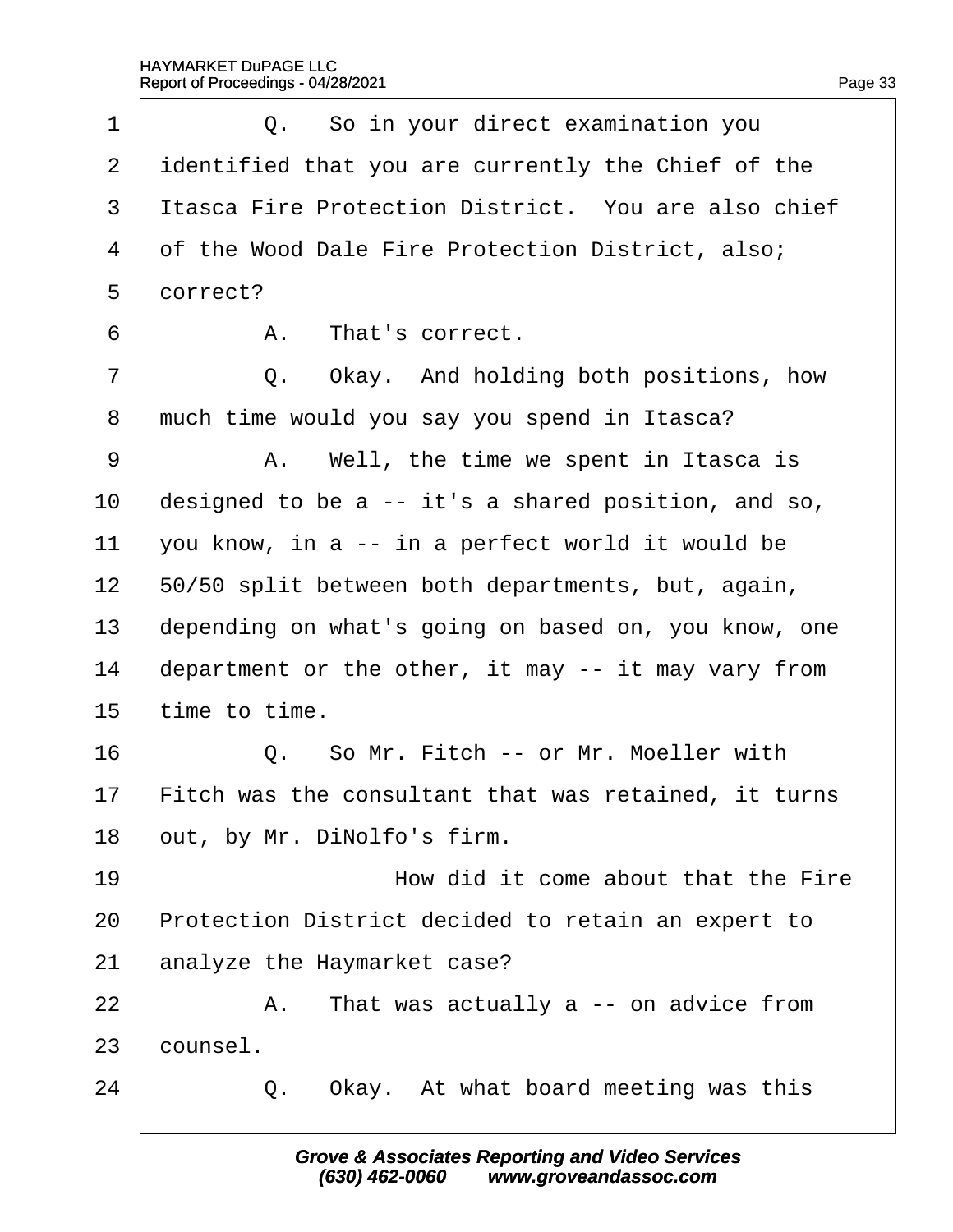1 Q. So in your direct examination you
2 identified that you are currently the Chief of the
3 Itasca Fire Protection District. You are also chief
4 of the Wood Dale Fire Protection District, also;
5 correct?
6 A. That's correct.
7 Q. Okay. And holding both positions, how
8 much time would you say you spend in Itasca?
9 A. Well, the time we spent in Itasca is
10 designed to be a -- it's a shared position, and so,
11 you know, in a -- in a perfect world it would be
12 50/50 split between both departments, but, again,
13 depending on what's going on based on, you know, one
14 department or the other, it may -- it may vary from
15 time to time.
16 Q. So Mr. Fitch -- or Mr. Moeller with
17 Fitch was the consultant that was retained, it turns
18 out, by Mr. DiNolfo's firm.
19 How did it come about that the Fire
20 Protection District decided to retain an expert to
21 analyze the Haymarket case?
22 A. That was actually a -- on advice from
23 counsel.
24 Q. Okay. At what board meeting was this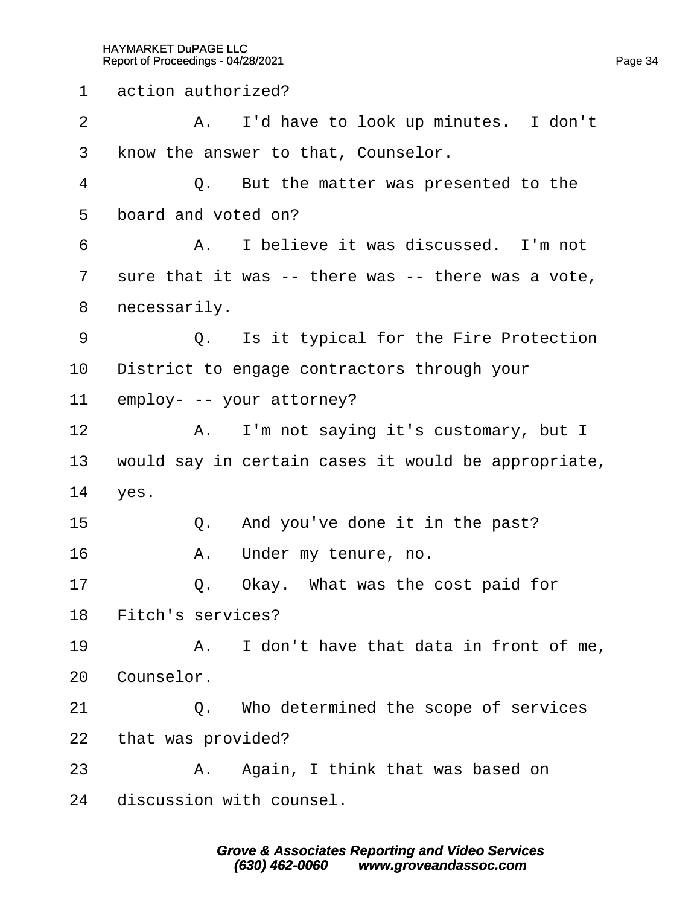1 action authorized?

2 A. I'd have to look up minutes. I don't

3 know the answer to that, Counselor.

4 Q. But the matter was presented to the

5 board and voted on?

6 A. I believe it was discussed. I'm not

7 sure that it was -- there was -- there was a vote,

8 necessarily.

9 Q. Is it typical for the Fire Protection

10 District to engage contractors through your

11 employ- -- your attorney?

12 A. I'm not saying it's customary, but I

13 would say in certain cases it would be appropriate,

14 yes.

15 Q. And you've done it in the past?

16 A. Under my tenure, no.

17 Q. Okay. What was the cost paid for

18 Fitch's services?

19 A. I don't have that data in front of me,

20 Counselor.

21 Q. Who determined the scope of services

22 that was provided?

23 A. Again, I think that was based on

24 discussion with counsel.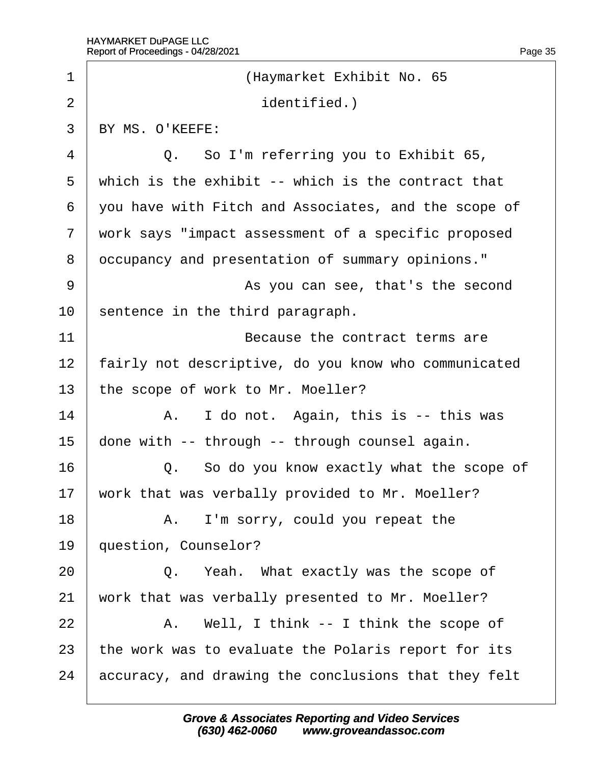(Haymarket Exhibit No. 65 identified.)

BY MS. O'KEEFE:

Q. So I'm referring you to Exhibit 65, which is the exhibit -- which is the contract that you have with Fitch and Associates, and the scope of work says "impact assessment of a specific proposed occupancy and presentation of summary opinions."

As you can see, that's the second sentence in the third paragraph.

Because the contract terms are fairly not descriptive, do you know who communicated the scope of work to Mr. Moeller?

A. I do not. Again, this is -- this was done with -- through -- through counsel again.

Q. So do you know exactly what the scope of work that was verbally provided to Mr. Moeller?

A. I'm sorry, could you repeat the question, Counselor?

Q. Yeah. What exactly was the scope of work that was verbally presented to Mr. Moeller?

A. Well, I think -- I think the scope of the work was to evaluate the Polaris report for its accuracy, and drawing the conclusions that they felt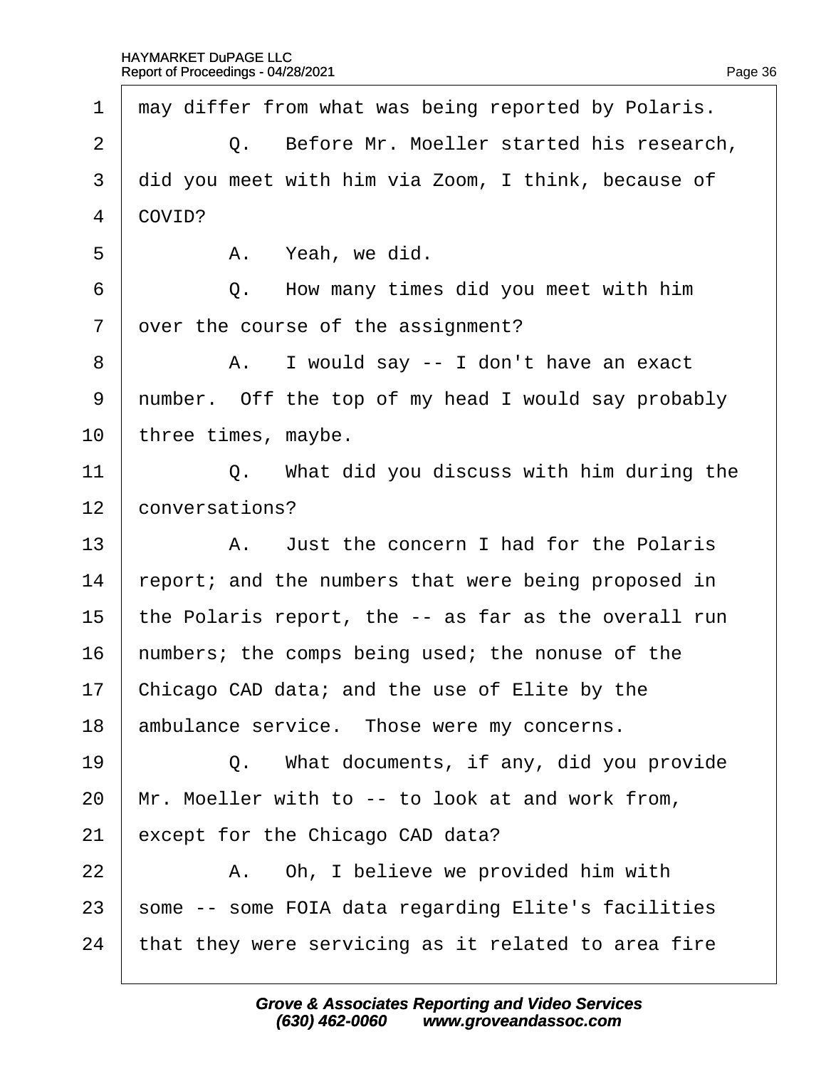1 may differ from what was being reported by Polaris.

2 Q. Before Mr. Moeller started his research,

3 did you meet with him via Zoom, I think, because of

4 COVID?

5 A. Yeah, we did.

6 Q. How many times did you meet with him

7 over the course of the assignment?

8 A. I would say -- I don't have an exact

9 number. Off the top of my head I would say probably

10 three times, maybe.

11 Q. What did you discuss with him during the

12 conversations?

13 A. Just the concern I had for the Polaris

14 report; and the numbers that were being proposed in

15 the Polaris report, the -- as far as the overall run

16 numbers; the comps being used; the nonuse of the

17 Chicago CAD data; and the use of Elite by the

18 ambulance service. Those were my concerns.

19 Q. What documents, if any, did you provide

20 Mr. Moeller with to -- to look at and work from,

21 except for the Chicago CAD data?

22 A. Oh, I believe we provided him with

23 some -- some FOIA data regarding Elite's facilities

24 that they were servicing as it related to area fire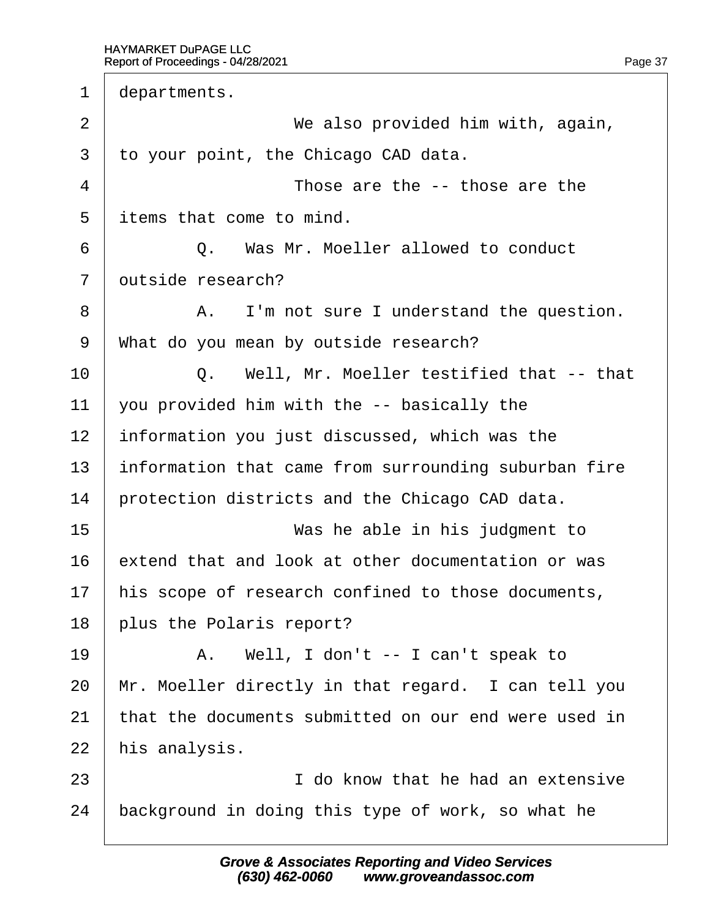1 departments.

2 We also provided him with, again,

3 to your point, the Chicago CAD data.

4 Those are the -- those are the

5 items that come to mind.

6 Q. Was Mr. Moeller allowed to conduct

7 outside research?

8 A. I'm not sure I understand the question.

9 What do you mean by outside research?

10 Q. Well, Mr. Moeller testified that -- that

11 you provided him with the -- basically the

12 information you just discussed, which was the

13 information that came from surrounding suburban fire

14 protection districts and the Chicago CAD data.

15 Was he able in his judgment to

16 extend that and look at other documentation or was

17 his scope of research confined to those documents,

18 plus the Polaris report?

19 A. Well, I don't -- I can't speak to

20 Mr. Moeller directly in that regard. I can tell you

21 that the documents submitted on our end were used in

22 his analysis.

23 I do know that he had an extensive

24 background in doing this type of work, so what he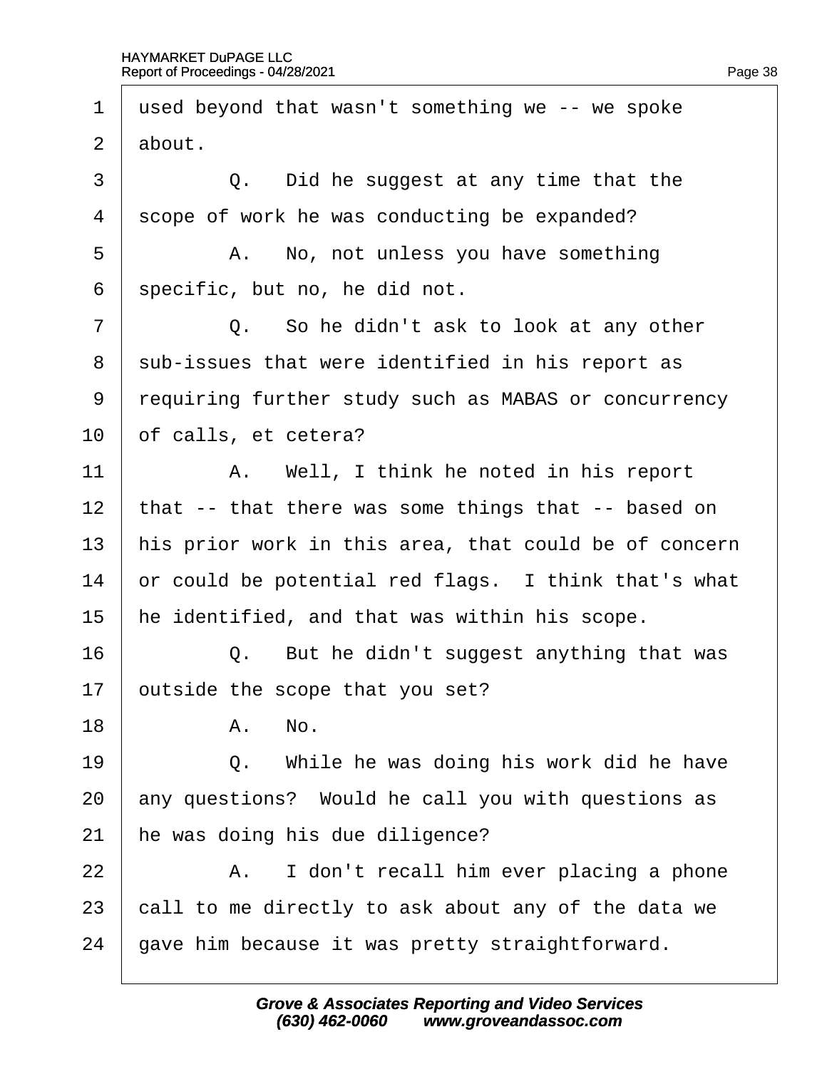1 used beyond that wasn't something we -- we spoke
2 about.
3 Q. Did he suggest at any time that the
4 scope of work he was conducting be expanded?
5 A. No, not unless you have something
6 specific, but no, he did not.
7 Q. So he didn't ask to look at any other
8 sub-issues that were identified in his report as
9 requiring further study such as MABAS or concurrency
10 of calls, et cetera?
11 A. Well, I think he noted in his report
12 that -- that there was some things that -- based on
13 his prior work in this area, that could be of concern
14 or could be potential red flags. I think that's what
15 he identified, and that was within his scope.
16 Q. But he didn't suggest anything that was
17 outside the scope that you set?
18 A. No.
19 Q. While he was doing his work did he have
20 any questions? Would he call you with questions as
21 he was doing his due diligence?
22 A. I don't recall him ever placing a phone
23 call to me directly to ask about any of the data we
24 gave him because it was pretty straightforward.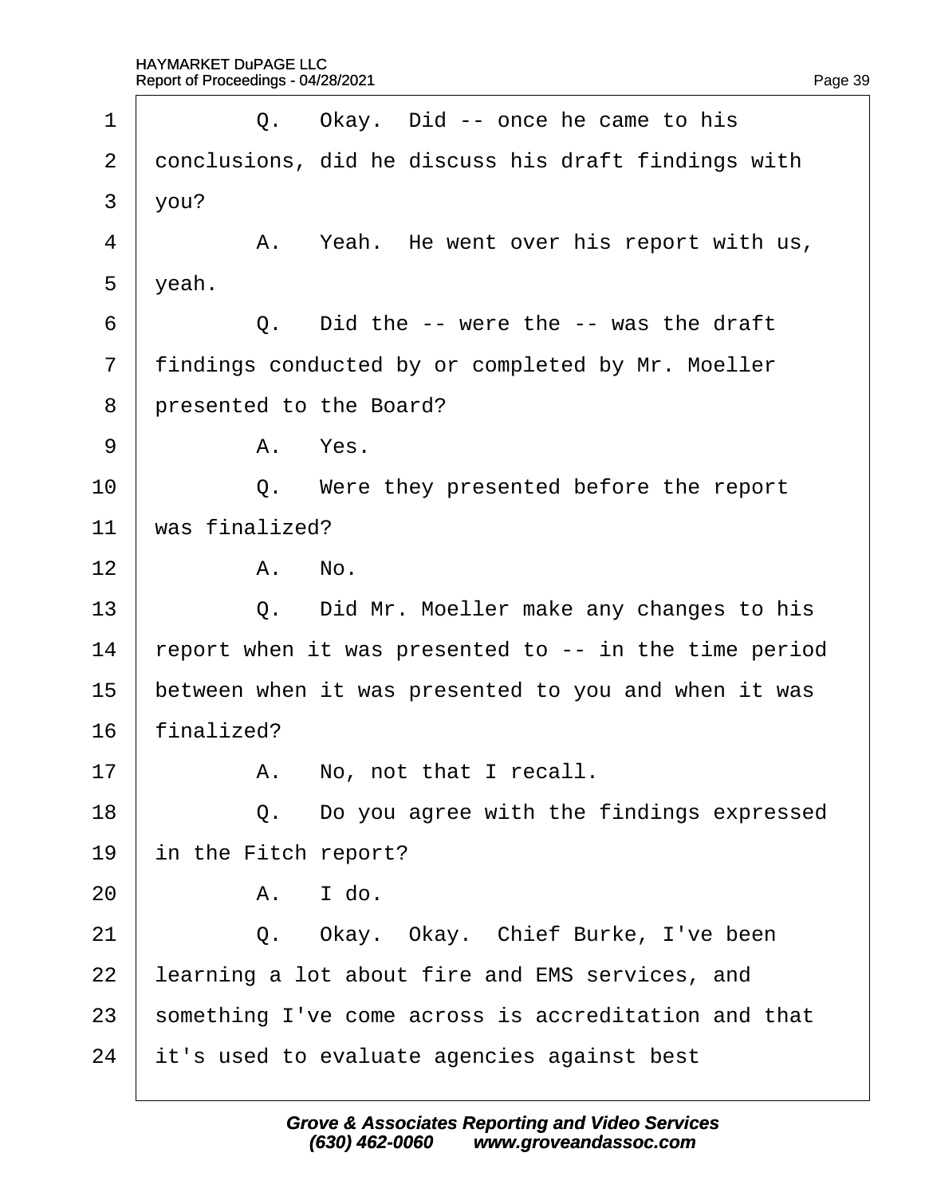1 Q. Okay. Did -- once he came to his

2 conclusions, did he discuss his draft findings with

3 you?

4 A. Yeah. He went over his report with us,

5 yeah.

6 Q. Did the -- were the -- was the draft

7 findings conducted by or completed by Mr. Moeller

8 presented to the Board?

9 A. Yes.

10 Q. Were they presented before the report

11 was finalized?

12 A. No.

13 Q. Did Mr. Moeller make any changes to his

14 report when it was presented to -- in the time period

15 between when it was presented to you and when it was

16 finalized?

17 A. No, not that I recall.

18 Q. Do you agree with the findings expressed

19 in the Fitch report?

20 A. I do.

21 Q. Okay. Okay. Chief Burke, I've been

22 learning a lot about fire and EMS services, and

23 something I've come across is accreditation and that

24 it's used to evaluate agencies against best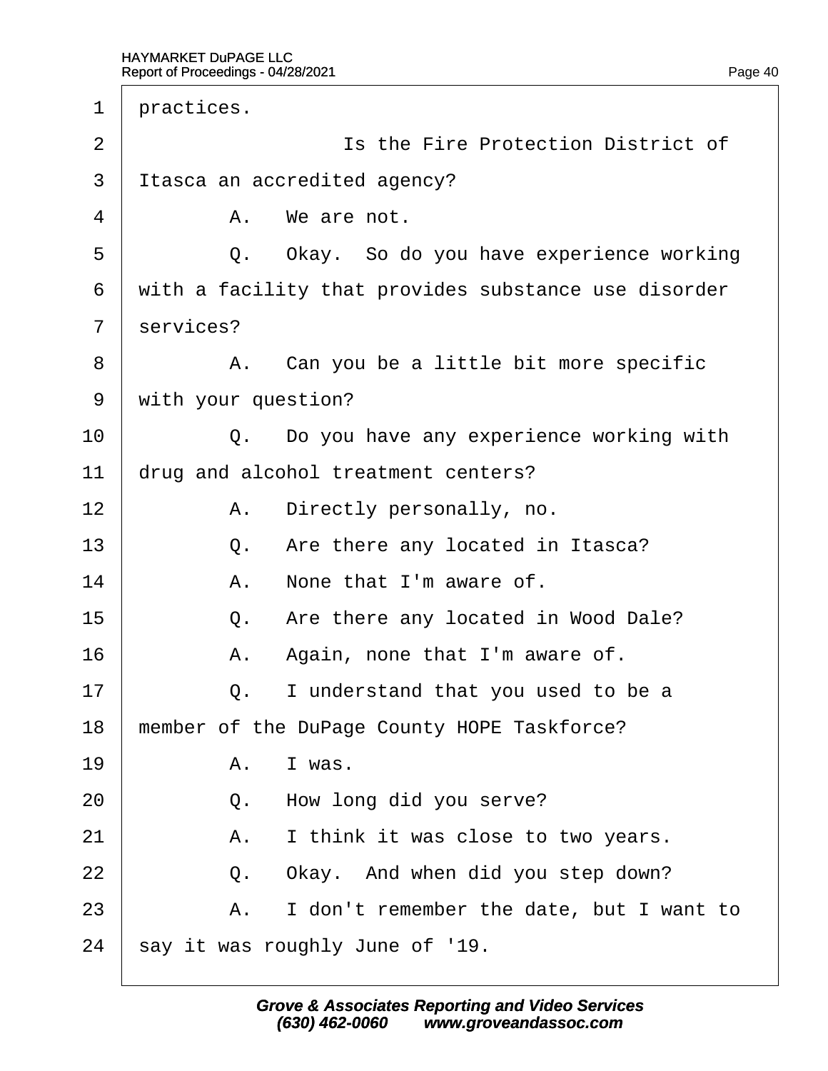1 practices.

2 Is the Fire Protection District of

3 Itasca an accredited agency?

4 A. We are not.

5 Q. Okay. So do you have experience working

6 with a facility that provides substance use disorder

7 services?

8 A. Can you be a little bit more specific

9 with your question?

10 Q. Do you have any experience working with

11 drug and alcohol treatment centers?

12 A. Directly personally, no.

13 Q. Are there any located in Itasca?

14 A. None that I'm aware of.

15 Q. Are there any located in Wood Dale?

16 A. Again, none that I'm aware of.

17 Q. I understand that you used to be a

18 member of the DuPage County HOPE Taskforce?

19 A. I was.

20 Q. How long did you serve?

21 A. I think it was close to two years.

22 Q. Okay. And when did you step down?

23 A. I don't remember the date, but I want to

24 say it was roughly June of '19.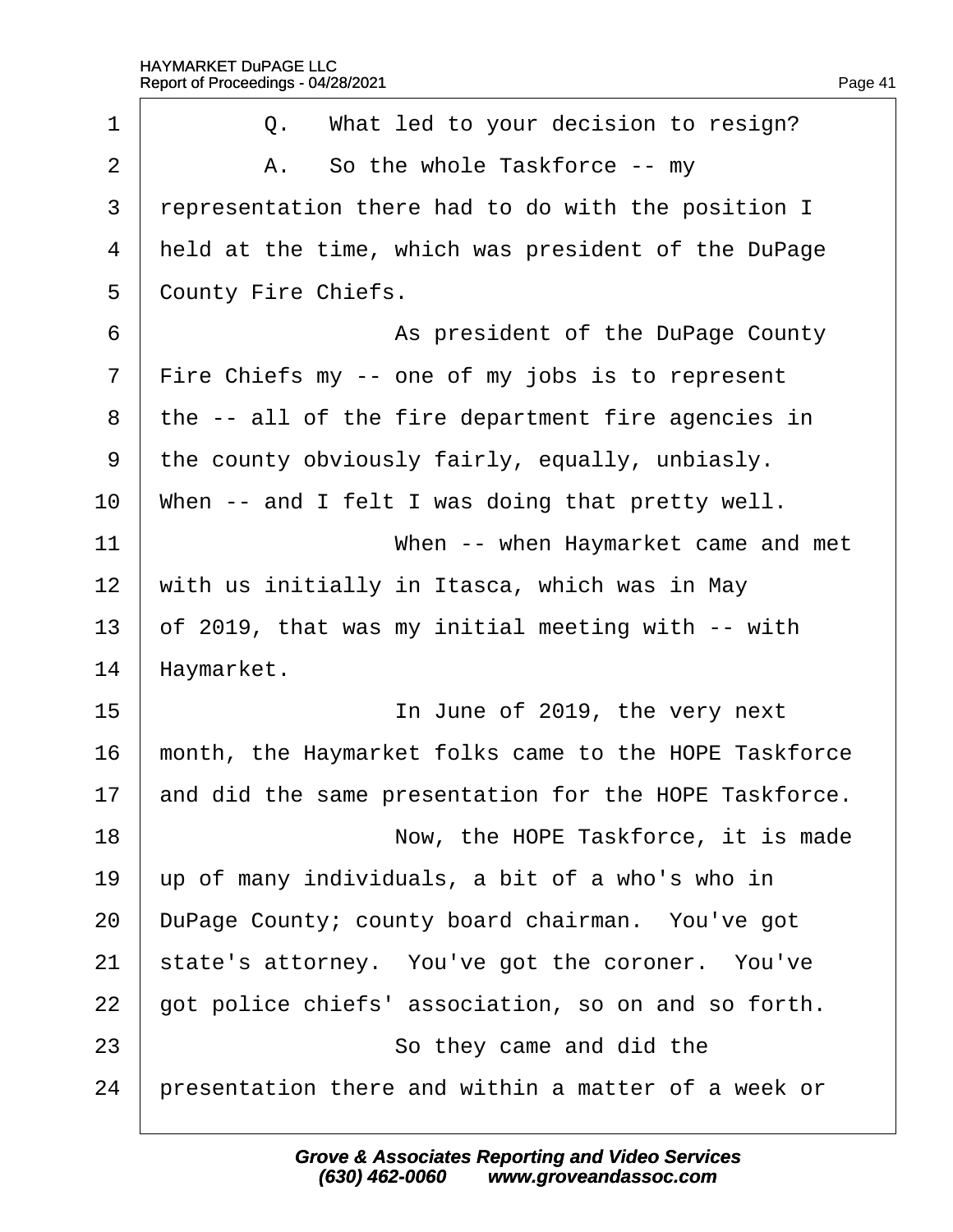1 Q. What led to your decision to resign?

2 A. So the whole Taskforce -- my

3 representation there had to do with the position I

4 held at the time, which was president of the DuPage

5 County Fire Chiefs.

6 As president of the DuPage County

7 Fire Chiefs my -- one of my jobs is to represent

8 the -- all of the fire department fire agencies in

9 the county obviously fairly, equally, unbiasly.

10 When -- and I felt I was doing that pretty well.

11 When -- when Haymarket came and met

12 with us initially in Itasca, which was in May

13 of 2019, that was my initial meeting with -- with

14 Haymarket.

15 In June of 2019, the very next

16 month, the Haymarket folks came to the HOPE Taskforce

17 and did the same presentation for the HOPE Taskforce.

18 Now, the HOPE Taskforce, it is made

19 up of many individuals, a bit of a who's who in

20 DuPage County; county board chairman. You've got

21 state's attorney. You've got the coroner. You've

22 got police chiefs' association, so on and so forth.

23 So they came and did the

24 presentation there and within a matter of a week or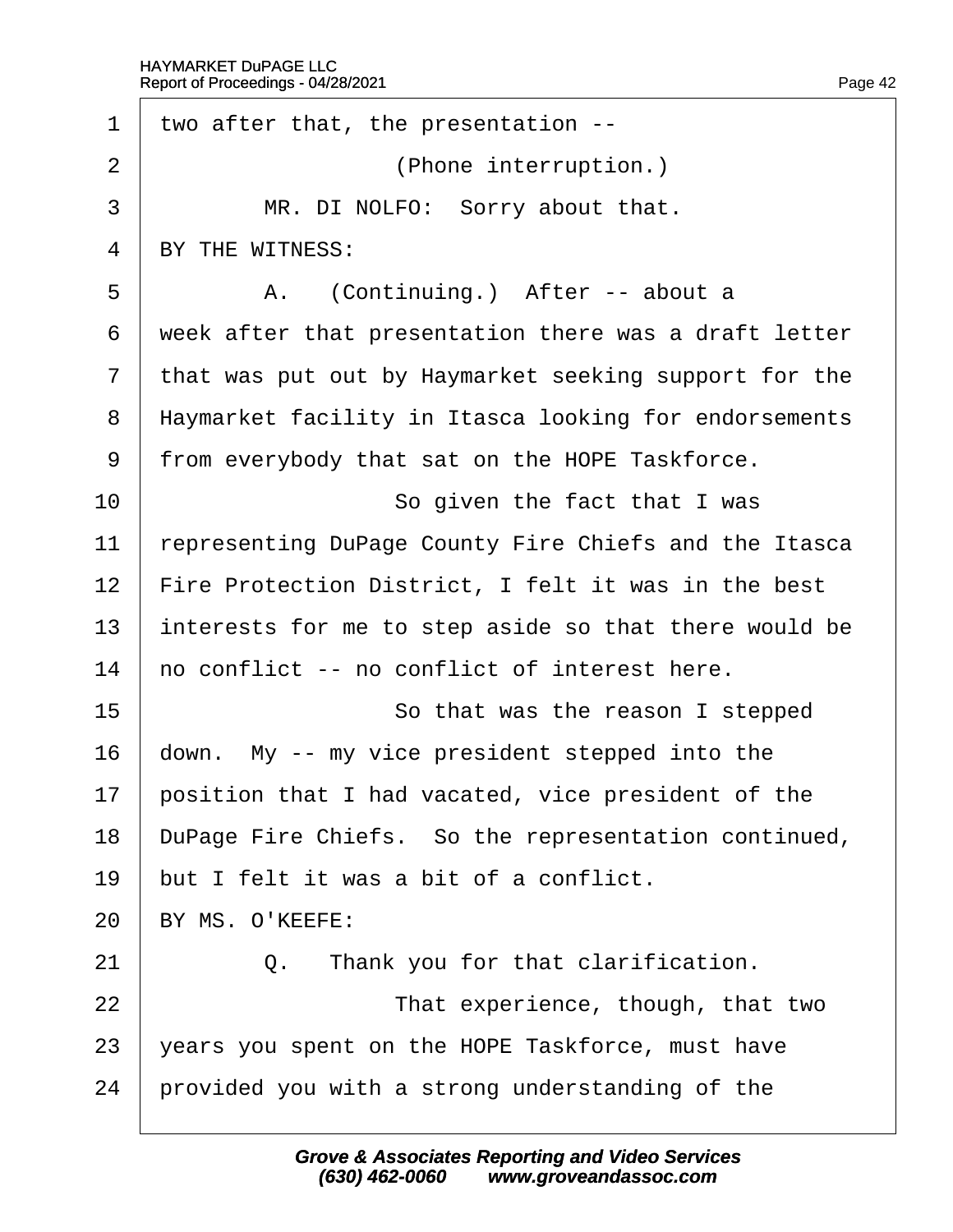1 two after that, the presentation --

2 (Phone interruption.)

3 MR. DI NOLFO: Sorry about that.

4 BY THE WITNESS:

5 A. (Continuing.) After -- about a

6 week after that presentation there was a draft letter

7 that was put out by Haymarket seeking support for the

8 Haymarket facility in Itasca looking for endorsements

9 from everybody that sat on the HOPE Taskforce.

10 So given the fact that I was

11 representing DuPage County Fire Chiefs and the Itasca

12 Fire Protection District, I felt it was in the best

13 interests for me to step aside so that there would be

14 no conflict -- no conflict of interest here.

15 So that was the reason I stepped

16 down. My -- my vice president stepped into the

17 position that I had vacated, vice president of the

18 DuPage Fire Chiefs. So the representation continued,

19 but I felt it was a bit of a conflict.

20 BY MS. O'KEEFE:

21 Q. Thank you for that clarification.

22 That experience, though, that two

23 years you spent on the HOPE Taskforce, must have

24 provided you with a strong understanding of the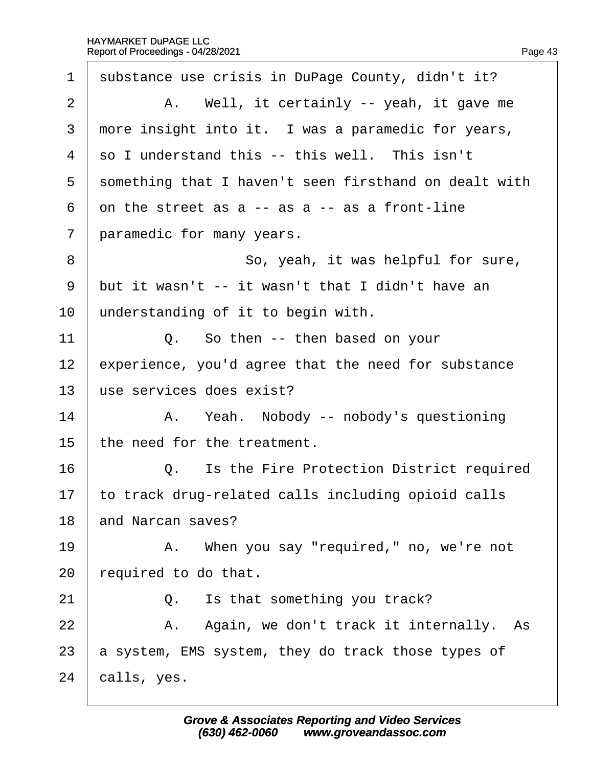1 substance use crisis in DuPage County, didn't it?

2 A. Well, it certainly -- yeah, it gave me

3 more insight into it. I was a paramedic for years,

4 so I understand this -- this well. This isn't

5 something that I haven't seen firsthand on dealt with

6 on the street as a -- as a -- as a front-line

7 paramedic for many years.

8 So, yeah, it was helpful for sure,

9 but it wasn't -- it wasn't that I didn't have an

10 understanding of it to begin with.

11 Q. So then -- then based on your

12 experience, you'd agree that the need for substance

13 use services does exist?

14 A. Yeah. Nobody -- nobody's questioning

15 the need for the treatment.

16 Q. Is the Fire Protection District required

17 to track drug-related calls including opioid calls

18 and Narcan saves?

19 A. When you say "required," no, we're not

20 required to do that.

21 Q. Is that something you track?

22 A. Again, we don't track it internally. As

23 a system, EMS system, they do track those types of

24 calls, yes.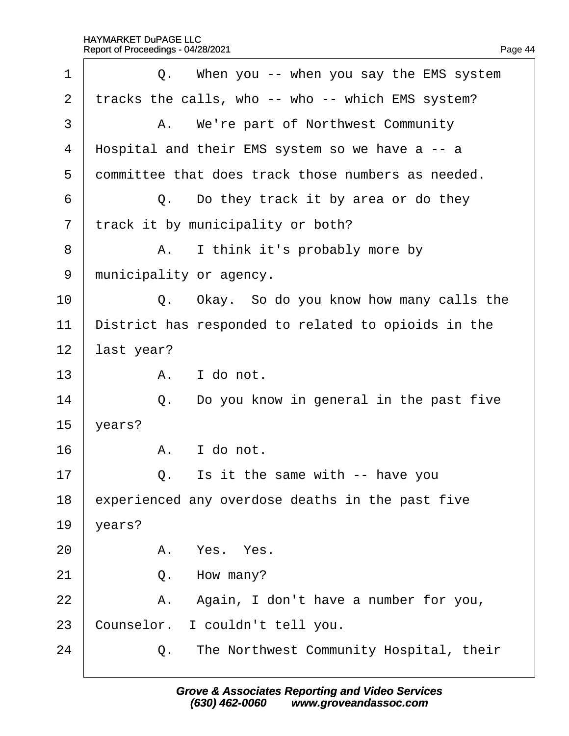1 Q. When you -- when you say the EMS system
2 tracks the calls, who -- who -- which EMS system?
3 A. We're part of Northwest Community
4 Hospital and their EMS system so we have a -- a
5 committee that does track those numbers as needed.
6 Q. Do they track it by area or do they
7 track it by municipality or both?
8 A. I think it's probably more by
9 municipality or agency.
10 Q. Okay. So do you know how many calls the
11 District has responded to related to opioids in the
12 last year?
13 A. I do not.
14 Q. Do you know in general in the past five
15 years?
16 A. I do not.
17 Q. Is it the same with -- have you
18 experienced any overdose deaths in the past five
19 years?
20 A. Yes. Yes.
21 Q. How many?
22 A. Again, I don't have a number for you,
23 Counselor. I couldn't tell you.
24 Q. The Northwest Community Hospital, their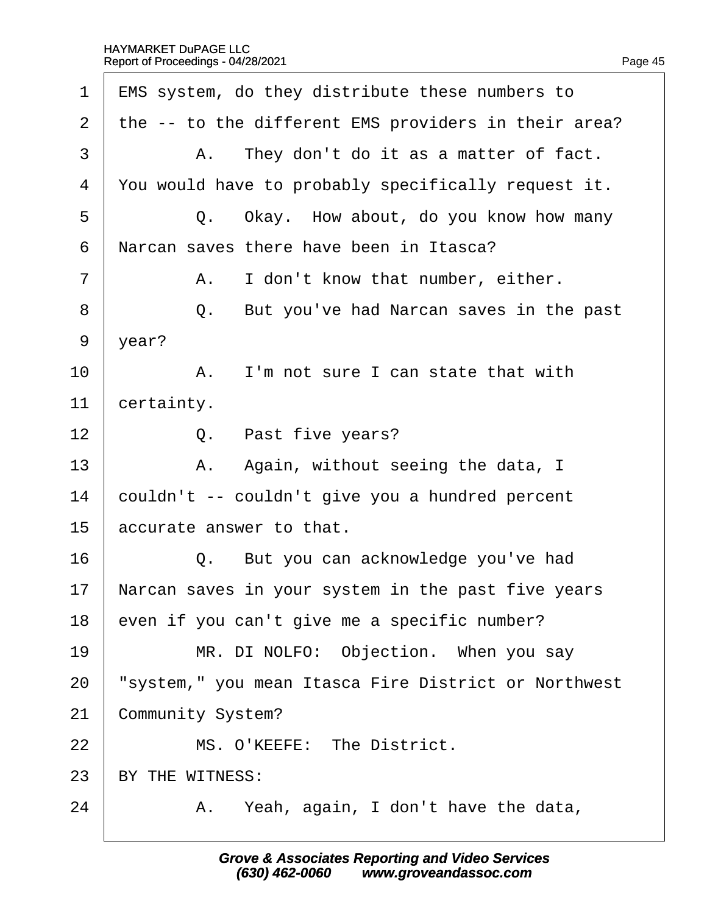1 EMS system, do they distribute these numbers to

2 the -- to the different EMS providers in their area?

3 A. They don't do it as a matter of fact.

4 You would have to probably specifically request it.

5 Q. Okay. How about, do you know how many

6 Narcan saves there have been in Itasca?

7 A. I don't know that number, either.

8 Q. But you've had Narcan saves in the past

9 year?

10 A. I'm not sure I can state that with

11 certainty.

12 Q. Past five years?

13 A. Again, without seeing the data, I

14 couldn't -- couldn't give you a hundred percent

15 accurate answer to that.

16 Q. But you can acknowledge you've had

17 Narcan saves in your system in the past five years

18 even if you can't give me a specific number?

19 MR. DI NOLFO: Objection. When you say

20 "system," you mean Itasca Fire District or Northwest

21 Community System?

22 MS. O'KEEFE: The District.

23 BY THE WITNESS:

24 A. Yeah, again, I don't have the data,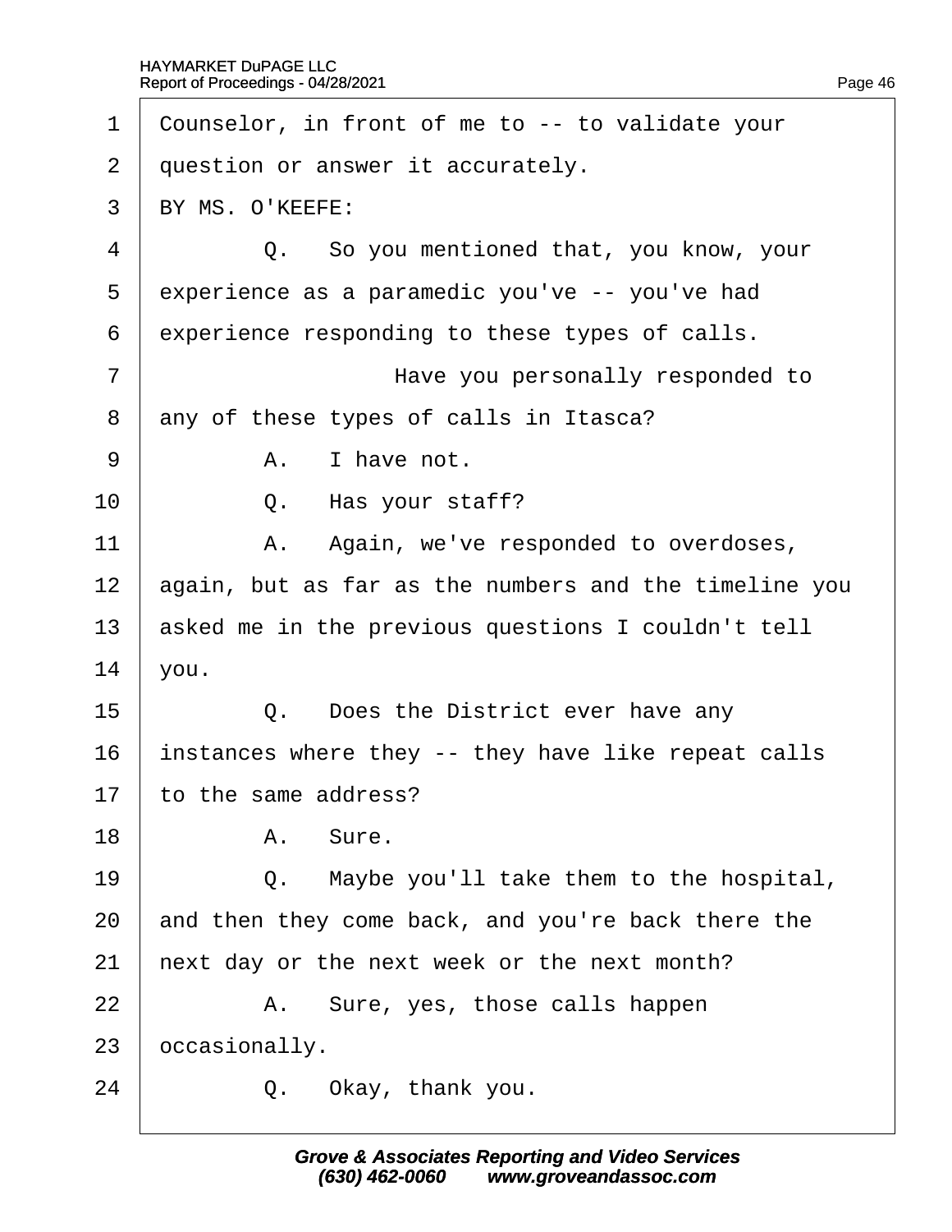1 Counselor, in front of me to -- to validate your
2 question or answer it accurately.
3 BY MS. O'KEEFE:
4 Q. So you mentioned that, you know, your
5 experience as a paramedic you've -- you've had
6 experience responding to these types of calls.
7 Have you personally responded to
8 any of these types of calls in Itasca?
9 A. I have not.
10 Q. Has your staff?
11 A. Again, we've responded to overdoses,
12 again, but as far as the numbers and the timeline you
13 asked me in the previous questions I couldn't tell
14 you.
15 Q. Does the District ever have any
16 instances where they -- they have like repeat calls
17 to the same address?
18 A. Sure.
19 Q. Maybe you'll take them to the hospital,
20 and then they come back, and you're back there the
21 next day or the next week or the next month?
22 A. Sure, yes, those calls happen
23 occasionally.
24 Q. Okay, thank you.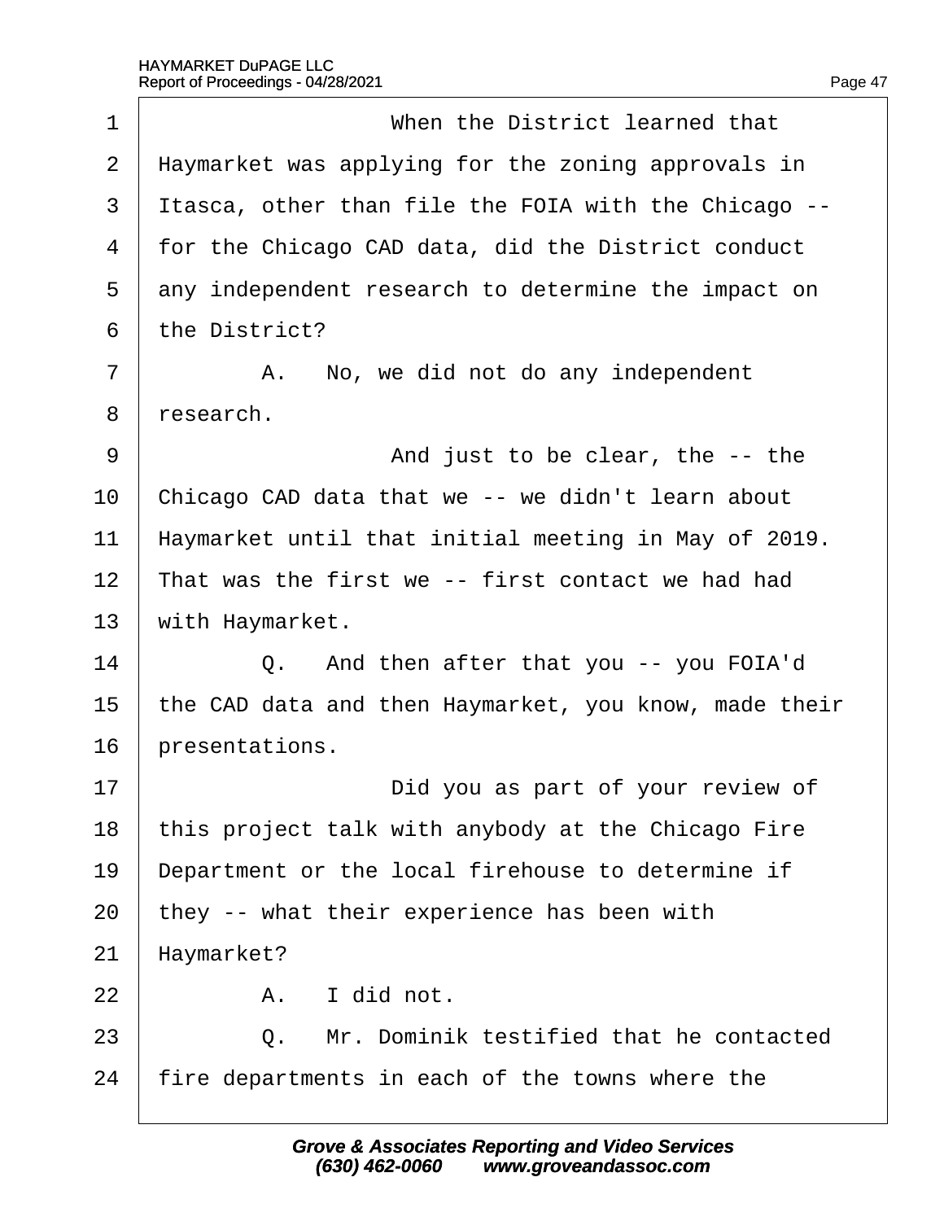1 When the District learned that
2 Haymarket was applying for the zoning approvals in
3 Itasca, other than file the FOIA with the Chicago --
4 for the Chicago CAD data, did the District conduct
5 any independent research to determine the impact on
6 the District?
7 A. No, we did not do any independent
8 research.
9 And just to be clear, the -- the
10 Chicago CAD data that we -- we didn't learn about
11 Haymarket until that initial meeting in May of 2019.
12 That was the first we -- first contact we had had
13 with Haymarket.
14 Q. And then after that you -- you FOIA'd
15 the CAD data and then Haymarket, you know, made their
16 presentations.
17 Did you as part of your review of
18 this project talk with anybody at the Chicago Fire
19 Department or the local firehouse to determine if
20 they -- what their experience has been with
21 Haymarket?
22 A. I did not.
23 Q. Mr. Dominik testified that he contacted
24 fire departments in each of the towns where the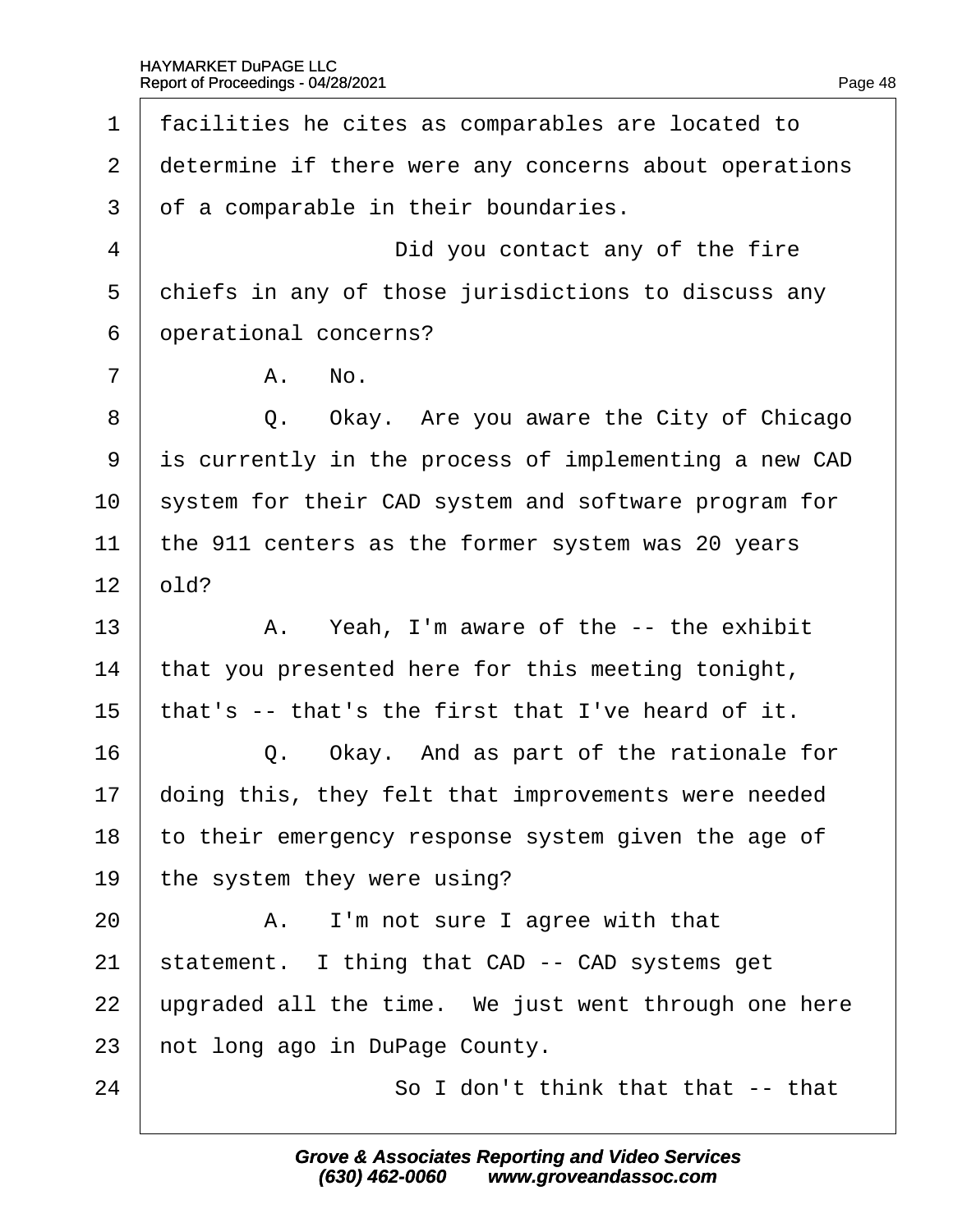1 facilities he cites as comparables are located to
2 determine if there were any concerns about operations
3 of a comparable in their boundaries.

4 Did you contact any of the fire
5 chiefs in any of those jurisdictions to discuss any
6 operational concerns?

7 A. No.

8 Q. Okay. Are you aware the City of Chicago
9 is currently in the process of implementing a new CAD
10 system for their CAD system and software program for
11 the 911 centers as the former system was 20 years
12 old?

13 A. Yeah, I'm aware of the -- the exhibit
14 that you presented here for this meeting tonight,
15 that's -- that's the first that I've heard of it.

16 Q. Okay. And as part of the rationale for
17 doing this, they felt that improvements were needed
18 to their emergency response system given the age of
19 the system they were using?

20 A. I'm not sure I agree with that
21 statement. I thing that CAD -- CAD systems get
22 upgraded all the time. We just went through one here
23 not long ago in DuPage County.

24 So I don't think that that -- that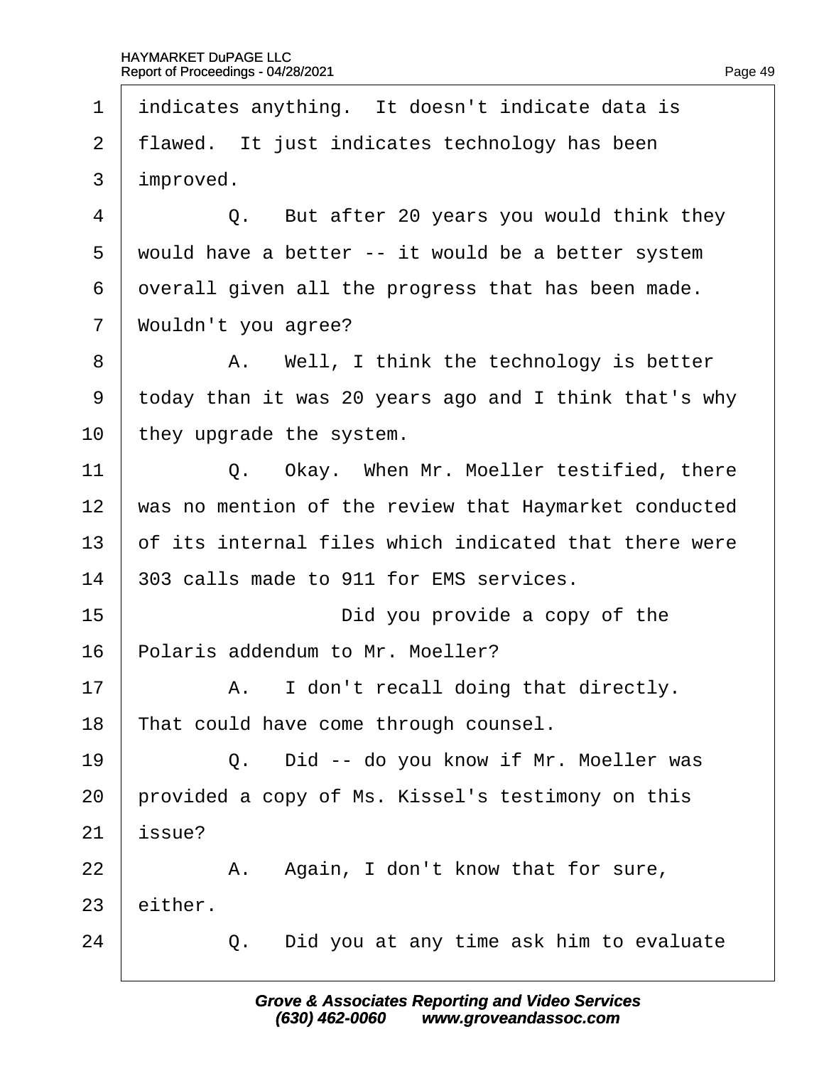1 indicates anything. It doesn't indicate data is
2 flawed. It just indicates technology has been
3 improved.

4 Q. But after 20 years you would think they
5 would have a better -- it would be a better system
6 overall given all the progress that has been made.
7 Wouldn't you agree?

8 A. Well, I think the technology is better
9 today than it was 20 years ago and I think that's why
10 they upgrade the system.

11 Q. Okay. When Mr. Moeller testified, there
12 was no mention of the review that Haymarket conducted
13 of its internal files which indicated that there were
14 303 calls made to 911 for EMS services.

15 Did you provide a copy of the
16 Polaris addendum to Mr. Moeller?

17 A. I don't recall doing that directly.
18 That could have come through counsel.

19 Q. Did -- do you know if Mr. Moeller was
20 provided a copy of Ms. Kissel's testimony on this
21 issue?

22 A. Again, I don't know that for sure,
23 either.

24 Q. Did you at any time ask him to evaluate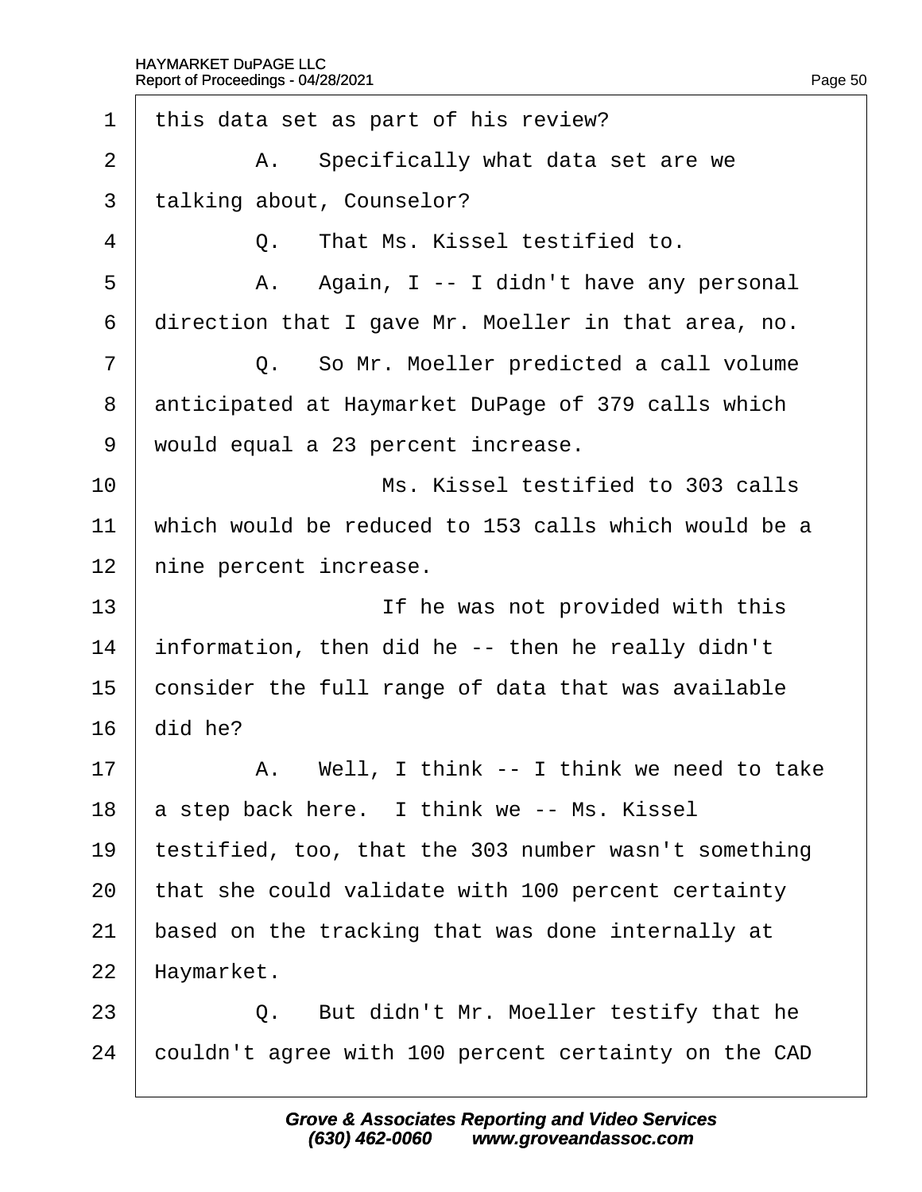1 this data set as part of his review?

2 A. Specifically what data set are we

3 talking about, Counselor?

4 Q. That Ms. Kissel testified to.

5 A. Again, I -- I didn't have any personal

6 direction that I gave Mr. Moeller in that area, no.

7 Q. So Mr. Moeller predicted a call volume

8 anticipated at Haymarket DuPage of 379 calls which

9 would equal a 23 percent increase.

10 Ms. Kissel testified to 303 calls

11 which would be reduced to 153 calls which would be a

12 nine percent increase.

13 If he was not provided with this

14 information, then did he -- then he really didn't

15 consider the full range of data that was available

16 did he?

17 A. Well, I think -- I think we need to take

18 a step back here. I think we -- Ms. Kissel

19 testified, too, that the 303 number wasn't something

20 that she could validate with 100 percent certainty

21 based on the tracking that was done internally at

22 Haymarket.

23 Q. But didn't Mr. Moeller testify that he

24 couldn't agree with 100 percent certainty on the CAD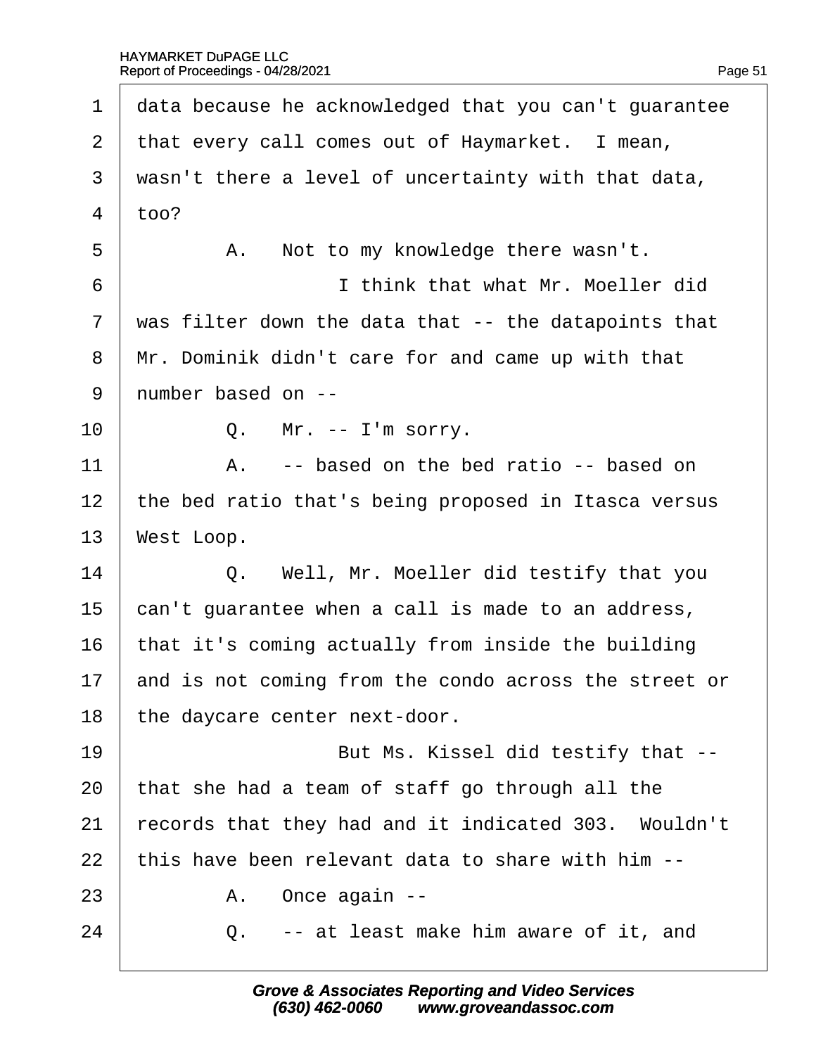1 data because he acknowledged that you can't guarantee
2 that every call comes out of Haymarket. I mean,
3 wasn't there a level of uncertainty with that data,
4 too?

5 A. Not to my knowledge there wasn't.

6 I think that what Mr. Moeller did
7 was filter down the data that -- the datapoints that
8 Mr. Dominik didn't care for and came up with that
9 number based on --

10 Q. Mr. -- I'm sorry.

11 A. -- based on the bed ratio -- based on
12 the bed ratio that's being proposed in Itasca versus
13 West Loop.

14 Q. Well, Mr. Moeller did testify that you
15 can't guarantee when a call is made to an address,
16 that it's coming actually from inside the building
17 and is not coming from the condo across the street or
18 the daycare center next-door.

19 But Ms. Kissel did testify that --
20 that she had a team of staff go through all the
21 records that they had and it indicated 303. Wouldn't
22 this have been relevant data to share with him --

23 A. Once again --

24 Q. -- at least make him aware of it, and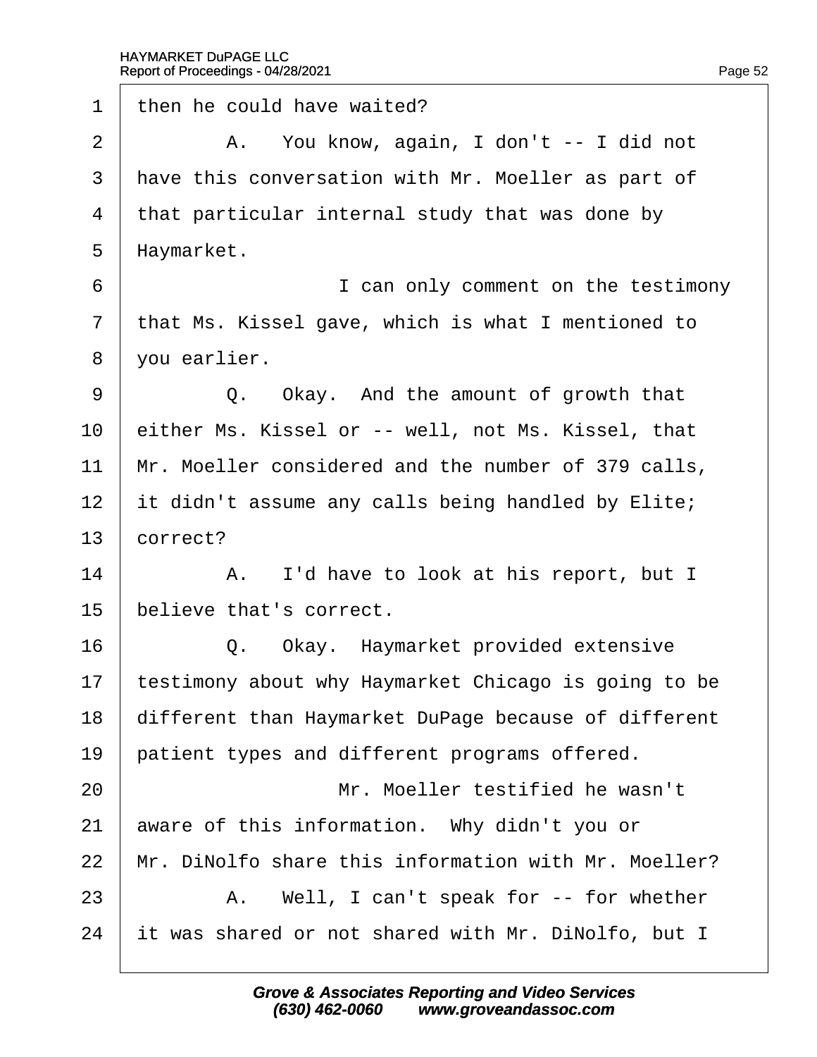1 then he could have waited?

2 A. You know, again, I don't -- I did not

3 have this conversation with Mr. Moeller as part of

4 that particular internal study that was done by

5 Haymarket.

6 I can only comment on the testimony

7 that Ms. Kissel gave, which is what I mentioned to

8 you earlier.

9 Q. Okay. And the amount of growth that

10 either Ms. Kissel or -- well, not Ms. Kissel, that

11 Mr. Moeller considered and the number of 379 calls,

12 it didn't assume any calls being handled by Elite;

13 correct?

14 A. I'd have to look at his report, but I

15 believe that's correct.

16 Q. Okay. Haymarket provided extensive

17 testimony about why Haymarket Chicago is going to be

18 different than Haymarket DuPage because of different

19 patient types and different programs offered.

20 Mr. Moeller testified he wasn't

21 aware of this information. Why didn't you or

22 Mr. DiNolfo share this information with Mr. Moeller?

23 A. Well, I can't speak for -- for whether

24 it was shared or not shared with Mr. DiNolfo, but I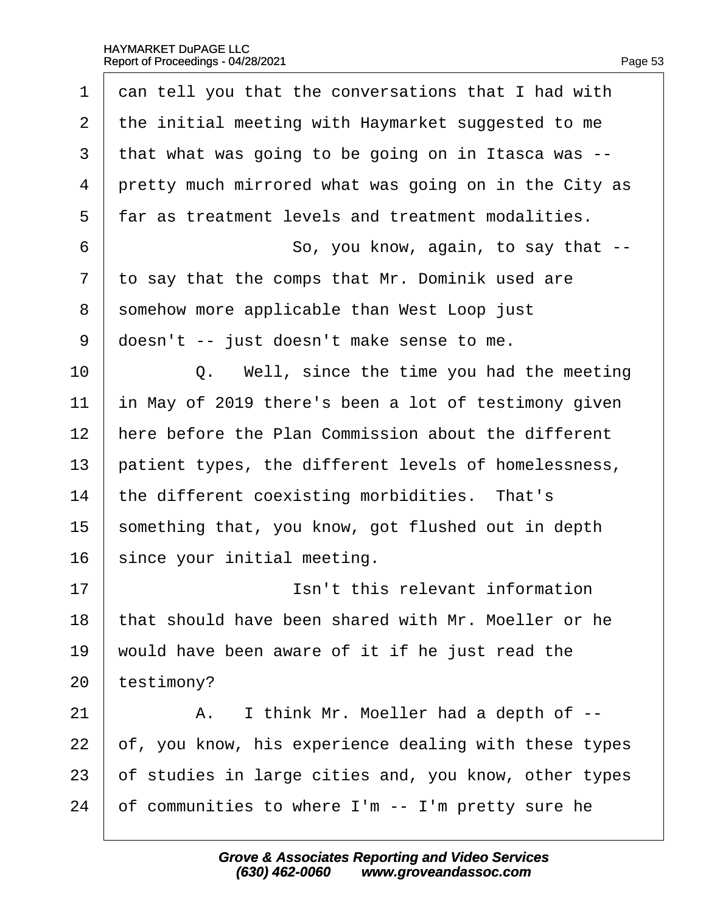1 can tell you that the conversations that I had with
2 the initial meeting with Haymarket suggested to me
3 that what was going to be going on in Itasca was --
4 pretty much mirrored what was going on in the City as
5 far as treatment levels and treatment modalities.
6 So, you know, again, to say that --
7 to say that the comps that Mr. Dominik used are
8 somehow more applicable than West Loop just
9 doesn't -- just doesn't make sense to me.
10 Q. Well, since the time you had the meeting
11 in May of 2019 there's been a lot of testimony given
12 here before the Plan Commission about the different
13 patient types, the different levels of homelessness,
14 the different coexisting morbidities. That's
15 something that, you know, got flushed out in depth
16 since your initial meeting.
17 Isn't this relevant information
18 that should have been shared with Mr. Moeller or he
19 would have been aware of it if he just read the
20 testimony?
21 A. I think Mr. Moeller had a depth of --
22 of, you know, his experience dealing with these types
23 of studies in large cities and, you know, other types
24 of communities to where I'm -- I'm pretty sure he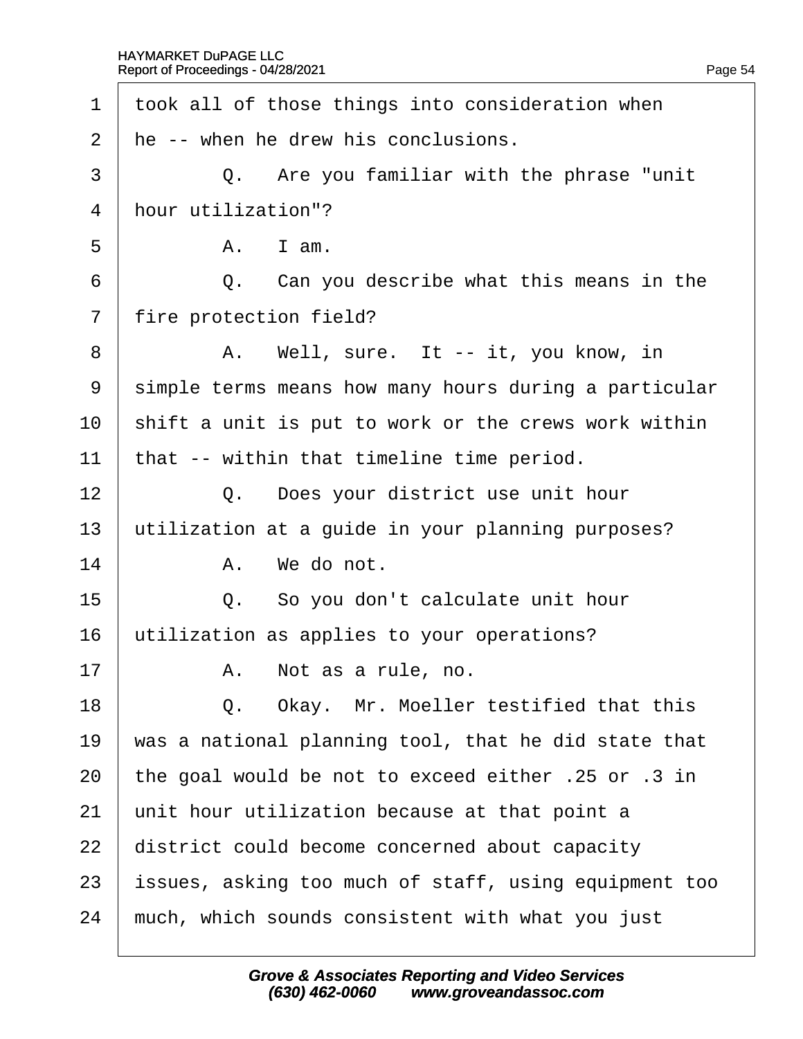1 took all of those things into consideration when
2 he -- when he drew his conclusions.
3 Q. Are you familiar with the phrase "unit
4 hour utilization"?
5 A. I am.
6 Q. Can you describe what this means in the
7 fire protection field?
8 A. Well, sure. It -- it, you know, in
9 simple terms means how many hours during a particular
10 shift a unit is put to work or the crews work within
11 that -- within that timeline time period.
12 Q. Does your district use unit hour
13 utilization at a guide in your planning purposes?
14 A. We do not.
15 Q. So you don't calculate unit hour
16 utilization as applies to your operations?
17 A. Not as a rule, no.
18 Q. Okay. Mr. Moeller testified that this
19 was a national planning tool, that he did state that
20 the goal would be not to exceed either .25 or .3 in
21 unit hour utilization because at that point a
22 district could become concerned about capacity
23 issues, asking too much of staff, using equipment too
24 much, which sounds consistent with what you just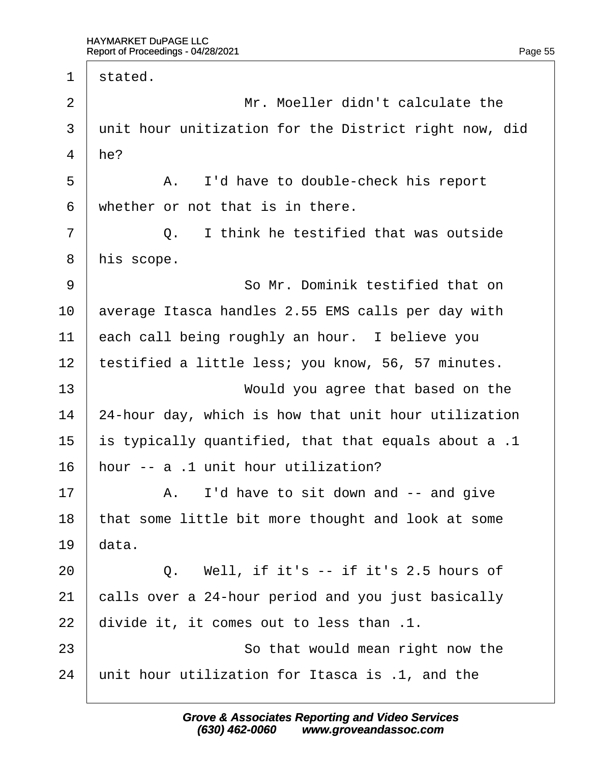1 stated.

2 Mr. Moeller didn't calculate the

3 unit hour unitization for the District right now, did

4 he?

5 A. I'd have to double-check his report

6 whether or not that is in there.

7 Q. I think he testified that was outside

8 his scope.

9 So Mr. Dominik testified that on

10 average Itasca handles 2.55 EMS calls per day with

11 each call being roughly an hour. I believe you

12 testified a little less; you know, 56, 57 minutes.

13 Would you agree that based on the

14 24-hour day, which is how that unit hour utilization

15 is typically quantified, that that equals about a .1

16 hour -- a .1 unit hour utilization?

17 A. I'd have to sit down and -- and give

18 that some little bit more thought and look at some

19 data.

20 Q. Well, if it's -- if it's 2.5 hours of

21 calls over a 24-hour period and you just basically

22 divide it, it comes out to less than .1.

23 So that would mean right now the

24 unit hour utilization for Itasca is .1, and the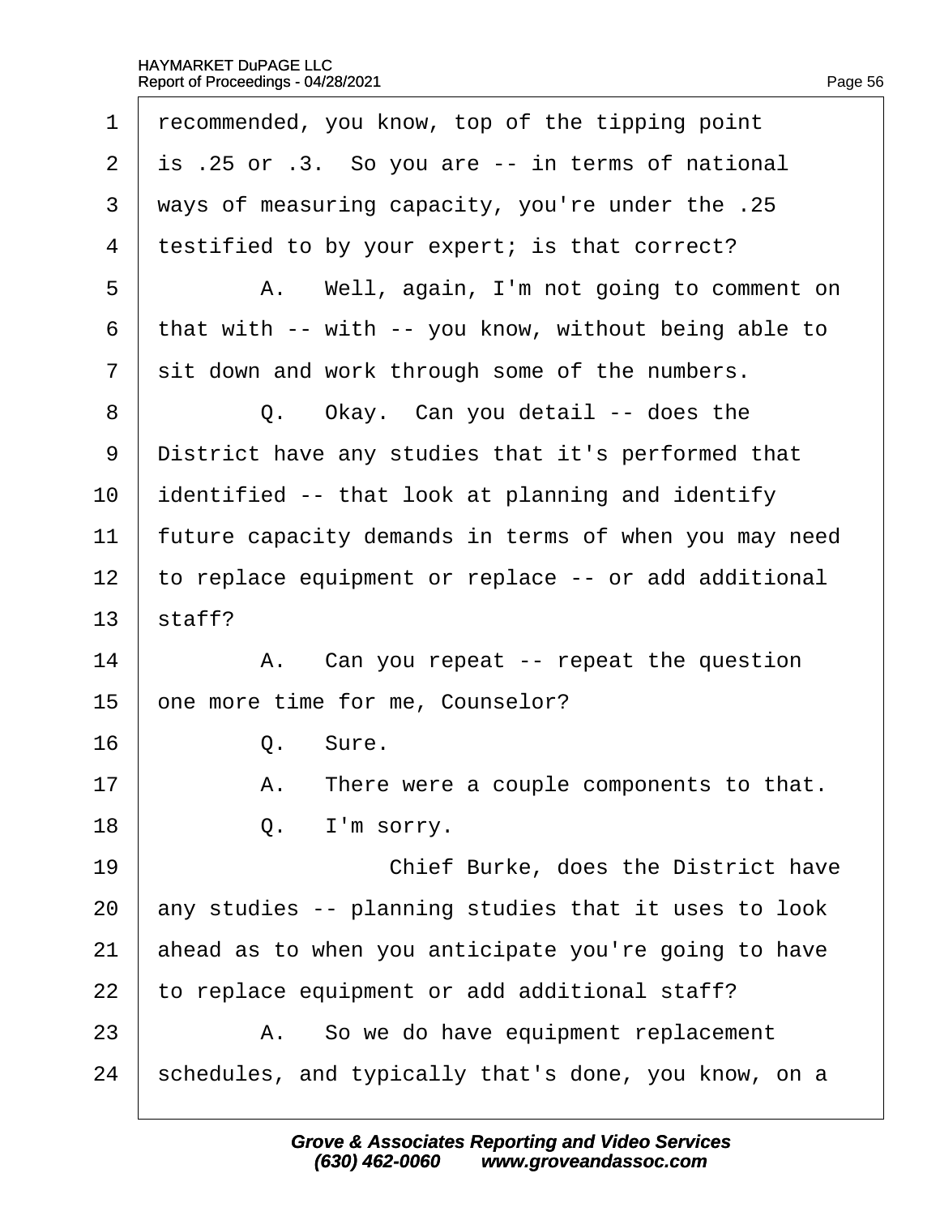1 recommended, you know, top of the tipping point
2 is .25 or .3. So you are -- in terms of national
3 ways of measuring capacity, you're under the .25
4 testified to by your expert; is that correct?
5 A. Well, again, I'm not going to comment on
6 that with -- with -- you know, without being able to
7 sit down and work through some of the numbers.
8 Q. Okay. Can you detail -- does the
9 District have any studies that it's performed that
10 identified -- that look at planning and identify
11 future capacity demands in terms of when you may need
12 to replace equipment or replace -- or add additional
13 staff?
14 A. Can you repeat -- repeat the question
15 one more time for me, Counselor?
16 Q. Sure.
17 A. There were a couple components to that.
18 Q. I'm sorry.
19 Chief Burke, does the District have
20 any studies -- planning studies that it uses to look
21 ahead as to when you anticipate you're going to have
22 to replace equipment or add additional staff?
23 A. So we do have equipment replacement
24 schedules, and typically that's done, you know, on a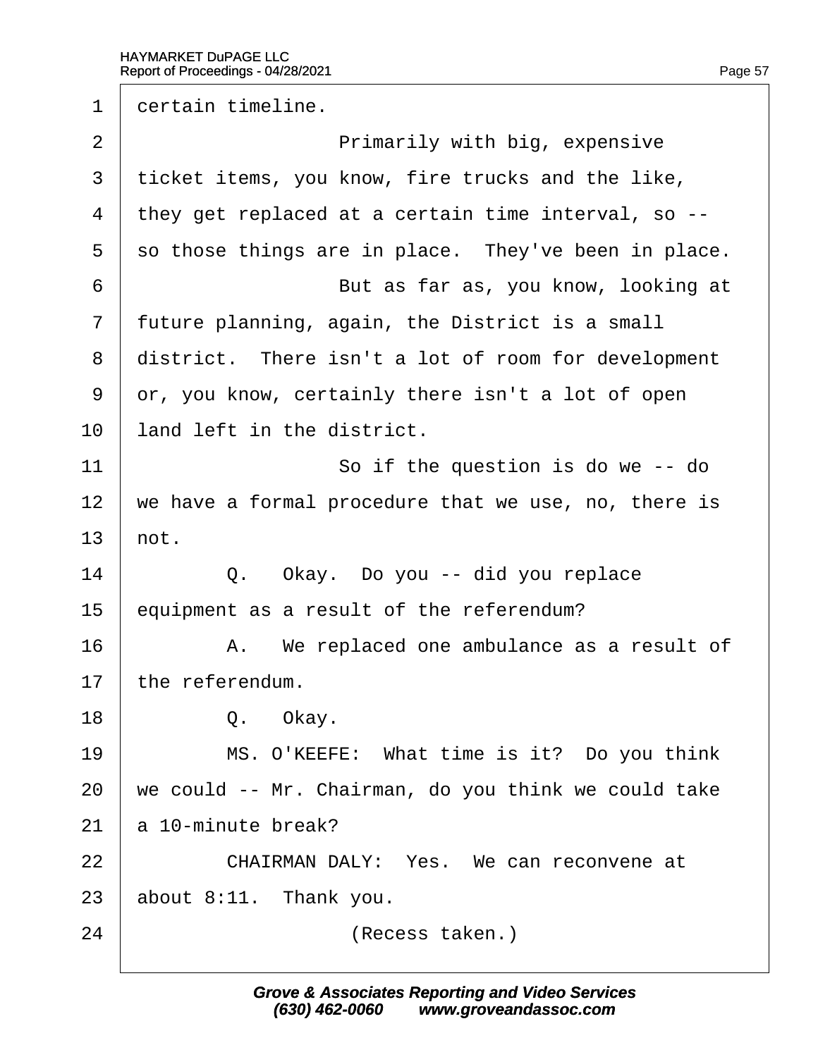1 certain timeline.

2 Primarily with big, expensive

3 ticket items, you know, fire trucks and the like,

4 they get replaced at a certain time interval, so --

5 so those things are in place. They've been in place.

6 But as far as, you know, looking at

7 future planning, again, the District is a small

8 district. There isn't a lot of room for development

9 or, you know, certainly there isn't a lot of open

10 land left in the district.

11 So if the question is do we -- do

12 we have a formal procedure that we use, no, there is

13 not.

14 Q. Okay. Do you -- did you replace

15 equipment as a result of the referendum?

16 A. We replaced one ambulance as a result of

17 the referendum.

18 Q. Okay.

19 MS. O'KEEFE: What time is it? Do you think

20 we could -- Mr. Chairman, do you think we could take

21 a 10-minute break?

22 CHAIRMAN DALY: Yes. We can reconvene at

23 about 8:11. Thank you.

24 (Recess taken.)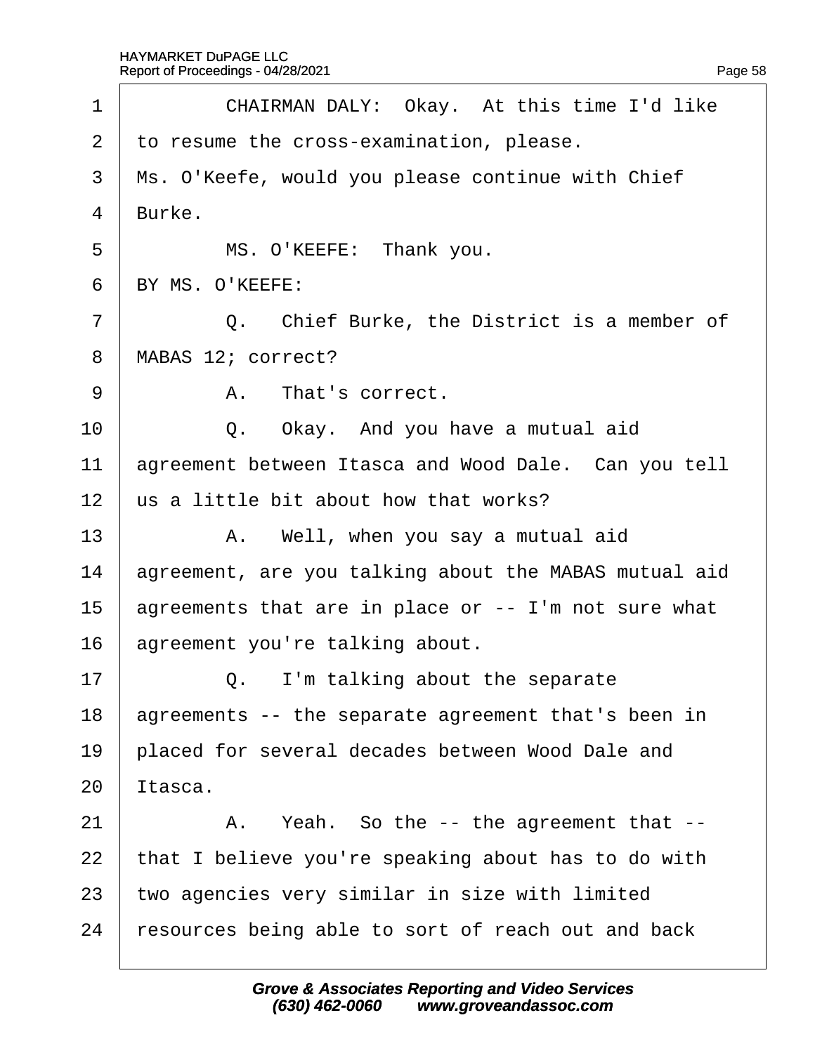1 CHAIRMAN DALY: Okay. At this time I'd like
2 to resume the cross-examination, please.
3 Ms. O'Keefe, would you please continue with Chief
4 Burke.
5 MS. O'KEEFE: Thank you.
6 BY MS. O'KEEFE:
7 Q. Chief Burke, the District is a member of
8 MABAS 12; correct?
9 A. That's correct.
10 Q. Okay. And you have a mutual aid
11 agreement between Itasca and Wood Dale. Can you tell
12 us a little bit about how that works?
13 A. Well, when you say a mutual aid
14 agreement, are you talking about the MABAS mutual aid
15 agreements that are in place or -- I'm not sure what
16 agreement you're talking about.
17 Q. I'm talking about the separate
18 agreements -- the separate agreement that's been in
19 placed for several decades between Wood Dale and
20 Itasca.
21 A. Yeah. So the -- the agreement that --
22 that I believe you're speaking about has to do with
23 two agencies very similar in size with limited
24 resources being able to sort of reach out and back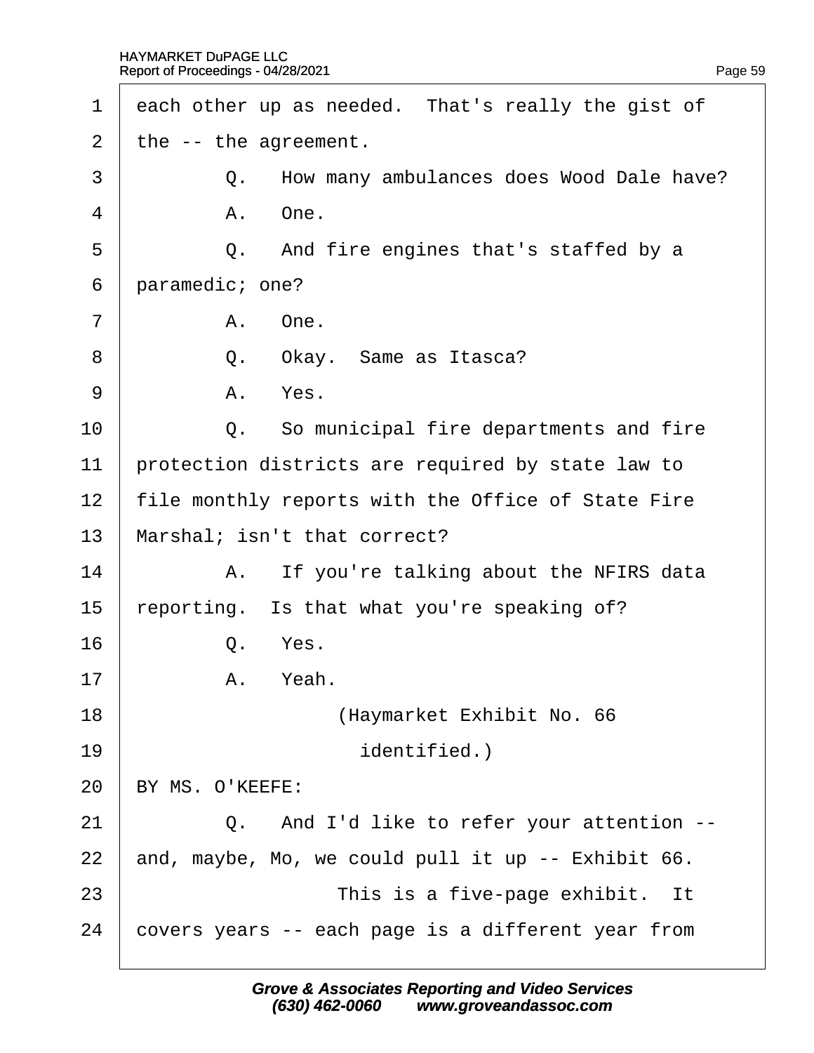1 each other up as needed. That's really the gist of
2 the -- the agreement.
3 Q. How many ambulances does Wood Dale have?
4 A. One.
5 Q. And fire engines that's staffed by a
6 paramedic; one?
7 A. One.
8 Q. Okay. Same as Itasca?
9 A. Yes.
10 Q. So municipal fire departments and fire
11 protection districts are required by state law to
12 file monthly reports with the Office of State Fire
13 Marshal; isn't that correct?
14 A. If you're talking about the NFIRS data
15 reporting. Is that what you're speaking of?
16 Q. Yes.
17 A. Yeah.
18 (Haymarket Exhibit No. 66
19 identified.)
20 BY MS. O'KEEFE:
21 Q. And I'd like to refer your attention --
22 and, maybe, Mo, we could pull it up -- Exhibit 66.
23 This is a five-page exhibit. It
24 covers years -- each page is a different year from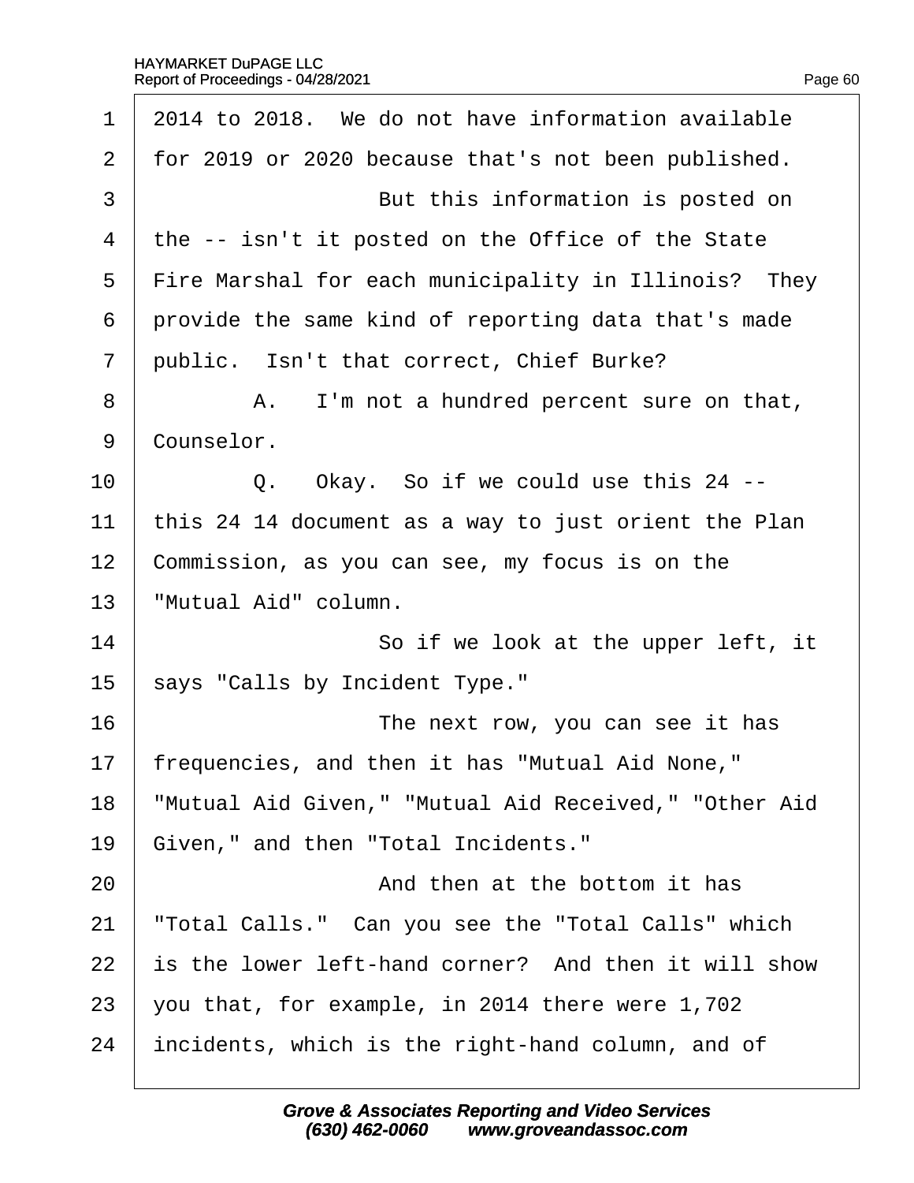1 2014 to 2018. We do not have information available

2 for 2019 or 2020 because that's not been published.

3 But this information is posted on

4 the -- isn't it posted on the Office of the State

5 Fire Marshal for each municipality in Illinois? They

6 provide the same kind of reporting data that's made

7 public. Isn't that correct, Chief Burke?

8 A. I'm not a hundred percent sure on that,

9 Counselor.

10 Q. Okay. So if we could use this 24 --

11 this 24 14 document as a way to just orient the Plan

12 Commission, as you can see, my focus is on the

13 "Mutual Aid" column.

14 So if we look at the upper left, it

15 says "Calls by Incident Type."

16 The next row, you can see it has

17 frequencies, and then it has "Mutual Aid None,"

18 "Mutual Aid Given," "Mutual Aid Received," "Other Aid

19 Given," and then "Total Incidents."

20 And then at the bottom it has

21 "Total Calls." Can you see the "Total Calls" which

22 is the lower left-hand corner? And then it will show

23 you that, for example, in 2014 there were 1,702

24 incidents, which is the right-hand column, and of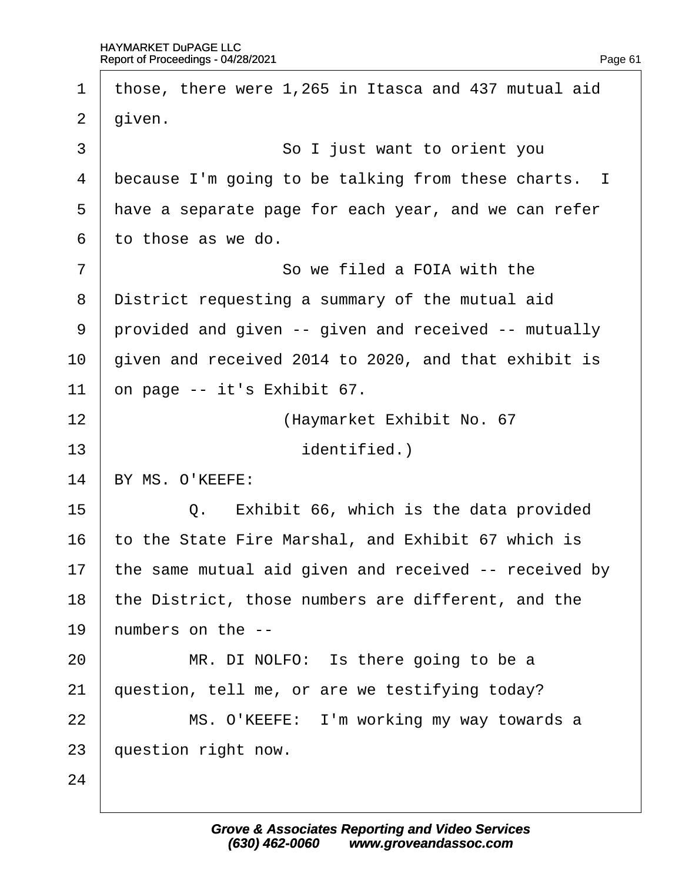1 those, there were 1,265 in Itasca and 437 mutual aid
2 given.
3 So I just want to orient you
4 because I'm going to be talking from these charts. I
5 have a separate page for each year, and we can refer
6 to those as we do.
7 So we filed a FOIA with the
8 District requesting a summary of the mutual aid
9 provided and given -- given and received -- mutually
10 given and received 2014 to 2020, and that exhibit is
11 on page -- it's Exhibit 67.
12 (Haymarket Exhibit No. 67
13 identified.)
14 BY MS. O'KEEFE:
15 Q. Exhibit 66, which is the data provided
16 to the State Fire Marshal, and Exhibit 67 which is
17 the same mutual aid given and received -- received by
18 the District, those numbers are different, and the
19 numbers on the --
20 MR. DI NOLFO: Is there going to be a
21 question, tell me, or are we testifying today?
22 MS. O'KEEFE: I'm working my way towards a
23 question right now.
24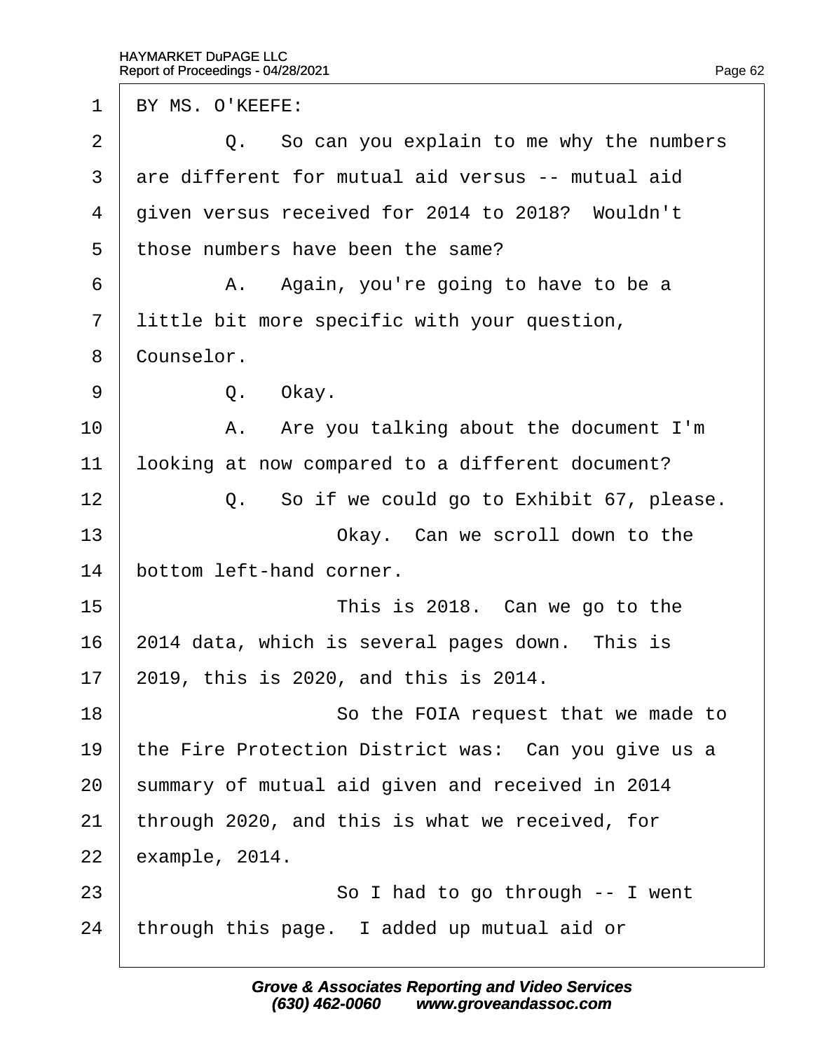BY MS. O'KEEFE:

Q. So can you explain to me why the numbers are different for mutual aid versus -- mutual aid given versus received for 2014 to 2018? Wouldn't those numbers have been the same?

A. Again, you're going to have to be a little bit more specific with your question, Counselor.

Q. Okay.

A. Are you talking about the document I'm looking at now compared to a different document?

Q. So if we could go to Exhibit 67, please.

Okay. Can we scroll down to the bottom left-hand corner.

This is 2018. Can we go to the 2014 data, which is several pages down. This is 2019, this is 2020, and this is 2014.

So the FOIA request that we made to the Fire Protection District was: Can you give us a summary of mutual aid given and received in 2014 through 2020, and this is what we received, for example, 2014.

So I had to go through -- I went through this page. I added up mutual aid or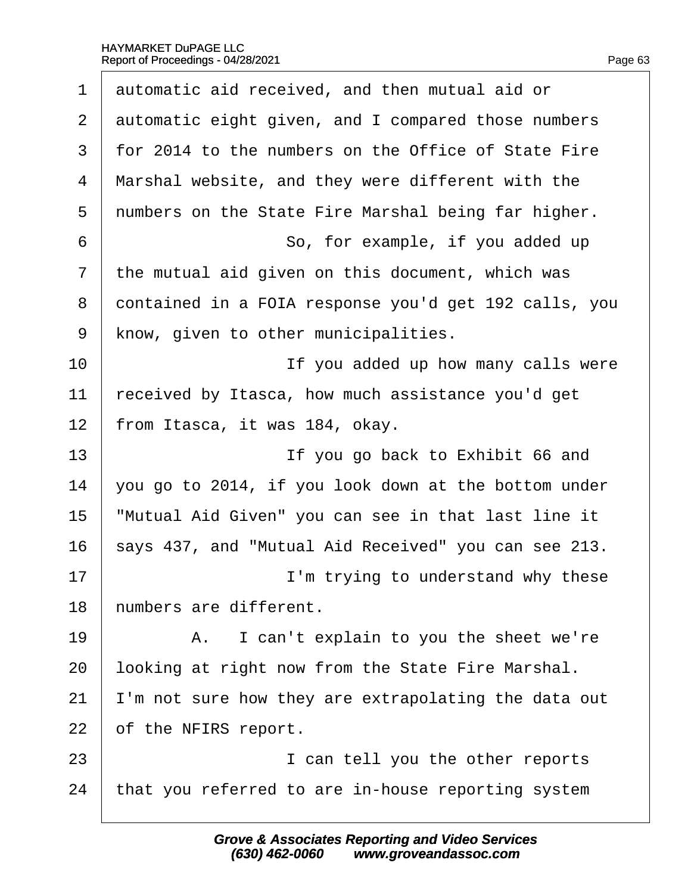1 automatic aid received, and then mutual aid or
2 automatic eight given, and I compared those numbers
3 for 2014 to the numbers on the Office of State Fire
4 Marshal website, and they were different with the
5 numbers on the State Fire Marshal being far higher.
6 So, for example, if you added up
7 the mutual aid given on this document, which was
8 contained in a FOIA response you'd get 192 calls, you
9 know, given to other municipalities.
10 If you added up how many calls were
11 received by Itasca, how much assistance you'd get
12 from Itasca, it was 184, okay.
13 If you go back to Exhibit 66 and
14 you go to 2014, if you look down at the bottom under
15 "Mutual Aid Given" you can see in that last line it
16 says 437, and "Mutual Aid Received" you can see 213.
17 I'm trying to understand why these
18 numbers are different.
19 A. I can't explain to you the sheet we're
20 looking at right now from the State Fire Marshal.
21 I'm not sure how they are extrapolating the data out
22 of the NFIRS report.
23 I can tell you the other reports
24 that you referred to are in-house reporting system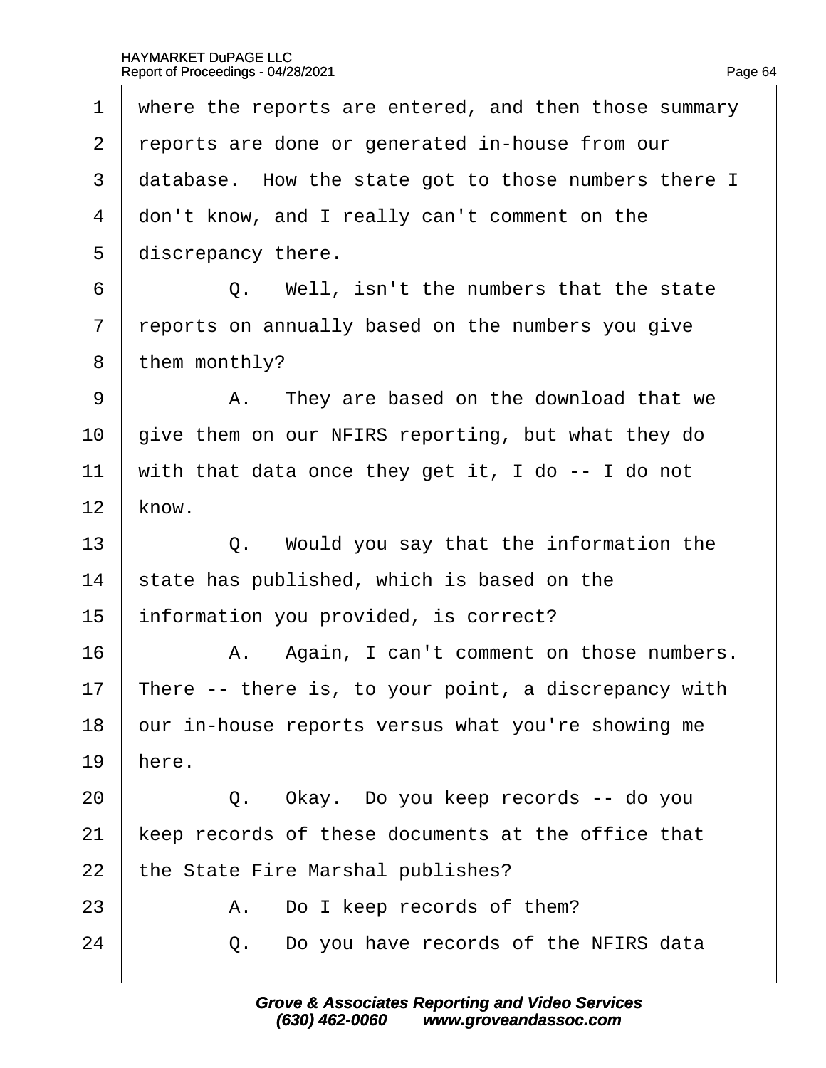where the reports are entered, and then those summary reports are done or generated in-house from our database. How the state got to those numbers there I don't know, and I really can't comment on the discrepancy there.

Q. Well, isn't the numbers that the state reports on annually based on the numbers you give them monthly?

A. They are based on the download that we give them on our NFIRS reporting, but what they do with that data once they get it, I do -- I do not know.

Q. Would you say that the information the state has published, which is based on the information you provided, is correct?

A. Again, I can't comment on those numbers. There -- there is, to your point, a discrepancy with our in-house reports versus what you're showing me here.

Q. Okay. Do you keep records -- do you keep records of these documents at the office that the State Fire Marshal publishes?

A. Do I keep records of them?

Q. Do you have records of the NFIRS data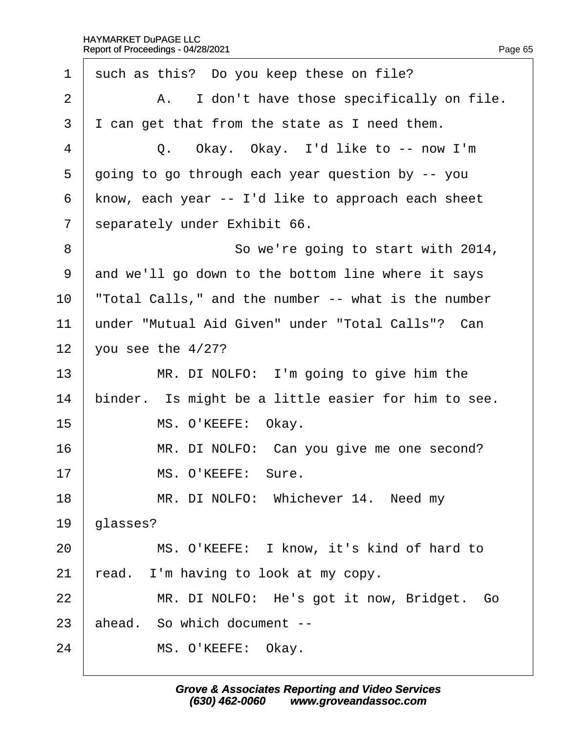1 such as this? Do you keep these on file?

2 A. I don't have those specifically on file.

3 I can get that from the state as I need them.

4 Q. Okay. Okay. I'd like to -- now I'm

5 going to go through each year question by -- you

6 know, each year -- I'd like to approach each sheet

7 separately under Exhibit 66.

8 So we're going to start with 2014,

9 and we'll go down to the bottom line where it says

10 "Total Calls," and the number -- what is the number

11 under "Mutual Aid Given" under "Total Calls"? Can

12 you see the 4/27?

13 MR. DI NOLFO: I'm going to give him the

14 binder. Is might be a little easier for him to see.

15 MS. O'KEEFE: Okay.

16 MR. DI NOLFO: Can you give me one second?

17 MS. O'KEEFE: Sure.

18 MR. DI NOLFO: Whichever 14. Need my

19 glasses?

20 MS. O'KEEFE: I know, it's kind of hard to

21 read. I'm having to look at my copy.

22 MR. DI NOLFO: He's got it now, Bridget. Go

23 ahead. So which document --

24 MS. O'KEEFE: Okay.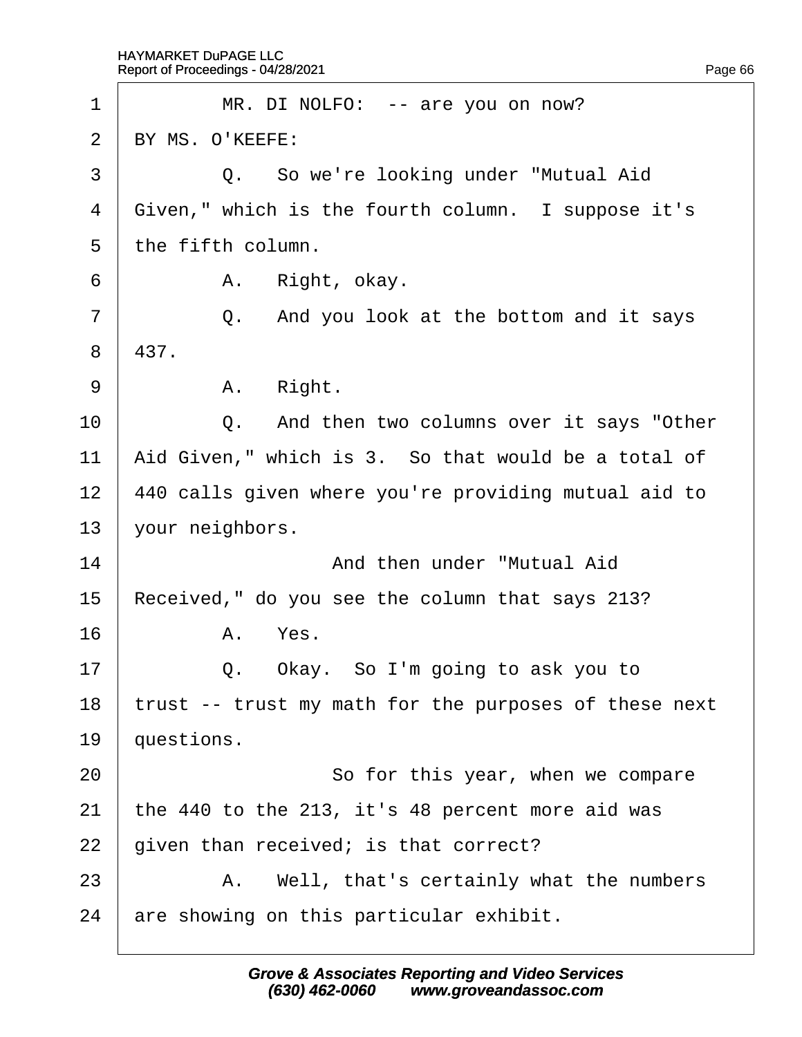1 MR. DI NOLFO: -- are you on now?

2 BY MS. O'KEEFE:

3 Q. So we're looking under "Mutual Aid

4 Given," which is the fourth column. I suppose it's

5 the fifth column.

6 A. Right, okay.

7 Q. And you look at the bottom and it says

8 437.

9 A. Right.

10 Q. And then two columns over it says "Other

11 Aid Given," which is 3. So that would be a total of

12 440 calls given where you're providing mutual aid to

13 your neighbors.

14 And then under "Mutual Aid

15 Received," do you see the column that says 213?

16 A. Yes.

17 Q. Okay. So I'm going to ask you to

18 trust -- trust my math for the purposes of these next

19 questions.

20 So for this year, when we compare

21 the 440 to the 213, it's 48 percent more aid was

22 given than received; is that correct?

23 A. Well, that's certainly what the numbers

24 are showing on this particular exhibit.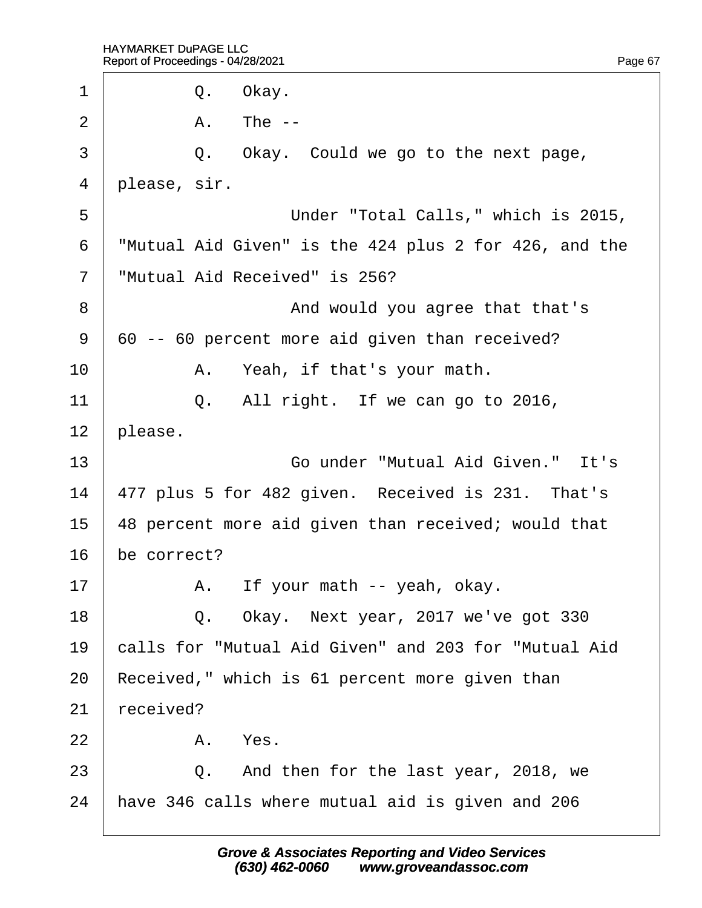1 Q. Okay.

2 A. The --

3 Q. Okay. Could we go to the next page,

4 please, sir.

5 Under "Total Calls," which is 2015,

6 "Mutual Aid Given" is the 424 plus 2 for 426, and the

7 "Mutual Aid Received" is 256?

8 And would you agree that that's

9 60 -- 60 percent more aid given than received?

10 A. Yeah, if that's your math.

11 Q. All right. If we can go to 2016,

12 please.

13 Go under "Mutual Aid Given." It's

14 477 plus 5 for 482 given. Received is 231. That's

15 48 percent more aid given than received; would that

16 be correct?

17 A. If your math -- yeah, okay.

18 Q. Okay. Next year, 2017 we've got 330

19 calls for "Mutual Aid Given" and 203 for "Mutual Aid

20 Received," which is 61 percent more given than

21 received?

22 A. Yes.

23 Q. And then for the last year, 2018, we

24 have 346 calls where mutual aid is given and 206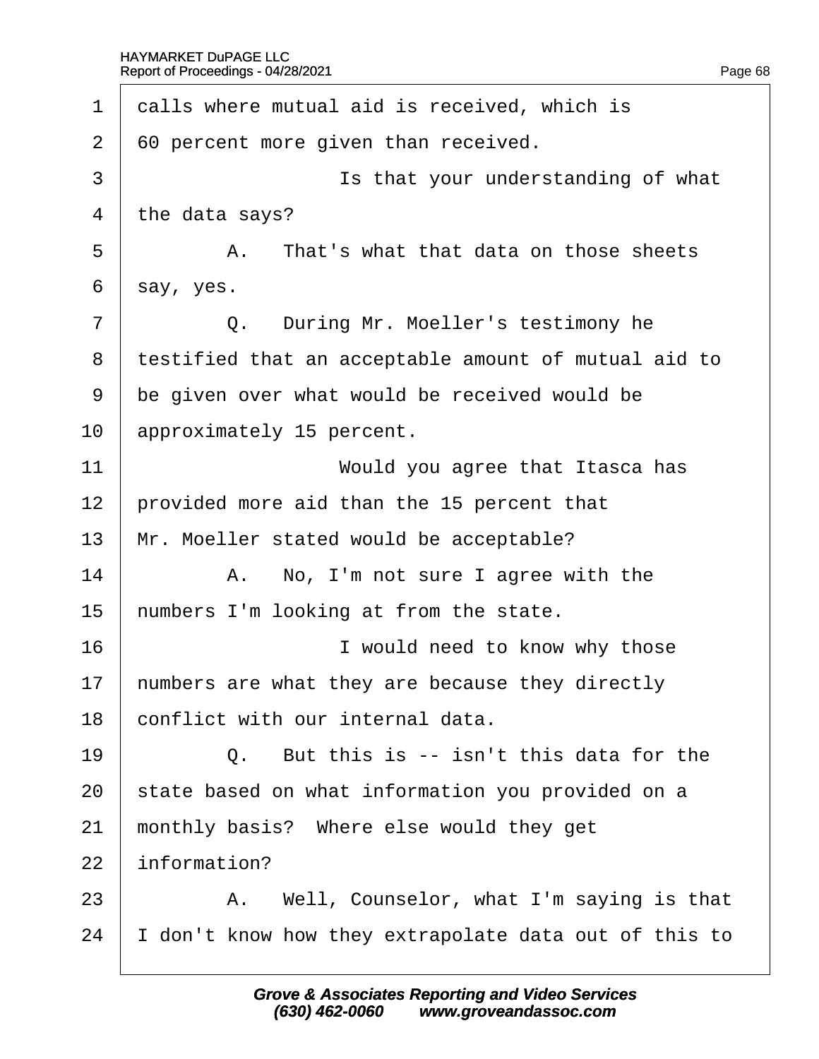1 calls where mutual aid is received, which is
2 60 percent more given than received.
3 Is that your understanding of what
4 the data says?
5 A. That's what that data on those sheets
6 say, yes.
7 Q. During Mr. Moeller's testimony he
8 testified that an acceptable amount of mutual aid to
9 be given over what would be received would be
10 approximately 15 percent.
11 Would you agree that Itasca has
12 provided more aid than the 15 percent that
13 Mr. Moeller stated would be acceptable?
14 A. No, I'm not sure I agree with the
15 numbers I'm looking at from the state.
16 I would need to know why those
17 numbers are what they are because they directly
18 conflict with our internal data.
19 Q. But this is -- isn't this data for the
20 state based on what information you provided on a
21 monthly basis? Where else would they get
22 information?
23 A. Well, Counselor, what I'm saying is that
24 I don't know how they extrapolate data out of this to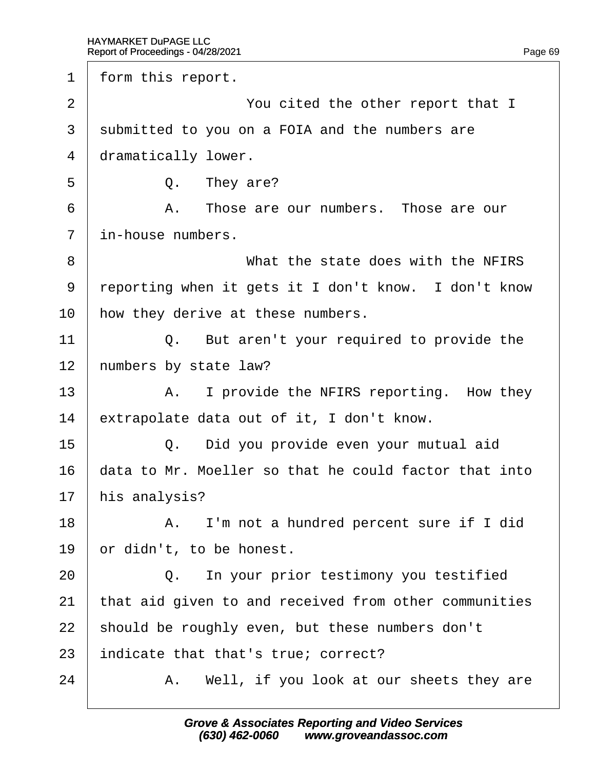1 form this report.

2 You cited the other report that I

3 submitted to you on a FOIA and the numbers are

4 dramatically lower.

5 Q. They are?

6 A. Those are our numbers. Those are our

7 in-house numbers.

8 What the state does with the NFIRS

9 reporting when it gets it I don't know. I don't know

10 how they derive at these numbers.

11 Q. But aren't your required to provide the

12 numbers by state law?

13 A. I provide the NFIRS reporting. How they

14 extrapolate data out of it, I don't know.

15 Q. Did you provide even your mutual aid

16 data to Mr. Moeller so that he could factor that into

17 his analysis?

18 A. I'm not a hundred percent sure if I did

19 or didn't, to be honest.

20 Q. In your prior testimony you testified

21 that aid given to and received from other communities

22 should be roughly even, but these numbers don't

23 indicate that that's true; correct?

24 A. Well, if you look at our sheets they are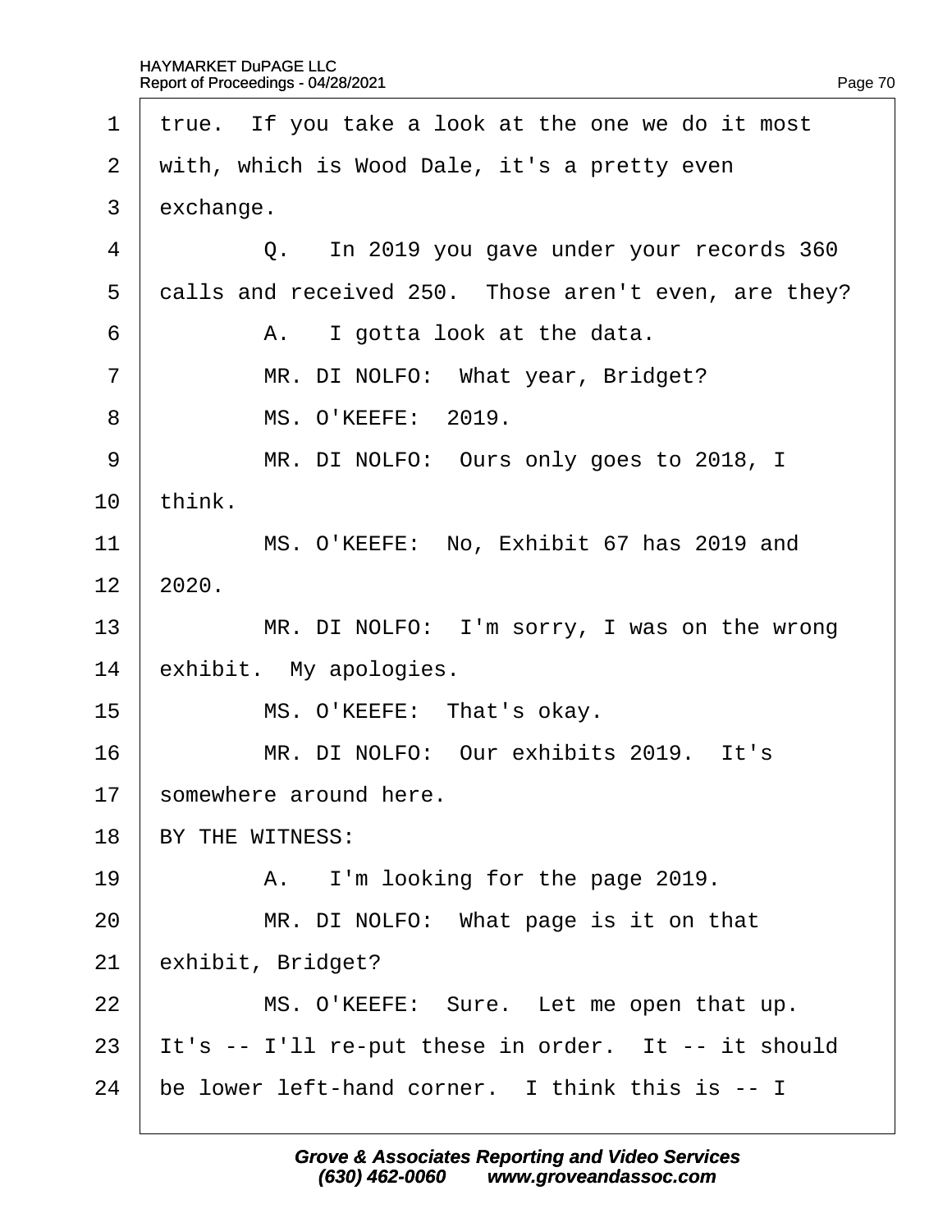1 true. If you take a look at the one we do it most

2 with, which is Wood Dale, it's a pretty even

3 exchange.

4 Q. In 2019 you gave under your records 360

5 calls and received 250. Those aren't even, are they?

6 A. I gotta look at the data.

7 MR. DI NOLFO: What year, Bridget?

8 MS. O'KEEFE: 2019.

9 MR. DI NOLFO: Ours only goes to 2018, I

10 think.

11 MS. O'KEEFE: No, Exhibit 67 has 2019 and

12 2020.

13 MR. DI NOLFO: I'm sorry, I was on the wrong

14 exhibit. My apologies.

15 MS. O'KEEFE: That's okay.

16 MR. DI NOLFO: Our exhibits 2019. It's

17 somewhere around here.

18 BY THE WITNESS:

19 A. I'm looking for the page 2019.

20 MR. DI NOLFO: What page is it on that

21 exhibit, Bridget?

22 MS. O'KEEFE: Sure. Let me open that up.

23 It's -- I'll re-put these in order. It -- it should

24 be lower left-hand corner. I think this is -- I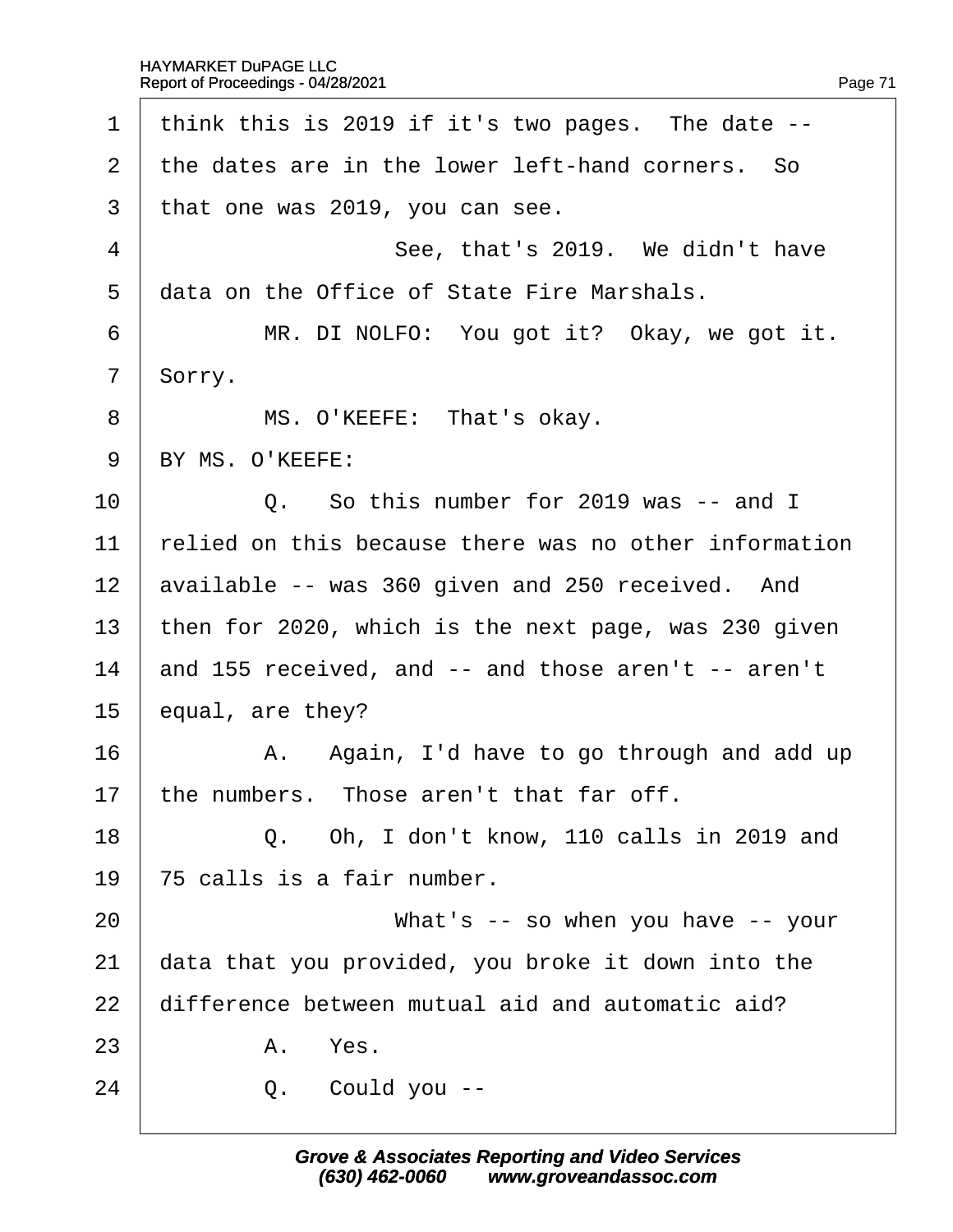1 think this is 2019 if it's two pages. The date --
2 the dates are in the lower left-hand corners. So
3 that one was 2019, you can see.
4 See, that's 2019. We didn't have
5 data on the Office of State Fire Marshals.
6 MR. DI NOLFO: You got it? Okay, we got it.
7 Sorry.
8 MS. O'KEEFE: That's okay.
9 BY MS. O'KEEFE:
10 Q. So this number for 2019 was -- and I
11 relied on this because there was no other information
12 available -- was 360 given and 250 received. And
13 then for 2020, which is the next page, was 230 given
14 and 155 received, and -- and those aren't -- aren't
15 equal, are they?
16 A. Again, I'd have to go through and add up
17 the numbers. Those aren't that far off.
18 Q. Oh, I don't know, 110 calls in 2019 and
19 75 calls is a fair number.
20 What's -- so when you have -- your
21 data that you provided, you broke it down into the
22 difference between mutual aid and automatic aid?
23 A. Yes.
24 Q. Could you --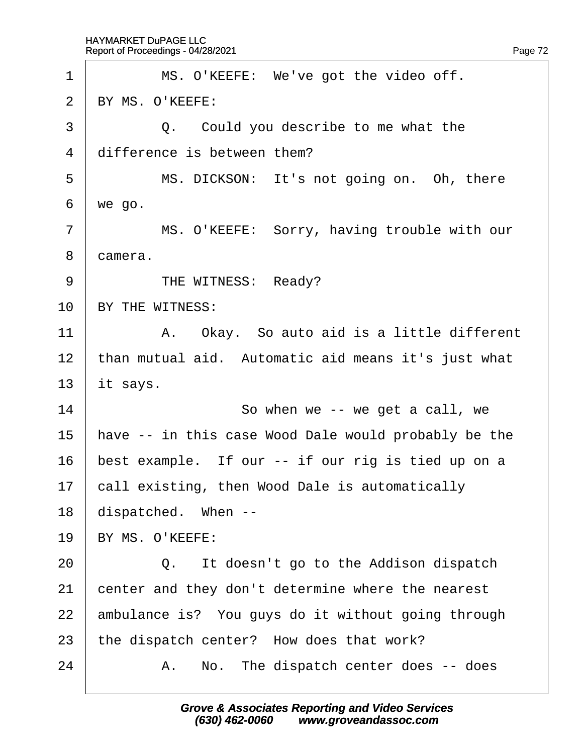MS. O'KEEFE: We've got the video off.

BY MS. O'KEEFE:

Q. Could you describe to me what the difference is between them?

MS. DICKSON: It's not going on. Oh, there we go.

MS. O'KEEFE: Sorry, having trouble with our camera.

THE WITNESS: Ready?

BY THE WITNESS:

A. Okay. So auto aid is a little different than mutual aid. Automatic aid means it's just what it says.

So when we -- we get a call, we have -- in this case Wood Dale would probably be the best example. If our -- if our rig is tied up on a call existing, then Wood Dale is automatically dispatched. When --

BY MS. O'KEEFE:

Q. It doesn't go to the Addison dispatch center and they don't determine where the nearest ambulance is? You guys do it without going through the dispatch center? How does that work?

A. No. The dispatch center does -- does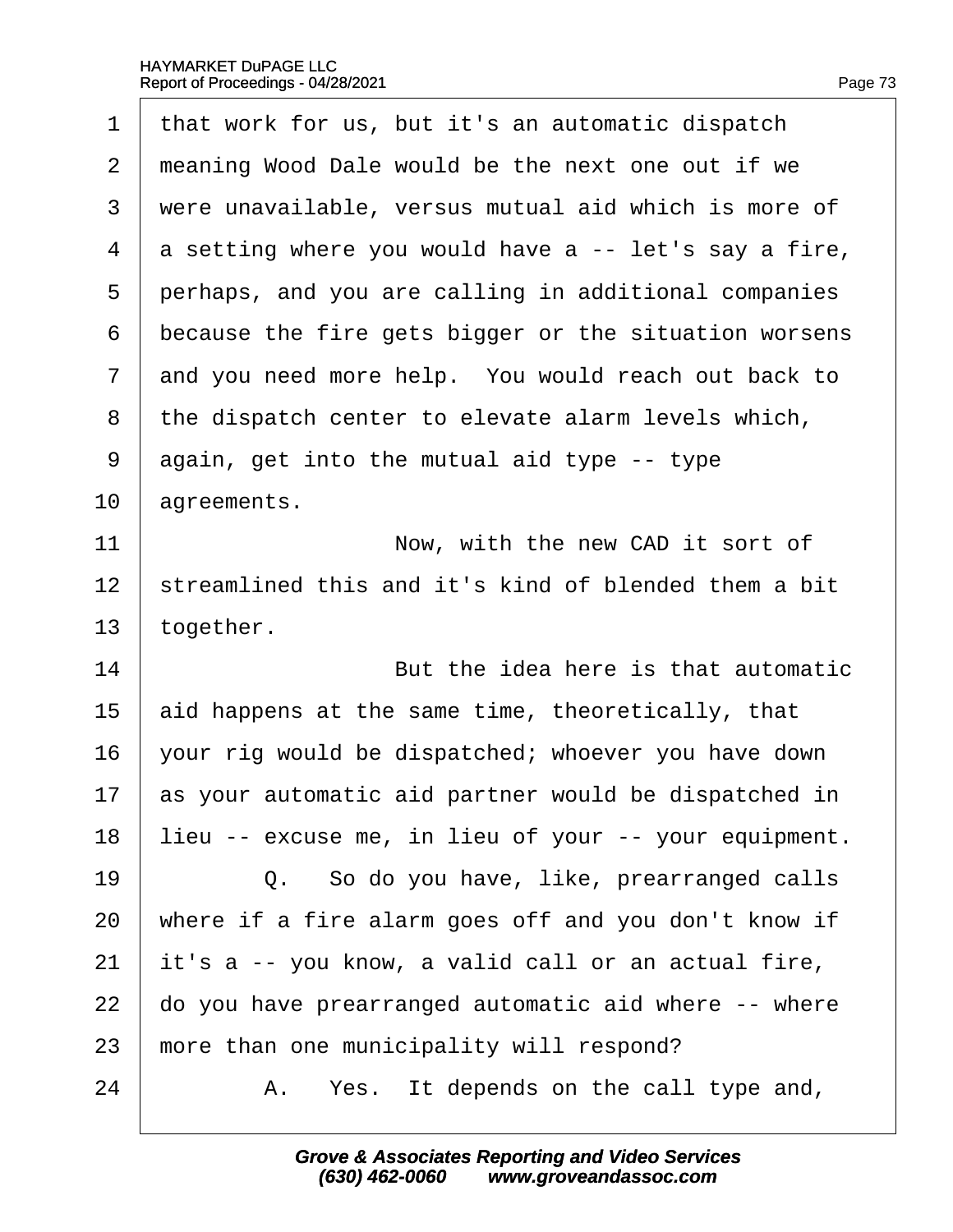that work for us, but it's an automatic dispatch meaning Wood Dale would be the next one out if we were unavailable, versus mutual aid which is more of a setting where you would have a -- let's say a fire, perhaps, and you are calling in additional companies because the fire gets bigger or the situation worsens and you need more help. You would reach out back to the dispatch center to elevate alarm levels which, again, get into the mutual aid type -- type agreements.

Now, with the new CAD it sort of streamlined this and it's kind of blended them a bit together.

But the idea here is that automatic aid happens at the same time, theoretically, that your rig would be dispatched; whoever you have down as your automatic aid partner would be dispatched in lieu -- excuse me, in lieu of your -- your equipment.

Q. So do you have, like, prearranged calls where if a fire alarm goes off and you don't know if it's a -- you know, a valid call or an actual fire, do you have prearranged automatic aid where -- where more than one municipality will respond?

A. Yes. It depends on the call type and,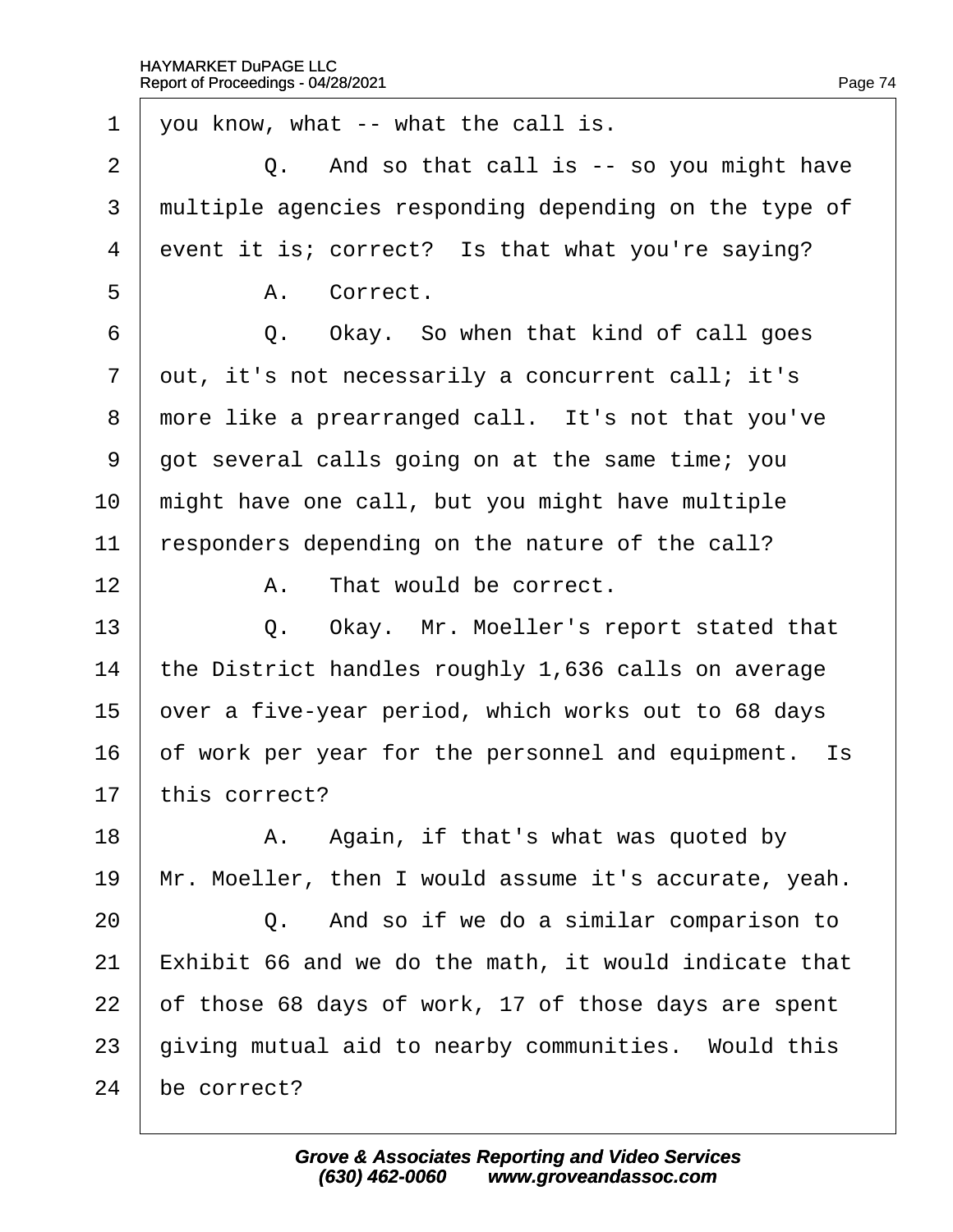1 you know, what -- what the call is.

2 Q. And so that call is -- so you might have

3 multiple agencies responding depending on the type of

4 event it is; correct? Is that what you're saying?

5 A. Correct.

6 Q. Okay. So when that kind of call goes

7 out, it's not necessarily a concurrent call; it's

8 more like a prearranged call. It's not that you've

9 got several calls going on at the same time; you

10 might have one call, but you might have multiple

11 responders depending on the nature of the call?

12 A. That would be correct.

13 Q. Okay. Mr. Moeller's report stated that

14 the District handles roughly 1,636 calls on average

15 over a five-year period, which works out to 68 days

16 of work per year for the personnel and equipment. Is

17 this correct?

18 A. Again, if that's what was quoted by

19 Mr. Moeller, then I would assume it's accurate, yeah.

20 Q. And so if we do a similar comparison to

21 Exhibit 66 and we do the math, it would indicate that

22 of those 68 days of work, 17 of those days are spent

23 giving mutual aid to nearby communities. Would this

24 be correct?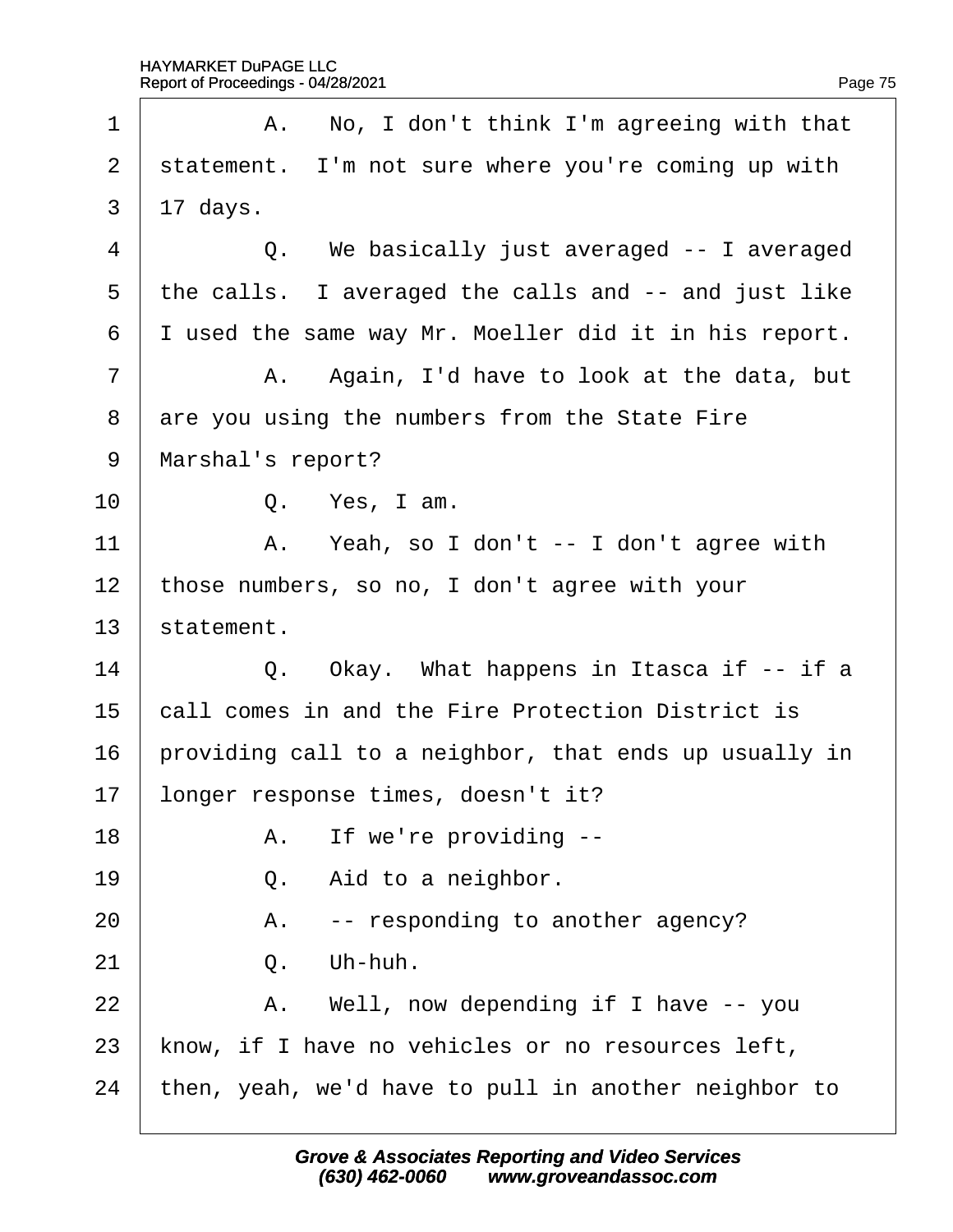1 A. No, I don't think I'm agreeing with that
2 statement. I'm not sure where you're coming up with
3 17 days.
4 Q. We basically just averaged -- I averaged
5 the calls. I averaged the calls and -- and just like
6 I used the same way Mr. Moeller did it in his report.
7 A. Again, I'd have to look at the data, but
8 are you using the numbers from the State Fire
9 Marshal's report?
10 Q. Yes, I am.
11 A. Yeah, so I don't -- I don't agree with
12 those numbers, so no, I don't agree with your
13 statement.
14 Q. Okay. What happens in Itasca if -- if a
15 call comes in and the Fire Protection District is
16 providing call to a neighbor, that ends up usually in
17 longer response times, doesn't it?
18 A. If we're providing --
19 Q. Aid to a neighbor.
20 A. -- responding to another agency?
21 Q. Uh-huh.
22 A. Well, now depending if I have -- you
23 know, if I have no vehicles or no resources left,
24 then, yeah, we'd have to pull in another neighbor to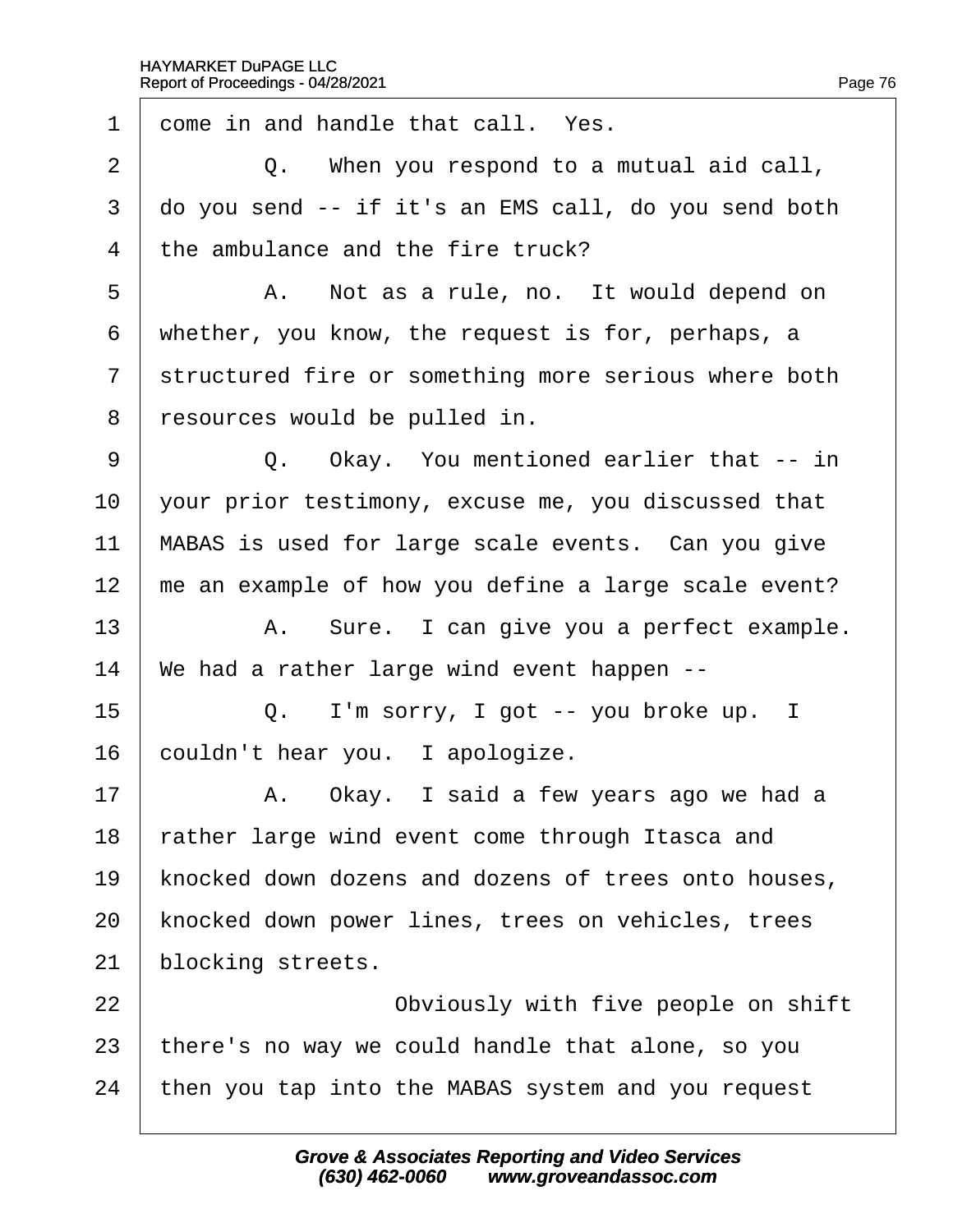1 come in and handle that call. Yes.

2 Q. When you respond to a mutual aid call,

3 do you send -- if it's an EMS call, do you send both

4 the ambulance and the fire truck?

5 A. Not as a rule, no. It would depend on

6 whether, you know, the request is for, perhaps, a

7 structured fire or something more serious where both

8 resources would be pulled in.

9 Q. Okay. You mentioned earlier that -- in

10 your prior testimony, excuse me, you discussed that

11 MABAS is used for large scale events. Can you give

12 me an example of how you define a large scale event?

13 A. Sure. I can give you a perfect example.

14 We had a rather large wind event happen --

15 Q. I'm sorry, I got -- you broke up. I

16 couldn't hear you. I apologize.

17 A. Okay. I said a few years ago we had a

18 rather large wind event come through Itasca and

19 knocked down dozens and dozens of trees onto houses,

20 knocked down power lines, trees on vehicles, trees

21 blocking streets.

22 Obviously with five people on shift

23 there's no way we could handle that alone, so you

24 then you tap into the MABAS system and you request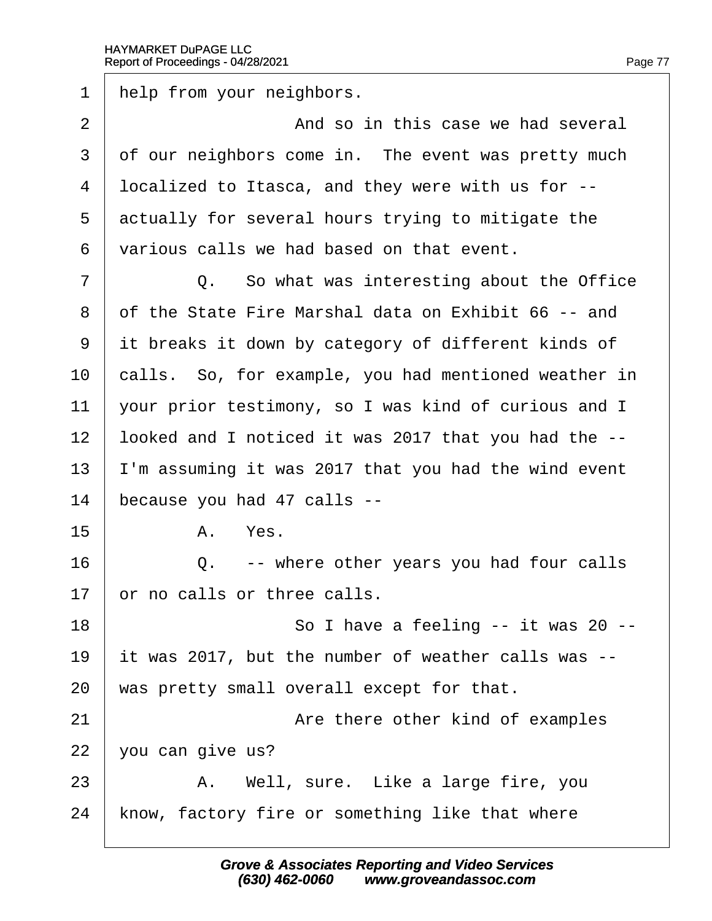help from your neighbors.

And so in this case we had several of our neighbors come in. The event was pretty much localized to Itasca, and they were with us for -- actually for several hours trying to mitigate the various calls we had based on that event.

Q. So what was interesting about the Office of the State Fire Marshal data on Exhibit 66 -- and it breaks it down by category of different kinds of calls. So, for example, you had mentioned weather in your prior testimony, so I was kind of curious and I looked and I noticed it was 2017 that you had the -- I'm assuming it was 2017 that you had the wind event because you had 47 calls --

A. Yes.

Q. -- where other years you had four calls or no calls or three calls.

So I have a feeling -- it was 20 -- it was 2017, but the number of weather calls was -- was pretty small overall except for that.

Are there other kind of examples you can give us?

A. Well, sure. Like a large fire, you know, factory fire or something like that where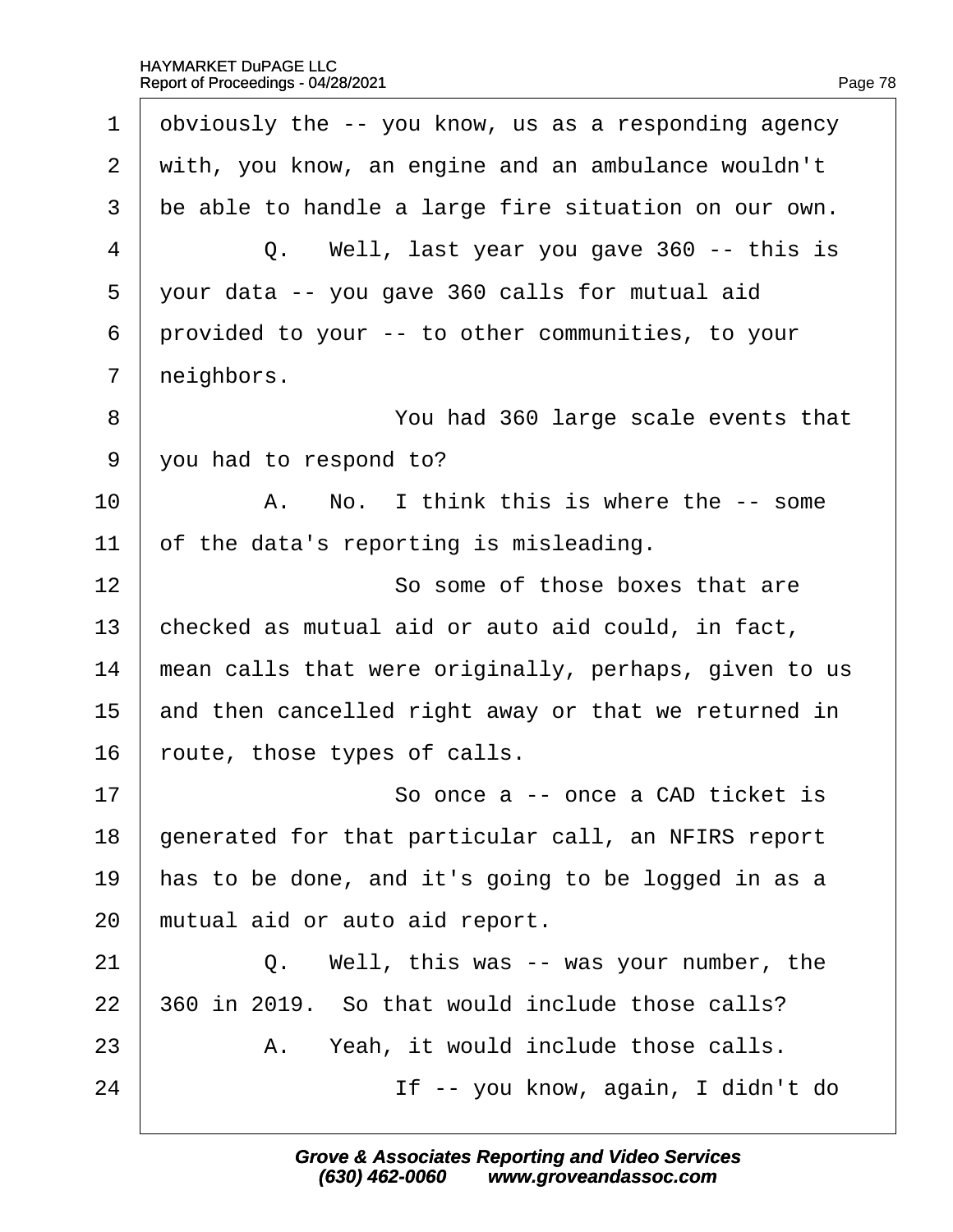1 obviously the -- you know, us as a responding agency
2 with, you know, an engine and an ambulance wouldn't
3 be able to handle a large fire situation on our own.
4 Q. Well, last year you gave 360 -- this is
5 your data -- you gave 360 calls for mutual aid
6 provided to your -- to other communities, to your
7 neighbors.
8 You had 360 large scale events that
9 you had to respond to?
10 A. No. I think this is where the -- some
11 of the data's reporting is misleading.
12 So some of those boxes that are
13 checked as mutual aid or auto aid could, in fact,
14 mean calls that were originally, perhaps, given to us
15 and then cancelled right away or that we returned in
16 route, those types of calls.
17 So once a -- once a CAD ticket is
18 generated for that particular call, an NFIRS report
19 has to be done, and it's going to be logged in as a
20 mutual aid or auto aid report.
21 Q. Well, this was -- was your number, the
22 360 in 2019. So that would include those calls?
23 A. Yeah, it would include those calls.
24 If -- you know, again, I didn't do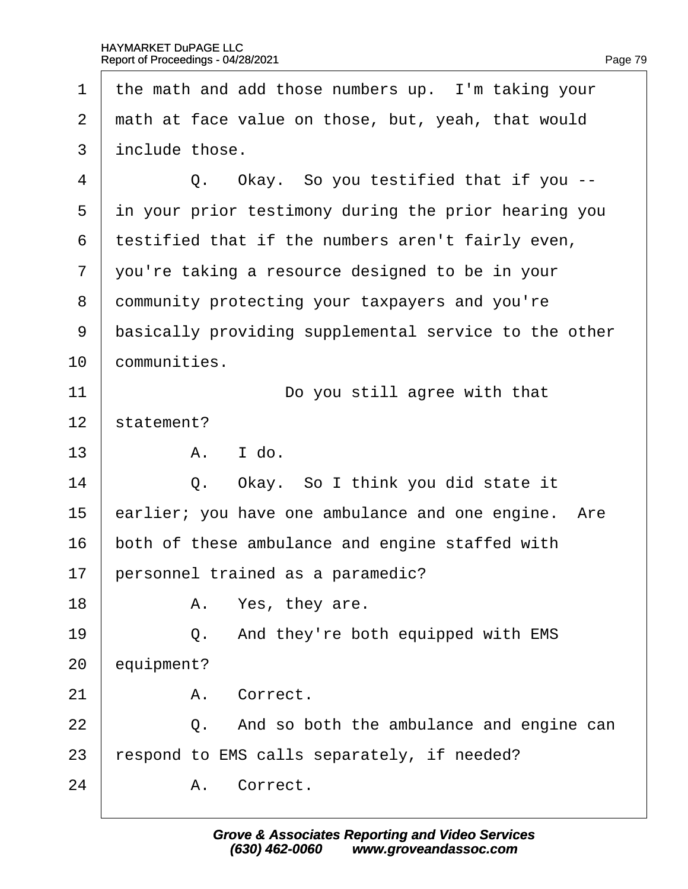1 the math and add those numbers up. I'm taking your
2 math at face value on those, but, yeah, that would
3 include those.
4 Q. Okay. So you testified that if you --
5 in your prior testimony during the prior hearing you
6 testified that if the numbers aren't fairly even,
7 you're taking a resource designed to be in your
8 community protecting your taxpayers and you're
9 basically providing supplemental service to the other
10 communities.
11 Do you still agree with that
12 statement?
13 A. I do.
14 Q. Okay. So I think you did state it
15 earlier; you have one ambulance and one engine. Are
16 both of these ambulance and engine staffed with
17 personnel trained as a paramedic?
18 A. Yes, they are.
19 Q. And they're both equipped with EMS
20 equipment?
21 A. Correct.
22 Q. And so both the ambulance and engine can
23 respond to EMS calls separately, if needed?
24 A. Correct.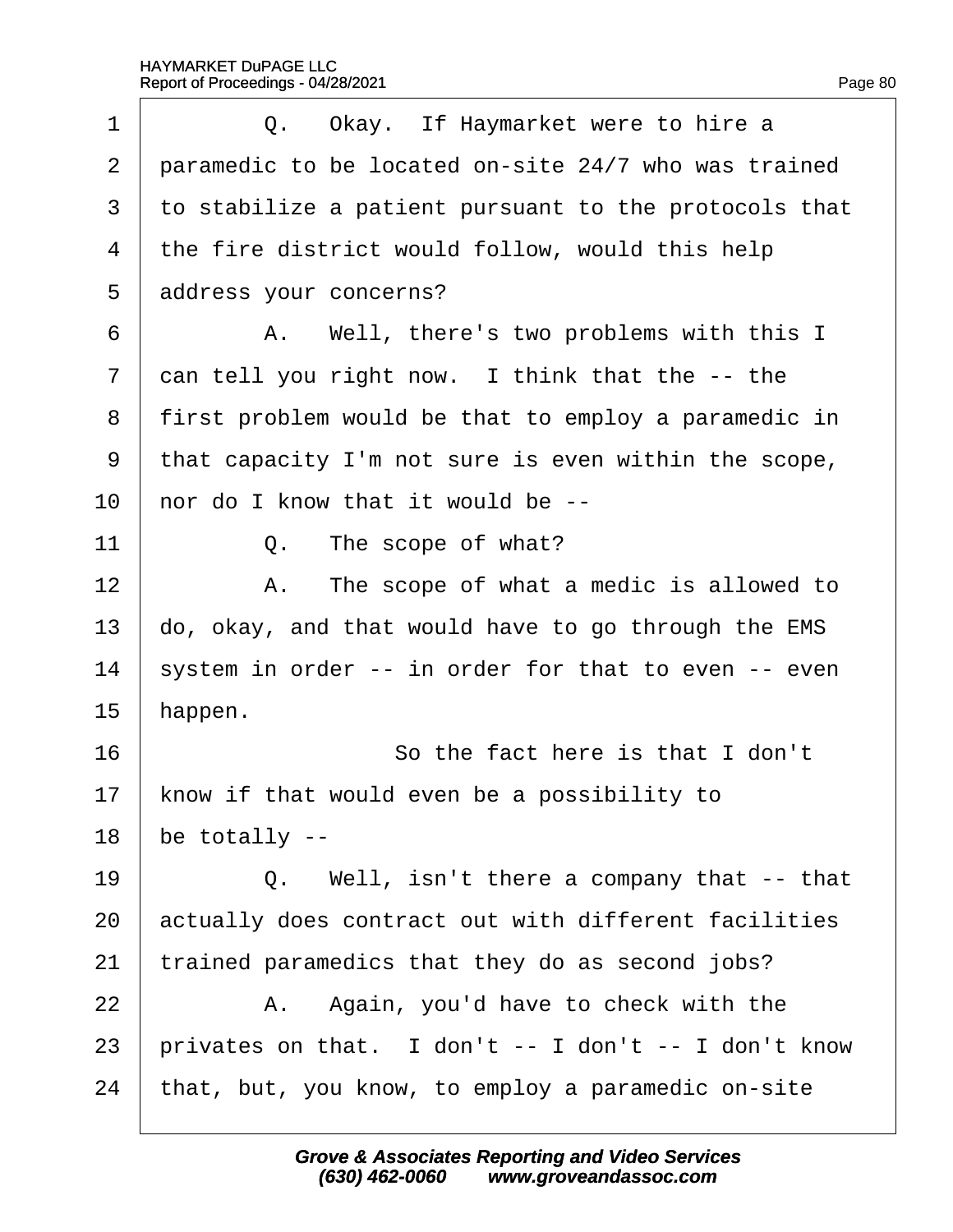1 Q. Okay. If Haymarket were to hire a
2 paramedic to be located on-site 24/7 who was trained
3 to stabilize a patient pursuant to the protocols that
4 the fire district would follow, would this help
5 address your concerns?
6 A. Well, there's two problems with this I
7 can tell you right now. I think that the -- the
8 first problem would be that to employ a paramedic in
9 that capacity I'm not sure is even within the scope,
10 nor do I know that it would be --
11 Q. The scope of what?
12 A. The scope of what a medic is allowed to
13 do, okay, and that would have to go through the EMS
14 system in order -- in order for that to even -- even
15 happen.
16 So the fact here is that I don't
17 know if that would even be a possibility to
18 be totally --
19 Q. Well, isn't there a company that -- that
20 actually does contract out with different facilities
21 trained paramedics that they do as second jobs?
22 A. Again, you'd have to check with the
23 privates on that. I don't -- I don't -- I don't know
24 that, but, you know, to employ a paramedic on-site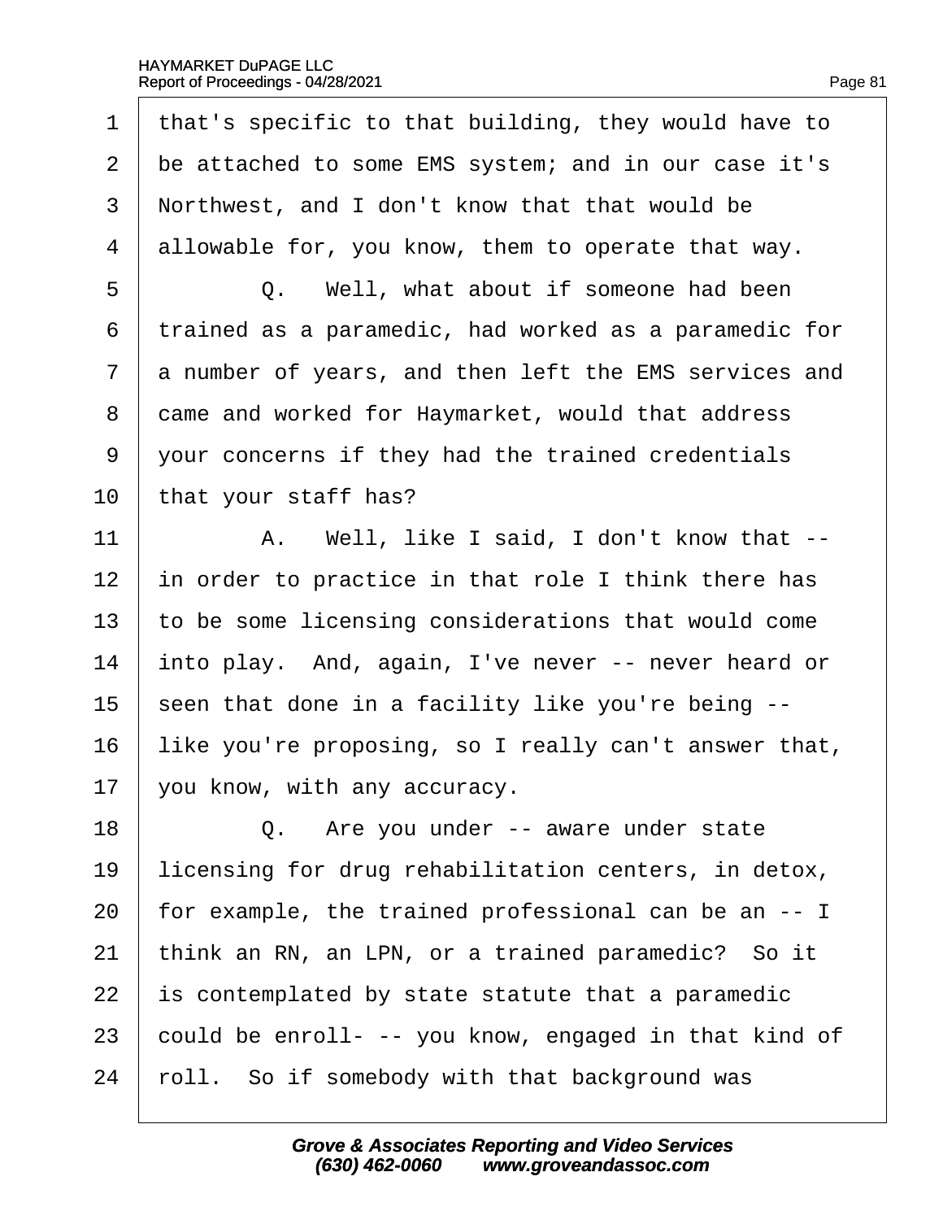1 that's specific to that building, they would have to
2 be attached to some EMS system; and in our case it's
3 Northwest, and I don't know that that would be
4 allowable for, you know, them to operate that way.
5 Q. Well, what about if someone had been
6 trained as a paramedic, had worked as a paramedic for
7 a number of years, and then left the EMS services and
8 came and worked for Haymarket, would that address
9 your concerns if they had the trained credentials
10 that your staff has?
11 A. Well, like I said, I don't know that --
12 in order to practice in that role I think there has
13 to be some licensing considerations that would come
14 into play. And, again, I've never -- never heard or
15 seen that done in a facility like you're being --
16 like you're proposing, so I really can't answer that,
17 you know, with any accuracy.
18 Q. Are you under -- aware under state
19 licensing for drug rehabilitation centers, in detox,
20 for example, the trained professional can be an -- I
21 think an RN, an LPN, or a trained paramedic? So it
22 is contemplated by state statute that a paramedic
23 could be enroll- -- you know, engaged in that kind of
24 roll. So if somebody with that background was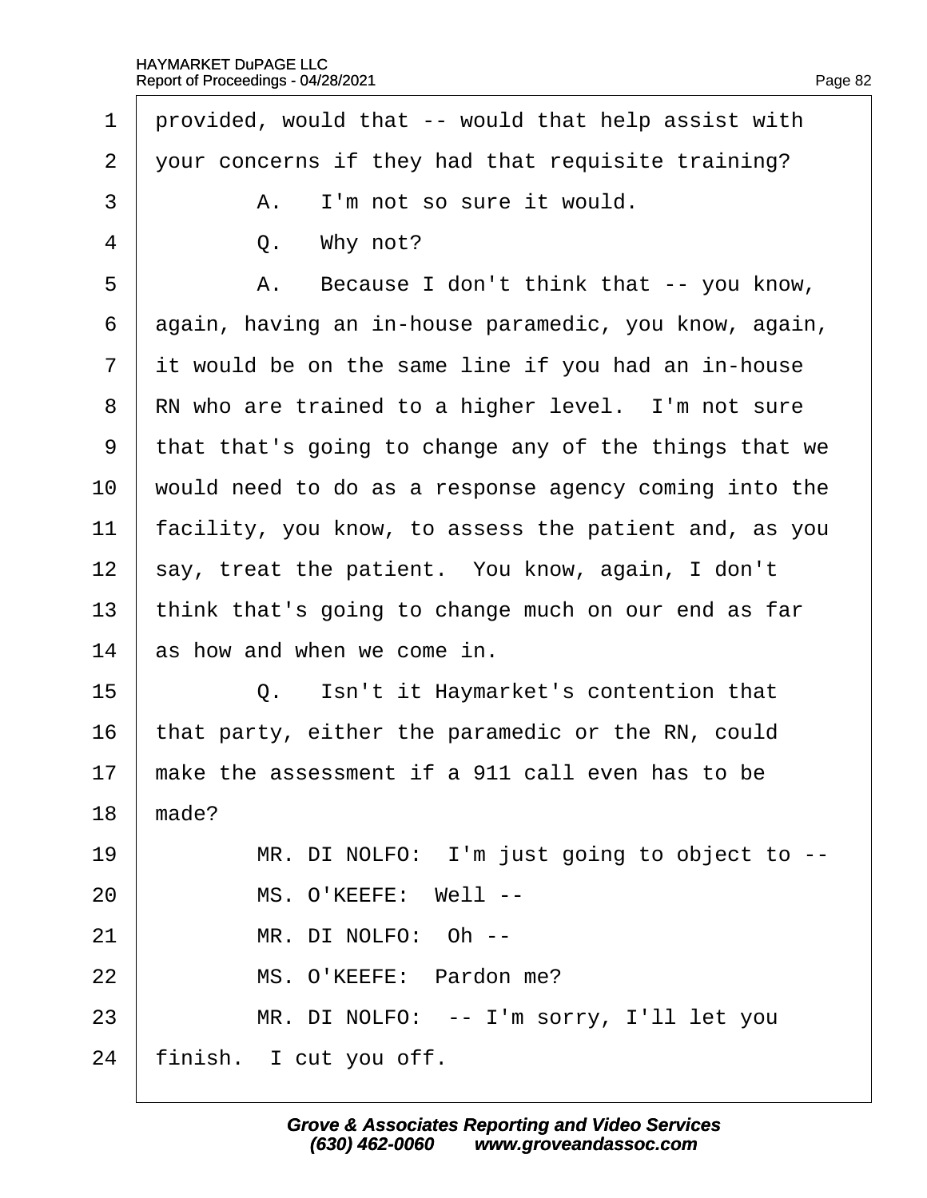1 provided, would that -- would that help assist with
2 your concerns if they had that requisite training?
3 A. I'm not so sure it would.
4 Q. Why not?
5 A. Because I don't think that -- you know,
6 again, having an in-house paramedic, you know, again,
7 it would be on the same line if you had an in-house
8 RN who are trained to a higher level. I'm not sure
9 that that's going to change any of the things that we
10 would need to do as a response agency coming into the
11 facility, you know, to assess the patient and, as you
12 say, treat the patient. You know, again, I don't
13 think that's going to change much on our end as far
14 as how and when we come in.
15 Q. Isn't it Haymarket's contention that
16 that party, either the paramedic or the RN, could
17 make the assessment if a 911 call even has to be
18 made?
19 MR. DI NOLFO: I'm just going to object to --
20 MS. O'KEEFE: Well --
21 MR. DI NOLFO: Oh --
22 MS. O'KEEFE: Pardon me?
23 MR. DI NOLFO: -- I'm sorry, I'll let you
24 finish. I cut you off.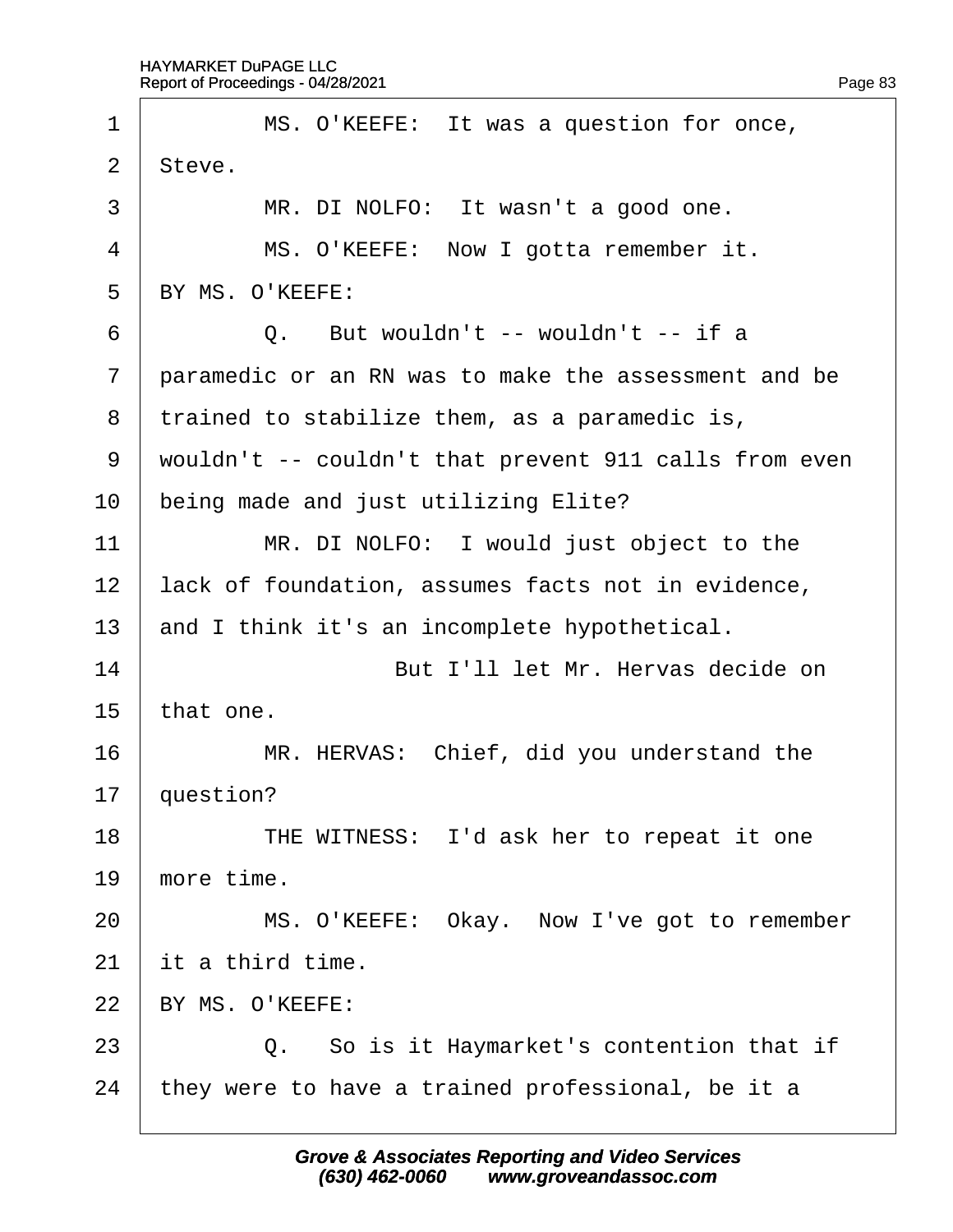1 MS. O'KEEFE: It was a question for once,
2 Steve.
3 MR. DI NOLFO: It wasn't a good one.
4 MS. O'KEEFE: Now I gotta remember it.
5 BY MS. O'KEEFE:
6 Q. But wouldn't -- wouldn't -- if a
7 paramedic or an RN was to make the assessment and be
8 trained to stabilize them, as a paramedic is,
9 wouldn't -- couldn't that prevent 911 calls from even
10 being made and just utilizing Elite?
11 MR. DI NOLFO: I would just object to the
12 lack of foundation, assumes facts not in evidence,
13 and I think it's an incomplete hypothetical.
14 But I'll let Mr. Hervas decide on
15 that one.
16 MR. HERVAS: Chief, did you understand the
17 question?
18 THE WITNESS: I'd ask her to repeat it one
19 more time.
20 MS. O'KEEFE: Okay. Now I've got to remember
21 it a third time.
22 BY MS. O'KEEFE:
23 Q. So is it Haymarket's contention that if
24 they were to have a trained professional, be it a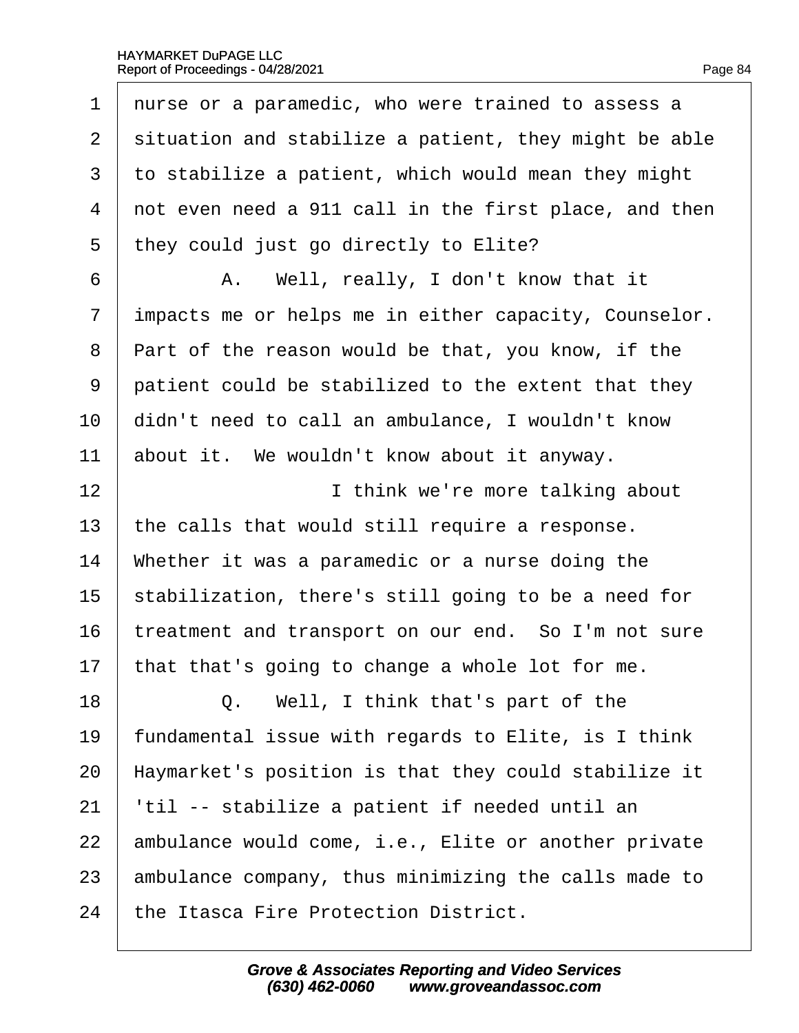1 nurse or a paramedic, who were trained to assess a
2 situation and stabilize a patient, they might be able
3 to stabilize a patient, which would mean they might
4 not even need a 911 call in the first place, and then
5 they could just go directly to Elite?

6 A. Well, really, I don't know that it
7 impacts me or helps me in either capacity, Counselor.
8 Part of the reason would be that, you know, if the
9 patient could be stabilized to the extent that they
10 didn't need to call an ambulance, I wouldn't know
11 about it. We wouldn't know about it anyway.

12 I think we're more talking about
13 the calls that would still require a response.
14 Whether it was a paramedic or a nurse doing the
15 stabilization, there's still going to be a need for
16 treatment and transport on our end. So I'm not sure
17 that that's going to change a whole lot for me.

18 Q. Well, I think that's part of the
19 fundamental issue with regards to Elite, is I think
20 Haymarket's position is that they could stabilize it
21 'til -- stabilize a patient if needed until an
22 ambulance would come, i.e., Elite or another private
23 ambulance company, thus minimizing the calls made to
24 the Itasca Fire Protection District.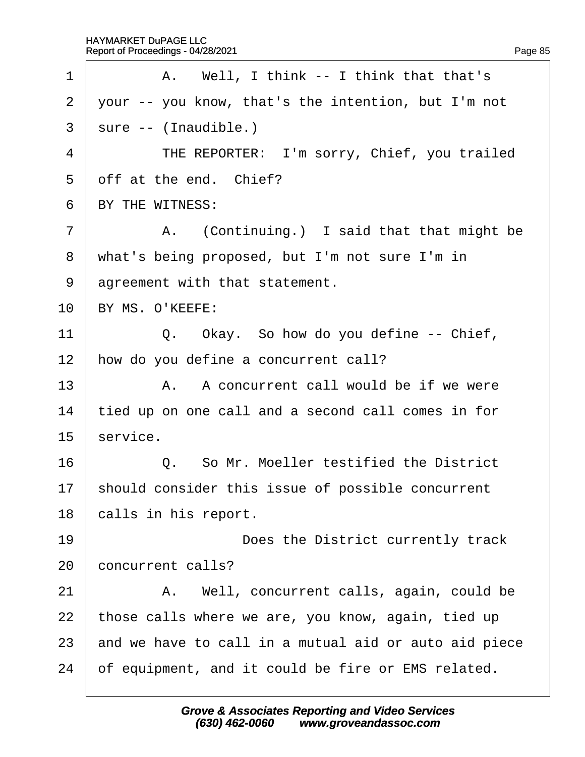1 A. Well, I think -- I think that that's
2 your -- you know, that's the intention, but I'm not
3 sure -- (Inaudible.)
4 THE REPORTER: I'm sorry, Chief, you trailed
5 off at the end. Chief?
6 BY THE WITNESS:
7 A. (Continuing.) I said that that might be
8 what's being proposed, but I'm not sure I'm in
9 agreement with that statement.
10 BY MS. O'KEEFE:
11 Q. Okay. So how do you define -- Chief,
12 how do you define a concurrent call?
13 A. A concurrent call would be if we were
14 tied up on one call and a second call comes in for
15 service.
16 Q. So Mr. Moeller testified the District
17 should consider this issue of possible concurrent
18 calls in his report.
19 Does the District currently track
20 concurrent calls?
21 A. Well, concurrent calls, again, could be
22 those calls where we are, you know, again, tied up
23 and we have to call in a mutual aid or auto aid piece
24 of equipment, and it could be fire or EMS related.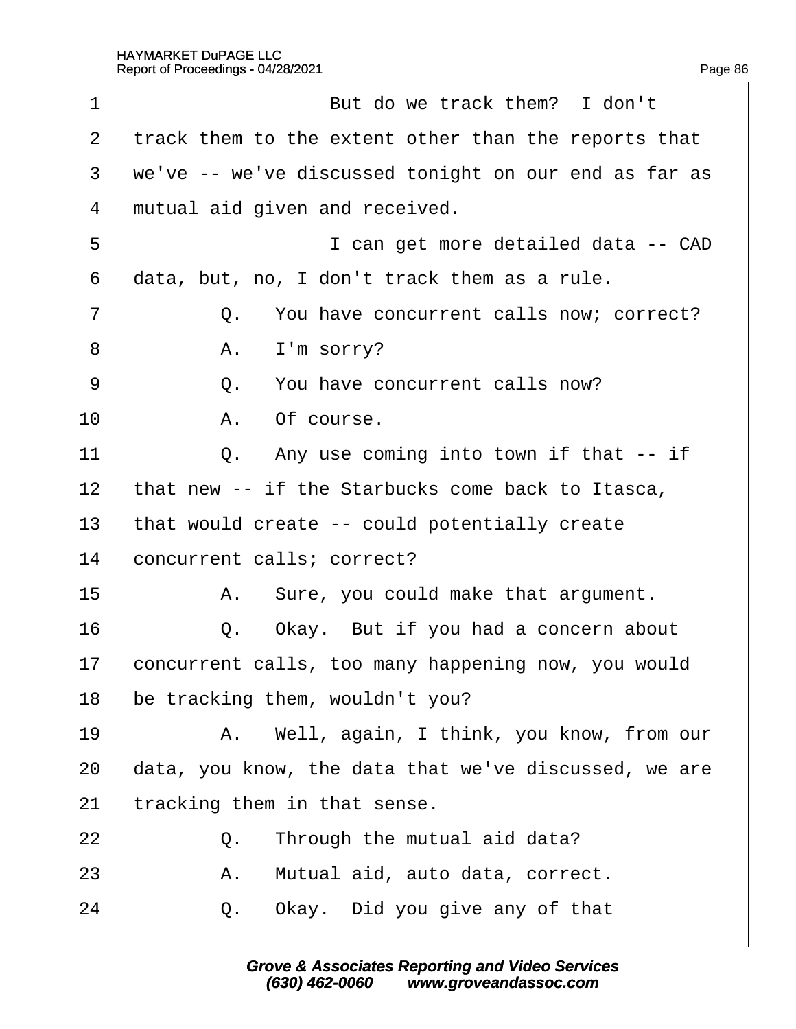1 But do we track them? I don't
2 track them to the extent other than the reports that
3 we've -- we've discussed tonight on our end as far as
4 mutual aid given and received.
5 I can get more detailed data -- CAD
6 data, but, no, I don't track them as a rule.
7 Q. You have concurrent calls now; correct?
8 A. I'm sorry?
9 Q. You have concurrent calls now?
10 A. Of course.
11 Q. Any use coming into town if that -- if
12 that new -- if the Starbucks come back to Itasca,
13 that would create -- could potentially create
14 concurrent calls; correct?
15 A. Sure, you could make that argument.
16 Q. Okay. But if you had a concern about
17 concurrent calls, too many happening now, you would
18 be tracking them, wouldn't you?
19 A. Well, again, I think, you know, from our
20 data, you know, the data that we've discussed, we are
21 tracking them in that sense.
22 Q. Through the mutual aid data?
23 A. Mutual aid, auto data, correct.
24 Q. Okay. Did you give any of that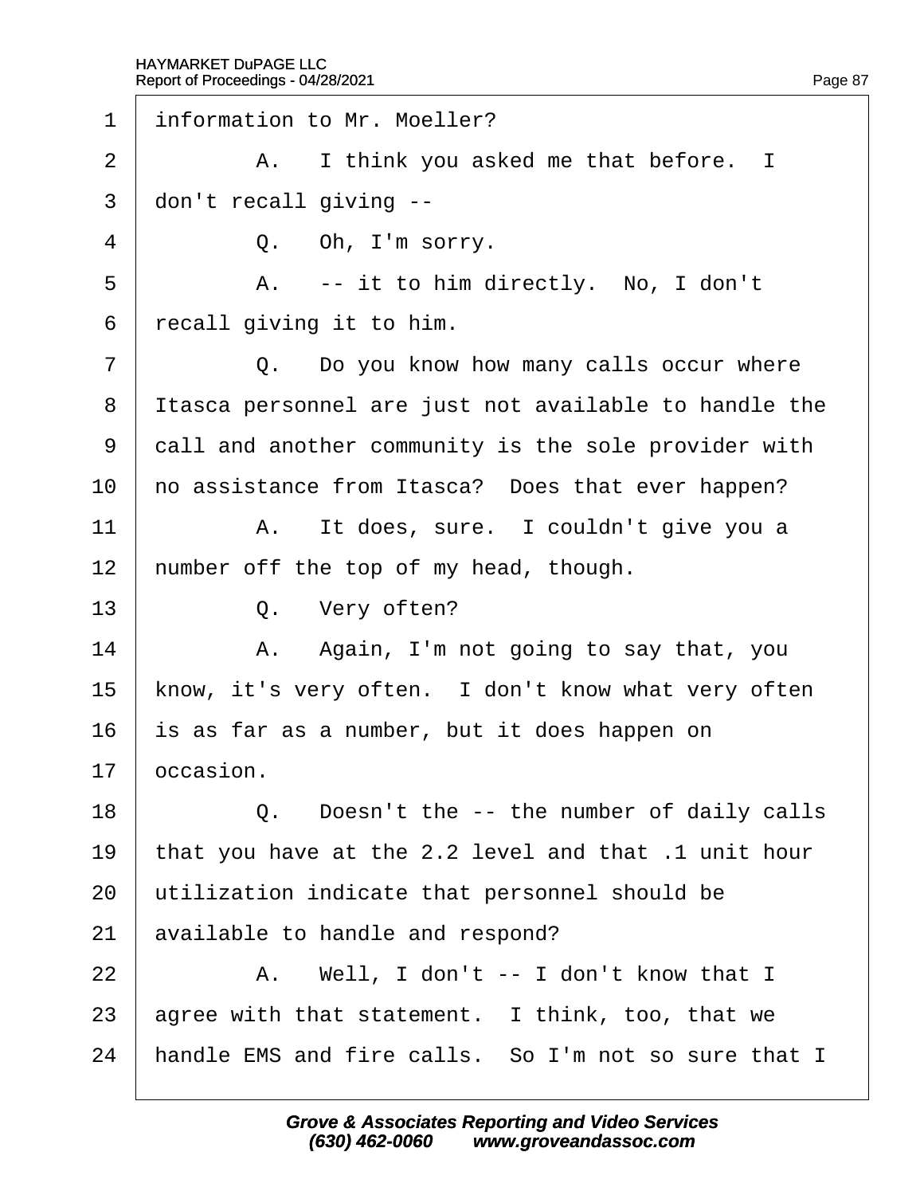1 information to Mr. Moeller?

2 A. I think you asked me that before. I

3 don't recall giving --

4 Q. Oh, I'm sorry.

5 A. -- it to him directly. No, I don't

6 recall giving it to him.

7 Q. Do you know how many calls occur where

8 Itasca personnel are just not available to handle the

9 call and another community is the sole provider with

10 no assistance from Itasca? Does that ever happen?

11 A. It does, sure. I couldn't give you a

12 number off the top of my head, though.

13 Q. Very often?

14 A. Again, I'm not going to say that, you

15 know, it's very often. I don't know what very often

16 is as far as a number, but it does happen on

17 occasion.

18 Q. Doesn't the -- the number of daily calls

19 that you have at the 2.2 level and that .1 unit hour

20 utilization indicate that personnel should be

21 available to handle and respond?

22 A. Well, I don't -- I don't know that I

23 agree with that statement. I think, too, that we

24 handle EMS and fire calls. So I'm not so sure that I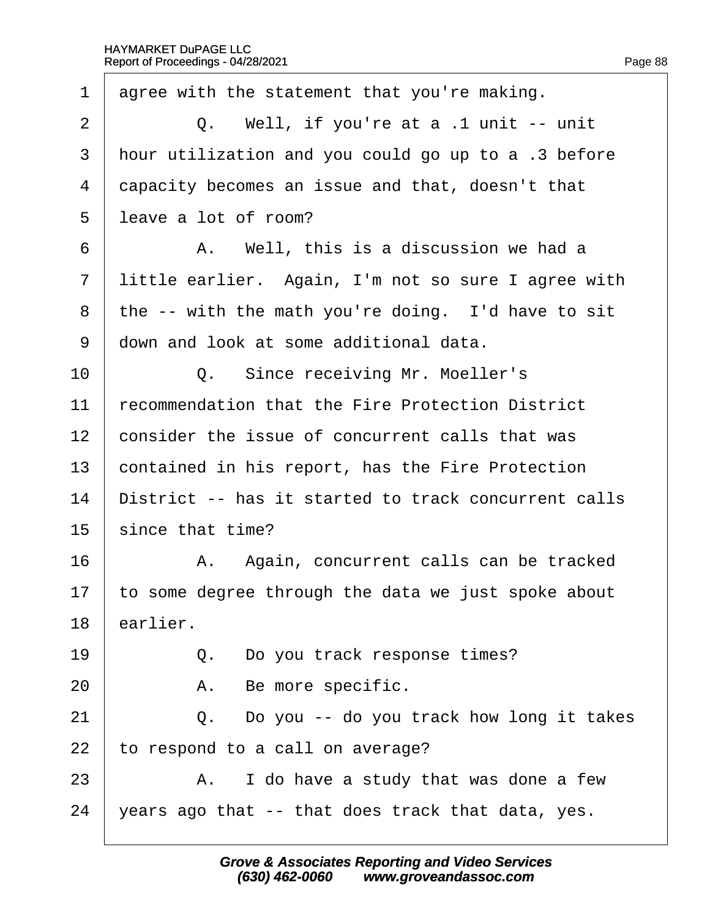1 agree with the statement that you're making.

2 Q. Well, if you're at a .1 unit -- unit

3 hour utilization and you could go up to a .3 before

4 capacity becomes an issue and that, doesn't that

5 leave a lot of room?

6 A. Well, this is a discussion we had a

7 little earlier. Again, I'm not so sure I agree with

8 the -- with the math you're doing. I'd have to sit

9 down and look at some additional data.

10 Q. Since receiving Mr. Moeller's

11 recommendation that the Fire Protection District

12 consider the issue of concurrent calls that was

13 contained in his report, has the Fire Protection

14 District -- has it started to track concurrent calls

15 since that time?

16 A. Again, concurrent calls can be tracked

17 to some degree through the data we just spoke about

18 earlier.

19 Q. Do you track response times?

20 A. Be more specific.

21 Q. Do you -- do you track how long it takes

22 to respond to a call on average?

23 A. I do have a study that was done a few

24 years ago that -- that does track that data, yes.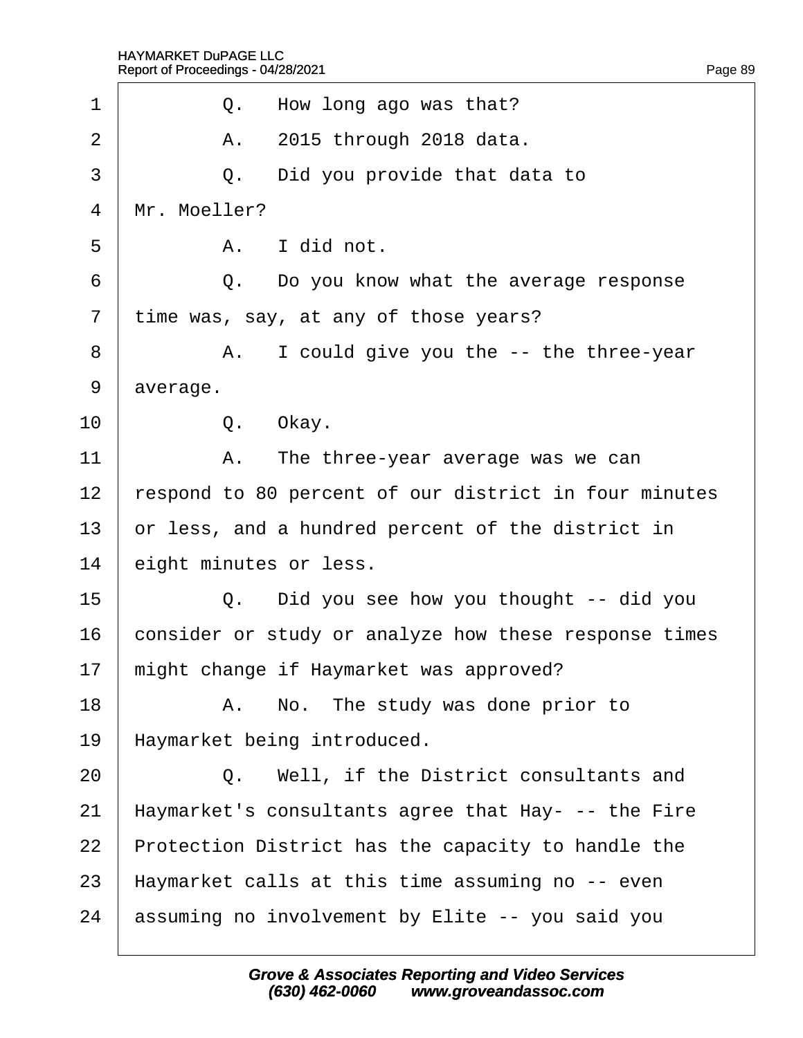1 Q. How long ago was that?

2 A. 2015 through 2018 data.

3 Q. Did you provide that data to

4 Mr. Moeller?

5 A. I did not.

6 Q. Do you know what the average response

7 time was, say, at any of those years?

8 A. I could give you the -- the three-year

9 average.

10 Q. Okay.

11 A. The three-year average was we can

12 respond to 80 percent of our district in four minutes

13 or less, and a hundred percent of the district in

14 eight minutes or less.

15 Q. Did you see how you thought -- did you

16 consider or study or analyze how these response times

17 might change if Haymarket was approved?

18 A. No. The study was done prior to

19 Haymarket being introduced.

20 Q. Well, if the District consultants and

21 Haymarket's consultants agree that Hay- -- the Fire

22 Protection District has the capacity to handle the

23 Haymarket calls at this time assuming no -- even

24 assuming no involvement by Elite -- you said you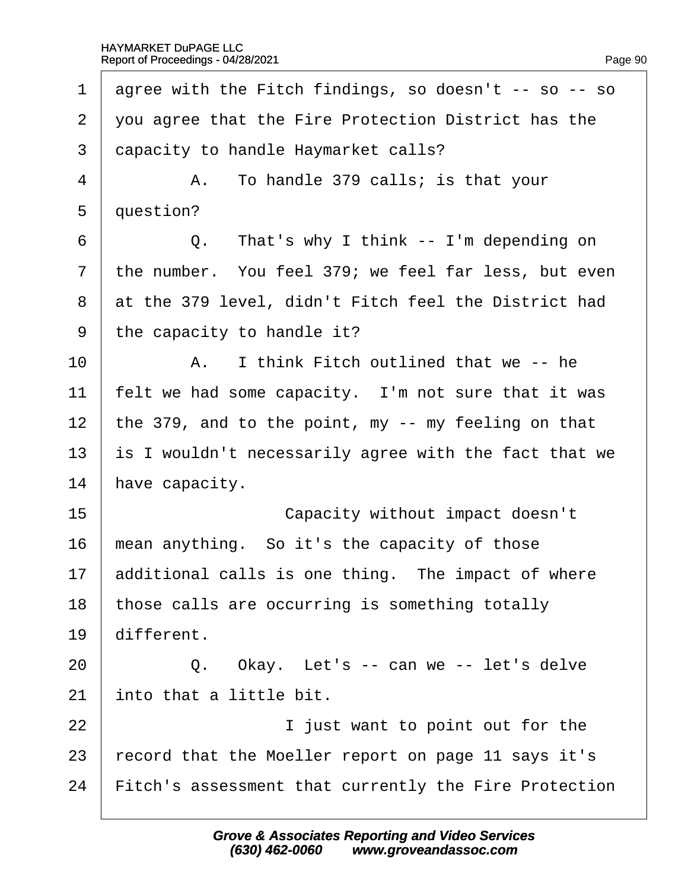agree with the Fitch findings, so doesn't -- so -- so you agree that the Fire Protection District has the capacity to handle Haymarket calls?

A. To handle 379 calls; is that your question?

Q. That's why I think -- I'm depending on the number. You feel 379; we feel far less, but even at the 379 level, didn't Fitch feel the District had the capacity to handle it?

A. I think Fitch outlined that we -- he felt we had some capacity. I'm not sure that it was the 379, and to the point, my -- my feeling on that is I wouldn't necessarily agree with the fact that we have capacity.

Capacity without impact doesn't mean anything. So it's the capacity of those additional calls is one thing. The impact of where those calls are occurring is something totally different.

Q. Okay. Let's -- can we -- let's delve into that a little bit.

I just want to point out for the record that the Moeller report on page 11 says it's Fitch's assessment that currently the Fire Protection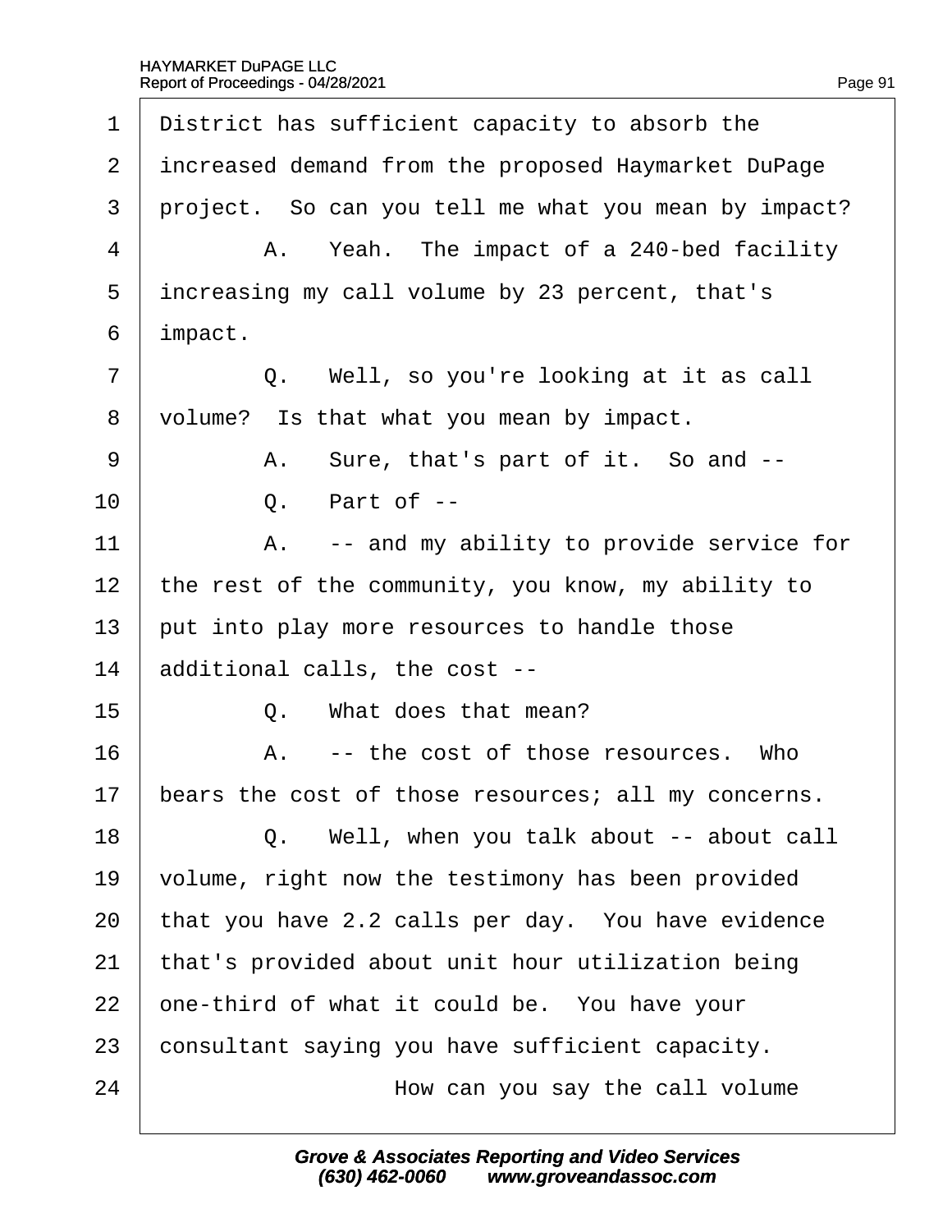1 District has sufficient capacity to absorb the
2 increased demand from the proposed Haymarket DuPage
3 project. So can you tell me what you mean by impact?
4 A. Yeah. The impact of a 240-bed facility
5 increasing my call volume by 23 percent, that's
6 impact.
7 Q. Well, so you're looking at it as call
8 volume? Is that what you mean by impact.
9 A. Sure, that's part of it. So and --
10 Q. Part of --
11 A. -- and my ability to provide service for
12 the rest of the community, you know, my ability to
13 put into play more resources to handle those
14 additional calls, the cost --
15 Q. What does that mean?
16 A. -- the cost of those resources. Who
17 bears the cost of those resources; all my concerns.
18 Q. Well, when you talk about -- about call
19 volume, right now the testimony has been provided
20 that you have 2.2 calls per day. You have evidence
21 that's provided about unit hour utilization being
22 one-third of what it could be. You have your
23 consultant saying you have sufficient capacity.
24 How can you say the call volume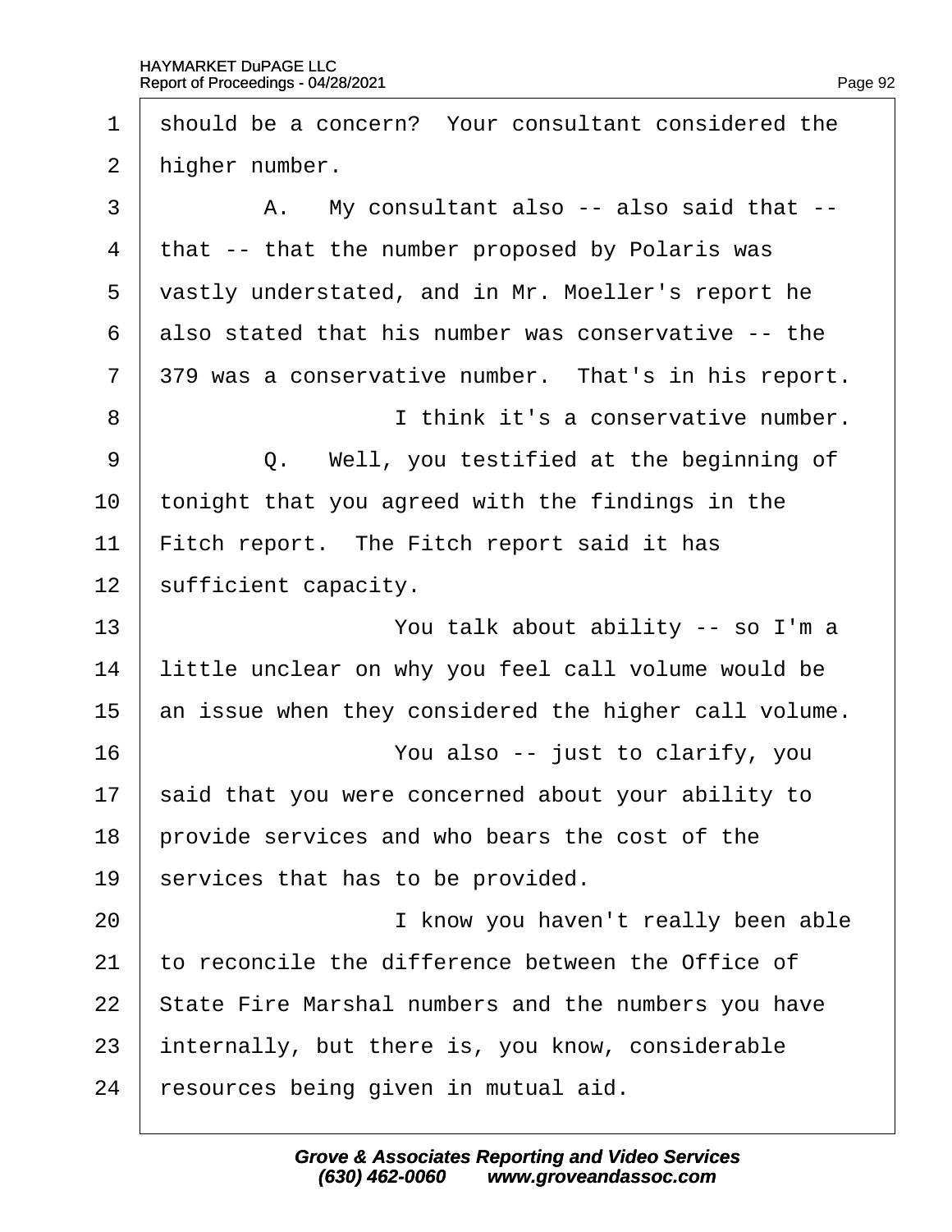should be a concern? Your consultant considered the higher number.

A. My consultant also -- also said that -- that -- that the number proposed by Polaris was vastly understated, and in Mr. Moeller's report he also stated that his number was conservative -- the 379 was a conservative number. That's in his report.

I think it's a conservative number.

Q. Well, you testified at the beginning of tonight that you agreed with the findings in the Fitch report. The Fitch report said it has sufficient capacity.

You talk about ability -- so I'm a little unclear on why you feel call volume would be an issue when they considered the higher call volume.

You also -- just to clarify, you said that you were concerned about your ability to provide services and who bears the cost of the services that has to be provided.

I know you haven't really been able to reconcile the difference between the Office of State Fire Marshal numbers and the numbers you have internally, but there is, you know, considerable resources being given in mutual aid.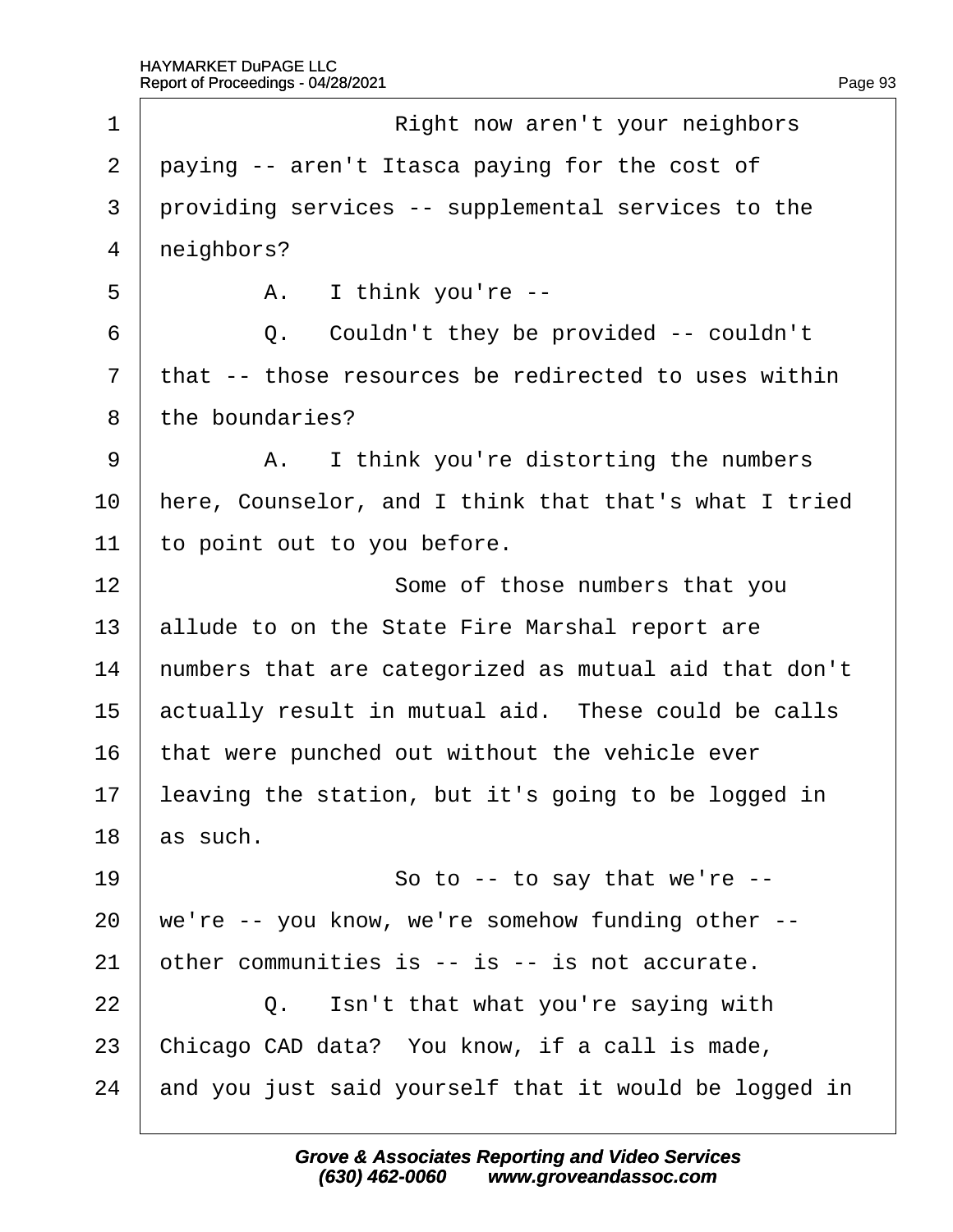1 Right now aren't your neighbors
2 paying -- aren't Itasca paying for the cost of
3 providing services -- supplemental services to the
4 neighbors?
5 A. I think you're --
6 Q. Couldn't they be provided -- couldn't
7 that -- those resources be redirected to uses within
8 the boundaries?
9 A. I think you're distorting the numbers
10 here, Counselor, and I think that that's what I tried
11 to point out to you before.
12 Some of those numbers that you
13 allude to on the State Fire Marshal report are
14 numbers that are categorized as mutual aid that don't
15 actually result in mutual aid. These could be calls
16 that were punched out without the vehicle ever
17 leaving the station, but it's going to be logged in
18 as such.
19 So to -- to say that we're --
20 we're -- you know, we're somehow funding other --
21 other communities is -- is -- is not accurate.
22 Q. Isn't that what you're saying with
23 Chicago CAD data? You know, if a call is made,
24 and you just said yourself that it would be logged in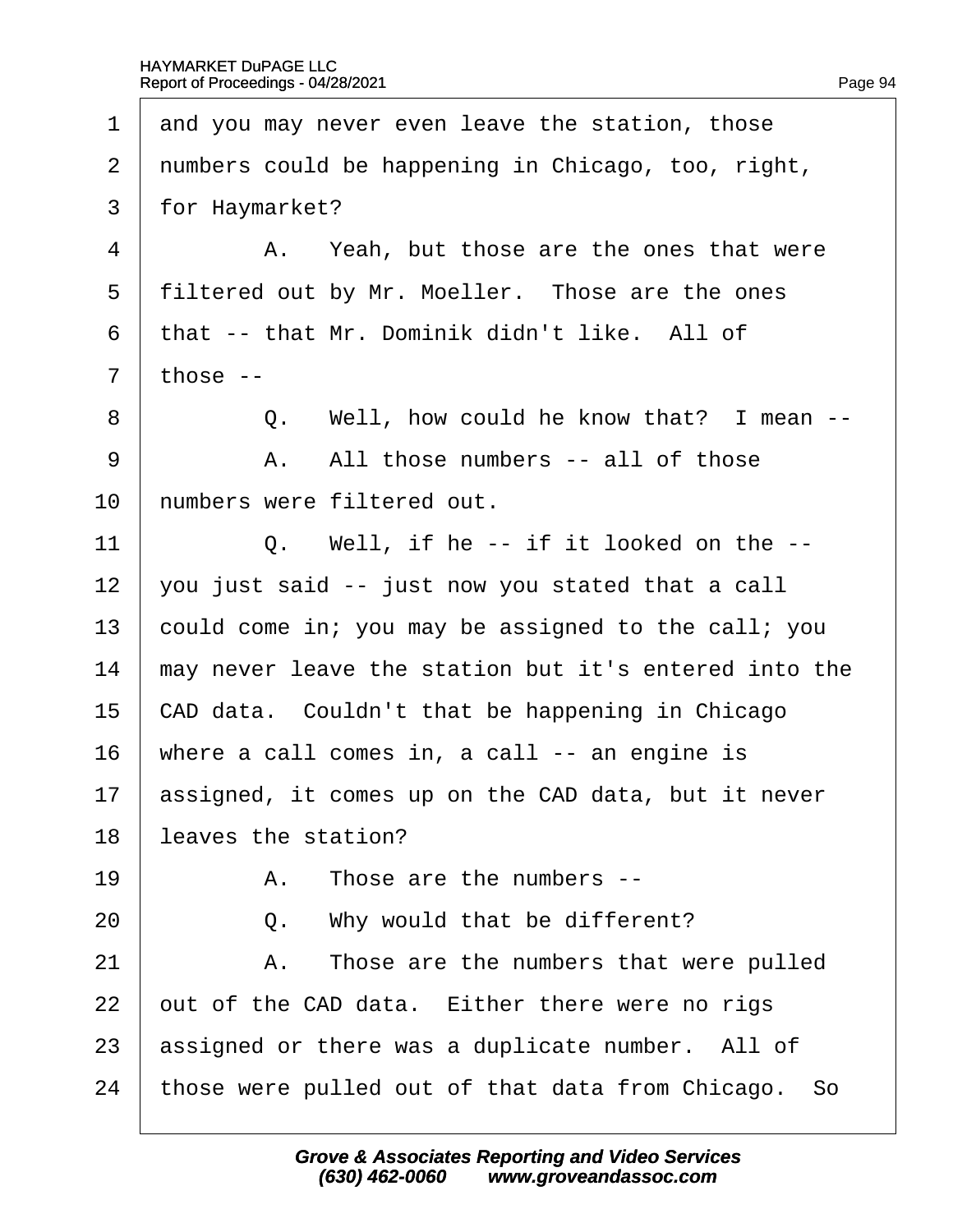1 and you may never even leave the station, those
2 numbers could be happening in Chicago, too, right,
3 for Haymarket?
4 A. Yeah, but those are the ones that were
5 filtered out by Mr. Moeller. Those are the ones
6 that -- that Mr. Dominik didn't like. All of
7 those --
8 Q. Well, how could he know that? I mean --
9 A. All those numbers -- all of those
10 numbers were filtered out.
11 Q. Well, if he -- if it looked on the --
12 you just said -- just now you stated that a call
13 could come in; you may be assigned to the call; you
14 may never leave the station but it's entered into the
15 CAD data. Couldn't that be happening in Chicago
16 where a call comes in, a call -- an engine is
17 assigned, it comes up on the CAD data, but it never
18 leaves the station?
19 A. Those are the numbers --
20 Q. Why would that be different?
21 A. Those are the numbers that were pulled
22 out of the CAD data. Either there were no rigs
23 assigned or there was a duplicate number. All of
24 those were pulled out of that data from Chicago. So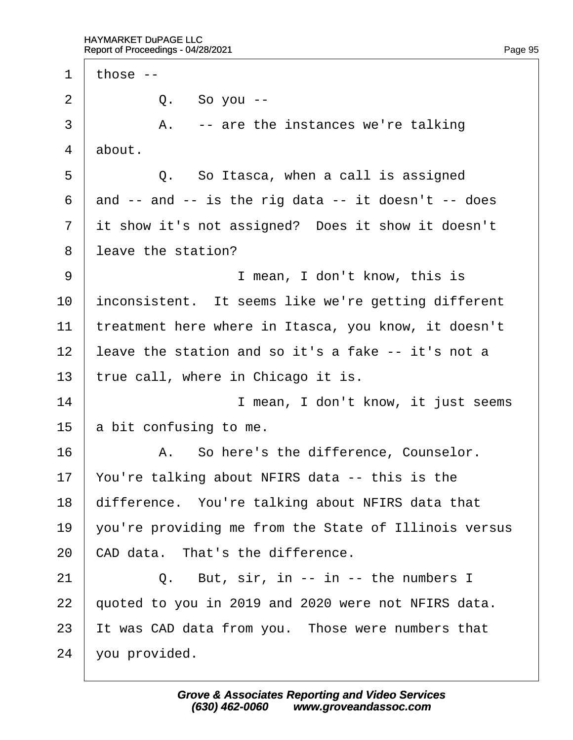1 those --

2 Q. So you --

3 A. -- are the instances we're talking

4 about.

5 Q. So Itasca, when a call is assigned

6 and -- and -- is the rig data -- it doesn't -- does

7 it show it's not assigned? Does it show it doesn't

8 leave the station?

9 I mean, I don't know, this is

10 inconsistent. It seems like we're getting different

11 treatment here where in Itasca, you know, it doesn't

12 leave the station and so it's a fake -- it's not a

13 true call, where in Chicago it is.

14 I mean, I don't know, it just seems

15 a bit confusing to me.

16 A. So here's the difference, Counselor.

17 You're talking about NFIRS data -- this is the

18 difference. You're talking about NFIRS data that

19 you're providing me from the State of Illinois versus

20 CAD data. That's the difference.

21 Q. But, sir, in -- in -- the numbers I

22 quoted to you in 2019 and 2020 were not NFIRS data.

23 It was CAD data from you. Those were numbers that

24 you provided.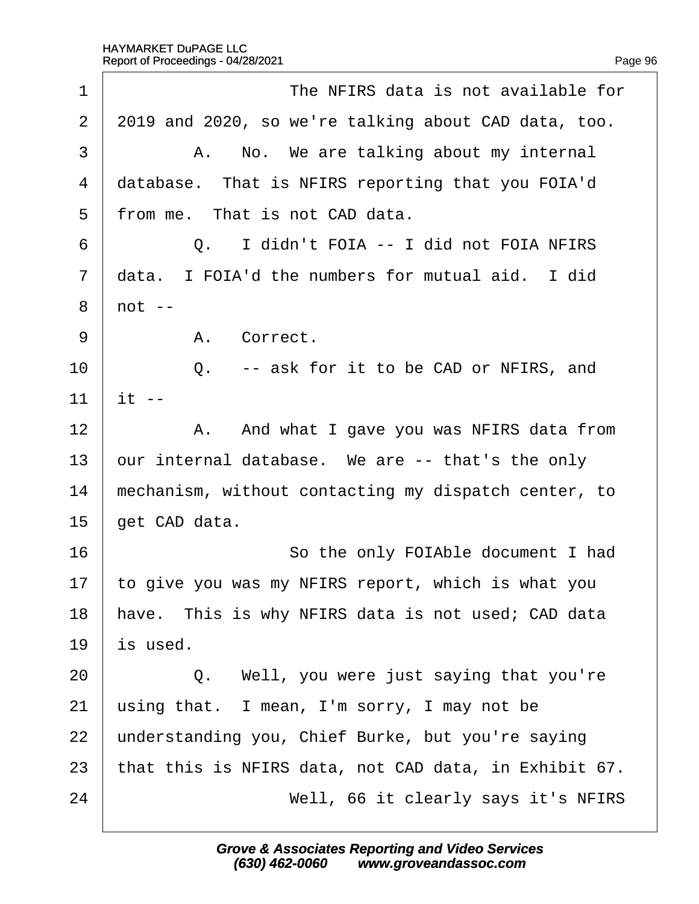1 The NFIRS data is not available for
2 2019 and 2020, so we're talking about CAD data, too.
3 A. No. We are talking about my internal
4 database. That is NFIRS reporting that you FOIA'd
5 from me. That is not CAD data.
6 Q. I didn't FOIA -- I did not FOIA NFIRS
7 data. I FOIA'd the numbers for mutual aid. I did
8 not --
9 A. Correct.
10 Q. -- ask for it to be CAD or NFIRS, and
11 it --
12 A. And what I gave you was NFIRS data from
13 our internal database. We are -- that's the only
14 mechanism, without contacting my dispatch center, to
15 get CAD data.
16 So the only FOIAble document I had
17 to give you was my NFIRS report, which is what you
18 have. This is why NFIRS data is not used; CAD data
19 is used.
20 Q. Well, you were just saying that you're
21 using that. I mean, I'm sorry, I may not be
22 understanding you, Chief Burke, but you're saying
23 that this is NFIRS data, not CAD data, in Exhibit 67.
24 Well, 66 it clearly says it's NFIRS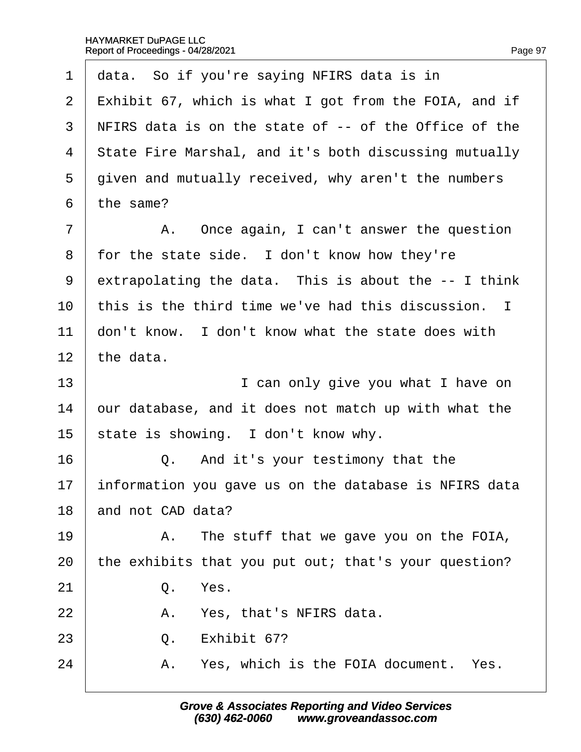1 data. So if you're saying NFIRS data is in
2 Exhibit 67, which is what I got from the FOIA, and if
3 NFIRS data is on the state of -- of the Office of the
4 State Fire Marshal, and it's both discussing mutually
5 given and mutually received, why aren't the numbers
6 the same?

7 A. Once again, I can't answer the question
8 for the state side. I don't know how they're
9 extrapolating the data. This is about the -- I think
10 this is the third time we've had this discussion. I
11 don't know. I don't know what the state does with
12 the data.

13 I can only give you what I have on
14 our database, and it does not match up with what the
15 state is showing. I don't know why.

16 Q. And it's your testimony that the
17 information you gave us on the database is NFIRS data
18 and not CAD data?

19 A. The stuff that we gave you on the FOIA,
20 the exhibits that you put out; that's your question?

21 Q. Yes.

22 A. Yes, that's NFIRS data.

23 Q. Exhibit 67?

24 A. Yes, which is the FOIA document. Yes.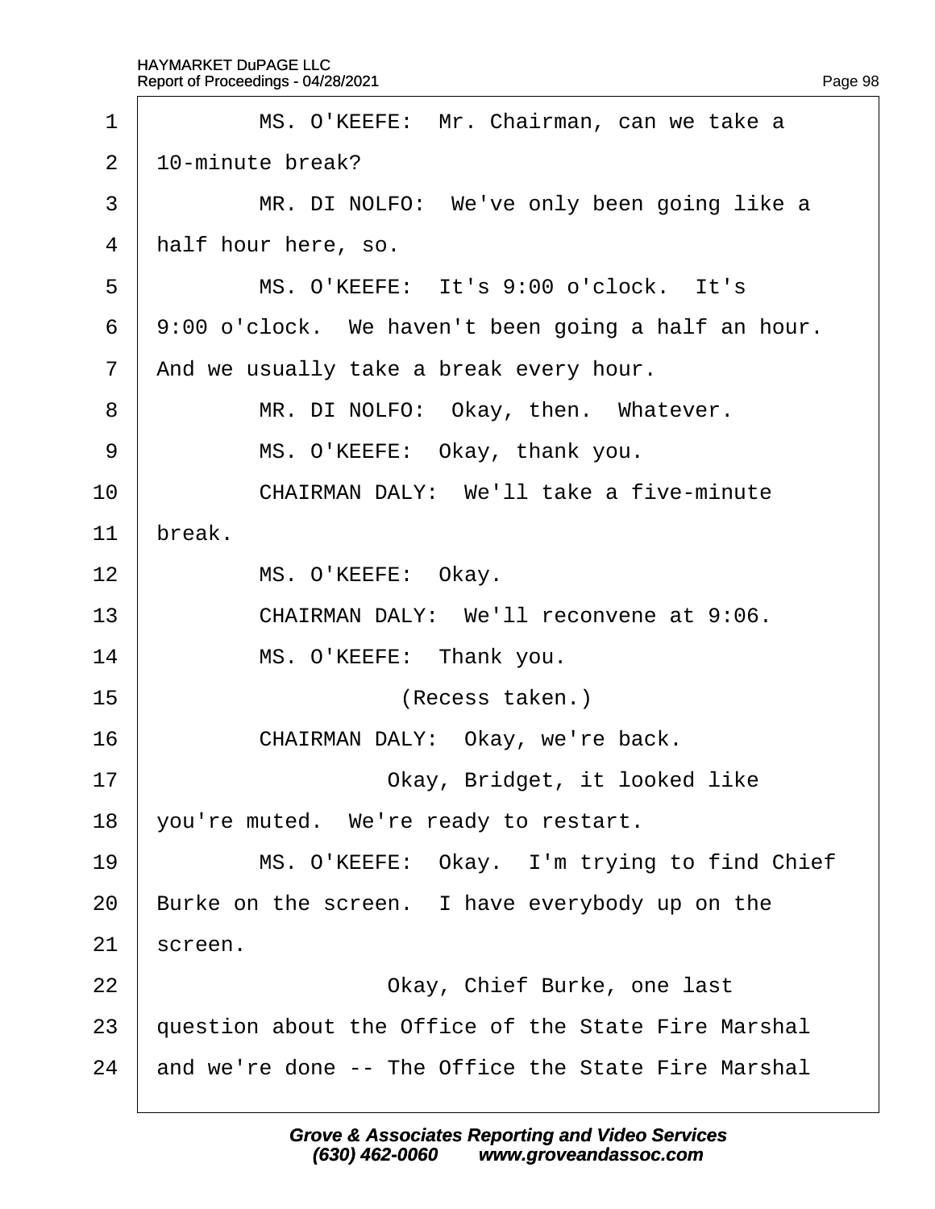1 MS. O'KEEFE: Mr. Chairman, can we take a
2 10-minute break?
3 MR. DI NOLFO: We've only been going like a
4 half hour here, so.
5 MS. O'KEEFE: It's 9:00 o'clock. It's
6 9:00 o'clock. We haven't been going a half an hour.
7 And we usually take a break every hour.
8 MR. DI NOLFO: Okay, then. Whatever.
9 MS. O'KEEFE: Okay, thank you.
10 CHAIRMAN DALY: We'll take a five-minute
11 break.
12 MS. O'KEEFE: Okay.
13 CHAIRMAN DALY: We'll reconvene at 9:06.
14 MS. O'KEEFE: Thank you.
15 (Recess taken.)
16 CHAIRMAN DALY: Okay, we're back.
17 Okay, Bridget, it looked like
18 you're muted. We're ready to restart.
19 MS. O'KEEFE: Okay. I'm trying to find Chief
20 Burke on the screen. I have everybody up on the
21 screen.
22 Okay, Chief Burke, one last
23 question about the Office of the State Fire Marshal
24 and we're done -- The Office the State Fire Marshal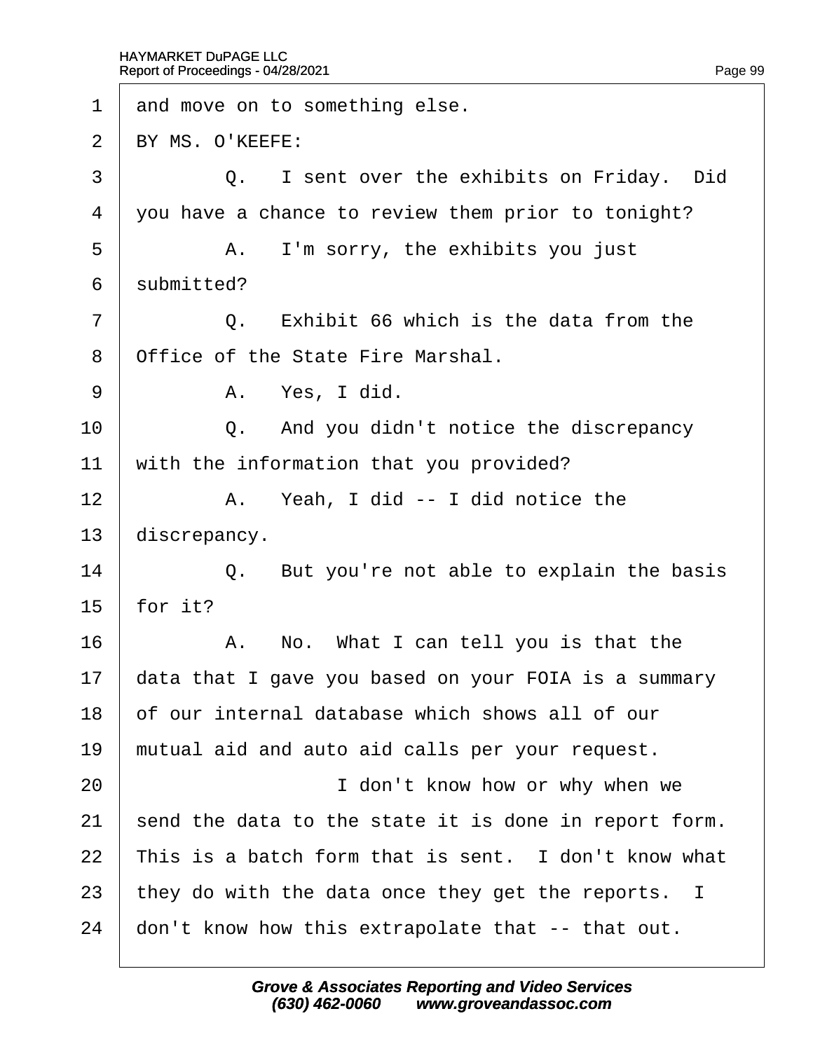1 and move on to something else.

2 BY MS. O'KEEFE:

3 Q. I sent over the exhibits on Friday. Did

4 you have a chance to review them prior to tonight?

5 A. I'm sorry, the exhibits you just

6 submitted?

7 Q. Exhibit 66 which is the data from the

8 Office of the State Fire Marshal.

9 A. Yes, I did.

10 Q. And you didn't notice the discrepancy

11 with the information that you provided?

12 A. Yeah, I did -- I did notice the

13 discrepancy.

14 Q. But you're not able to explain the basis

15 for it?

16 A. No. What I can tell you is that the

17 data that I gave you based on your FOIA is a summary

18 of our internal database which shows all of our

19 mutual aid and auto aid calls per your request.

20 I don't know how or why when we

21 send the data to the state it is done in report form.

22 This is a batch form that is sent. I don't know what

23 they do with the data once they get the reports. I

24 don't know how this extrapolate that -- that out.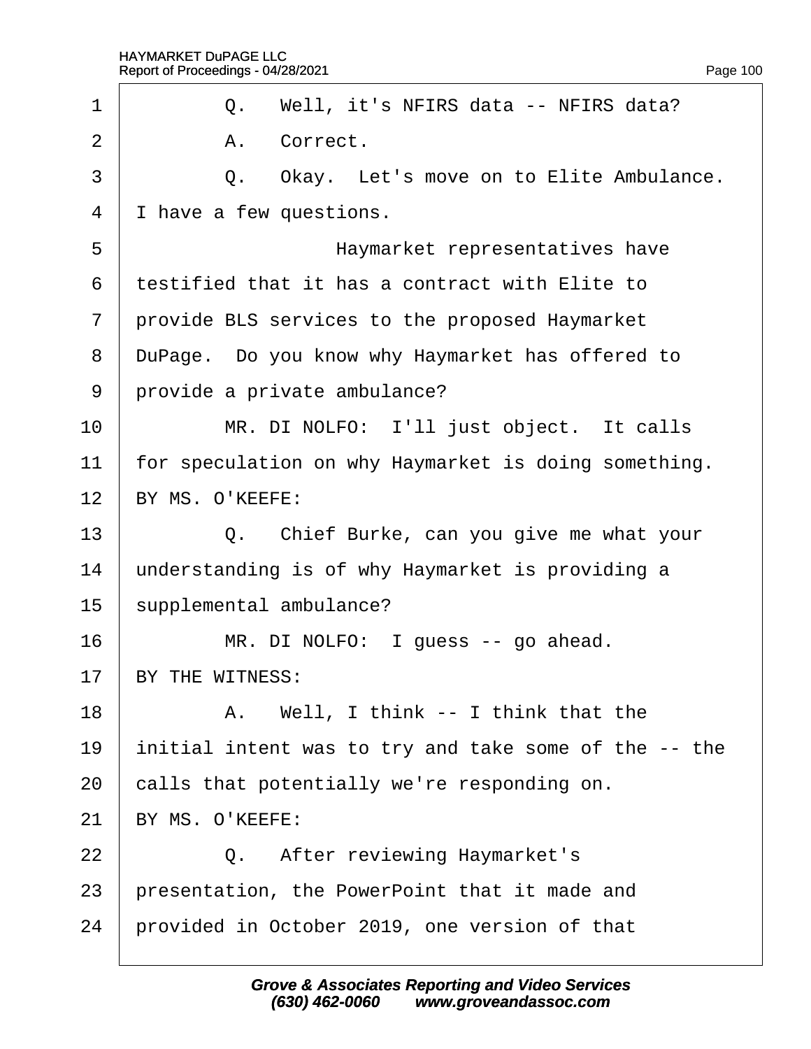1 Q. Well, it's NFIRS data -- NFIRS data?

2 A. Correct.

3 Q. Okay. Let's move on to Elite Ambulance.

4 I have a few questions.

5 Haymarket representatives have

6 testified that it has a contract with Elite to

7 provide BLS services to the proposed Haymarket

8 DuPage. Do you know why Haymarket has offered to

9 provide a private ambulance?

10 MR. DI NOLFO: I'll just object. It calls

11 for speculation on why Haymarket is doing something.

12 BY MS. O'KEEFE:

13 Q. Chief Burke, can you give me what your

14 understanding is of why Haymarket is providing a

15 supplemental ambulance?

16 MR. DI NOLFO: I guess -- go ahead.

17 BY THE WITNESS:

18 A. Well, I think -- I think that the

19 initial intent was to try and take some of the -- the

20 calls that potentially we're responding on.

21 BY MS. O'KEEFE:

22 Q. After reviewing Haymarket's

23 presentation, the PowerPoint that it made and

24 provided in October 2019, one version of that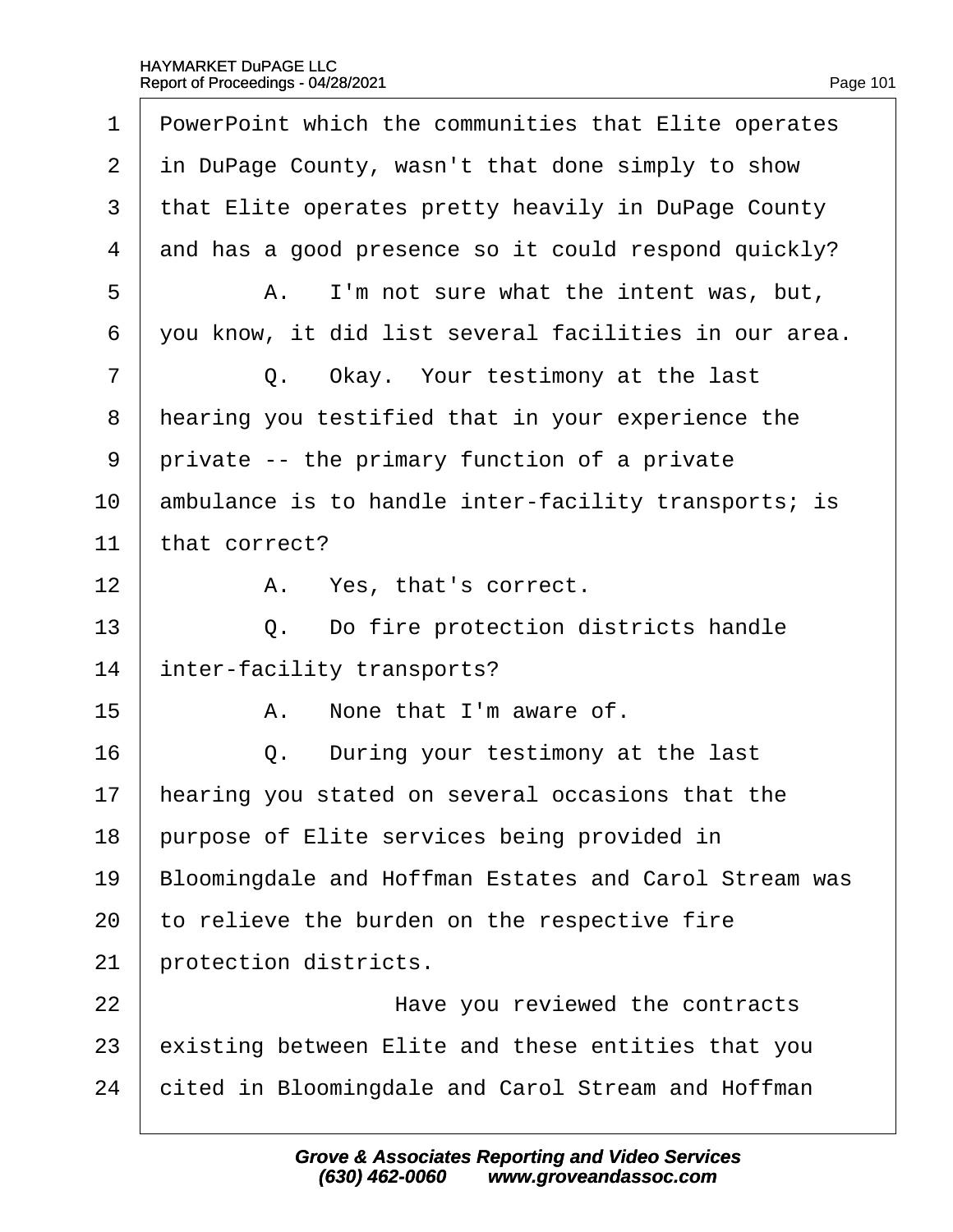1 PowerPoint which the communities that Elite operates
2 in DuPage County, wasn't that done simply to show
3 that Elite operates pretty heavily in DuPage County
4 and has a good presence so it could respond quickly?
5 A. I'm not sure what the intent was, but,
6 you know, it did list several facilities in our area.
7 Q. Okay. Your testimony at the last
8 hearing you testified that in your experience the
9 private -- the primary function of a private
10 ambulance is to handle inter-facility transports; is
11 that correct?
12 A. Yes, that's correct.
13 Q. Do fire protection districts handle
14 inter-facility transports?
15 A. None that I'm aware of.
16 Q. During your testimony at the last
17 hearing you stated on several occasions that the
18 purpose of Elite services being provided in
19 Bloomingdale and Hoffman Estates and Carol Stream was
20 to relieve the burden on the respective fire
21 protection districts.
22 Have you reviewed the contracts
23 existing between Elite and these entities that you
24 cited in Bloomingdale and Carol Stream and Hoffman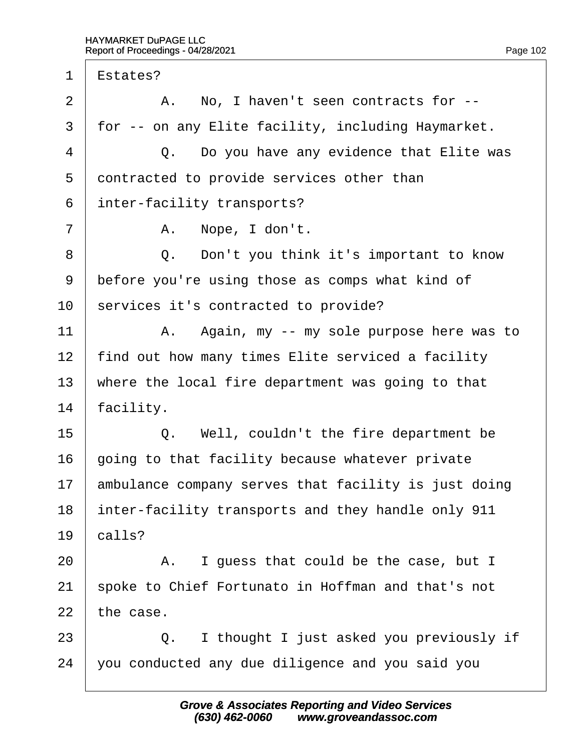1 Estates?

2 A. No, I haven't seen contracts for --

3 for -- on any Elite facility, including Haymarket.

4 Q. Do you have any evidence that Elite was

5 contracted to provide services other than

6 inter-facility transports?

7 A. Nope, I don't.

8 Q. Don't you think it's important to know

9 before you're using those as comps what kind of

10 services it's contracted to provide?

11 A. Again, my -- my sole purpose here was to

12 find out how many times Elite serviced a facility

13 where the local fire department was going to that

14 facility.

15 Q. Well, couldn't the fire department be

16 going to that facility because whatever private

17 ambulance company serves that facility is just doing

18 inter-facility transports and they handle only 911

19 calls?

20 A. I guess that could be the case, but I

21 spoke to Chief Fortunato in Hoffman and that's not

22 the case.

23 Q. I thought I just asked you previously if

24 you conducted any due diligence and you said you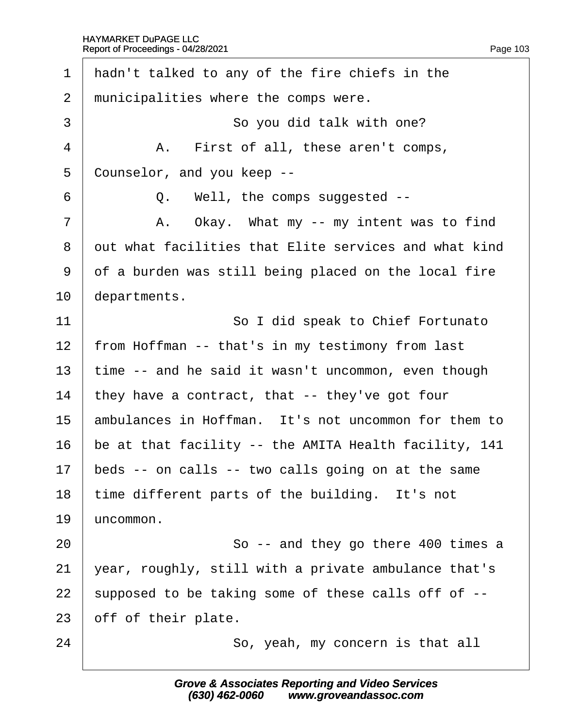1 hadn't talked to any of the fire chiefs in the
2 municipalities where the comps were.
3 So you did talk with one?
4 A. First of all, these aren't comps,
5 Counselor, and you keep --
6 Q. Well, the comps suggested --
7 A. Okay. What my -- my intent was to find
8 out what facilities that Elite services and what kind
9 of a burden was still being placed on the local fire
10 departments.
11 So I did speak to Chief Fortunato
12 from Hoffman -- that's in my testimony from last
13 time -- and he said it wasn't uncommon, even though
14 they have a contract, that -- they've got four
15 ambulances in Hoffman. It's not uncommon for them to
16 be at that facility -- the AMITA Health facility, 141
17 beds -- on calls -- two calls going on at the same
18 time different parts of the building. It's not
19 uncommon.
20 So -- and they go there 400 times a
21 year, roughly, still with a private ambulance that's
22 supposed to be taking some of these calls off of --
23 off of their plate.
24 So, yeah, my concern is that all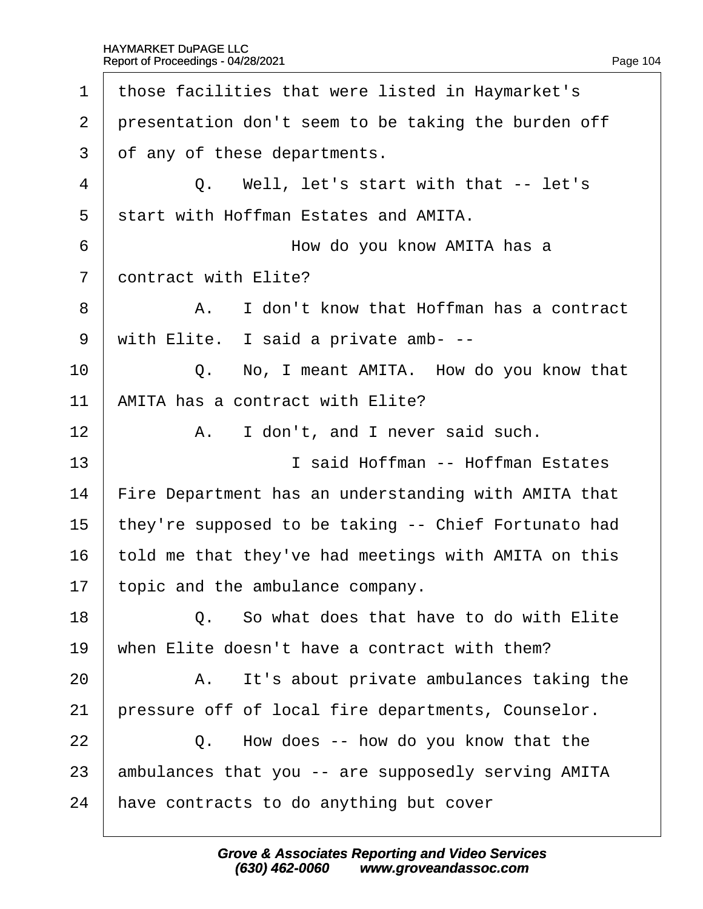1 those facilities that were listed in Haymarket's

2 presentation don't seem to be taking the burden off

3 of any of these departments.

4 Q. Well, let's start with that -- let's

5 start with Hoffman Estates and AMITA.

6 How do you know AMITA has a

7 contract with Elite?

8 A. I don't know that Hoffman has a contract

9 with Elite. I said a private amb- --

10 Q. No, I meant AMITA. How do you know that

11 AMITA has a contract with Elite?

12 A. I don't, and I never said such.

13 I said Hoffman -- Hoffman Estates

14 Fire Department has an understanding with AMITA that

15 they're supposed to be taking -- Chief Fortunato had

16 told me that they've had meetings with AMITA on this

17 topic and the ambulance company.

18 Q. So what does that have to do with Elite

19 when Elite doesn't have a contract with them?

20 A. It's about private ambulances taking the

21 pressure off of local fire departments, Counselor.

22 Q. How does -- how do you know that the

23 ambulances that you -- are supposedly serving AMITA

24 have contracts to do anything but cover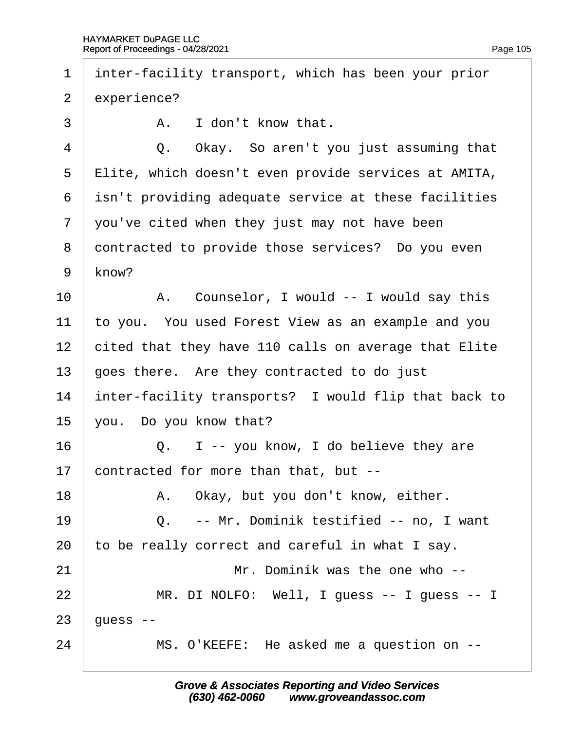1 inter-facility transport, which has been your prior
2 experience?
3 A. I don't know that.
4 Q. Okay. So aren't you just assuming that
5 Elite, which doesn't even provide services at AMITA,
6 isn't providing adequate service at these facilities
7 you've cited when they just may not have been
8 contracted to provide those services? Do you even
9 know?
10 A. Counselor, I would -- I would say this
11 to you. You used Forest View as an example and you
12 cited that they have 110 calls on average that Elite
13 goes there. Are they contracted to do just
14 inter-facility transports? I would flip that back to
15 you. Do you know that?
16 Q. I -- you know, I do believe they are
17 contracted for more than that, but --
18 A. Okay, but you don't know, either.
19 Q. -- Mr. Dominik testified -- no, I want
20 to be really correct and careful in what I say.
21 Mr. Dominik was the one who --
22 MR. DI NOLFO: Well, I guess -- I guess -- I
23 guess --
24 MS. O'KEEFE: He asked me a question on --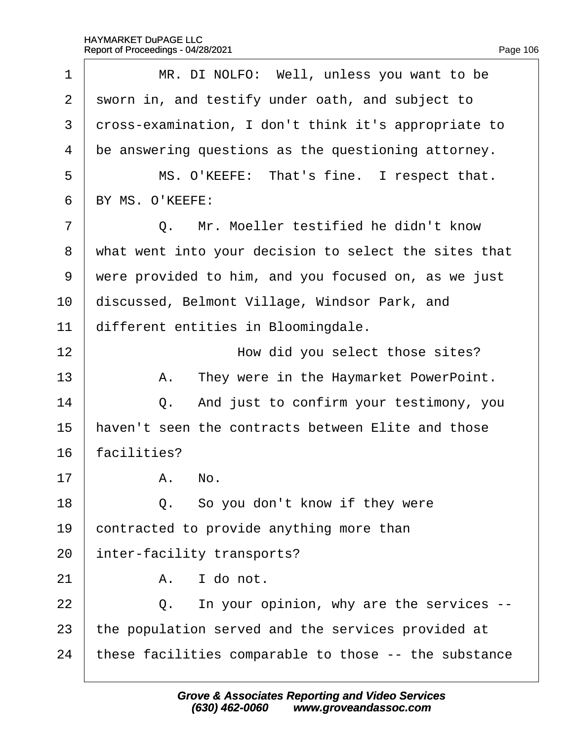1 MR. DI NOLFO: Well, unless you want to be
2 sworn in, and testify under oath, and subject to
3 cross-examination, I don't think it's appropriate to
4 be answering questions as the questioning attorney.
5 MS. O'KEEFE: That's fine. I respect that.
6 BY MS. O'KEEFE:
7 Q. Mr. Moeller testified he didn't know
8 what went into your decision to select the sites that
9 were provided to him, and you focused on, as we just
10 discussed, Belmont Village, Windsor Park, and
11 different entities in Bloomingdale.
12 How did you select those sites?
13 A. They were in the Haymarket PowerPoint.
14 Q. And just to confirm your testimony, you
15 haven't seen the contracts between Elite and those
16 facilities?
17 A. No.
18 Q. So you don't know if they were
19 contracted to provide anything more than
20 inter-facility transports?
21 A. I do not.
22 Q. In your opinion, why are the services --
23 the population served and the services provided at
24 these facilities comparable to those -- the substance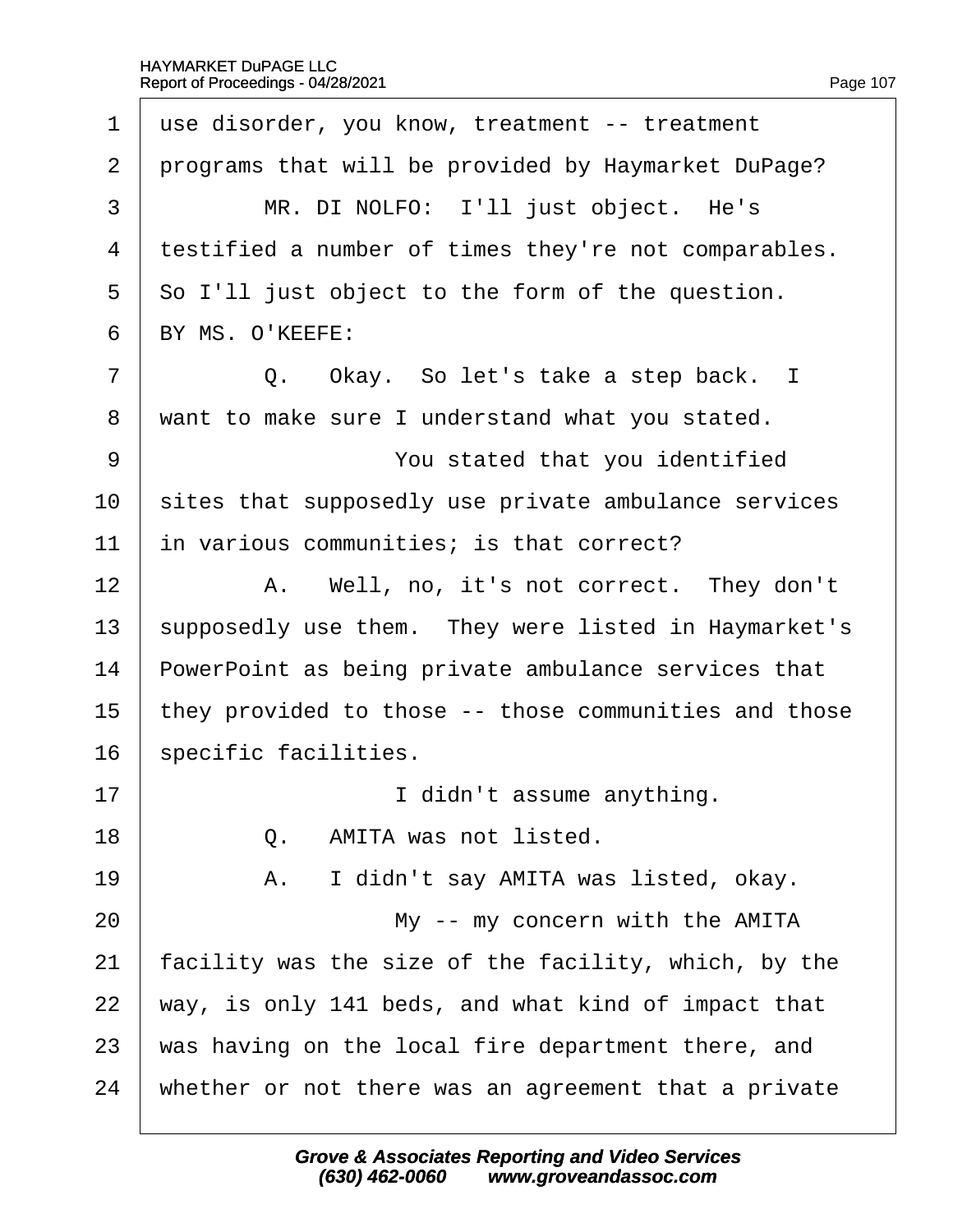1 use disorder, you know, treatment -- treatment
2 programs that will be provided by Haymarket DuPage?
3 MR. DI NOLFO: I'll just object. He's
4 testified a number of times they're not comparables.
5 So I'll just object to the form of the question.
6 BY MS. O'KEEFE:
7 Q. Okay. So let's take a step back. I
8 want to make sure I understand what you stated.
9 You stated that you identified
10 sites that supposedly use private ambulance services
11 in various communities; is that correct?
12 A. Well, no, it's not correct. They don't
13 supposedly use them. They were listed in Haymarket's
14 PowerPoint as being private ambulance services that
15 they provided to those -- those communities and those
16 specific facilities.
17 I didn't assume anything.
18 Q. AMITA was not listed.
19 A. I didn't say AMITA was listed, okay.
20 My -- my concern with the AMITA
21 facility was the size of the facility, which, by the
22 way, is only 141 beds, and what kind of impact that
23 was having on the local fire department there, and
24 whether or not there was an agreement that a private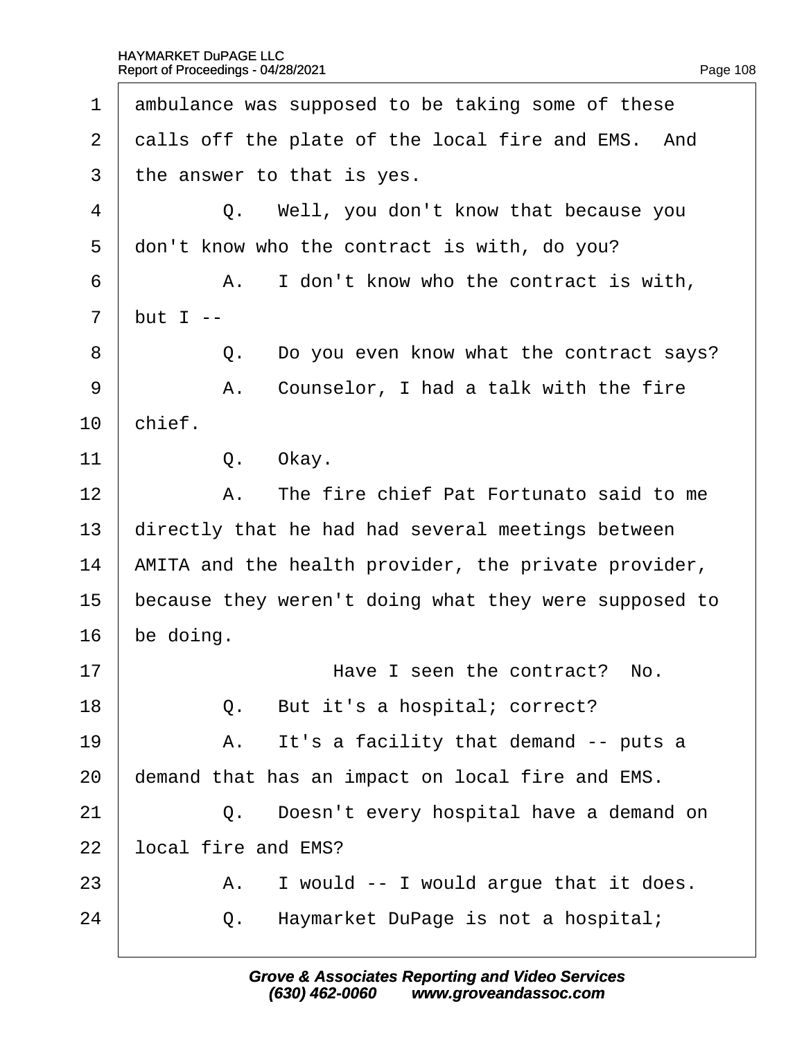1 ambulance was supposed to be taking some of these
2 calls off the plate of the local fire and EMS. And
3 the answer to that is yes.
4 Q. Well, you don't know that because you
5 don't know who the contract is with, do you?
6 A. I don't know who the contract is with,
7 but I --
8 Q. Do you even know what the contract says?
9 A. Counselor, I had a talk with the fire
10 chief.
11 Q. Okay.
12 A. The fire chief Pat Fortunato said to me
13 directly that he had had several meetings between
14 AMITA and the health provider, the private provider,
15 because they weren't doing what they were supposed to
16 be doing.
17 Have I seen the contract? No.
18 Q. But it's a hospital; correct?
19 A. It's a facility that demand -- puts a
20 demand that has an impact on local fire and EMS.
21 Q. Doesn't every hospital have a demand on
22 local fire and EMS?
23 A. I would -- I would argue that it does.
24 Q. Haymarket DuPage is not a hospital;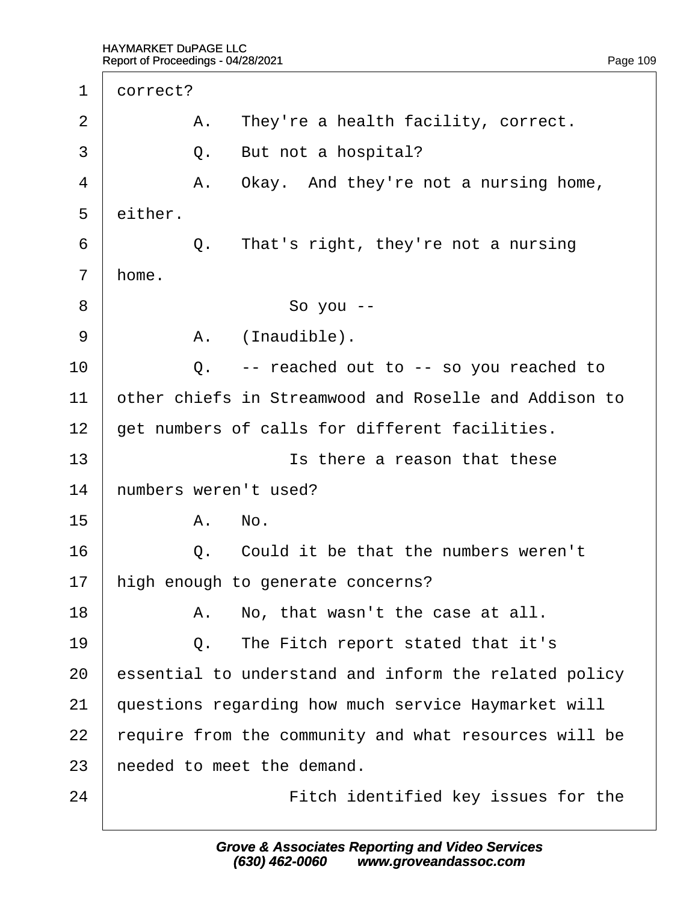1 correct?

2 A. They're a health facility, correct.

3 Q. But not a hospital?

4 A. Okay. And they're not a nursing home,

5 either.

6 Q. That's right, they're not a nursing

7 home.

8 So you --

9 A. (Inaudible).

10 Q. -- reached out to -- so you reached to

11 other chiefs in Streamwood and Roselle and Addison to

12 get numbers of calls for different facilities.

13 Is there a reason that these

14 numbers weren't used?

15 A. No.

16 Q. Could it be that the numbers weren't

17 high enough to generate concerns?

18 A. No, that wasn't the case at all.

19 Q. The Fitch report stated that it's

20 essential to understand and inform the related policy

21 questions regarding how much service Haymarket will

22 require from the community and what resources will be

23 needed to meet the demand.

24 Fitch identified key issues for the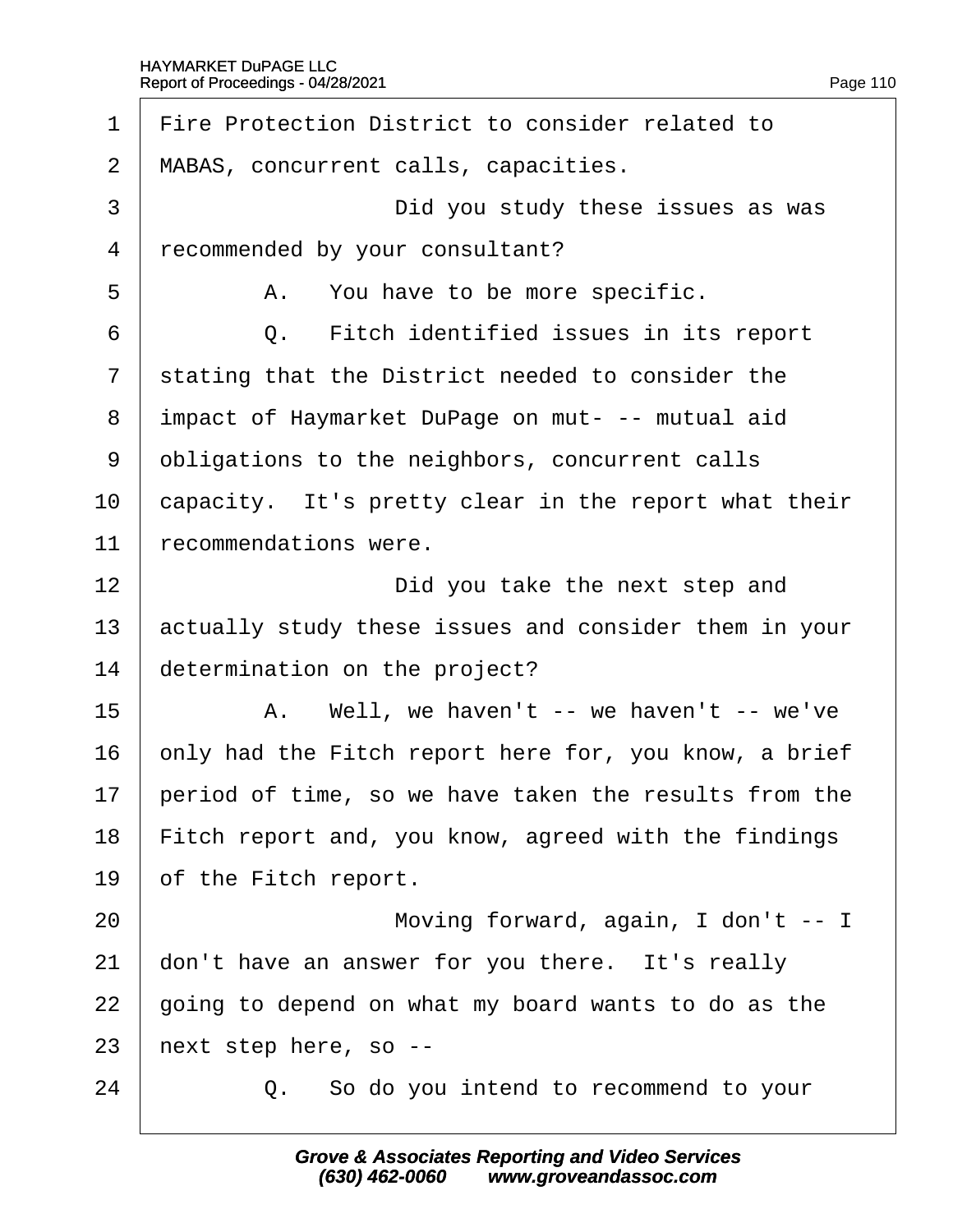1 Fire Protection District to consider related to
2 MABAS, concurrent calls, capacities.
3 Did you study these issues as was
4 recommended by your consultant?
5 A. You have to be more specific.
6 Q. Fitch identified issues in its report
7 stating that the District needed to consider the
8 impact of Haymarket DuPage on mut- -- mutual aid
9 obligations to the neighbors, concurrent calls
10 capacity. It's pretty clear in the report what their
11 recommendations were.
12 Did you take the next step and
13 actually study these issues and consider them in your
14 determination on the project?
15 A. Well, we haven't -- we haven't -- we've
16 only had the Fitch report here for, you know, a brief
17 period of time, so we have taken the results from the
18 Fitch report and, you know, agreed with the findings
19 of the Fitch report.
20 Moving forward, again, I don't -- I
21 don't have an answer for you there. It's really
22 going to depend on what my board wants to do as the
23 next step here, so --
24 Q. So do you intend to recommend to your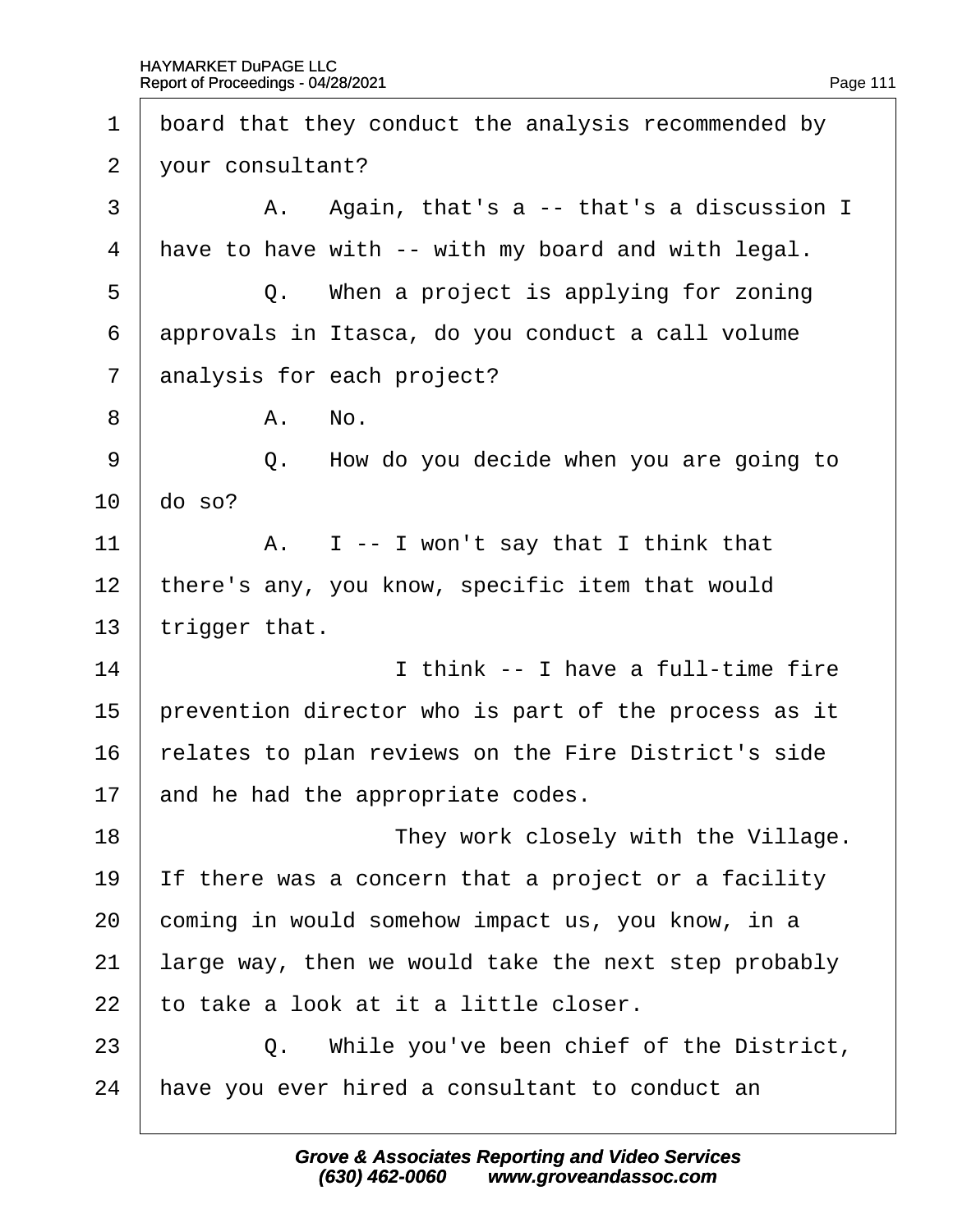1 board that they conduct the analysis recommended by
2 your consultant?
3 A. Again, that's a -- that's a discussion I
4 have to have with -- with my board and with legal.
5 Q. When a project is applying for zoning
6 approvals in Itasca, do you conduct a call volume
7 analysis for each project?
8 A. No.
9 Q. How do you decide when you are going to
10 do so?
11 A. I -- I won't say that I think that
12 there's any, you know, specific item that would
13 trigger that.
14 I think -- I have a full-time fire
15 prevention director who is part of the process as it
16 relates to plan reviews on the Fire District's side
17 and he had the appropriate codes.
18 They work closely with the Village.
19 If there was a concern that a project or a facility
20 coming in would somehow impact us, you know, in a
21 large way, then we would take the next step probably
22 to take a look at it a little closer.
23 Q. While you've been chief of the District,
24 have you ever hired a consultant to conduct an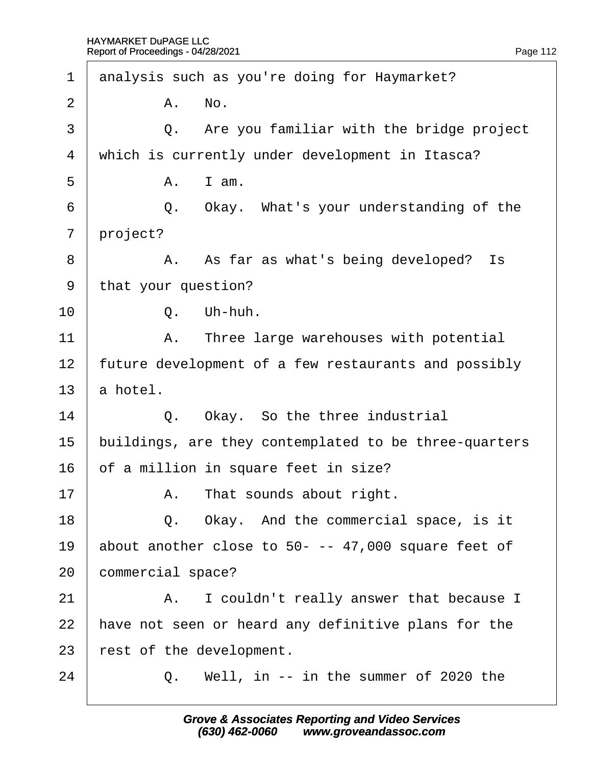1 analysis such as you're doing for Haymarket?

2 A. No.

3 Q. Are you familiar with the bridge project

4 which is currently under development in Itasca?

5 A. I am.

6 Q. Okay. What's your understanding of the

7 project?

8 A. As far as what's being developed? Is

9 that your question?

10 Q. Uh-huh.

11 A. Three large warehouses with potential

12 future development of a few restaurants and possibly

13 a hotel.

14 Q. Okay. So the three industrial

15 buildings, are they contemplated to be three-quarters

16 of a million in square feet in size?

17 A. That sounds about right.

18 Q. Okay. And the commercial space, is it

19 about another close to 50- -- 47,000 square feet of

20 commercial space?

21 A. I couldn't really answer that because I

22 have not seen or heard any definitive plans for the

23 rest of the development.

24 Q. Well, in -- in the summer of 2020 the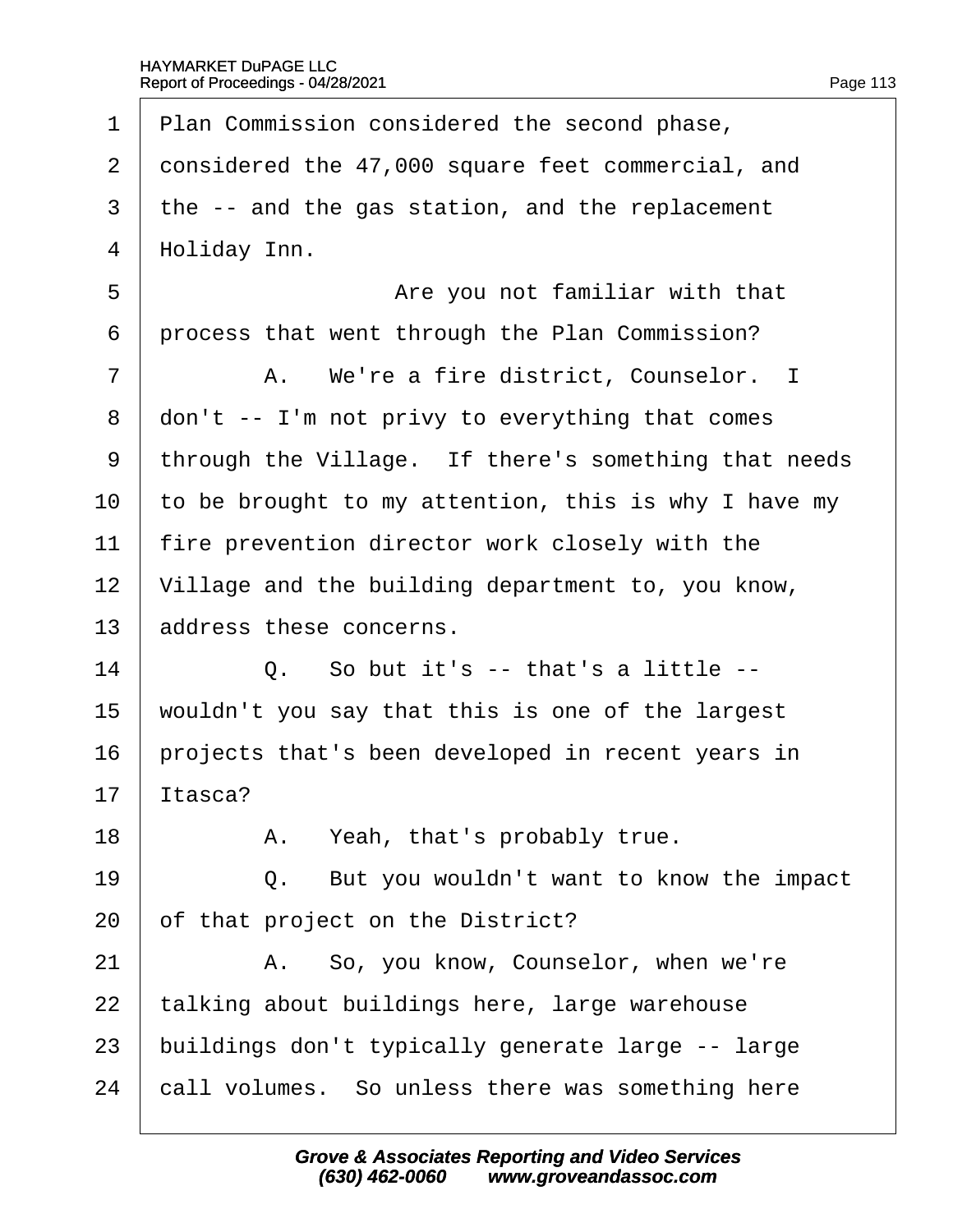1 Plan Commission considered the second phase,

2 considered the 47,000 square feet commercial, and

3 the -- and the gas station, and the replacement

4 Holiday Inn.

5 Are you not familiar with that

6 process that went through the Plan Commission?

7 A. We're a fire district, Counselor. I

8 don't -- I'm not privy to everything that comes

9 through the Village. If there's something that needs

10 to be brought to my attention, this is why I have my

11 fire prevention director work closely with the

12 Village and the building department to, you know,

13 address these concerns.

14 Q. So but it's -- that's a little --

15 wouldn't you say that this is one of the largest

16 projects that's been developed in recent years in

17 Itasca?

18 A. Yeah, that's probably true.

19 Q. But you wouldn't want to know the impact

20 of that project on the District?

21 A. So, you know, Counselor, when we're

22 talking about buildings here, large warehouse

23 buildings don't typically generate large -- large

24 call volumes. So unless there was something here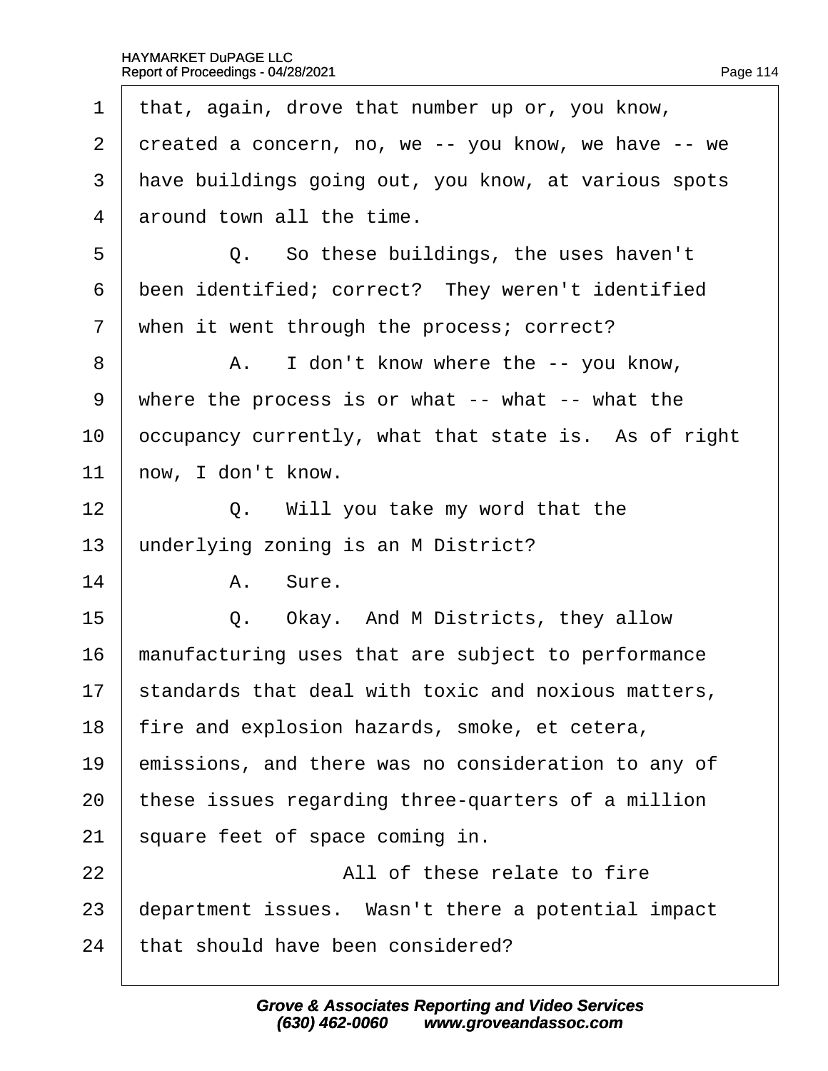1 that, again, drove that number up or, you know,
2 created a concern, no, we -- you know, we have -- we
3 have buildings going out, you know, at various spots
4 around town all the time.

5 Q. So these buildings, the uses haven't
6 been identified; correct? They weren't identified
7 when it went through the process; correct?

8 A. I don't know where the -- you know,
9 where the process is or what -- what -- what the
10 occupancy currently, what that state is. As of right
11 now, I don't know.

12 Q. Will you take my word that the
13 underlying zoning is an M District?

14 A. Sure.

15 Q. Okay. And M Districts, they allow
16 manufacturing uses that are subject to performance
17 standards that deal with toxic and noxious matters,
18 fire and explosion hazards, smoke, et cetera,
19 emissions, and there was no consideration to any of
20 these issues regarding three-quarters of a million
21 square feet of space coming in.

22 All of these relate to fire
23 department issues. Wasn't there a potential impact
24 that should have been considered?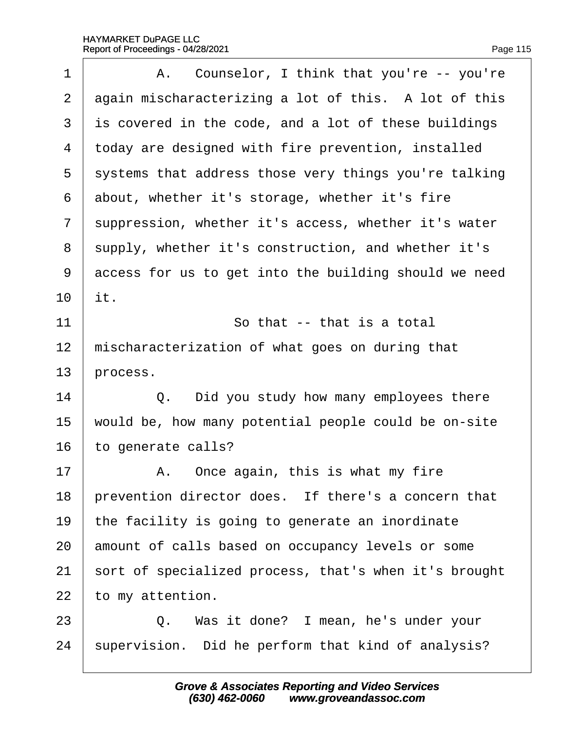A. Counselor, I think that you're -- you're again mischaracterizing a lot of this. A lot of this is covered in the code, and a lot of these buildings today are designed with fire prevention, installed systems that address those very things you're talking about, whether it's storage, whether it's fire suppression, whether it's access, whether it's water supply, whether it's construction, and whether it's access for us to get into the building should we need it.

So that -- that is a total mischaracterization of what goes on during that process.

Q. Did you study how many employees there would be, how many potential people could be on-site to generate calls?

A. Once again, this is what my fire prevention director does. If there's a concern that the facility is going to generate an inordinate amount of calls based on occupancy levels or some sort of specialized process, that's when it's brought to my attention.

Q. Was it done? I mean, he's under your supervision. Did he perform that kind of analysis?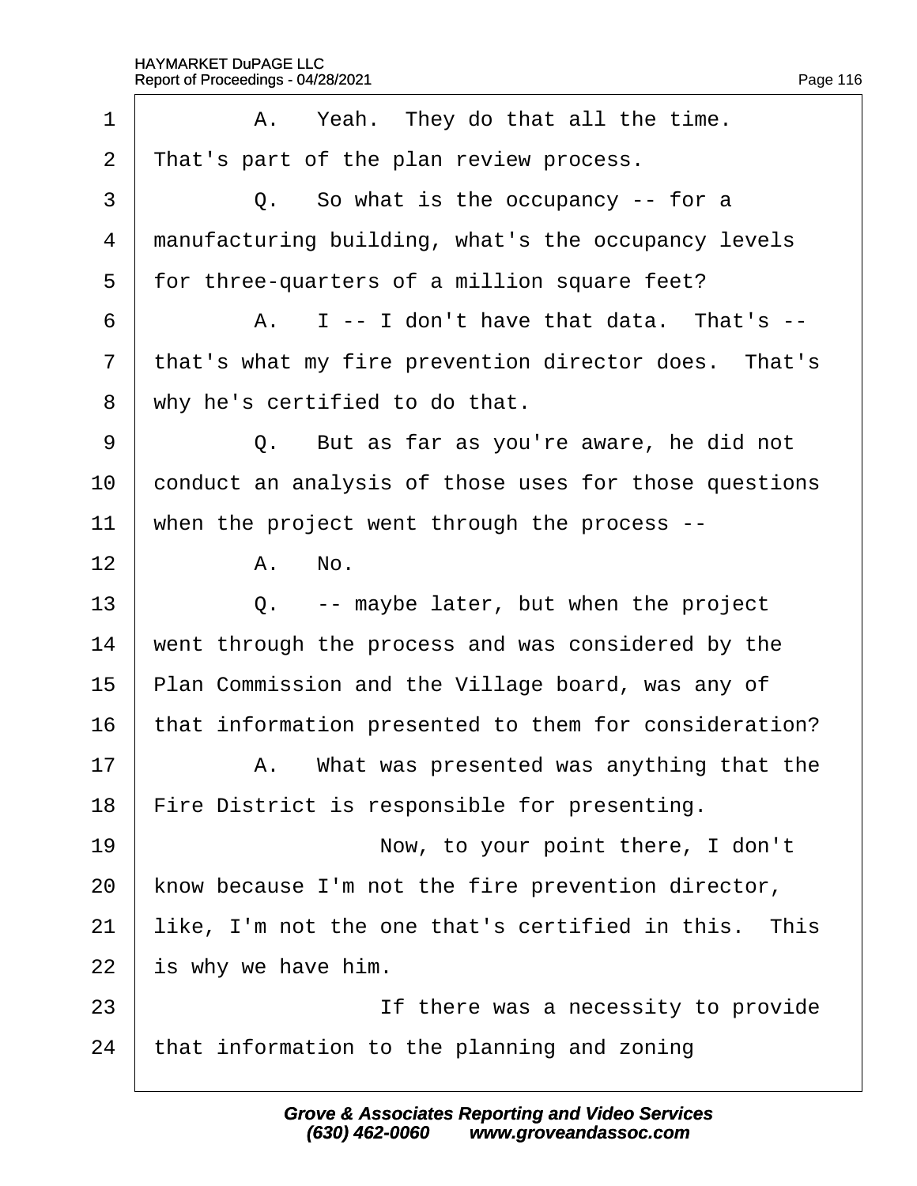1 A. Yeah. They do that all the time.
2 That's part of the plan review process.
3 Q. So what is the occupancy -- for a
4 manufacturing building, what's the occupancy levels
5 for three-quarters of a million square feet?
6 A. I -- I don't have that data. That's --
7 that's what my fire prevention director does. That's
8 why he's certified to do that.
9 Q. But as far as you're aware, he did not
10 conduct an analysis of those uses for those questions
11 when the project went through the process --
12 A. No.
13 Q. -- maybe later, but when the project
14 went through the process and was considered by the
15 Plan Commission and the Village board, was any of
16 that information presented to them for consideration?
17 A. What was presented was anything that the
18 Fire District is responsible for presenting.
19 Now, to your point there, I don't
20 know because I'm not the fire prevention director,
21 like, I'm not the one that's certified in this. This
22 is why we have him.
23 If there was a necessity to provide
24 that information to the planning and zoning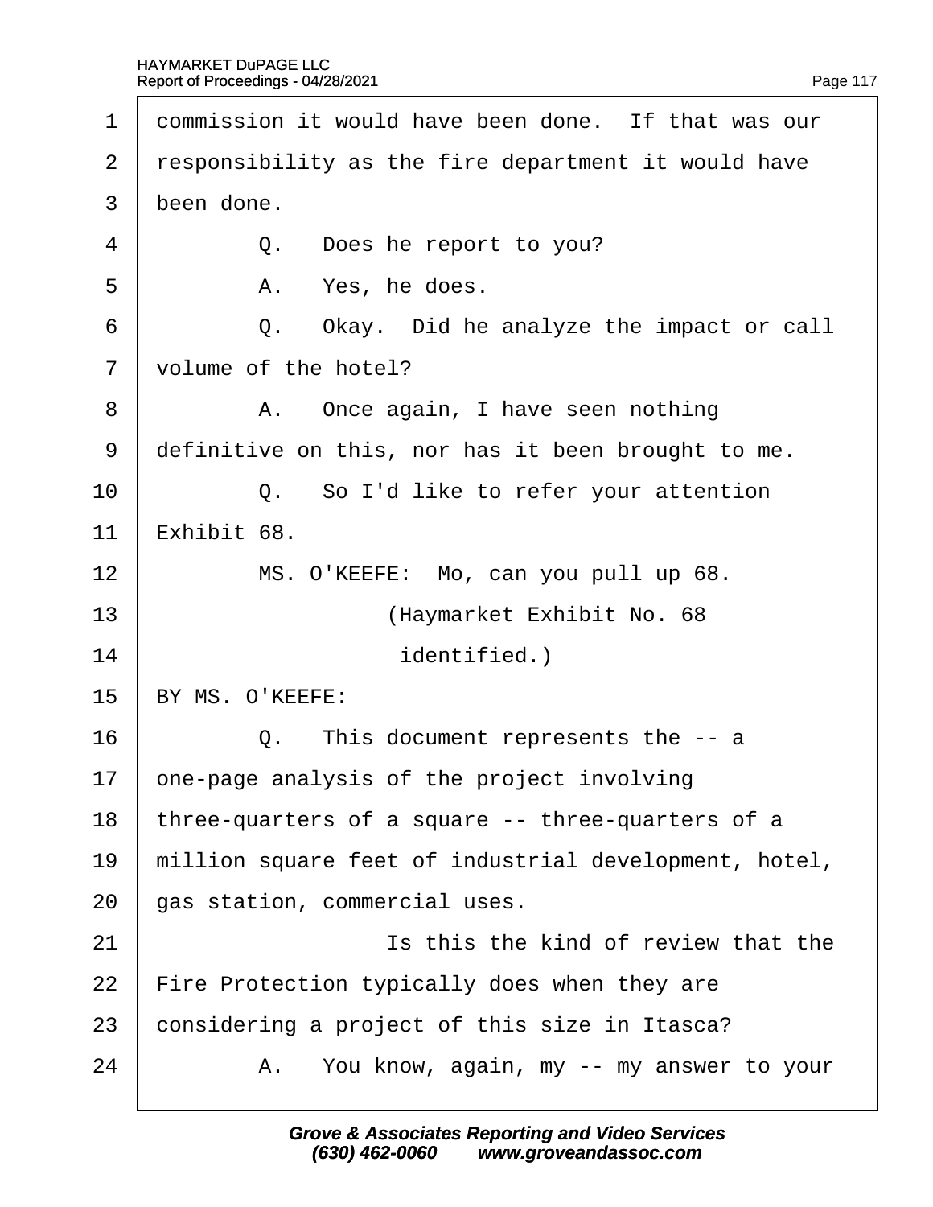1 commission it would have been done. If that was our
2 responsibility as the fire department it would have
3 been done.

4 Q. Does he report to you?

5 A. Yes, he does.

6 Q. Okay. Did he analyze the impact or call
7 volume of the hotel?

8 A. Once again, I have seen nothing
9 definitive on this, nor has it been brought to me.

10 Q. So I'd like to refer your attention
11 Exhibit 68.

12 MS. O'KEEFE: Mo, can you pull up 68.

13 (Haymarket Exhibit No. 68
14 identified.)

15 BY MS. O'KEEFE:

16 Q. This document represents the -- a
17 one-page analysis of the project involving
18 three-quarters of a square -- three-quarters of a
19 million square feet of industrial development, hotel,
20 gas station, commercial uses.

21 Is this the kind of review that the
22 Fire Protection typically does when they are
23 considering a project of this size in Itasca?

24 A. You know, again, my -- my answer to your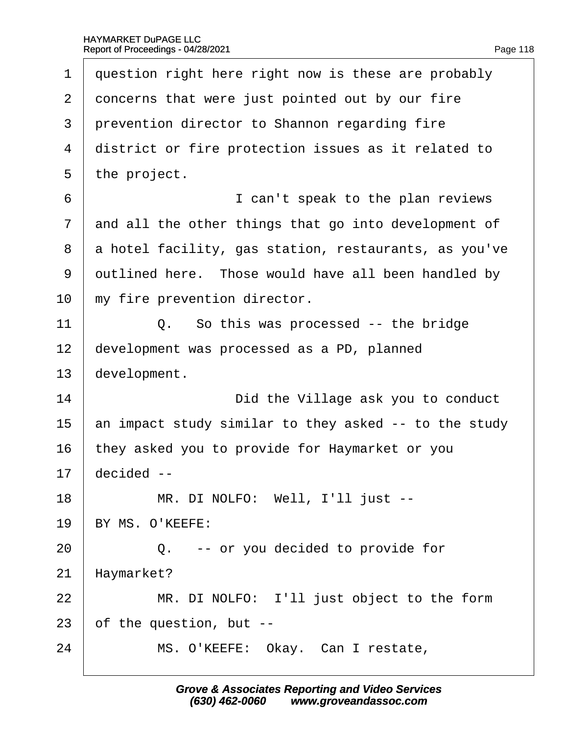1 question right here right now is these are probably
2 concerns that were just pointed out by our fire
3 prevention director to Shannon regarding fire
4 district or fire protection issues as it related to
5 the project.
6 I can't speak to the plan reviews
7 and all the other things that go into development of
8 a hotel facility, gas station, restaurants, as you've
9 outlined here. Those would have all been handled by
10 my fire prevention director.
11 Q. So this was processed -- the bridge
12 development was processed as a PD, planned
13 development.
14 Did the Village ask you to conduct
15 an impact study similar to they asked -- to the study
16 they asked you to provide for Haymarket or you
17 decided --
18 MR. DI NOLFO: Well, I'll just --
19 BY MS. O'KEEFE:
20 Q. -- or you decided to provide for
21 Haymarket?
22 MR. DI NOLFO: I'll just object to the form
23 of the question, but --
24 MS. O'KEEFE: Okay. Can I restate,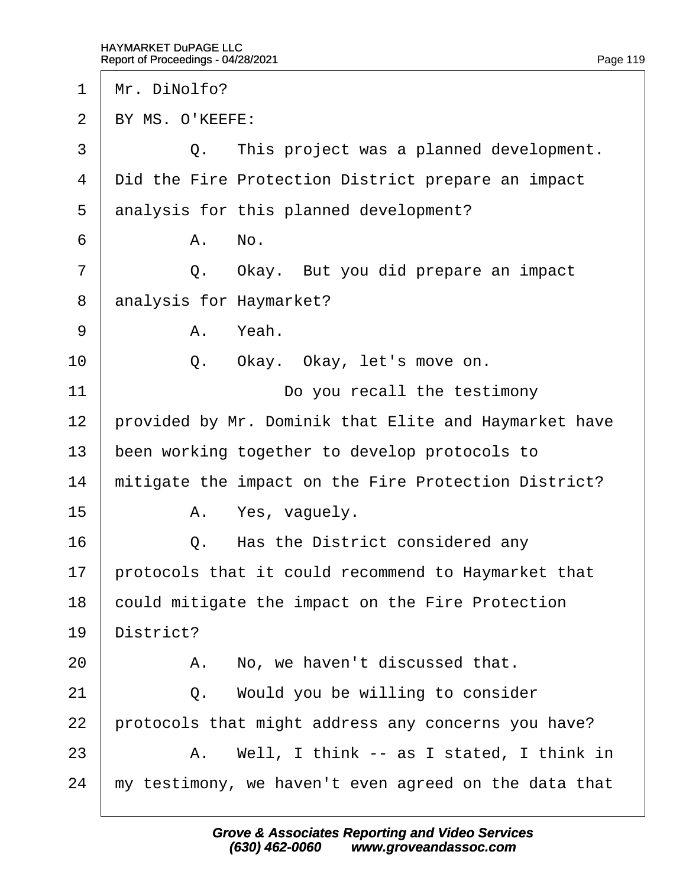1 Mr. DiNolfo?

2 BY MS. O'KEEFE:

3 Q. This project was a planned development.

4 Did the Fire Protection District prepare an impact

5 analysis for this planned development?

6 A. No.

7 Q. Okay. But you did prepare an impact

8 analysis for Haymarket?

9 A. Yeah.

10 Q. Okay. Okay, let's move on.

11 Do you recall the testimony

12 provided by Mr. Dominik that Elite and Haymarket have

13 been working together to develop protocols to

14 mitigate the impact on the Fire Protection District?

15 A. Yes, vaguely.

16 Q. Has the District considered any

17 protocols that it could recommend to Haymarket that

18 could mitigate the impact on the Fire Protection

19 District?

20 A. No, we haven't discussed that.

21 Q. Would you be willing to consider

22 protocols that might address any concerns you have?

23 A. Well, I think -- as I stated, I think in

24 my testimony, we haven't even agreed on the data that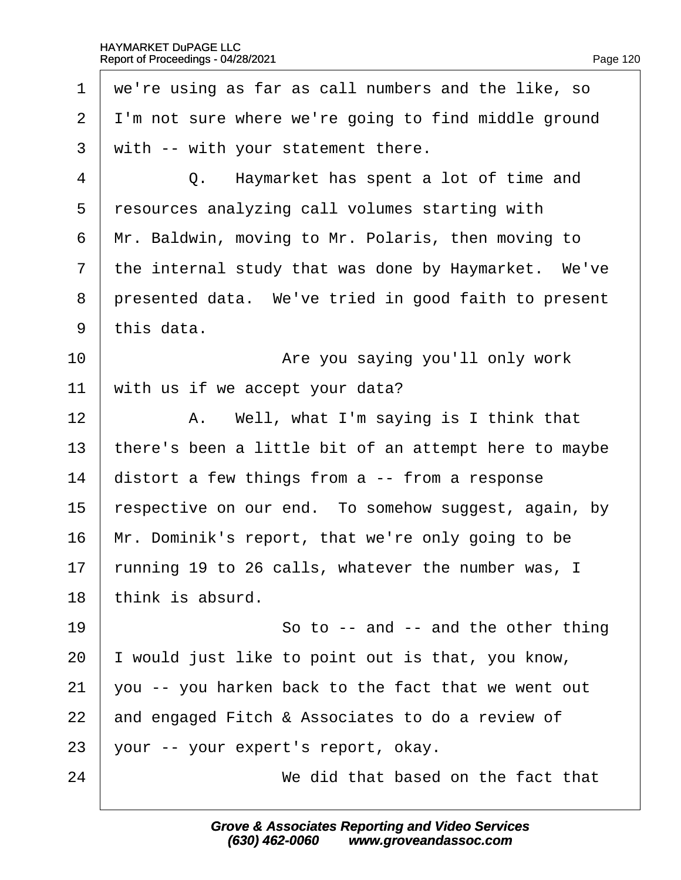1 we're using as far as call numbers and the like, so
2 I'm not sure where we're going to find middle ground
3 with -- with your statement there.
4 Q. Haymarket has spent a lot of time and
5 resources analyzing call volumes starting with
6 Mr. Baldwin, moving to Mr. Polaris, then moving to
7 the internal study that was done by Haymarket. We've
8 presented data. We've tried in good faith to present
9 this data.
10 Are you saying you'll only work
11 with us if we accept your data?
12 A. Well, what I'm saying is I think that
13 there's been a little bit of an attempt here to maybe
14 distort a few things from a -- from a response
15 respective on our end. To somehow suggest, again, by
16 Mr. Dominik's report, that we're only going to be
17 running 19 to 26 calls, whatever the number was, I
18 think is absurd.
19 So to -- and -- and the other thing
20 I would just like to point out is that, you know,
21 you -- you harken back to the fact that we went out
22 and engaged Fitch & Associates to do a review of
23 your -- your expert's report, okay.
24 We did that based on the fact that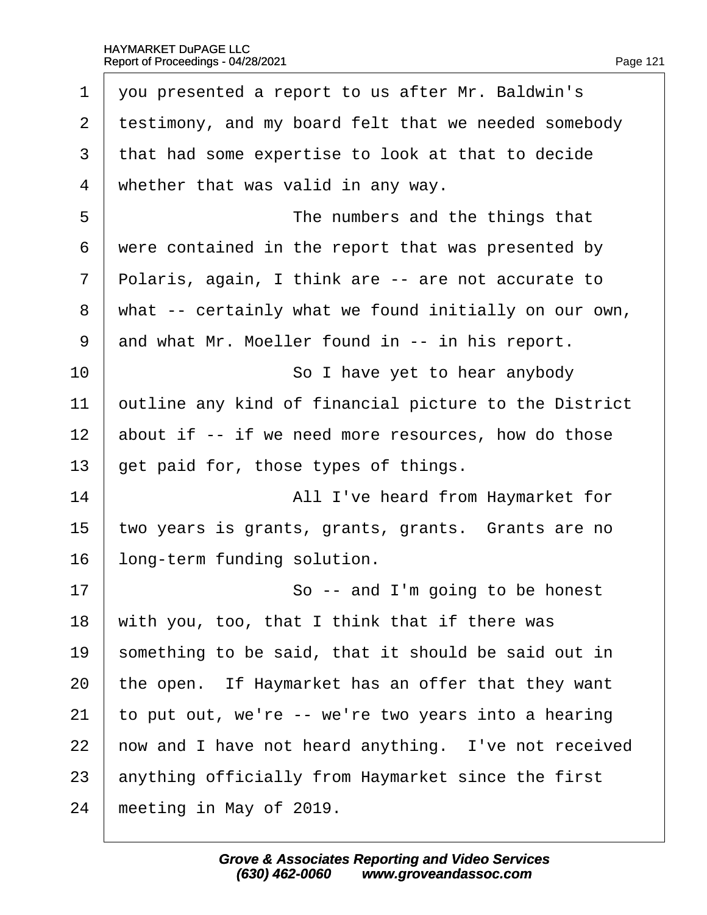1 you presented a report to us after Mr. Baldwin's
2 testimony, and my board felt that we needed somebody
3 that had some expertise to look at that to decide
4 whether that was valid in any way.

5 The numbers and the things that
6 were contained in the report that was presented by
7 Polaris, again, I think are -- are not accurate to
8 what -- certainly what we found initially on our own,
9 and what Mr. Moeller found in -- in his report.

10 So I have yet to hear anybody
11 outline any kind of financial picture to the District
12 about if -- if we need more resources, how do those
13 get paid for, those types of things.

14 All I've heard from Haymarket for
15 two years is grants, grants, grants. Grants are no
16 long-term funding solution.

17 So -- and I'm going to be honest
18 with you, too, that I think that if there was
19 something to be said, that it should be said out in
20 the open. If Haymarket has an offer that they want
21 to put out, we're -- we're two years into a hearing
22 now and I have not heard anything. I've not received
23 anything officially from Haymarket since the first
24 meeting in May of 2019.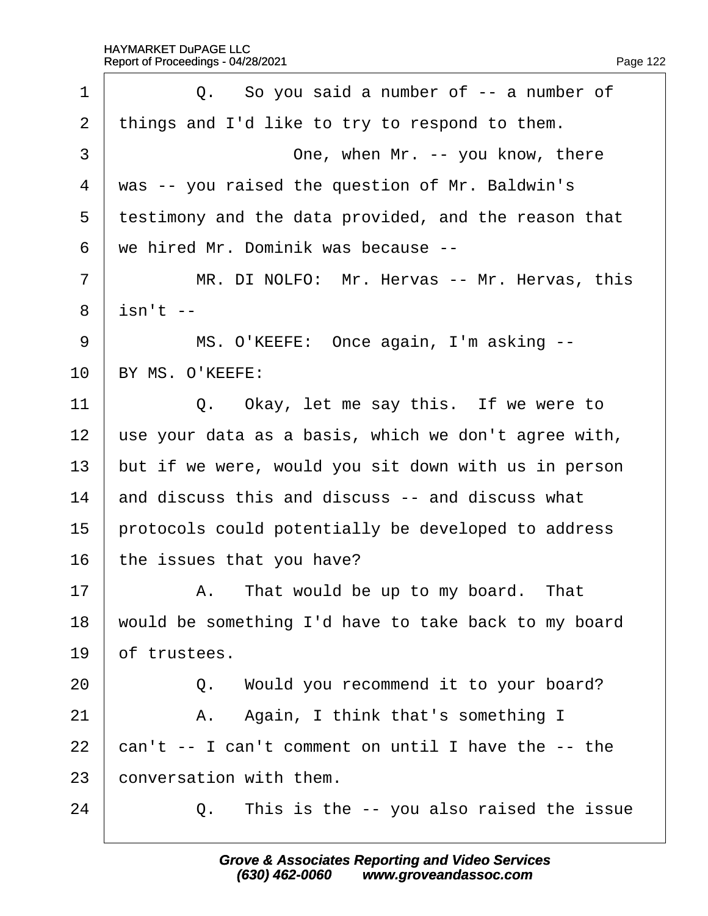1 Q. So you said a number of -- a number of
2 things and I'd like to try to respond to them.
3 One, when Mr. -- you know, there
4 was -- you raised the question of Mr. Baldwin's
5 testimony and the data provided, and the reason that
6 we hired Mr. Dominik was because --
7 MR. DI NOLFO: Mr. Hervas -- Mr. Hervas, this
8 isn't --
9 MS. O'KEEFE: Once again, I'm asking --
10 BY MS. O'KEEFE:
11 Q. Okay, let me say this. If we were to
12 use your data as a basis, which we don't agree with,
13 but if we were, would you sit down with us in person
14 and discuss this and discuss -- and discuss what
15 protocols could potentially be developed to address
16 the issues that you have?
17 A. That would be up to my board. That
18 would be something I'd have to take back to my board
19 of trustees.
20 Q. Would you recommend it to your board?
21 A. Again, I think that's something I
22 can't -- I can't comment on until I have the -- the
23 conversation with them.
24 Q. This is the -- you also raised the issue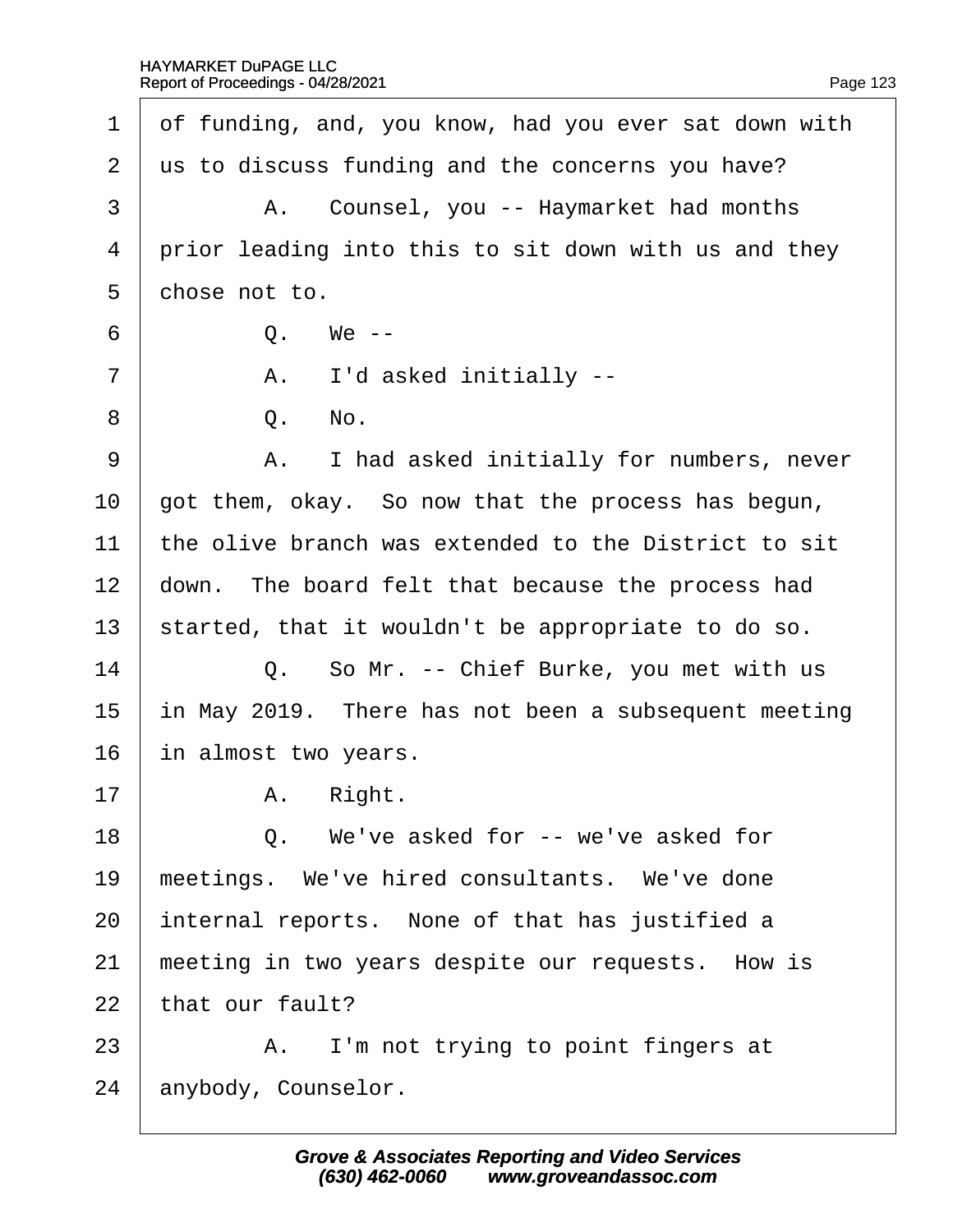1 of funding, and, you know, had you ever sat down with
2 us to discuss funding and the concerns you have?

3 A. Counsel, you -- Haymarket had months
4 prior leading into this to sit down with us and they
5 chose not to.

6 Q. We --

7 A. I'd asked initially --

8 Q. No.

9 A. I had asked initially for numbers, never
10 got them, okay. So now that the process has begun,
11 the olive branch was extended to the District to sit
12 down. The board felt that because the process had
13 started, that it wouldn't be appropriate to do so.

14 Q. So Mr. -- Chief Burke, you met with us
15 in May 2019. There has not been a subsequent meeting
16 in almost two years.

17 A. Right.

18 Q. We've asked for -- we've asked for
19 meetings. We've hired consultants. We've done
20 internal reports. None of that has justified a
21 meeting in two years despite our requests. How is
22 that our fault?

23 A. I'm not trying to point fingers at
24 anybody, Counselor.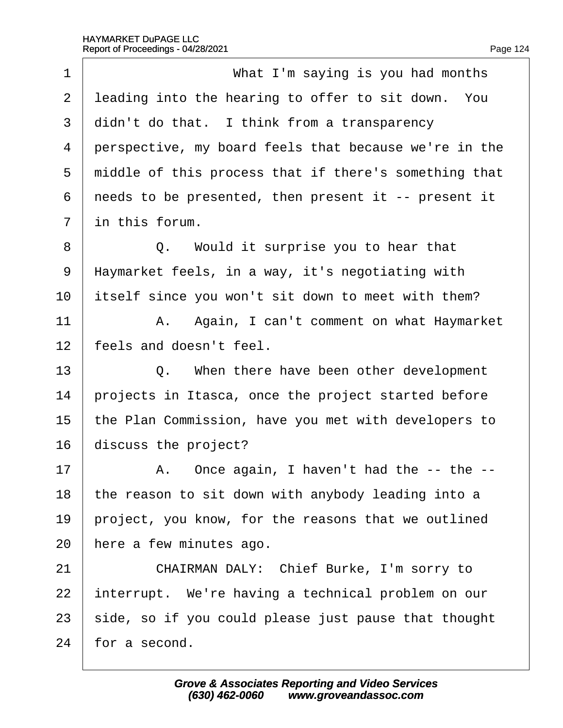What I'm saying is you had months leading into the hearing to offer to sit down. You didn't do that. I think from a transparency perspective, my board feels that because we're in the middle of this process that if there's something that needs to be presented, then present it -- present it in this forum.

Q. Would it surprise you to hear that Haymarket feels, in a way, it's negotiating with itself since you won't sit down to meet with them?

A. Again, I can't comment on what Haymarket feels and doesn't feel.

Q. When there have been other development projects in Itasca, once the project started before the Plan Commission, have you met with developers to discuss the project?

A. Once again, I haven't had the -- the -- the reason to sit down with anybody leading into a project, you know, for the reasons that we outlined here a few minutes ago.

CHAIRMAN DALY: Chief Burke, I'm sorry to interrupt. We're having a technical problem on our side, so if you could please just pause that thought for a second.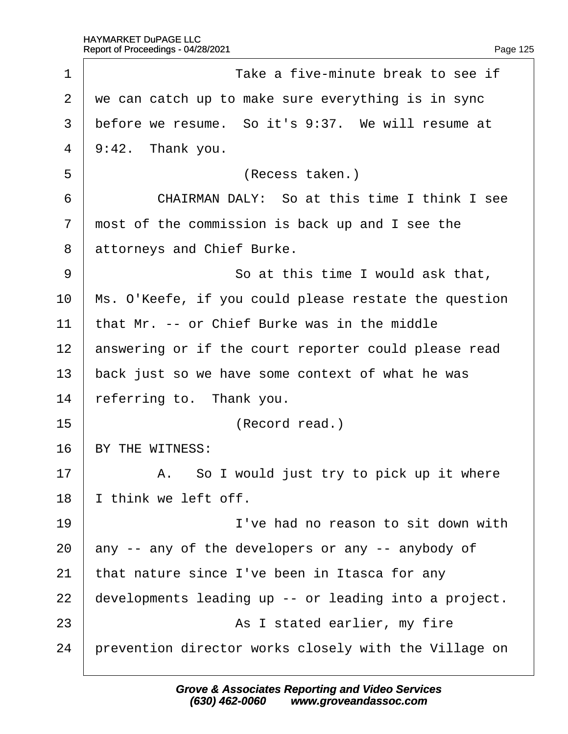1 Take a five-minute break to see if
2 we can catch up to make sure everything is in sync
3 before we resume. So it's 9:37. We will resume at
4 9:42. Thank you.
5 (Recess taken.)
6 CHAIRMAN DALY: So at this time I think I see
7 most of the commission is back up and I see the
8 attorneys and Chief Burke.
9 So at this time I would ask that,
10 Ms. O'Keefe, if you could please restate the question
11 that Mr. -- or Chief Burke was in the middle
12 answering or if the court reporter could please read
13 back just so we have some context of what he was
14 referring to. Thank you.
15 (Record read.)
16 BY THE WITNESS:
17 A. So I would just try to pick up it where
18 I think we left off.
19 I've had no reason to sit down with
20 any -- any of the developers or any -- anybody of
21 that nature since I've been in Itasca for any
22 developments leading up -- or leading into a project.
23 As I stated earlier, my fire
24 prevention director works closely with the Village on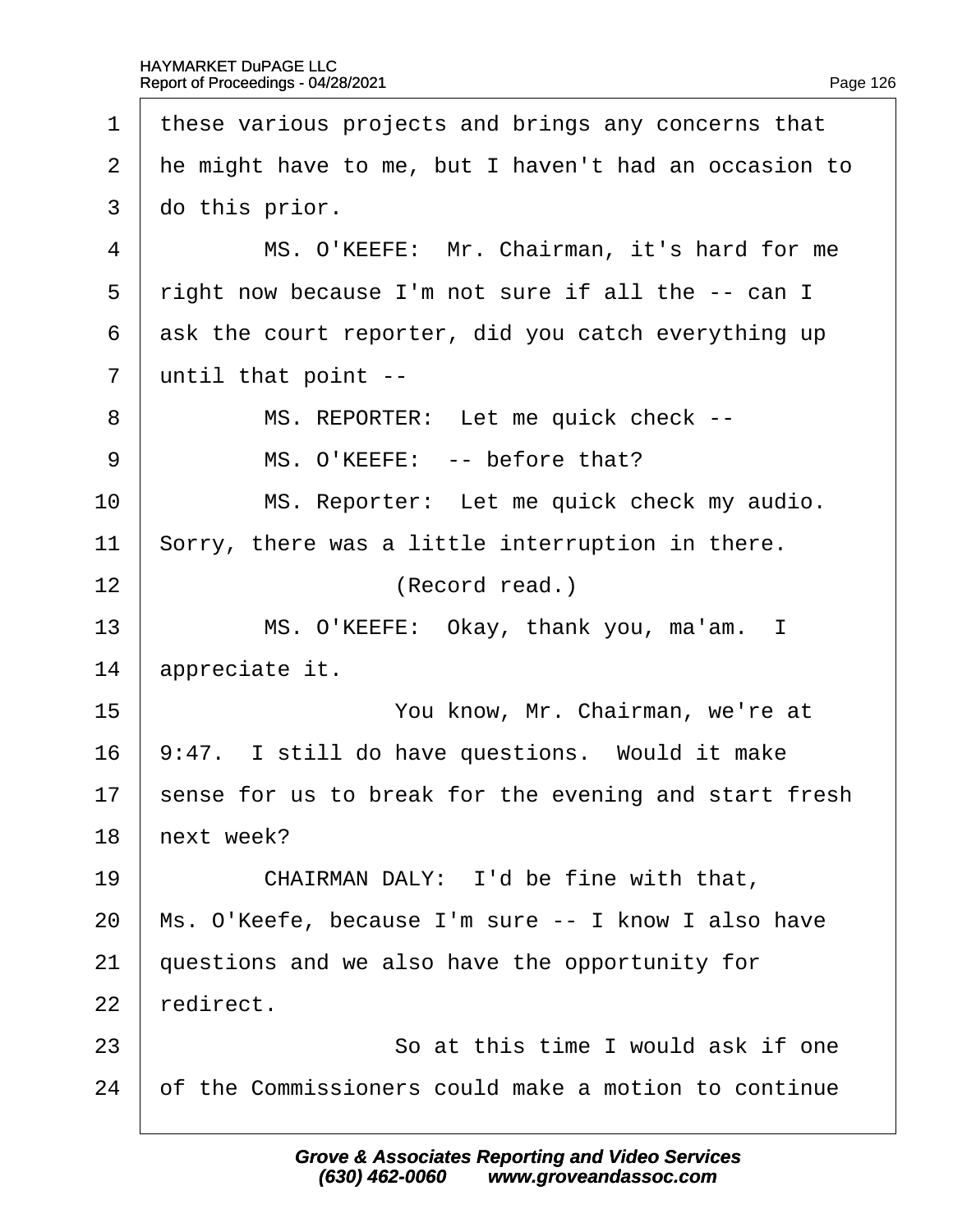1 these various projects and brings any concerns that
2 he might have to me, but I haven't had an occasion to
3 do this prior.
4 MS. O'KEEFE: Mr. Chairman, it's hard for me
5 right now because I'm not sure if all the -- can I
6 ask the court reporter, did you catch everything up
7 until that point --
8 MS. REPORTER: Let me quick check --
9 MS. O'KEEFE: -- before that?
10 MS. Reporter: Let me quick check my audio.
11 Sorry, there was a little interruption in there.
12 (Record read.)
13 MS. O'KEEFE: Okay, thank you, ma'am. I
14 appreciate it.
15 You know, Mr. Chairman, we're at
16 9:47. I still do have questions. Would it make
17 sense for us to break for the evening and start fresh
18 next week?
19 CHAIRMAN DALY: I'd be fine with that,
20 Ms. O'Keefe, because I'm sure -- I know I also have
21 questions and we also have the opportunity for
22 redirect.
23 So at this time I would ask if one
24 of the Commissioners could make a motion to continue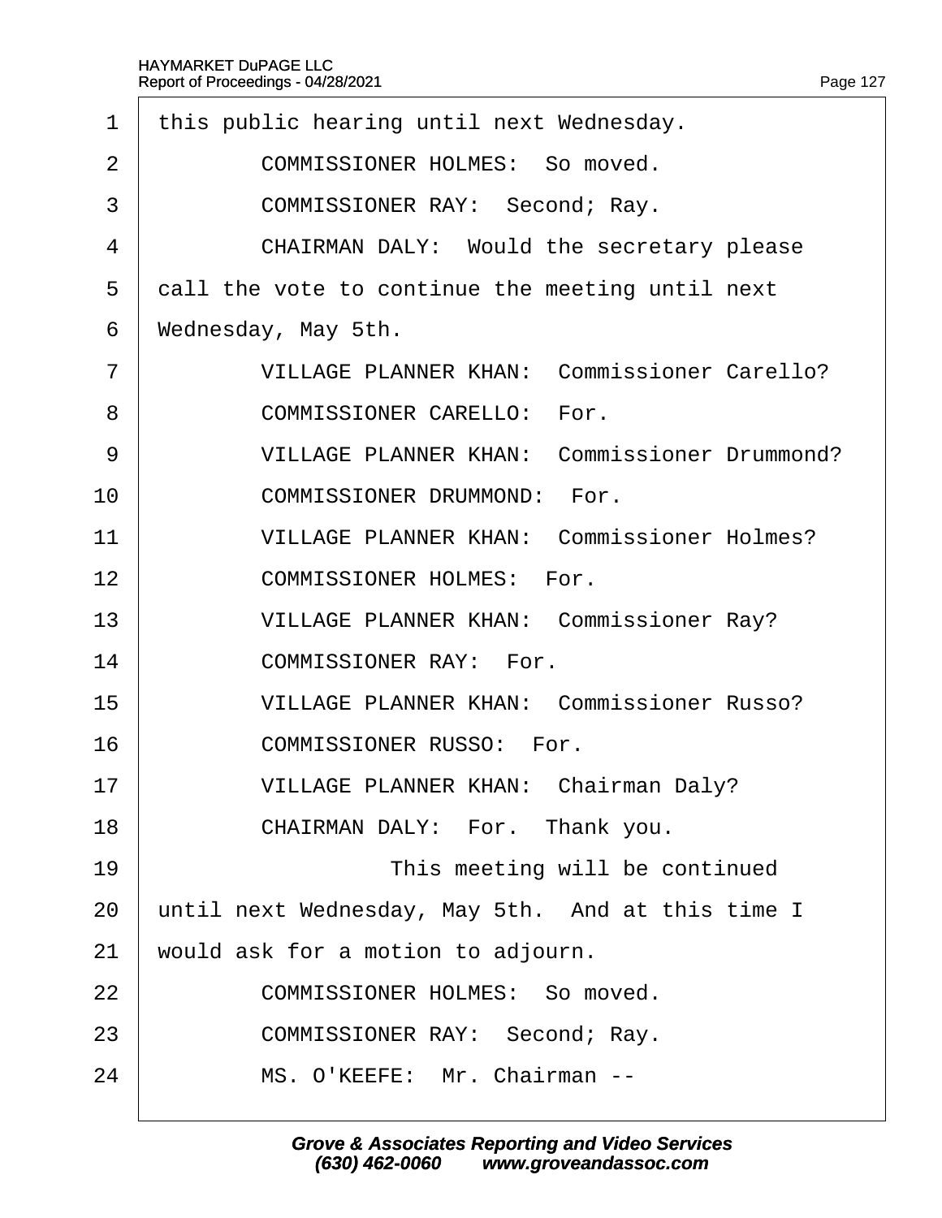1 this public hearing until next Wednesday.

2 COMMISSIONER HOLMES: So moved.

3 COMMISSIONER RAY: Second; Ray.

4 CHAIRMAN DALY: Would the secretary please

5 call the vote to continue the meeting until next

6 Wednesday, May 5th.

7 VILLAGE PLANNER KHAN: Commissioner Carello?

8 COMMISSIONER CARELLO: For.

9 VILLAGE PLANNER KHAN: Commissioner Drummond?

10 COMMISSIONER DRUMMOND: For.

11 VILLAGE PLANNER KHAN: Commissioner Holmes?

12 COMMISSIONER HOLMES: For.

13 VILLAGE PLANNER KHAN: Commissioner Ray?

14 COMMISSIONER RAY: For.

15 VILLAGE PLANNER KHAN: Commissioner Russo?

16 COMMISSIONER RUSSO: For.

17 VILLAGE PLANNER KHAN: Chairman Daly?

18 CHAIRMAN DALY: For. Thank you.

19 This meeting will be continued

20 until next Wednesday, May 5th. And at this time I

21 would ask for a motion to adjourn.

22 COMMISSIONER HOLMES: So moved.

23 COMMISSIONER RAY: Second; Ray.

24 MS. O'KEEFE: Mr. Chairman --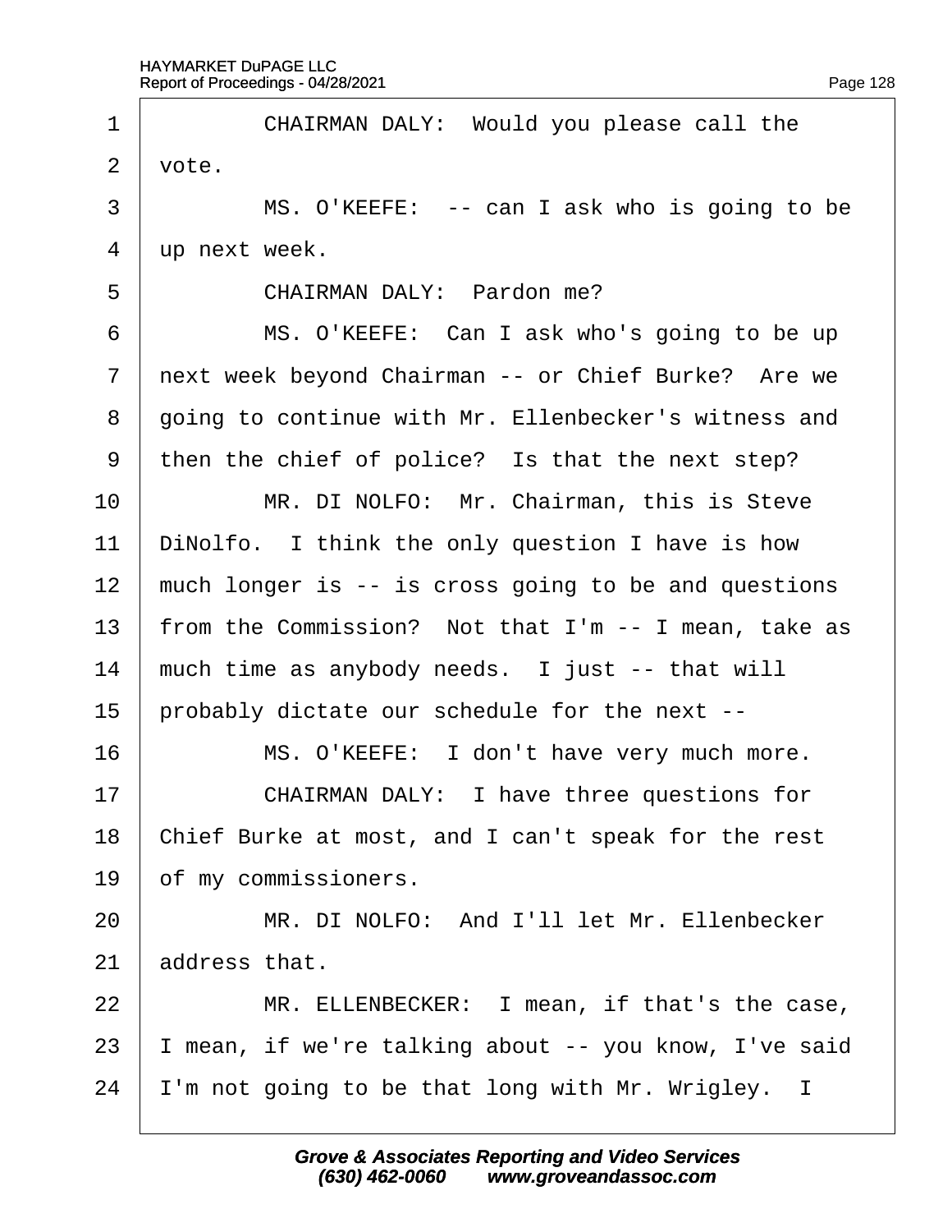1 CHAIRMAN DALY: Would you please call the
2 vote.
3 MS. O'KEEFE: -- can I ask who is going to be
4 up next week.
5 CHAIRMAN DALY: Pardon me?
6 MS. O'KEEFE: Can I ask who's going to be up
7 next week beyond Chairman -- or Chief Burke? Are we
8 going to continue with Mr. Ellenbecker's witness and
9 then the chief of police? Is that the next step?
10 MR. DI NOLFO: Mr. Chairman, this is Steve
11 DiNolfo. I think the only question I have is how
12 much longer is -- is cross going to be and questions
13 from the Commission? Not that I'm -- I mean, take as
14 much time as anybody needs. I just -- that will
15 probably dictate our schedule for the next --
16 MS. O'KEEFE: I don't have very much more.
17 CHAIRMAN DALY: I have three questions for
18 Chief Burke at most, and I can't speak for the rest
19 of my commissioners.
20 MR. DI NOLFO: And I'll let Mr. Ellenbecker
21 address that.
22 MR. ELLENBECKER: I mean, if that's the case,
23 I mean, if we're talking about -- you know, I've said
24 I'm not going to be that long with Mr. Wrigley. I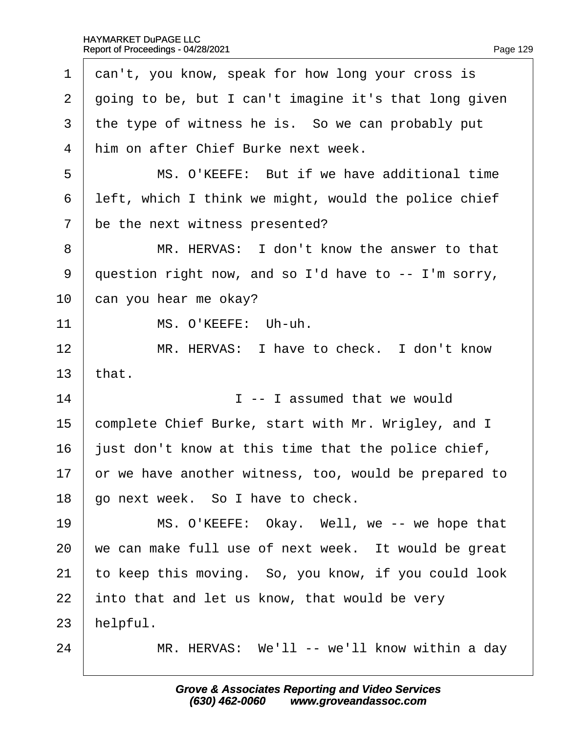1 can't, you know, speak for how long your cross is
2 going to be, but I can't imagine it's that long given
3 the type of witness he is. So we can probably put
4 him on after Chief Burke next week.
5 MS. O'KEEFE: But if we have additional time
6 left, which I think we might, would the police chief
7 be the next witness presented?
8 MR. HERVAS: I don't know the answer to that
9 question right now, and so I'd have to -- I'm sorry,
10 can you hear me okay?
11 MS. O'KEEFE: Uh-uh.
12 MR. HERVAS: I have to check. I don't know
13 that.
14 I -- I assumed that we would
15 complete Chief Burke, start with Mr. Wrigley, and I
16 just don't know at this time that the police chief,
17 or we have another witness, too, would be prepared to
18 go next week. So I have to check.
19 MS. O'KEEFE: Okay. Well, we -- we hope that
20 we can make full use of next week. It would be great
21 to keep this moving. So, you know, if you could look
22 into that and let us know, that would be very
23 helpful.
24 MR. HERVAS: We'll -- we'll know within a day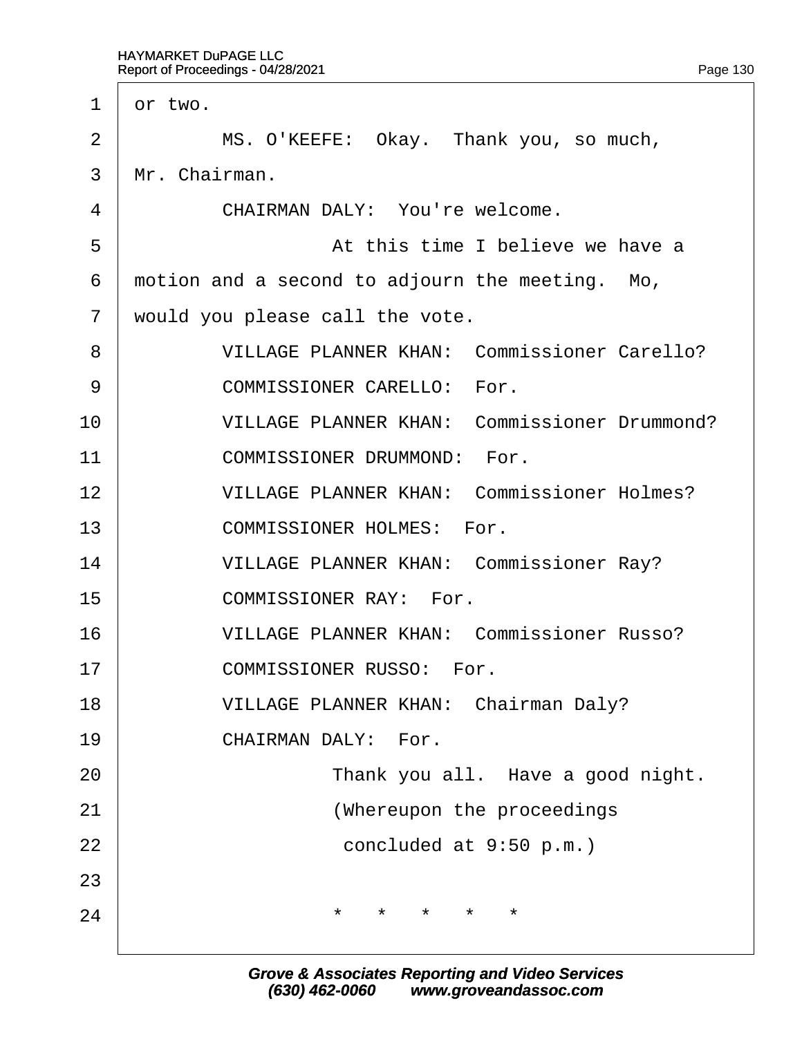or two.

MS. O'KEEFE: Okay. Thank you, so much, Mr. Chairman.

CHAIRMAN DALY: You're welcome.

At this time I believe we have a motion and a second to adjourn the meeting. Mo, would you please call the vote.

VILLAGE PLANNER KHAN: Commissioner Carello?

COMMISSIONER CARELLO: For.

VILLAGE PLANNER KHAN: Commissioner Drummond?

COMMISSIONER DRUMMOND: For.

VILLAGE PLANNER KHAN: Commissioner Holmes?

COMMISSIONER HOLMES: For.

VILLAGE PLANNER KHAN: Commissioner Ray?

COMMISSIONER RAY: For.

VILLAGE PLANNER KHAN: Commissioner Russo?

COMMISSIONER RUSSO: For.

VILLAGE PLANNER KHAN: Chairman Daly?

CHAIRMAN DALY: For.

Thank you all. Have a good night.

(Whereupon the proceedings concluded at 9:50 p.m.)

\*  \*  \*  \*  \*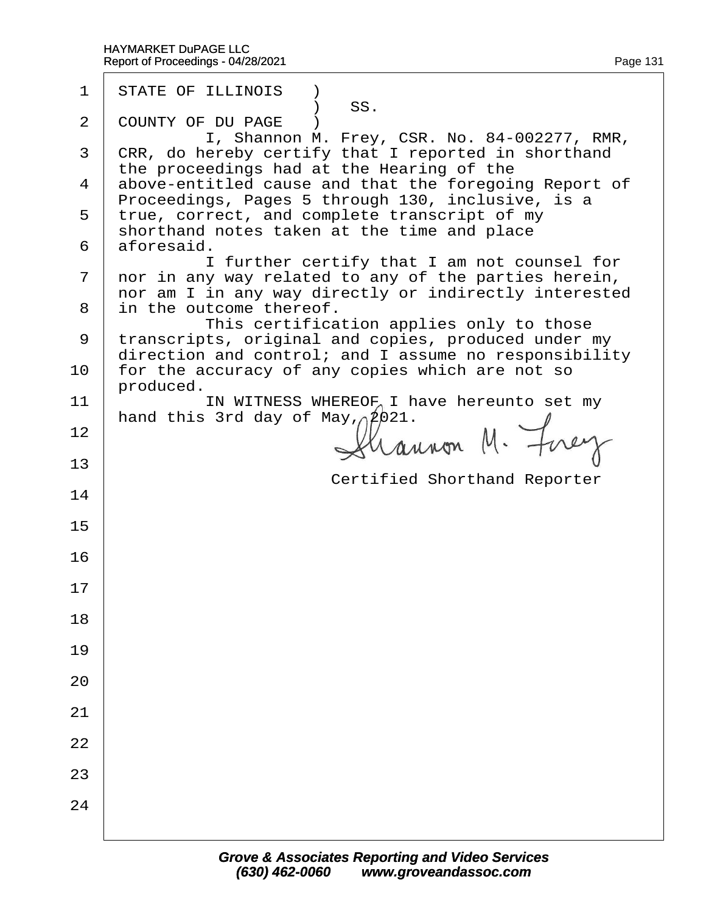STATE OF ILLINOIS )
) SS.
COUNTY OF DU PAGE )

I, Shannon M. Frey, CSR. No. 84-002277, RMR, CRR, do hereby certify that I reported in shorthand the proceedings had at the Hearing of the above-entitled cause and that the foregoing Report of Proceedings, Pages 5 through 130, inclusive, is a true, correct, and complete transcript of my shorthand notes taken at the time and place aforesaid.

I further certify that I am not counsel for nor in any way related to any of the parties herein, nor am I in any way directly or indirectly interested in the outcome thereof.

This certification applies only to those transcripts, original and copies, produced under my direction and control; and I assume no responsibility for the accuracy of any copies which are not so produced.

IN WITNESS WHEREOF I have hereunto set my hand this 3rd day of May, 2021.

Shannon M. Frey

Certified Shorthand Reporter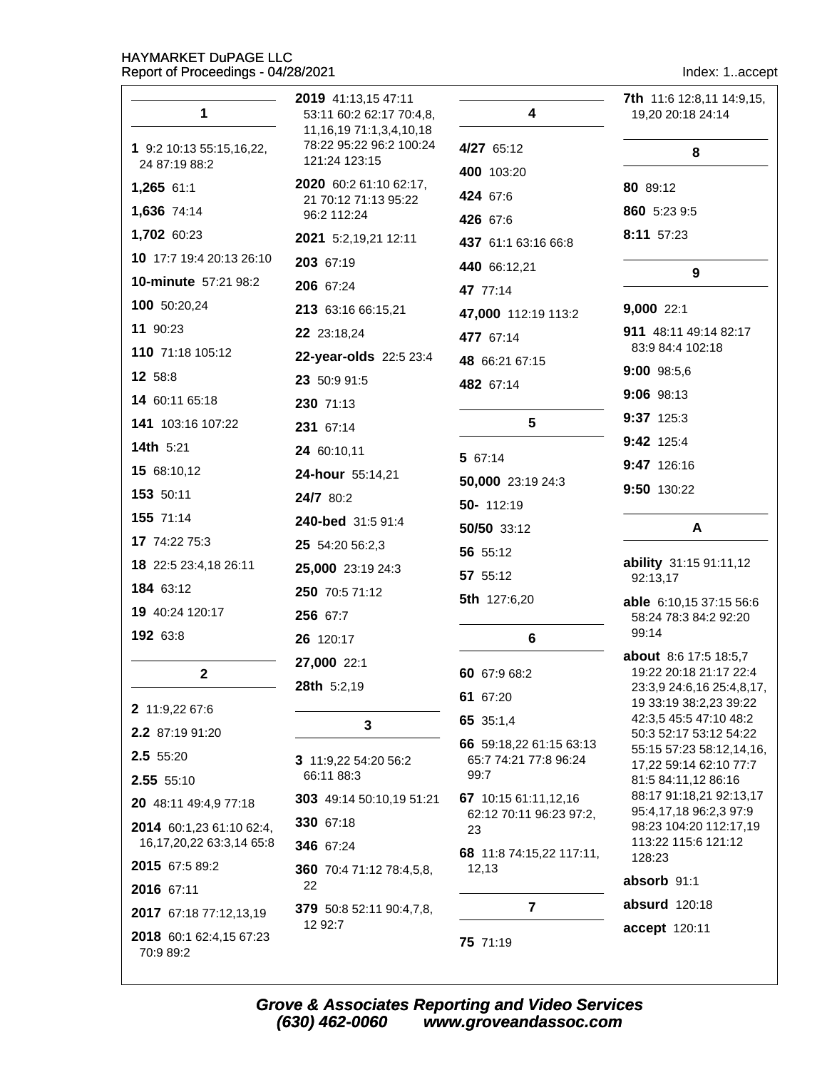## 1

**1** 9:2 10:13 55:15,16,22, 24 87:19 88:2

**1,265** 61:1

**1,636** 74:14

**1,702** 60:23

**10** 17:7 19:4 20:13 26:10

**10-minute** 57:21 98:2

**100** 50:20,24

**11** 90:23

**110** 71:18 105:12

**12** 58:8

**14** 60:11 65:18

**141** 103:16 107:22

**14th** 5:21

**15** 68:10,12

**153** 50:11

**155** 71:14

**17** 74:22 75:3

**18** 22:5 23:4,18 26:11

**184** 63:12

**19** 40:24 120:17

**192** 63:8

## 2

**2** 11:9,22 67:6

**2.2** 87:19 91:20

**2.5** 55:20

**2.55** 55:10

**20** 48:11 49:4,9 77:18

**2014** 60:1,23 61:10 62:4, 16,17,20,22 63:3,14 65:8

**2015** 67:5 89:2

**2016** 67:11

**2017** 67:18 77:12,13,19

**2018** 60:1 62:4,15 67:23 70:9 89:2

**2019** 41:13,15 47:11 53:11 60:2 62:17 70:4,8, 11,16,19 71:1,3,4,10,18 78:22 95:22 96:2 100:24 121:24 123:15

**2020** 60:2 61:10 62:17, 21 70:12 71:13 95:22 96:2 112:24

**2021** 5:2,19,21 12:11

**203** 67:19

**206** 67:24

**213** 63:16 66:15,21

**22** 23:18,24

**22-year-olds** 22:5 23:4

**23** 50:9 91:5

**230** 71:13

**231** 67:14

**24** 60:10,11

**24-hour** 55:14,21

**24/7** 80:2

**240-bed** 31:5 91:4

**25** 54:20 56:2,3

**25,000** 23:19 24:3

**250** 70:5 71:12

**256** 67:7

**26** 120:17

**27,000** 22:1

**28th** 5:2,19

## 3

**3** 11:9,22 54:20 56:2 66:11 88:3

**303** 49:14 50:10,19 51:21

**330** 67:18

**346** 67:24

**360** 70:4 71:12 78:4,5,8, 22

**379** 50:8 52:11 90:4,7,8, 12 92:7

## 4

**4/27** 65:12

**400** 103:20

**424** 67:6

**426** 67:6

**437** 61:1 63:16 66:8

**440** 66:12,21

**47** 77:14

**47,000** 112:19 113:2

**477** 67:14

**48** 66:21 67:15

**482** 67:14

## 5

**5** 67:14

**50,000** 23:19 24:3

**50-** 112:19

**50/50** 33:12

**56** 55:12

**57** 55:12

**5th** 127:6,20

## 6

**60** 67:9 68:2

**61** 67:20

**65** 35:1,4

**66** 59:18,22 61:15 63:13 65:7 74:21 77:8 96:24 99:7

**67** 10:15 61:11,12,16 62:12 70:11 96:23 97:2, 23

**68** 11:8 74:15,22 117:11, 12,13

## 7

**75** 71:19

**7th** 11:6 12:8,11 14:9,15, 19,20 20:18 24:14

## 8

**80** 89:12

**860** 5:23 9:5

**8:11** 57:23

## 9

**9,000** 22:1

**911** 48:11 49:14 82:17 83:9 84:4 102:18

**9:00** 98:5,6

**9:06** 98:13

**9:37** 125:3

**9:42** 125:4

**9:47** 126:16

**9:50** 130:22

## A

**ability** 31:15 91:11,12 92:13,17

**able** 6:10,15 37:15 56:6 58:24 78:3 84:2 92:20 99:14

**about** 8:6 17:5 18:5,7 19:22 20:18 21:17 22:4 23:3,9 24:6,16 25:4,8,17, 19 33:19 38:2,23 39:22 42:3,5 45:5 47:10 48:2 50:3 52:17 53:12 54:22 55:15 57:23 58:12,14,16, 17,22 59:14 62:10 77:7 81:5 84:11,12 86:16 88:17 91:18,21 92:13,17 95:4,17,18 96:2,3 97:9 98:23 104:20 112:17,19 113:22 115:6 121:12 128:23

**absorb** 91:1

**absurd** 120:18

**accept** 120:11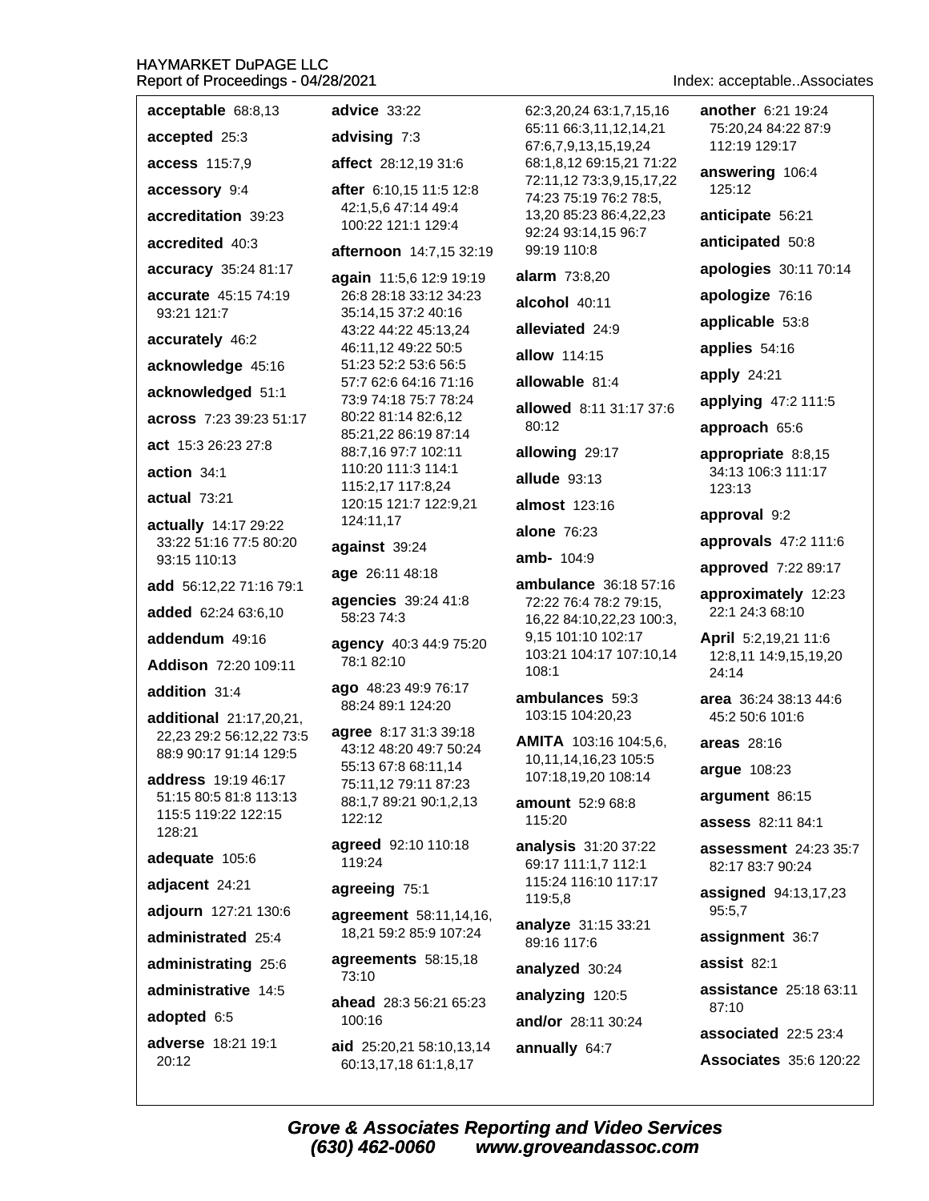**acceptable** 68:8,13

**accepted** 25:3

**access** 115:7,9

**accessory** 9:4

**accreditation** 39:23

**accredited** 40:3

**accuracy** 35:24 81:17

**accurate** 45:15 74:19 93:21 121:7

**accurately** 46:2

**acknowledge** 45:16

**acknowledged** 51:1

**across** 7:23 39:23 51:17

**act** 15:3 26:23 27:8

**action** 34:1

**actual** 73:21

**actually** 14:17 29:22 33:22 51:16 77:5 80:20 93:15 110:13

**add** 56:12,22 71:16 79:1

**added** 62:24 63:6,10

**addendum** 49:16

**Addison** 72:20 109:11

**addition** 31:4

**additional** 21:17,20,21, 22,23 29:2 56:12,22 73:5 88:9 90:17 91:14 129:5

**address** 19:19 46:17 51:15 80:5 81:8 113:13 115:5 119:22 122:15 128:21

**adequate** 105:6

**adjacent** 24:21

**adjourn** 127:21 130:6

**administrated** 25:4

**administrating** 25:6

**administrative** 14:5

**adopted** 6:5

**adverse** 18:21 19:1 20:12

**advice** 33:22

**advising** 7:3

**affect** 28:12,19 31:6

**after** 6:10,15 11:5 12:8 42:1,5,6 47:14 49:4 100:22 121:1 129:4

**afternoon** 14:7,15 32:19

**again** 11:5,6 12:9 19:19 26:8 28:18 33:12 34:23 35:14,15 37:2 40:16 43:22 44:22 45:13,24 46:11,12 49:22 50:5 51:23 52:2 53:6 56:5 57:7 62:6 64:16 71:16 73:9 74:18 75:7 78:24 80:22 81:14 82:6,12 85:21,22 86:19 87:14 88:7,16 97:7 102:11 110:20 111:3 114:1 115:2,17 117:8,24 120:15 121:7 122:9,21 124:11,17

**against** 39:24

**age** 26:11 48:18

**agencies** 39:24 41:8 58:23 74:3

**agency** 40:3 44:9 75:20 78:1 82:10

**ago** 48:23 49:9 76:17 88:24 89:1 124:20

**agree** 8:17 31:3 39:18 43:12 48:20 49:7 50:24 55:13 67:8 68:11,14 75:11,12 79:11 87:23 88:1,7 89:21 90:1,2,13 122:12

**agreed** 92:10 110:18 119:24

**agreeing** 75:1

**agreement** 58:11,14,16, 18,21 59:2 85:9 107:24

**agreements** 58:15,18 73:10

**ahead** 28:3 56:21 65:23 100:16

**aid** 25:20,21 58:10,13,14 60:13,17,18 61:1,8,17 62:3,20,24 63:1,7,15,16 65:11 66:3,11,12,14,21 67:6,7,9,13,15,19,24 68:1,8,12 69:15,21 71:22 72:11,12 73:3,9,15,17,22 74:23 75:19 76:2 78:5, 13,20 85:23 86:4,22,23 92:24 93:14,15 96:7 99:19 110:8

**alarm** 73:8,20

**alcohol** 40:11

**alleviated** 24:9

**allow** 114:15

**allowable** 81:4

**allowed** 8:11 31:17 37:6 80:12

**allowing** 29:17

**allude** 93:13

**almost** 123:16

**alone** 76:23

**amb-** 104:9

**ambulance** 36:18 57:16 72:22 76:4 78:2 79:15, 16,22 84:10,22,23 100:3, 9,15 101:10 102:17 103:21 104:17 107:10,14 108:1

**ambulances** 59:3 103:15 104:20,23

**AMITA** 103:16 104:5,6, 10,11,14,16,23 105:5 107:18,19,20 108:14

**amount** 52:9 68:8 115:20

**analysis** 31:20 37:22 69:17 111:1,7 112:1 115:24 116:10 117:17 119:5,8

**analyze** 31:15 33:21 89:16 117:6

**analyzed** 30:24

**analyzing** 120:5

**and/or** 28:11 30:24

**annually** 64:7

**another** 6:21 19:24 75:20,24 84:22 87:9 112:19 129:17

**answering** 106:4 125:12

**anticipate** 56:21

**anticipated** 50:8

**apologies** 30:11 70:14

**apologize** 76:16

**applicable** 53:8

**applies** 54:16

**apply** 24:21

**applying** 47:2 111:5

**approach** 65:6

**appropriate** 8:8,15 34:13 106:3 111:17 123:13

**approval** 9:2

**approvals** 47:2 111:6

**approved** 7:22 89:17

**approximately** 12:23 22:1 24:3 68:10

**April** 5:2,19,21 11:6 12:8,11 14:9,15,19,20 24:14

**area** 36:24 38:13 44:6 45:2 50:6 101:6

**areas** 28:16

**argue** 108:23

**argument** 86:15

**assess** 82:11 84:1

**assessment** 24:23 35:7 82:17 83:7 90:24

**assigned** 94:13,17,23 95:5,7

**assignment** 36:7

**assist** 82:1

**assistance** 25:18 63:11 87:10

**associated** 22:5 23:4

**Associates** 35:6 120:22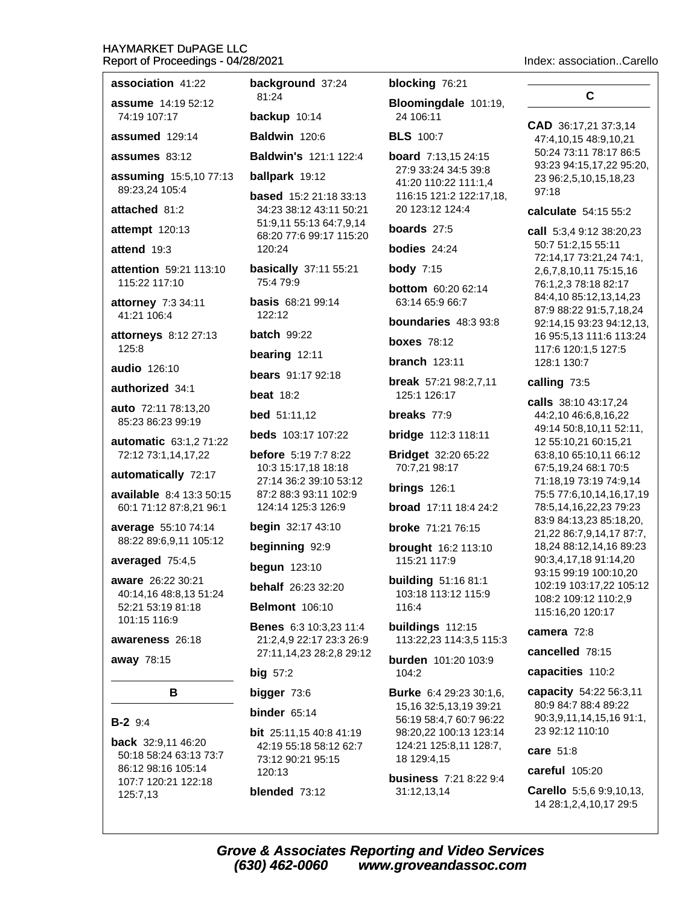**association** 41:22

**assume** 14:19 52:12 74:19 107:17

**assumed** 129:14

**assumes** 83:12

**assuming** 15:5,10 77:13 89:23,24 105:4

**attached** 81:2

**attempt** 120:13

**attend** 19:3

**attention** 59:21 113:10 115:22 117:10

**attorney** 7:3 34:11 41:21 106:4

**attorneys** 8:12 27:13 125:8

**audio** 126:10

**authorized** 34:1

**auto** 72:11 78:13,20 85:23 86:23 99:19

**automatic** 63:1,2 71:22 72:12 73:1,14,17,22

**automatically** 72:17

**available** 8:4 13:3 50:15 60:1 71:12 87:8,21 96:1

**average** 55:10 74:14 88:22 89:6,9,11 105:12

**averaged** 75:4,5

**aware** 26:22 30:21 40:14,16 48:8,13 51:24 52:21 53:19 81:18 101:15 116:9

**awareness** 26:18

**away** 78:15

## B

**B-2** 9:4

**back** 32:9,11 46:20 50:18 58:24 63:13 73:7 86:12 98:16 105:14 107:7 120:21 122:18 125:7,13

**background** 37:24 81:24

**backup** 10:14

**Baldwin** 120:6

**Baldwin's** 121:1 122:4

**ballpark** 19:12

**based** 15:2 21:18 33:13 34:23 38:12 43:11 50:21 51:9,11 55:13 64:7,9,14 68:20 77:6 99:17 115:20 120:24

**basically** 37:11 55:21 75:4 79:9

**basis** 68:21 99:14 122:12

**batch** 99:22

**bearing** 12:11

**bears** 91:17 92:18

**beat** 18:2

**bed** 51:11,12

**beds** 103:17 107:22

**before** 5:19 7:7 8:22 10:3 15:17,18 18:18 27:14 36:2 39:10 53:12 87:2 88:3 93:11 102:9 124:14 125:3 126:9

**begin** 32:17 43:10

**beginning** 92:9

**begun** 123:10

**behalf** 26:23 32:20

**Belmont** 106:10

**Benes** 6:3 10:3,23 11:4 21:2,4,9 22:17 23:3 26:9 27:11,14,23 28:2,8 29:12

**big** 57:2

**bigger** 73:6

**binder** 65:14

**bit** 25:11,15 40:8 41:19 42:19 55:18 58:12 62:7 73:12 90:21 95:15 120:13

**blended** 73:12

**blocking** 76:21

**Bloomingdale** 101:19, 24 106:11

**BLS** 100:7

**board** 7:13,15 24:15 27:9 33:24 34:5 39:8 41:20 110:22 111:1,4 116:15 121:2 122:17,18, 20 123:12 124:4

**boards** 27:5

**bodies** 24:24

**body** 7:15

**bottom** 60:20 62:14 63:14 65:9 66:7

**boundaries** 48:3 93:8

**boxes** 78:12

**branch** 123:11

**break** 57:21 98:2,7,11 125:1 126:17

**breaks** 77:9

**bridge** 112:3 118:11

**Bridget** 32:20 65:22 70:7,21 98:17

**brings** 126:1

**broad** 17:11 18:4 24:2

**broke** 71:21 76:15

**brought** 16:2 113:10 115:21 117:9

**building** 51:16 81:1 103:18 113:12 115:9 116:4

**buildings** 112:15 113:22,23 114:3,5 115:3

**burden** 101:20 103:9 104:2

**Burke** 6:4 29:23 30:1,6, 15,16 32:5,13,19 39:21 56:19 58:4,7 60:7 96:22 98:20,22 100:13 123:14 124:21 125:8,11 128:7, 18 129:4,15

**business** 7:21 8:22 9:4 31:12,13,14

## C

**CAD** 36:17,21 37:3,14 47:4,10,15 48:9,10,21 50:24 73:11 78:17 86:5 93:23 94:15,17,22 95:20, 23 96:2,5,10,15,18,23 97:18

**calculate** 54:15 55:2

**call** 5:3,4 9:12 38:20,23 50:7 51:2,15 55:11 72:14,17 73:21,24 74:1, 2,6,7,8,10,11 75:15,16 76:1,2,3 78:18 82:17 84:4,10 85:12,13,14,23 87:9 88:22 91:5,7,18,24 92:14,15 93:23 94:12,13, 16 95:5,13 111:6 113:24 117:6 120:1,5 127:5 128:1 130:7

**calling** 73:5

**calls** 38:10 43:17,24 44:2,10 46:6,8,16,22 49:14 50:8,10,11 52:11, 12 55:10,21 60:15,21 63:8,10 65:10,11 66:12 67:5,19,24 68:1 70:5 71:18,19 73:19 74:9,14 75:5 77:6,10,14,16,17,19 78:5,14,16,22,23 79:23 83:9 84:13,23 85:18,20, 21,22 86:7,9,14,17 87:7, 18,24 88:12,14,16 89:23 90:3,4,17,18 91:14,20 93:15 99:19 100:10,20 102:19 103:17,22 105:12 108:2 109:12 110:2,9 115:16,20 120:17

**camera** 72:8

**cancelled** 78:15

**capacities** 110:2

**capacity** 54:22 56:3,11 80:9 84:7 88:4 89:22 90:3,9,11,14,15,16 91:1, 23 92:12 110:10

**care** 51:8

**careful** 105:20

**Carello** 5:5,6 9:9,10,13, 14 28:1,2,4,10,17 29:5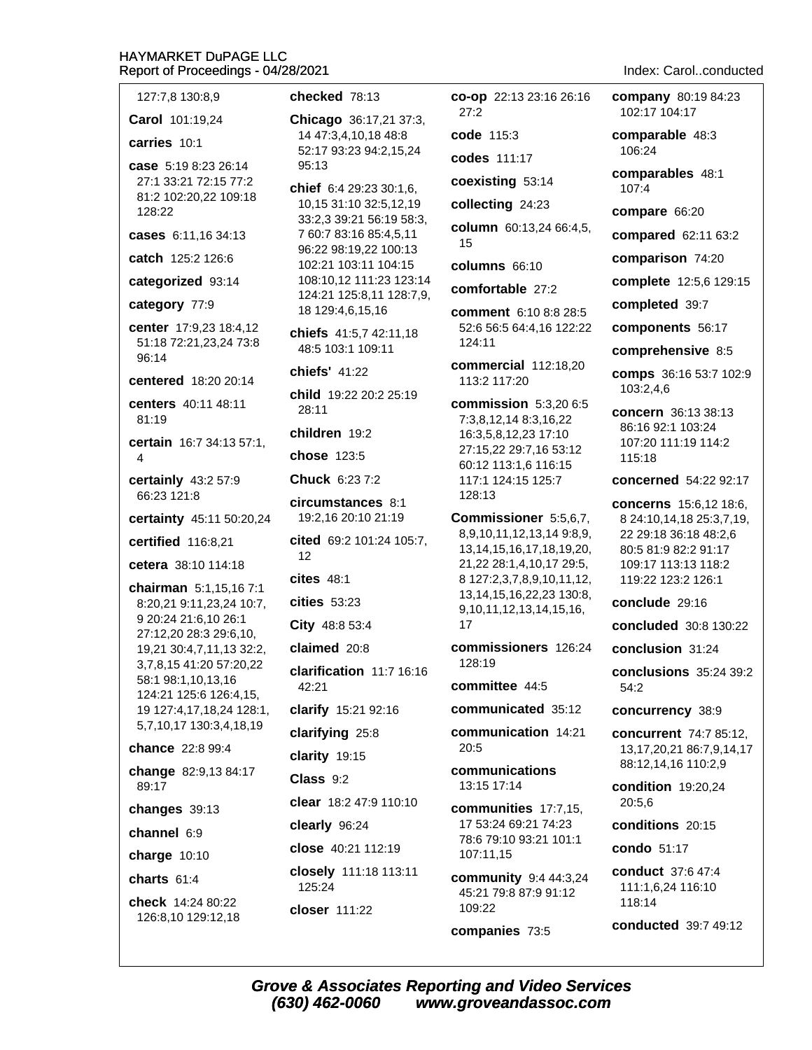127:7,8 130:8,9

**Carol** 101:19,24

**carries** 10:1

**case** 5:19 8:23 26:14 27:1 33:21 72:15 77:2 81:2 102:20,22 109:18 128:22

**cases** 6:11,16 34:13

**catch** 125:2 126:6

**categorized** 93:14

**category** 77:9

**center** 17:9,23 18:4,12 51:18 72:21,23,24 73:8 96:14

**centered** 18:20 20:14

**centers** 40:11 48:11 81:19

**certain** 16:7 34:13 57:1,4

**certainly** 43:2 57:9 66:23 121:8

**certainty** 45:11 50:20,24

**certified** 116:8,21

**cetera** 38:10 114:18

**chairman** 5:1,15,16 7:1 8:20,21 9:11,23,24 10:7,9 20:24 21:6,10 26:1 27:12,20 28:3 29:6,10,19,21 30:4,7,11,13 32:2,3,7,8,15 41:20 57:20,22 58:1 98:1,10,13,16 124:21 125:6 126:4,15,19 127:4,17,18,24 128:1,5,7,10,17 130:3,4,18,19

**chance** 22:8 99:4

**change** 82:9,13 84:17 89:17

**changes** 39:13

**channel** 6:9

**charge** 10:10

**charts** 61:4

**check** 14:24 80:22 126:8,10 129:12,18

**checked** 78:13

**Chicago** 36:17,21 37:3,14 47:3,4,10,18 48:8 52:17 93:23 94:2,15,24 95:13

**chief** 6:4 29:23 30:1,6,10,15 31:10 32:5,12,19 33:2,3 39:21 56:19 58:3,7 60:7 83:16 85:4,5,11 96:22 98:19,22 100:13 102:21 103:11 104:15 108:10,12 111:23 123:14 124:21 125:8,11 128:7,9,18 129:4,6,15,16

**chiefs** 41:5,7 42:11,18 48:5 103:1 109:11

**chiefs'** 41:22

**child** 19:22 20:2 25:19 28:11

**children** 19:2

**chose** 123:5

**Chuck** 6:23 7:2

**circumstances** 8:1 19:2,16 20:10 21:19

**cited** 69:2 101:24 105:7,12

**cites** 48:1

**cities** 53:23

**City** 48:8 53:4

**claimed** 20:8

**clarification** 11:7 16:16 42:21

**clarify** 15:21 92:16

**clarifying** 25:8

**clarity** 19:15

**Class** 9:2

**clear** 18:2 47:9 110:10

**clearly** 96:24

**close** 40:21 112:19

**closely** 111:18 113:11 125:24

**closer** 111:22

**co-op** 22:13 23:16 26:16 27:2

**code** 115:3

**codes** 111:17

**coexisting** 53:14

**collecting** 24:23

**column** 60:13,24 66:4,5,15

**columns** 66:10

**comfortable** 27:2

**comment** 6:10 8:8 28:5 52:6 56:5 64:4,16 122:22 124:11

**commercial** 112:18,20 113:2 117:20

**commission** 5:3,20 6:5 7:3,8,12,14 8:3,16,22 16:3,5,8,12,23 17:10 27:15,22 29:7,16 53:12 60:12 113:1,6 116:15 117:1 124:15 125:7 128:13

**Commissioner** 5:5,6,7,8,9,10,11,12,13,14 9:8,9,13,14,15,16,17,18,19,20,21,22 28:1,4,10,17 29:5,8 127:2,3,7,8,9,10,11,13,14,15,16,22,23 130:8,9,10,11,12,13,14,15,16,17

**commissioners** 126:24 128:19

**committee** 44:5

**communicated** 35:12

**communication** 14:21 20:5

**communications** 13:15 17:14

**communities** 17:7,15,17 53:24 69:21 74:23 78:6 79:10 93:21 101:1 107:11,15

**community** 9:4 44:3,24 45:21 79:8 87:9 91:12 109:22

**companies** 73:5

**company** 80:19 84:23 102:17 104:17

**comparable** 48:3 106:24

**comparables** 48:1 107:4

**compare** 66:20

**compared** 62:11 63:2

**comparison** 74:20

**complete** 12:5,6 129:15

**completed** 39:7

**components** 56:17

**comprehensive** 8:5

**comps** 36:16 53:7 102:9 103:2,4,6

**concern** 36:13 38:13 86:16 92:1 103:24 107:20 111:19 114:2 115:18

**concerned** 54:22 92:17

**concerns** 15:6,12 18:6,8 24:10,14,18 25:3,7,19,22 29:18 36:18 48:2,6 80:5 81:9 82:2 91:17 109:17 113:13 118:2 119:22 123:2 126:1

**conclude** 29:16

**concluded** 30:8 130:22

**conclusion** 31:24

**conclusions** 35:24 39:2 54:2

**concurrency** 38:9

**concurrent** 74:7 85:12,13,17,20,21 86:7,9,14,17 88:12,14,16 110:2,9

**condition** 19:20,24 20:5,6

**conditions** 20:15

**condo** 51:17

**conduct** 37:6 47:4 111:1,6,24 116:10 118:14

**conducted** 39:7 49:12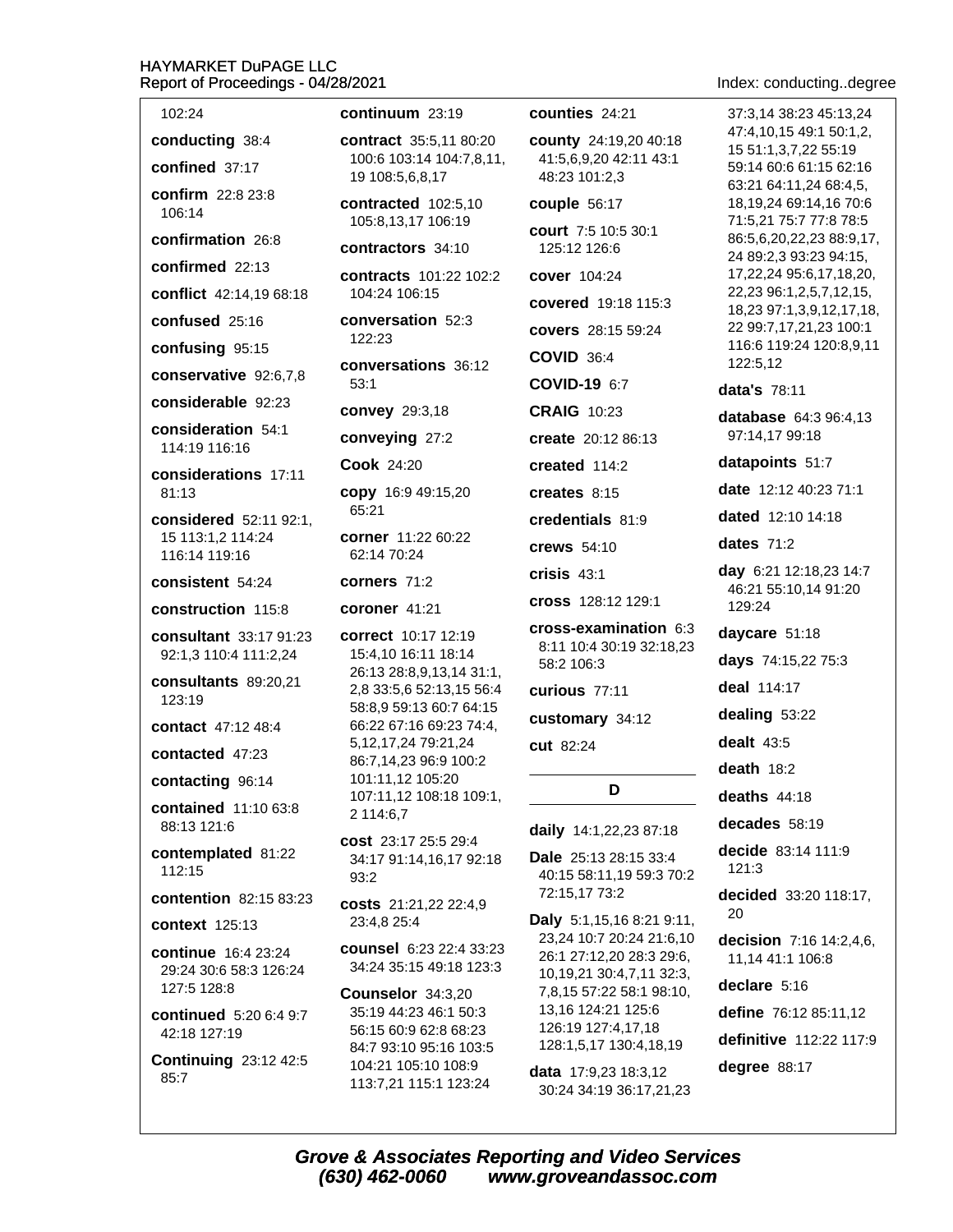102:24

**conducting** 38:4

**confined** 37:17

**confirm** 22:8 23:8 106:14

**confirmation** 26:8

**confirmed** 22:13

**conflict** 42:14,19 68:18

**confused** 25:16

**confusing** 95:15

**conservative** 92:6,7,8

**considerable** 92:23

**consideration** 54:1 114:19 116:16

**considerations** 17:11 81:13

**considered** 52:11 92:1, 15 113:1,2 114:24 116:14 119:16

**consistent** 54:24

**construction** 115:8

**consultant** 33:17 91:23 92:1,3 110:4 111:2,24

**consultants** 89:20,21 123:19

**contact** 47:12 48:4

**contacted** 47:23

**contacting** 96:14

**contained** 11:10 63:8 88:13 121:6

**contemplated** 81:22 112:15

**contention** 82:15 83:23

**context** 125:13

**continue** 16:4 23:24 29:24 30:6 58:3 126:24 127:5 128:8

**continued** 5:20 6:4 9:7 42:18 127:19

**Continuing** 23:12 42:5 85:7

**continuum** 23:19

**contract** 35:5,11 80:20 100:6 103:14 104:7,8,11, 19 108:5,6,8,17

**contracted** 102:5,10 105:8,13,17 106:19

**contractors** 34:10

**contracts** 101:22 102:2 104:24 106:15

**conversation** 52:3 122:23

**conversations** 36:12 53:1

**convey** 29:3,18

**conveying** 27:2

**Cook** 24:20

**copy** 16:9 49:15,20 65:21

**corner** 11:22 60:22 62:14 70:24

**corners** 71:2

**coroner** 41:21

**correct** 10:17 12:19 15:4,10 16:11 18:14 26:13 28:8,9,13,14 31:1, 2,8 33:5,6 52:13,15 56:4 58:8,9 59:13 60:7 64:15 66:22 67:16 69:23 74:4, 5,12,17,24 79:21,24 86:7,14,23 96:9 100:2 101:11,12 105:20 107:11,12 108:18 109:1, 2 114:6,7

**cost** 23:17 25:5 29:4 34:17 91:14,16,17 92:18 93:2

**costs** 21:21,22 22:4,9 23:4,8 25:4

**counsel** 6:23 22:4 33:23 34:24 35:15 49:18 123:3

**Counselor** 34:3,20 35:19 44:23 46:1 50:3 56:15 60:9 62:8 68:23 84:7 93:10 95:16 103:5 104:21 105:10 108:9 113:7,21 115:1 123:24

**counties** 24:21

**county** 24:19,20 40:18 41:5,6,9,20 42:11 43:1 48:23 101:2,3

**couple** 56:17

**court** 7:5 10:5 30:1 125:12 126:6

**cover** 104:24

**covered** 19:18 115:3

**covers** 28:15 59:24

**COVID** 36:4

**COVID-19** 6:7

**CRAIG** 10:23

**create** 20:12 86:13

**created** 114:2

**creates** 8:15

**credentials** 81:9

**crews** 54:10

**crisis** 43:1

**cross** 128:12 129:1

**cross-examination** 6:3 8:11 10:4 30:19 32:18,23 58:2 106:3

**curious** 77:11

**customary** 34:12

**cut** 82:24

## D

**daily** 14:1,22,23 87:18

**Dale** 25:13 28:15 33:4 40:15 58:11,19 59:3 70:2 72:15,17 73:2

**Daly** 5:1,15,16 8:21 9:11, 23,24 10:7 20:24 21:6,10 26:1 27:12,20 28:3 29:6, 10,19,21 30:4,7,11 32:3, 7,8,15 57:22 58:1 98:10, 13,16 124:21 125:6 126:19 127:4,17,18 128:1,5,17 130:4,18,19

**data** 17:9,23 18:3,12 30:24 34:19 36:17,21,23 37:3,14 38:23 45:13,24 47:4,10,15 49:1 50:1,2, 15 51:1,3,7,22 55:19 59:14 60:6 61:15 62:16 63:21 64:11,24 68:4,5, 18,19,24 69:14,16 70:6 71:5,21 75:7 77:8 78:5 86:5,6,20,22,23 88:9,17, 24 89:2,3 93:23 94:15, 17,22,24 95:6,17,18,20, 22,23 96:1,2,5,7,12,15, 18,23 97:1,3,9,12,17,18, 22 99:7,17,21,23 100:1 116:6 119:24 120:8,9,11 122:5,12

**data's** 78:11

**database** 64:3 96:4,13 97:14,17 99:18

**datapoints** 51:7

**date** 12:12 40:23 71:1

**dated** 12:10 14:18

**dates** 71:2

**day** 6:21 12:18,23 14:7 46:21 55:10,14 91:20 129:24

**daycare** 51:18

**days** 74:15,22 75:3

**deal** 114:17

**dealing** 53:22

**dealt** 43:5

**death** 18:2

**deaths** 44:18

**decades** 58:19

**decide** 83:14 111:9 121:3

**decided** 33:20 118:17, 20

**decision** 7:16 14:2,4,6, 11,14 41:1 106:8

**declare** 5:16

**define** 76:12 85:11,12

**definitive** 112:22 117:9

**degree** 88:17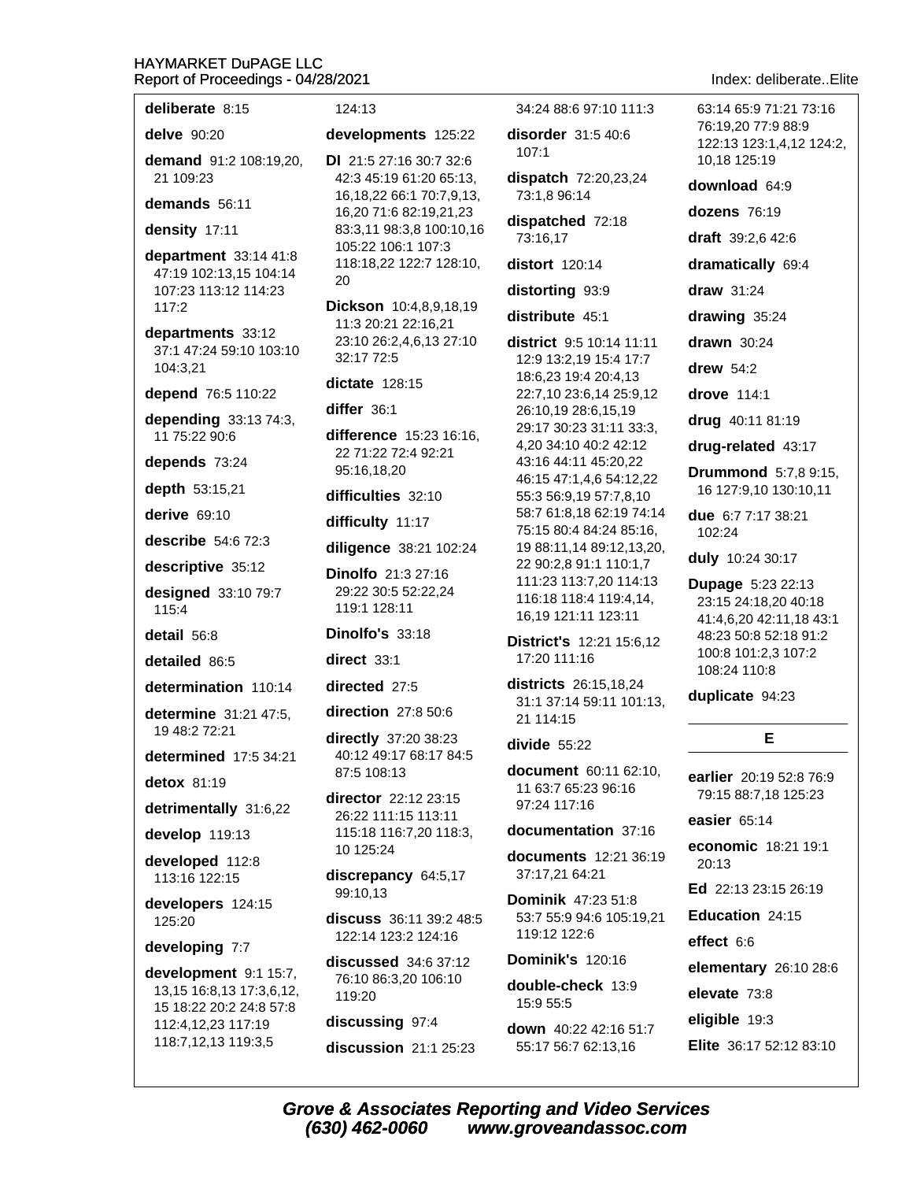**deliberate** 8:15

**delve** 90:20

**demand** 91:2 108:19,20, 21 109:23

**demands** 56:11

**density** 17:11

**department** 33:14 41:8 47:19 102:13,15 104:14 107:23 113:12 114:23 117:2

**departments** 33:12 37:1 47:24 59:10 103:10 104:3,21

**depend** 76:5 110:22

**depending** 33:13 74:3, 11 75:22 90:6

**depends** 73:24

**depth** 53:15,21

**derive** 69:10

**describe** 54:6 72:3

**descriptive** 35:12

**designed** 33:10 79:7 115:4

**detail** 56:8

**detailed** 86:5

**determination** 110:14

**determine** 31:21 47:5, 19 48:2 72:21

**determined** 17:5 34:21

**detox** 81:19

**detrimentally** 31:6,22

**develop** 119:13

**developed** 112:8 113:16 122:15

**developers** 124:15 125:20

**developing** 7:7

**development** 9:1 15:7, 13,15 16:8,13 17:3,6,12, 15 18:22 20:2 24:8 57:8 112:4,12,23 117:19 118:7,12,13 119:3,5 124:13

**developments** 125:22

**DI** 21:5 27:16 30:7 32:6 42:3 45:19 61:20 65:13, 16,18,22 66:1 70:7,9,13, 16,20 71:6 82:19,21,23 83:3,11 98:3,8 100:10,16 105:22 106:1 107:3 118:18,22 122:7 128:10, 20

**Dickson** 10:4,8,9,18,19 11:3 20:21 22:16,21 23:10 26:2,4,6,13 27:10 32:17 72:5

**dictate** 128:15

**differ** 36:1

**difference** 15:23 16:16, 22 71:22 72:4 92:21 95:16,18,20

**difficulties** 32:10

**difficulty** 11:17

**diligence** 38:21 102:24

**Dinolfo** 21:3 27:16 29:22 30:5 52:22,24 119:1 128:11

**Dinolfo's** 33:18

**direct** 33:1

**directed** 27:5

**direction** 27:8 50:6

**directly** 37:20 38:23 40:12 49:17 68:17 84:5 87:5 108:13

**director** 22:12 23:15 26:22 111:15 113:11 115:18 116:7,20 118:3, 10 125:24

**discrepancy** 64:5,17 99:10,13

**discuss** 36:11 39:2 48:5 122:14 123:2 124:16

**discussed** 34:6 37:12 76:10 86:3,20 106:10 119:20

**discussing** 97:4

**discussion** 21:1 25:23 34:24 88:6 97:10 111:3

**disorder** 31:5 40:6 107:1

**dispatch** 72:20,23,24 73:1,8 96:14

**dispatched** 72:18 73:16,17

**distort** 120:14

**distorting** 93:9

**distribute** 45:1

**district** 9:5 10:14 11:11 12:9 13:2,19 15:4 17:7 18:6,23 19:4 20:4,13 22:7,10 23:6,14 25:9,12 26:10,19 28:6,15,19 29:17 30:23 31:11 33:3, 4,20 34:10 40:2 42:12 43:16 44:11 45:20,22 46:15 47:1,4,6 54:12,22 55:3 56:9,19 57:7,8,10 58:7 61:8,18 62:19 74:14 75:15 80:4 84:24 85:16, 19 88:11,14 89:12,13,20, 22 90:2,8 91:1 110:1,7 111:23 113:7,20 114:13 116:18 118:4 119:4,14, 16,19 121:11 123:11

**District's** 12:21 15:6,12 17:20 111:16

**districts** 26:15,18,24 31:1 37:14 59:11 101:13, 21 114:15

**divide** 55:22

**document** 60:11 62:10, 11 63:7 65:23 96:16 97:24 117:16

**documentation** 37:16

**documents** 12:21 36:19 37:17,21 64:21

**Dominik** 47:23 51:8 53:7 55:9 94:6 105:19,21 119:12 122:6

**Dominik's** 120:16

**double-check** 13:9 15:9 55:5

**down** 40:22 42:16 51:7 55:17 56:7 62:13,16 63:14 65:9 71:21 73:16 76:19,20 77:9 88:9 122:13 123:1,4,12 124:2, 10,18 125:19

**download** 64:9

**dozens** 76:19

**draft** 39:2,6 42:6

**dramatically** 69:4

**draw** 31:24

**drawing** 35:24

**drawn** 30:24

**drew** 54:2

**drove** 114:1

**drug** 40:11 81:19

**drug-related** 43:17

**Drummond** 5:7,8 9:15, 16 127:9,10 130:10,11

**due** 6:7 7:17 38:21 102:24

**duly** 10:24 30:17

**Dupage** 5:23 22:13 23:15 24:18,20 40:18 41:4,6,20 42:11,18 43:1 48:23 50:8 52:18 91:2 100:8 101:2,3 107:2 108:24 110:8

**duplicate** 94:23

## E

**earlier** 20:19 52:8 76:9 79:15 88:7,18 125:23

**easier** 65:14

**economic** 18:21 19:1 20:13

**Ed** 22:13 23:15 26:19

**Education** 24:15

**effect** 6:6

**elementary** 26:10 28:6

**elevate** 73:8

**eligible** 19:3

**Elite** 36:17 52:12 83:10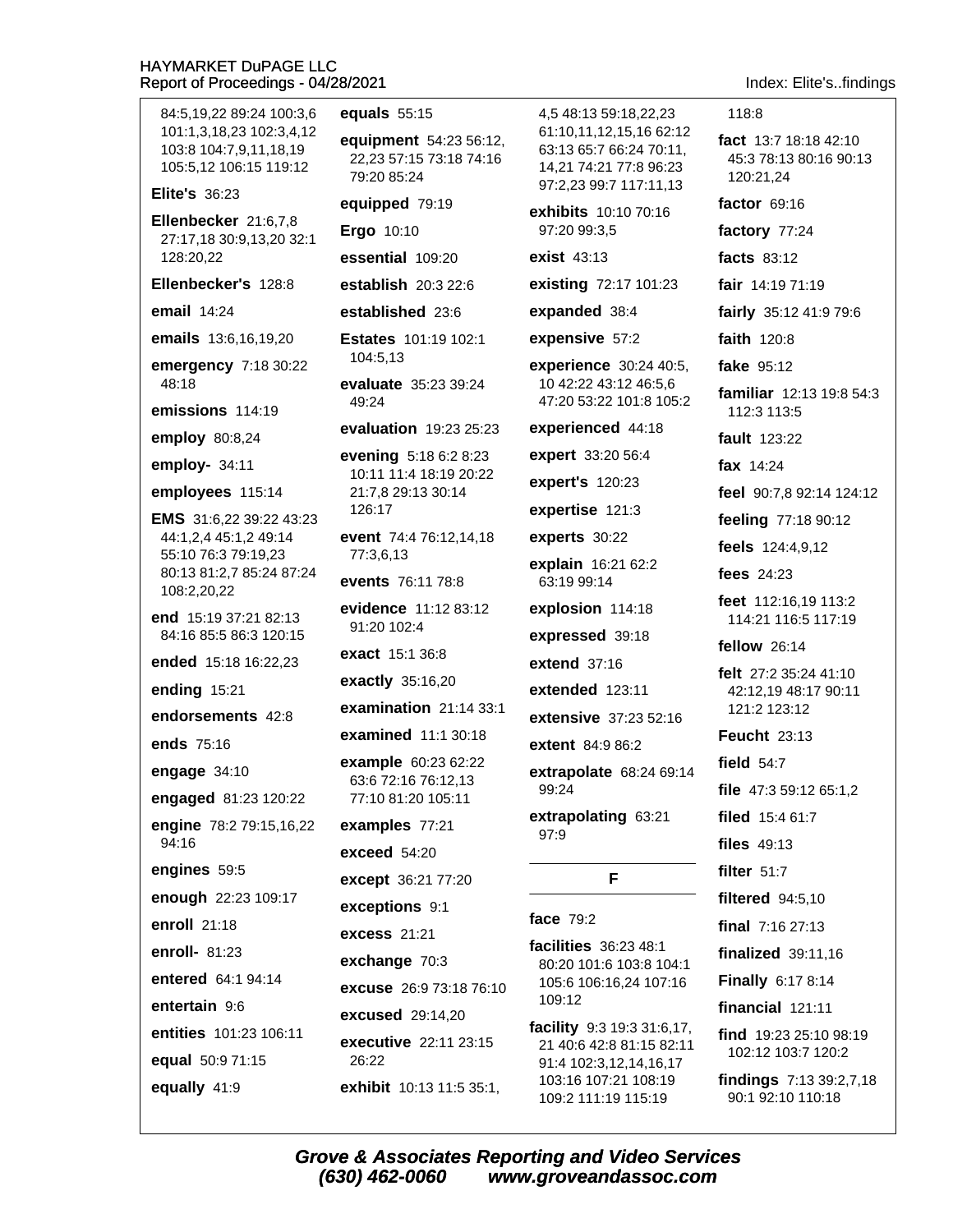84:5,19,22 89:24 100:3,6 101:1,3,18,23 102:3,4,12 103:8 104:7,9,11,18,19 105:5,12 106:15 119:12

**Elite's** 36:23

**Ellenbecker** 21:6,7,8 27:17,18 30:9,13,20 32:1 128:20,22

**Ellenbecker's** 128:8

**email** 14:24

**emails** 13:6,16,19,20

**emergency** 7:18 30:22 48:18

**emissions** 114:19

**employ** 80:8,24

**employ-** 34:11

**employees** 115:14

**EMS** 31:6,22 39:22 43:23 44:1,2,4 45:1,2 49:14 55:10 76:3 79:19,23 80:13 81:2,7 85:24 87:24 108:2,20,22

**end** 15:19 37:21 82:13 84:16 85:5 86:3 120:15

**ended** 15:18 16:22,23

**ending** 15:21

**endorsements** 42:8

**ends** 75:16

**engage** 34:10

**engaged** 81:23 120:22

**engine** 78:2 79:15,16,22 94:16

**engines** 59:5

**enough** 22:23 109:17

**enroll** 21:18

**enroll-** 81:23

**entered** 64:1 94:14

**entertain** 9:6

**entities** 101:23 106:11

**equal** 50:9 71:15

**equally** 41:9

**equals** 55:15

**equipment** 54:23 56:12,22,23 57:15 73:18 74:16 79:20 85:24

**equipped** 79:19

**Ergo** 10:10

**essential** 109:20

**establish** 20:3 22:6

**established** 23:6

**Estates** 101:19 102:1 104:5,13

**evaluate** 35:23 39:24 49:24

**evaluation** 19:23 25:23

**evening** 5:18 6:2 8:23 10:11 11:4 18:19 20:22 21:7,8 29:13 30:14 126:17

**event** 74:4 76:12,14,18 77:3,6,13

**events** 76:11 78:8

**evidence** 11:12 83:12 91:20 102:4

**exact** 15:1 36:8

**exactly** 35:16,20

**examination** 21:14 33:1

**examined** 11:1 30:18

**example** 60:23 62:22 63:6 72:16 76:12,13 77:10 81:20 105:11

**examples** 77:21

**exceed** 54:20

**except** 36:21 77:20

**exceptions** 9:1

**excess** 21:21

**exchange** 70:3

**excuse** 26:9 73:18 76:10

**excused** 29:14,20

**executive** 22:11 23:15 26:22

**exhibit** 10:13 11:5 35:1, 4,5 48:13 59:18,22,23 61:10,11,12,15,16 62:12 63:13 65:7 66:24 70:11, 14,21 74:21 77:8 96:23 97:2,23 99:7 117:11,13

**exhibits** 10:10 70:16 97:20 99:3,5

**exist** 43:13

**existing** 72:17 101:23

**expanded** 38:4

**expensive** 57:2

**experience** 30:24 40:5, 10 42:22 43:12 46:5,6 47:20 53:22 101:8 105:2

**experienced** 44:18

**expert** 33:20 56:4

**expert's** 120:23

**expertise** 121:3

**experts** 30:22

**explain** 16:21 62:2 63:19 99:14

**explosion** 114:18

**expressed** 39:18

**extend** 37:16

**extended** 123:11

**extensive** 37:23 52:16

**extent** 84:9 86:2

**extrapolate** 68:24 69:14 99:24

**extrapolating** 63:21 97:9

## F

**face** 79:2

**facilities** 36:23 48:1 80:20 101:6 103:8 104:1 105:6 106:16,24 107:16 109:12

**facility** 9:3 19:3 31:6,17, 21 40:6 42:8 81:15 82:11 91:4 102:3,12,14,16,17 103:16 107:21 108:19 109:2 111:19 115:19 118:8

**fact** 13:7 18:18 42:10 45:3 78:13 80:16 90:13 120:21,24

**factor** 69:16

**factory** 77:24

**facts** 83:12

**fair** 14:19 71:19

**fairly** 35:12 41:9 79:6

**faith** 120:8

**fake** 95:12

**familiar** 12:13 19:8 54:3 112:3 113:5

**fault** 123:22

**fax** 14:24

**feel** 90:7,8 92:14 124:12

**feeling** 77:18 90:12

**feels** 124:4,9,12

**fees** 24:23

**feet** 112:16,19 113:2 114:21 116:5 117:19

**fellow** 26:14

**felt** 27:2 35:24 41:10 42:12,19 48:17 90:11 121:2 123:12

**Feucht** 23:13

**field** 54:7

**file** 47:3 59:12 65:1,2

**filed** 15:4 61:7

**files** 49:13

**filter** 51:7

**filtered** 94:5,10

**final** 7:16 27:13

**finalized** 39:11,16

**Finally** 6:17 8:14

**financial** 121:11

**find** 19:23 25:10 98:19 102:12 103:7 120:2

**findings** 7:13 39:2,7,18 90:1 92:10 110:18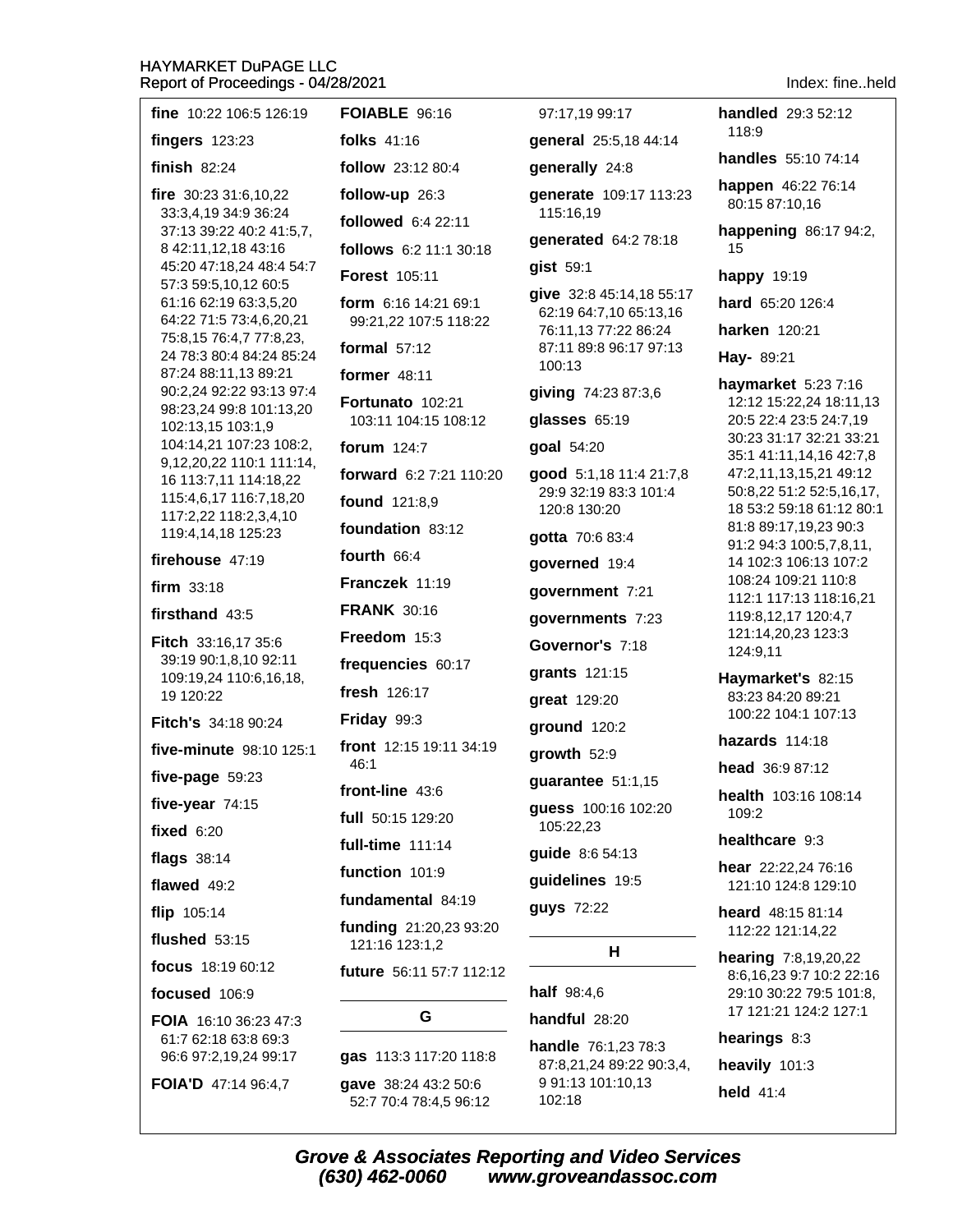**fine** 10:22 106:5 126:19

**fingers** 123:23

**finish** 82:24

**fire** 30:23 31:6,10,22 33:3,4,19 34:9 36:24 37:13 39:22 40:2 41:5,7, 8 42:11,12,18 43:16 45:20 47:18,24 48:4 54:7 57:3 59:5,10,12 60:5 61:16 62:19 63:3,5,20 64:22 71:5 73:4,6,20,21 75:8,15 76:4,7 77:8,23, 24 78:3 80:4 84:24 85:24 87:24 88:11,13 89:21 90:2,24 92:22 93:13 97:4 98:23,24 99:8 101:13,20 102:13,15 103:1,9 104:14,21 107:23 108:2, 9,12,20,22 110:1 111:14, 16 113:7,11 114:18,22 115:4,6,17 116:7,18,20 117:2,22 118:2,3,4,10 119:4,14,18 125:23

**firehouse** 47:19

**firm** 33:18

**firsthand** 43:5

**Fitch** 33:16,17 35:6 39:19 90:1,8,10 92:11 109:19,24 110:6,16,18, 19 120:22

**Fitch's** 34:18 90:24

**five-minute** 98:10 125:1

**five-page** 59:23

**five-year** 74:15

**fixed** 6:20

**flags** 38:14

**flawed** 49:2

**flip** 105:14

**flushed** 53:15

**focus** 18:19 60:12

**focused** 106:9

**FOIA** 16:10 36:23 47:3 61:7 62:18 63:8 69:3 96:6 97:2,19,24 99:17

**FOIA'D** 47:14 96:4,7

**FOIABLE** 96:16

**folks** 41:16

**follow** 23:12 80:4

**follow-up** 26:3

**followed** 6:4 22:11

**follows** 6:2 11:1 30:18

**Forest** 105:11

**form** 6:16 14:21 69:1 99:21,22 107:5 118:22

**formal** 57:12

**former** 48:11

**Fortunato** 102:21 103:11 104:15 108:12

**forum** 124:7

**forward** 6:2 7:21 110:20

**found** 121:8,9

**foundation** 83:12

**fourth** 66:4

**Franczek** 11:19

**FRANK** 30:16

**Freedom** 15:3

**frequencies** 60:17

**fresh** 126:17

**Friday** 99:3

**front** 12:15 19:11 34:19 46:1

**front-line** 43:6

**full** 50:15 129:20

**full-time** 111:14

**function** 101:9

**fundamental** 84:19

**funding** 21:20,23 93:20 121:16 123:1,2

**future** 56:11 57:7 112:12

## G

**gas** 113:3 117:20 118:8

**gave** 38:24 43:2 50:6 52:7 70:4 78:4,5 96:12 97:17,19 99:17

**general** 25:5,18 44:14

**generally** 24:8

**generate** 109:17 113:23 115:16,19

**generated** 64:2 78:18

**gist** 59:1

**give** 32:8 45:14,18 55:17 62:19 64:7,10 65:13,16 76:11,13 77:22 86:24 87:11 89:8 96:17 97:13 100:13

**giving** 74:23 87:3,6

**glasses** 65:19

**goal** 54:20

**good** 5:1,18 11:4 21:7,8 29:9 32:19 83:3 101:4 120:8 130:20

**gotta** 70:6 83:4

**governed** 19:4

**government** 7:21

**governments** 7:23

**Governor's** 7:18

**grants** 121:15

**great** 129:20

**ground** 120:2

**growth** 52:9

**guarantee** 51:1,15

**guess** 100:16 102:20 105:22,23

**guide** 8:6 54:13

**guidelines** 19:5

**guys** 72:22

## H

**half** 98:4,6

**handful** 28:20

**handle** 76:1,23 78:3 87:8,21,24 89:22 90:3,4, 9 91:13 101:10,13 102:18

**handled** 29:3 52:12 118:9

**handles** 55:10 74:14

**happen** 46:22 76:14 80:15 87:10,16

**happening** 86:17 94:2, 15

**happy** 19:19

**hard** 65:20 126:4

**harken** 120:21

**Hay-** 89:21

**haymarket** 5:23 7:16 12:12 15:22,24 18:11,13 20:5 22:4 23:5 24:7,19 30:23 31:17 32:21 33:21 35:1 41:11,14,16 42:7,8 47:2,11,13,15,21 49:12 50:8,22 51:2 52:5,16,17, 18 53:2 59:18 61:12 80:1 81:8 89:17,19,23 90:3 91:2 94:3 100:5,7,8,11, 14 102:3 106:13 107:2 108:24 109:21 110:8 112:1 117:13 118:16,21 119:8,12,17 120:4,7 121:14,20,23 123:3 124:9,11

**Haymarket's** 82:15 83:23 84:20 89:21 100:22 104:1 107:13

**hazards** 114:18

**head** 36:9 87:12

**health** 103:16 108:14 109:2

**healthcare** 9:3

**hear** 22:22,24 76:16 121:10 124:8 129:10

**heard** 48:15 81:14 112:22 121:14,22

**hearing** 7:8,19,20,22 8:6,16,23 9:7 10:2 22:16 29:10 30:22 79:5 101:8, 17 121:21 124:2 127:1

**hearings** 8:3

**heavily** 101:3

**held** 41:4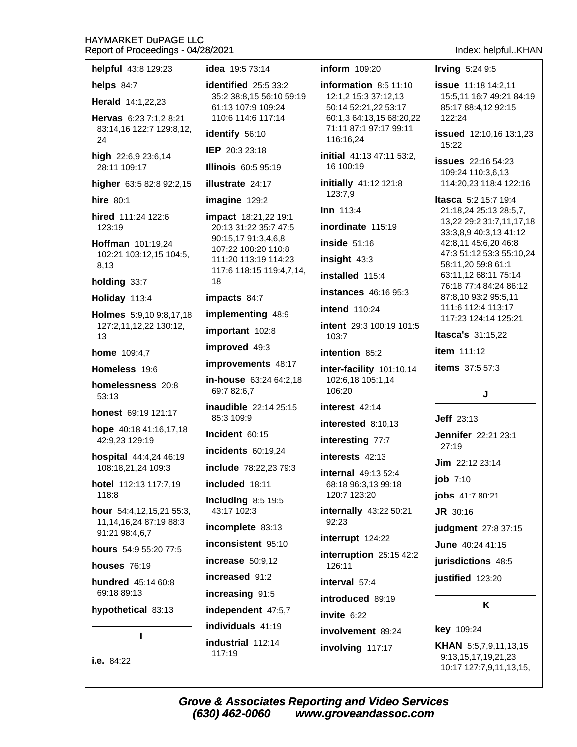**helpful** 43:8 129:23

**helps** 84:7

**Herald** 14:1,22,23

**Hervas** 6:23 7:1,2 8:21 83:14,16 122:7 129:8,12, 24

**high** 22:6,9 23:6,14 28:11 109:17

**higher** 63:5 82:8 92:2,15

**hire** 80:1

**hired** 111:24 122:6 123:19

**Hoffman** 101:19,24 102:21 103:12,15 104:5, 8,13

**holding** 33:7

**Holiday** 113:4

**Holmes** 5:9,10 9:8,17,18 127:2,11,12,22 130:12, 13

**home** 109:4,7

**Homeless** 19:6

**homelessness** 20:8 53:13

**honest** 69:19 121:17

**hope** 40:18 41:16,17,18 42:9,23 129:19

**hospital** 44:4,24 46:19 108:18,21,24 109:3

**hotel** 112:13 117:7,19 118:8

**hour** 54:4,12,15,21 55:3, 11,14,16,24 87:19 88:3 91:21 98:4,6,7

**hours** 54:9 55:20 77:5

**houses** 76:19

**hundred** 45:14 60:8 69:18 89:13

**hypothetical** 83:13

## I

**i.e.** 84:22

**idea** 19:5 73:14

**identified** 25:5 33:2 35:2 38:8,15 56:10 59:19 61:13 107:9 109:24 110:6 114:6 117:14

**identify** 56:10

**IEP** 20:3 23:18

**Illinois** 60:5 95:19

**illustrate** 24:17

**imagine** 129:2

**impact** 18:21,22 19:1 20:13 31:22 35:7 47:5 90:15,17 91:3,4,6,8 107:22 108:20 110:8 111:20 113:19 114:23 117:6 118:15 119:4,7,14, 18

**impacts** 84:7

**implementing** 48:9

**important** 102:8

**improved** 49:3

**improvements** 48:17

**in-house** 63:24 64:2,18 69:7 82:6,7

**inaudible** 22:14 25:15 85:3 109:9

**Incident** 60:15

**incidents** 60:19,24

**include** 78:22,23 79:3

**included** 18:11

**including** 8:5 19:5 43:17 102:3

**incomplete** 83:13

**inconsistent** 95:10

**increase** 50:9,12

**increased** 91:2

**increasing** 91:5

**independent** 47:5,7

**individuals** 41:19

**industrial** 112:14 117:19

**inform** 109:20

**information** 8:5 11:10 12:1,2 15:3 37:12,13 50:14 52:21,22 53:17 60:1,3 64:13,15 68:20,22 71:11 87:1 97:17 99:11 116:16,24

**initial** 41:13 47:11 53:2, 16 100:19

**initially** 41:12 121:8 123:7,9

**Inn** 113:4

**inordinate** 115:19

**inside** 51:16

**insight** 43:3

**installed** 115:4

**instances** 46:16 95:3

**intend** 110:24

**intent** 29:3 100:19 101:5 103:7

**intention** 85:2

**inter-facility** 101:10,14 102:6,18 105:1,14 106:20

**interest** 42:14

**interested** 8:10,13

**interesting** 77:7

**interests** 42:13

**internal** 49:13 52:4 68:18 96:3,13 99:18 120:7 123:20

**internally** 43:22 50:21 92:23

**interrupt** 124:22

**interruption** 25:15 42:2 126:11

**interval** 57:4

**introduced** 89:19

**invite** 6:22

**involvement** 89:24

**involving** 117:17

**Irving** 5:24 9:5

**issue** 11:18 14:2,11 15:5,11 16:7 49:21 84:19 85:17 88:4,12 92:15 122:24

**issued** 12:10,16 13:1,23 15:22

**issues** 22:16 54:23 109:24 110:3,6,13 114:20,23 118:4 122:16

**Itasca** 5:2 15:7 19:4 21:18,24 25:13 28:5,7, 13,22 29:2 31:7,11,17,18 33:3,8,9 40:3,13 41:12 42:8,11 45:6,20 46:8 47:3 51:12 53:3 55:10,24 58:11,20 59:8 61:1 63:11,12 68:11 75:14 76:18 77:4 84:24 86:12 87:8,10 93:2 95:5,11 111:6 112:4 113:17 117:23 124:14 125:21

**Itasca's** 31:15,22

**item** 111:12

**items** 37:5 57:3

## J

**Jeff** 23:13

**Jennifer** 22:21 23:1 27:19

**Jim** 22:12 23:14

**job** 7:10

**jobs** 41:7 80:21

**JR** 30:16

**judgment** 27:8 37:15

**June** 40:24 41:15

**jurisdictions** 48:5

**justified** 123:20

## K

**key** 109:24

**KHAN** 5:5,7,9,11,13,15 9:13,15,17,19,21,23 10:17 127:7,9,11,13,15,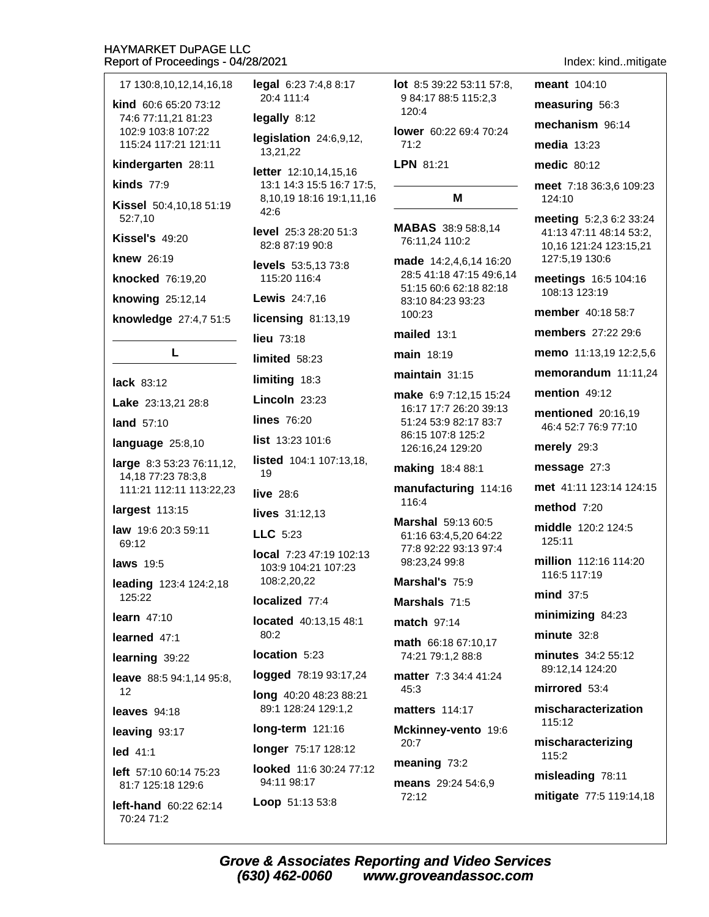17 130:8,10,12,14,16,18

**kind** 60:6 65:20 73:12 74:6 77:11,21 81:23 102:9 103:8 107:22 115:24 117:21 121:11

**kindergarten** 28:11

**kinds** 77:9

**Kissel** 50:4,10,18 51:19 52:7,10

**Kissel's** 49:20

**knew** 26:19

**knocked** 76:19,20

**knowing** 25:12,14

**knowledge** 27:4,7 51:5

## L

**lack** 83:12

**Lake** 23:13,21 28:8

**land** 57:10

**language** 25:8,10

**large** 8:3 53:23 76:11,12, 14,18 77:23 78:3,8 111:21 112:11 113:22,23

**largest** 113:15

**law** 19:6 20:3 59:11 69:12

**laws** 19:5

**leading** 123:4 124:2,18 125:22

**learn** 47:10

**learned** 47:1

**learning** 39:22

**leave** 88:5 94:1,14 95:8, 12

**leaves** 94:18

**leaving** 93:17

**led** 41:1

**left** 57:10 60:14 75:23 81:7 125:18 129:6

**left-hand** 60:22 62:14 70:24 71:2

**legal** 6:23 7:4,8 8:17 20:4 111:4

**legally** 8:12

**legislation** 24:6,9,12, 13,21,22

**letter** 12:10,14,15,16 13:1 14:3 15:5 16:7 17:5, 8,10,19 18:16 19:1,11,16 42:6

**level** 25:3 28:20 51:3 82:8 87:19 90:8

**levels** 53:5,13 73:8 115:20 116:4

**Lewis** 24:7,16

**licensing** 81:13,19

**lieu** 73:18

**limited** 58:23

**limiting** 18:3

**Lincoln** 23:23

**lines** 76:20

**list** 13:23 101:6

**listed** 104:1 107:13,18, 19

**live** 28:6

**lives** 31:12,13

**LLC** 5:23

**local** 7:23 47:19 102:13 103:9 104:21 107:23 108:2,20,22

**localized** 77:4

**located** 40:13,15 48:1 80:2

**location** 5:23

**logged** 78:19 93:17,24

**long** 40:20 48:23 88:21 89:1 128:24 129:1,2

**long-term** 121:16

**longer** 75:17 128:12

**looked** 11:6 30:24 77:12 94:11 98:17

**Loop** 51:13 53:8

**lot** 8:5 39:22 53:11 57:8, 9 84:17 88:5 115:2,3 120:4

**lower** 60:22 69:4 70:24 71:2

**LPN** 81:21

## M

**MABAS** 38:9 58:8,14 76:11,24 110:2

**made** 14:2,4,6,14 16:20 28:5 41:18 47:15 49:6,14 51:15 60:6 62:18 82:18 83:10 84:23 93:23 100:23

**mailed** 13:1

**main** 18:19

**maintain** 31:15

**make** 6:9 7:12,15 15:24 16:17 17:7 26:20 39:13 51:24 53:9 82:17 83:7 86:15 107:8 125:2 126:16,24 129:20

**making** 18:4 88:1

**manufacturing** 114:16 116:4

**Marshal** 59:13 60:5 61:16 63:4,5,20 64:22 77:8 92:22 93:13 97:4 98:23,24 99:8

**Marshal's** 75:9

**Marshals** 71:5

**match** 97:14

**math** 66:18 67:10,17 74:21 79:1,2 88:8

**matter** 7:3 34:4 41:24 45:3

**matters** 114:17

**Mckinney-vento** 19:6 20:7

**meaning** 73:2

**means** 29:24 54:6,9 72:12

**meant** 104:10

**measuring** 56:3

**mechanism** 96:14

**media** 13:23

**medic** 80:12

**meet** 7:18 36:3,6 109:23 124:10

**meeting** 5:2,3 6:2 33:24 41:13 47:11 48:14 53:2, 10,16 121:24 123:15,21 127:5,19 130:6

**meetings** 16:5 104:16 108:13 123:19

**member** 40:18 58:7

**members** 27:22 29:6

**memo** 11:13,19 12:2,5,6

**memorandum** 11:11,24

**mention** 49:12

**mentioned** 20:16,19 46:4 52:7 76:9 77:10

**merely** 29:3

**message** 27:3

**met** 41:11 123:14 124:15

**method** 7:20

**middle** 120:2 124:5 125:11

**million** 112:16 114:20 116:5 117:19

**mind** 37:5

**minimizing** 84:23

**minute** 32:8

**minutes** 34:2 55:12 89:12,14 124:20

**mirrored** 53:4

**mischaracterization** 115:12

**mischaracterizing** 115:2

**misleading** 78:11

**mitigate** 77:5 119:14,18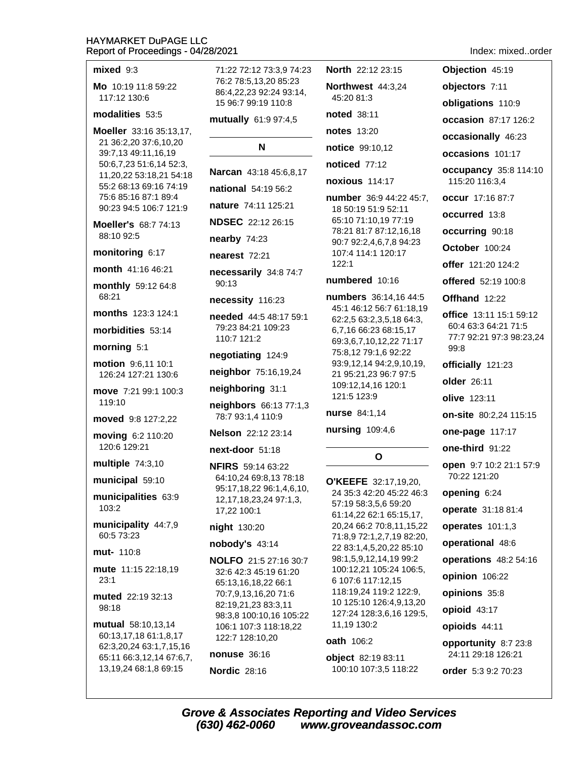**mixed** 9:3

**Mo** 10:19 11:8 59:22 117:12 130:6

**modalities** 53:5

**Moeller** 33:16 35:13,17, 21 36:2,20 37:6,10,20 39:7,13 49:11,16,19 50:6,7,23 51:6,14 52:3, 11,20,22 53:18,21 54:18 55:2 68:13 69:16 74:19 75:6 85:16 87:1 89:4 90:23 94:5 106:7 121:9

**Moeller's** 68:7 74:13 88:10 92:5

**monitoring** 6:17

**month** 41:16 46:21

**monthly** 59:12 64:8 68:21

**months** 123:3 124:1

**morbidities** 53:14

**morning** 5:1

**motion** 9:6,11 10:1 126:24 127:21 130:6

**move** 7:21 99:1 100:3 119:10

**moved** 9:8 127:2,22

**moving** 6:2 110:20 120:6 129:21

**multiple** 74:3,10

**municipal** 59:10

**municipalities** 63:9 103:2

**municipality** 44:7,9 60:5 73:23

**mut-** 110:8

**mute** 11:15 22:18,19 23:1

**muted** 22:19 32:13 98:18

**mutual** 58:10,13,14 60:13,17,18 61:1,8,17 62:3,20,24 63:1,7,15,16 65:11 66:3,12,14 67:6,7, 13,19,24 68:1,8 69:15 71:22 72:12 73:3,9 74:23 76:2 78:5,13,20 85:23 86:4,22,23 92:24 93:14, 15 96:7 99:19 110:8

**mutually** 61:9 97:4,5

## N

**Narcan** 43:18 45:6,8,17

**national** 54:19 56:2

**nature** 74:11 125:21

**NDSEC** 22:12 26:15

**nearby** 74:23

**nearest** 72:21

**necessarily** 34:8 74:7 90:13

**necessity** 116:23

**needed** 44:5 48:17 59:1 79:23 84:21 109:23 110:7 121:2

**negotiating** 124:9

**neighbor** 75:16,19,24

**neighboring** 31:1

**neighbors** 66:13 77:1,3 78:7 93:1,4 110:9

**Nelson** 22:12 23:14

**next-door** 51:18

**NFIRS** 59:14 63:22 64:10,24 69:8,13 78:18 95:17,18,22 96:1,4,6,10, 12,17,18,23,24 97:1,3, 17,22 100:1

**night** 130:20

**nobody's** 43:14

**NOLFO** 21:5 27:16 30:7 32:6 42:3 45:19 61:20 65:13,16,18,22 66:1 70:7,9,13,16,20 71:6 82:19,21,23 83:3,11 98:3,8 100:10,16 105:22 106:1 107:3 118:18,22 122:7 128:10,20

**nonuse** 36:16

**Nordic** 28:16

**North** 22:12 23:15

**Northwest** 44:3,24 45:20 81:3

**noted** 38:11

**notes** 13:20

**notice** 99:10,12

**noticed** 77:12

**noxious** 114:17

**number** 36:9 44:22 45:7, 18 50:19 51:9 52:11 65:10 71:10,19 77:19 78:21 81:7 87:12,16,18 90:7 92:2,4,6,7,8 94:23 107:4 114:1 120:17 122:1

**numbered** 10:16

**numbers** 36:14,16 44:5 45:1 46:12 56:7 61:18,19 62:2,5 63:2,3,5,18 64:3, 6,7,16 66:23 68:15,17 69:3,6,7,10,12,22 71:17 75:8,12 79:1,6 92:22 93:9,12,14 94:2,9,10,19, 21 95:21,23 96:7 97:5 109:12,14,16 120:1 121:5 123:9

**nurse** 84:1,14

**nursing** 109:4,6

## O

**O'KEEFE** 32:17,19,20, 24 35:3 42:20 45:22 46:3 57:19 58:3,5,6 59:20 61:14,22 62:1 65:15,17, 20,24 66:2 70:8,11,15,22 71:8,9 72:1,2,7,19 82:20, 22 83:1,4,5,20,22 85:10 98:1,5,9,12,14,19 99:2 100:12,21 105:24 106:5, 6 107:6 117:12,15 118:19,24 119:2 122:9, 10 125:10 126:4,9,13,20 127:24 128:3,6,16 129:5, 11,19 130:2

**oath** 106:2

**object** 82:19 83:11 100:10 107:3,5 118:22

**Objection** 45:19

**objectors** 7:11

**obligations** 110:9

**occasion** 87:17 126:2

**occasionally** 46:23

**occasions** 101:17

**occupancy** 35:8 114:10 115:20 116:3,4

**occur** 17:16 87:7

**occurred** 13:8

**occurring** 90:18

**October** 100:24

**offer** 121:20 124:2

**offered** 52:19 100:8

**Offhand** 12:22

**office** 13:11 15:1 59:12 60:4 63:3 64:21 71:5 77:7 92:21 97:3 98:23,24 99:8

**officially** 121:23

**older** 26:11

**olive** 123:11

**on-site** 80:2,24 115:15

**one-page** 117:17

**one-third** 91:22

**open** 9:7 10:2 21:1 57:9 70:22 121:20

**opening** 6:24

**operate** 31:18 81:4

**operates** 101:1,3

**operational** 48:6

**operations** 48:2 54:16

**opinion** 106:22

**opinions** 35:8

**opioid** 43:17

**opioids** 44:11

**opportunity** 8:7 23:8 24:11 29:18 126:21

**order** 5:3 9:2 70:23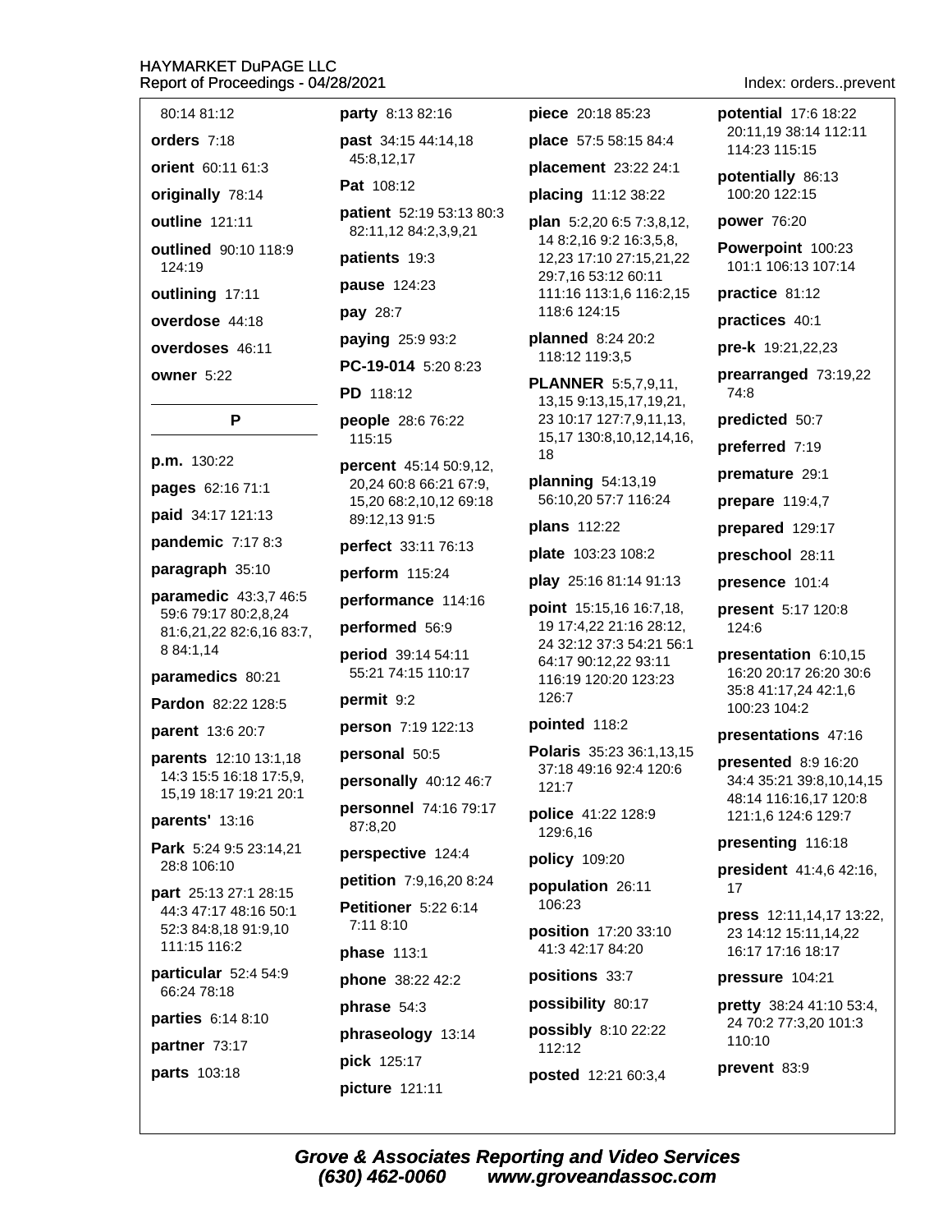80:14 81:12

**orders** 7:18

**orient** 60:11 61:3

**originally** 78:14

**outline** 121:11

**outlined** 90:10 118:9 124:19

**outlining** 17:11

**overdose** 44:18

**overdoses** 46:11

**owner** 5:22

## P

**p.m.** 130:22

**pages** 62:16 71:1

**paid** 34:17 121:13

**pandemic** 7:17 8:3

**paragraph** 35:10

**paramedic** 43:3,7 46:5 59:6 79:17 80:2,8,24 81:6,21,22 82:6,16 83:7, 8 84:1,14

**paramedics** 80:21

**Pardon** 82:22 128:5

**parent** 13:6 20:7

**parents** 12:10 13:1,18 14:3 15:5 16:18 17:5,9, 15,19 18:17 19:21 20:1

**parents'** 13:16

**Park** 5:24 9:5 23:14,21 28:8 106:10

**part** 25:13 27:1 28:15 44:3 47:17 48:16 50:1 52:3 84:8,18 91:9,10 111:15 116:2

**particular** 52:4 54:9 66:24 78:18

**parties** 6:14 8:10

**partner** 73:17

**parts** 103:18

**party** 8:13 82:16

**past** 34:15 44:14,18 45:8,12,17

**Pat** 108:12

**patient** 52:19 53:13 80:3 82:11,12 84:2,3,9,21

**patients** 19:3

**pause** 124:23

**pay** 28:7

**paying** 25:9 93:2

**PC-19-014** 5:20 8:23

**PD** 118:12

**people** 28:6 76:22 115:15

**percent** 45:14 50:9,12, 20,24 60:8 66:21 67:9, 15,20 68:2,10,12 69:18 89:12,13 91:5

**perfect** 33:11 76:13

**perform** 115:24

**performance** 114:16

**performed** 56:9

**period** 39:14 54:11 55:21 74:15 110:17

**permit** 9:2

**person** 7:19 122:13

**personal** 50:5

**personally** 40:12 46:7

**personnel** 74:16 79:17 87:8,20

**perspective** 124:4

**petition** 7:9,16,20 8:24

**Petitioner** 5:22 6:14 7:11 8:10

**phase** 113:1

**phone** 38:22 42:2

**phrase** 54:3

**phraseology** 13:14

**pick** 125:17

**picture** 121:11

**piece** 20:18 85:23

**place** 57:5 58:15 84:4

**placement** 23:22 24:1

**placing** 11:12 38:22

**plan** 5:2,20 6:5 7:3,8,12, 14 8:2,16 9:2 16:3,5,8, 12,23 17:10 27:15,21,22 29:7,16 53:12 60:11 111:16 113:1,6 116:2,15 118:6 124:15

**planned** 8:24 20:2 118:12 119:3,5

**PLANNER** 5:5,7,9,11, 13,15 9:13,15,17,19,21, 23 10:17 127:7,9,11,13, 15,17 130:8,10,12,14,16, 18

**planning** 54:13,19 56:10,20 57:7 116:24

**plans** 112:22

**plate** 103:23 108:2

**play** 25:16 81:14 91:13

**point** 15:15,16 16:7,18, 19 17:4,22 21:16 28:12, 24 32:12 37:3 54:21 56:1 64:17 90:12,22 93:11 116:19 120:20 123:23 126:7

**pointed** 118:2

**Polaris** 35:23 36:1,13,15 37:18 49:16 92:4 120:6 121:7

**police** 41:22 128:9 129:6,16

**policy** 109:20

**population** 26:11 106:23

**position** 17:20 33:10 41:3 42:17 84:20

**positions** 33:7

**possibility** 80:17

**possibly** 8:10 22:22 112:12

**posted** 12:21 60:3,4

**potential** 17:6 18:22 20:11,19 38:14 112:11 114:23 115:15

**potentially** 86:13 100:20 122:15

**power** 76:20

**Powerpoint** 100:23 101:1 106:13 107:14

**practice** 81:12

**practices** 40:1

**pre-k** 19:21,22,23

**prearranged** 73:19,22 74:8

**predicted** 50:7

**preferred** 7:19

**premature** 29:1

**prepare** 119:4,7

**prepared** 129:17

**preschool** 28:11

**presence** 101:4

**present** 5:17 120:8 124:6

**presentation** 6:10,15 16:20 20:17 26:20 30:6 35:8 41:17,24 42:1,6 100:23 104:2

**presentations** 47:16

**presented** 8:9 16:20 34:4 35:21 39:8,10,14,15 48:14 116:16,17 120:8 121:1,6 124:6 129:7

**presenting** 116:18

**president** 41:4,6 42:16, 17

**press** 12:11,14,17 13:22, 23 14:12 15:11,14,22 16:17 17:16 18:17

**pressure** 104:21

**pretty** 38:24 41:10 53:4, 24 70:2 77:3,20 101:3 110:10

**prevent** 83:9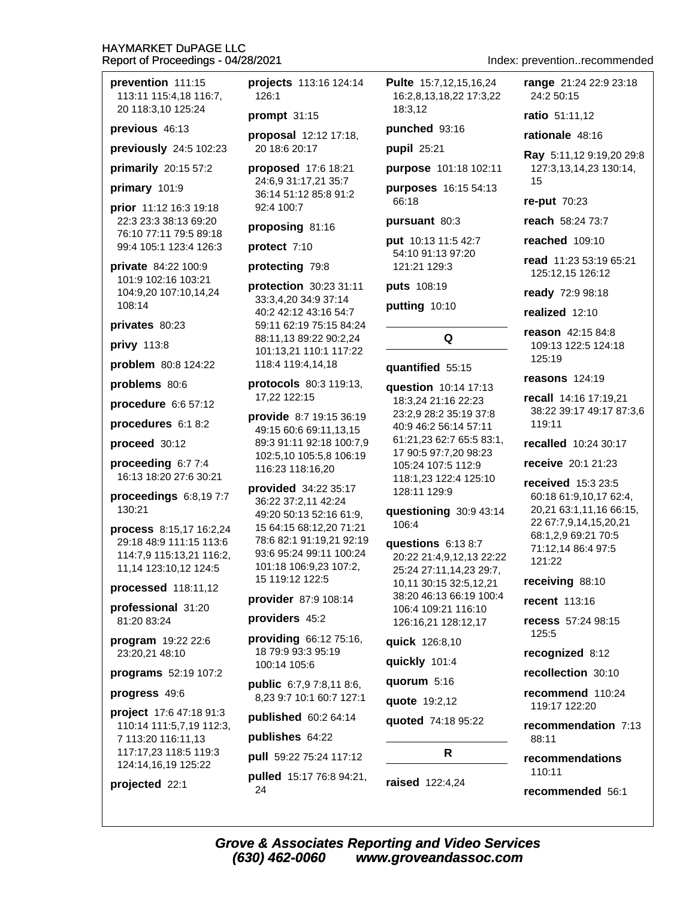**prevention** 111:15 113:11 115:4,18 116:7, 20 118:3,10 125:24

**previous** 46:13

**previously** 24:5 102:23

**primarily** 20:15 57:2

**primary** 101:9

**prior** 11:12 16:3 19:18 22:3 23:3 38:13 69:20 76:10 77:11 79:5 89:18 99:4 105:1 123:4 126:3

**private** 84:22 100:9 101:9 102:16 103:21 104:9,20 107:10,14,24 108:14

**privates** 80:23

**privy** 113:8

**problem** 80:8 124:22

**problems** 80:6

**procedure** 6:6 57:12

**procedures** 6:1 8:2

**proceed** 30:12

**proceeding** 6:7 7:4 16:13 18:20 27:6 30:21

**proceedings** 6:8,19 7:7 130:21

**process** 8:15,17 16:2,24 29:18 48:9 111:15 113:6 114:7,9 115:13,21 116:2, 11,14 123:10,12 124:5

**processed** 118:11,12

**professional** 31:20 81:20 83:24

**program** 19:22 22:6 23:20,21 48:10

**programs** 52:19 107:2

**progress** 49:6

**project** 17:6 47:18 91:3 110:14 111:5,7,19 112:3, 7 113:20 116:11,13 117:17,23 118:5 119:3 124:14,16,19 125:22

**projected** 22:1

**projects** 113:16 124:14 126:1

**prompt** 31:15

**proposal** 12:12 17:18, 20 18:6 20:17

**proposed** 17:6 18:21 24:6,9 31:17,21 35:7 36:14 51:12 85:8 91:2 92:4 100:7

**proposing** 81:16

**protect** 7:10

**protecting** 79:8

**protection** 30:23 31:11 33:3,4,20 34:9 37:14 40:2 42:12 43:16 54:7 59:11 62:19 75:15 84:24 88:11,13 89:22 90:2,24 101:13,21 110:1 117:22 118:4 119:4,14,18

**protocols** 80:3 119:13, 17,22 122:15

**provide** 8:7 19:15 36:19 49:15 60:6 69:11,13,15 89:3 91:11 92:18 100:7,9 102:5,10 105:5,8 106:19 116:23 118:16,20

**provided** 34:22 35:17 36:22 37:2,11 42:24 49:20 50:13 52:16 61:9, 15 64:15 68:12,20 71:21 78:6 82:1 91:19,21 92:19 93:6 95:24 99:11 100:24 101:18 106:9,23 107:2, 15 119:12 122:5

**provider** 87:9 108:14

**providers** 45:2

**providing** 66:12 75:16, 18 79:9 93:3 95:19 100:14 105:6

**public** 6:7,9 7:8,11 8:6, 8,23 9:7 10:1 60:7 127:1

**published** 60:2 64:14

**publishes** 64:22

**pull** 59:22 75:24 117:12

**pulled** 15:17 76:8 94:21, 24

**Pulte** 15:7,12,15,16,24 16:2,8,13,18,22 17:3,22 18:3,12

**punched** 93:16

**pupil** 25:21

**purpose** 101:18 102:11

**purposes** 16:15 54:13 66:18

**pursuant** 80:3

**put** 10:13 11:5 42:7 54:10 91:13 97:20 121:21 129:3

**puts** 108:19

**putting** 10:10

## Q

**quantified** 55:15

**question** 10:14 17:13 18:3,24 21:16 22:23 23:2,9 28:2 35:19 37:8 40:9 46:2 56:14 57:11 61:21,23 62:7 65:5 83:1, 17 90:5 97:7,20 98:23 105:24 107:5 112:9 118:1,23 122:4 125:10 128:11 129:9

**questioning** 30:9 43:14 106:4

**questions** 6:13 8:7 20:22 21:4,9,12,13 22:22 25:24 27:11,14,23 29:7, 10,11 30:15 32:5,12,21 38:20 46:13 66:19 100:4 106:4 109:21 116:10 126:16,21 128:12,17

**quick** 126:8,10

**quickly** 101:4

**quorum** 5:16

**quote** 19:2,12

**quoted** 74:18 95:22

## R

**raised** 122:4,24

**range** 21:24 22:9 23:18 24:2 50:15

**ratio** 51:11,12

**rationale** 48:16

**Ray** 5:11,12 9:19,20 29:8 127:3,13,14,23 130:14, 15

**re-put** 70:23

**reach** 58:24 73:7

**reached** 109:10

**read** 11:23 53:19 65:21 125:12,15 126:12

**ready** 72:9 98:18

**realized** 12:10

**reason** 42:15 84:8 109:13 122:5 124:18 125:19

**reasons** 124:19

**recall** 14:16 17:19,21 38:22 39:17 49:17 87:3,6 119:11

**recalled** 10:24 30:17

**receive** 20:1 21:23

**received** 15:3 23:5 60:18 61:9,10,17 62:4, 20,21 63:1,11,16 66:15, 22 67:7,9,14,15,20,21 68:1,2,9 69:21 70:5 71:12,14 86:4 97:5 121:22

**receiving** 88:10

**recent** 113:16

**recess** 57:24 98:15 125:5

**recognized** 8:12

**recollection** 30:10

**recommend** 110:24 119:17 122:20

**recommendation** 7:13 88:11

**recommendations** 110:11

**recommended** 56:1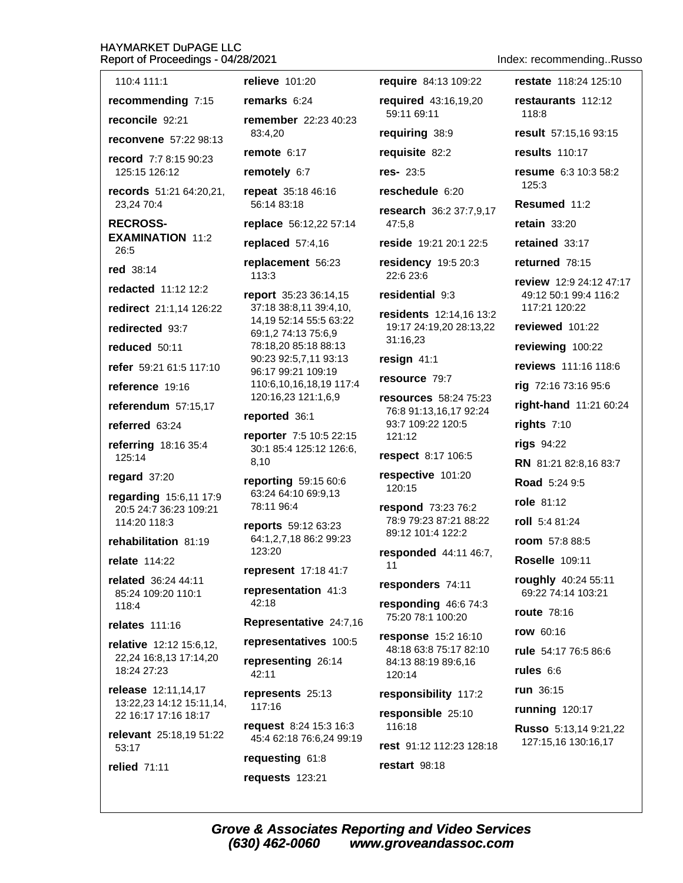Index: recommending..Russo

110:4 111:1

**recommending** 7:15

**reconcile** 92:21

**reconvene** 57:22 98:13

**record** 7:7 8:15 90:23 125:15 126:12

**records** 51:21 64:20,21, 23,24 70:4

**RECROSS-EXAMINATION** 11:2 26:5

**red** 38:14

**redacted** 11:12 12:2

**redirect** 21:1,14 126:22

**redirected** 93:7

**reduced** 50:11

**refer** 59:21 61:5 117:10

**reference** 19:16

**referendum** 57:15,17

**referred** 63:24

**referring** 18:16 35:4 125:14

**regard** 37:20

**regarding** 15:6,11 17:9 20:5 24:7 36:23 109:21 114:20 118:3

**rehabilitation** 81:19

**relate** 114:22

**related** 36:24 44:11 85:24 109:20 110:1 118:4

**relates** 111:16

**relative** 12:12 15:6,12, 22,24 16:8,13 17:14,20 18:24 27:23

**release** 12:11,14,17 13:22,23 14:12 15:11,14, 22 16:17 17:16 18:17

**relevant** 25:18,19 51:22 53:17

**relied** 71:11

**relieve** 101:20

**remarks** 6:24

**remember** 22:23 40:23 83:4,20

**remote** 6:17

**remotely** 6:7

**repeat** 35:18 46:16 56:14 83:18

**replace** 56:12,22 57:14

**replaced** 57:4,16

**replacement** 56:23 113:3

**report** 35:23 36:14,15 37:18 38:8,11 39:4,10, 14,19 52:14 55:5 63:22 69:1,2 74:13 75:6,9 78:18,20 85:18 88:13 90:23 92:5,7,11 93:13 96:17 99:21 109:19 110:6,10,16,18,19 117:4 120:16,23 121:1,6,9

**reported** 36:1

**reporter** 7:5 10:5 22:15 30:1 85:4 125:12 126:6, 8,10

**reporting** 59:15 60:6 63:24 64:10 69:9,13 78:11 96:4

**reports** 59:12 63:23 64:1,2,7,18 86:2 99:23 123:20

**represent** 17:18 41:7

**representation** 41:3 42:18

**Representative** 24:7,16

**representatives** 100:5

**representing** 26:14 42:11

**represents** 25:13 117:16

**request** 8:24 15:3 16:3 45:4 62:18 76:6,24 99:19

**requesting** 61:8

**requests** 123:21

**require** 84:13 109:22

**required** 43:16,19,20 59:11 69:11

**requiring** 38:9

**requisite** 82:2

**res-** 23:5

**reschedule** 6:20

**research** 36:2 37:7,9,17 47:5,8

**reside** 19:21 20:1 22:5

**residency** 19:5 20:3 22:6 23:6

**residential** 9:3

**residents** 12:14,16 13:2 19:17 24:19,20 28:13,22 31:16,23

**resign** 41:1

**resource** 79:7

**resources** 58:24 75:23 76:8 91:13,16,17 92:24 93:7 109:22 120:5 121:12

**respect** 8:17 106:5

**respective** 101:20 120:15

**respond** 73:23 76:2 78:9 79:23 87:21 88:22 89:12 101:4 122:2

**responded** 44:11 46:7, 11

**responders** 74:11

**responding** 46:6 74:3 75:20 78:1 100:20

**response** 15:2 16:10 48:18 63:8 75:17 82:10 84:13 88:19 89:6,16 120:14

**responsibility** 117:2

**responsible** 25:10 116:18

**rest** 91:12 112:23 128:18

**restart** 98:18

**restate** 118:24 125:10

**restaurants** 112:12 118:8

**result** 57:15,16 93:15

**results** 110:17

**resume** 6:3 10:3 58:2 125:3

**Resumed** 11:2

**retain** 33:20

**retained** 33:17

**returned** 78:15

**review** 12:9 24:12 47:17 49:12 50:1 99:4 116:2 117:21 120:22

**reviewed** 101:22

**reviewing** 100:22

**reviews** 111:16 118:6

**rig** 72:16 73:16 95:6

**right-hand** 11:21 60:24

**rights** 7:10

**rigs** 94:22

**RN** 81:21 82:8,16 83:7

**Road** 5:24 9:5

**role** 81:12

**roll** 5:4 81:24

**room** 57:8 88:5

**Roselle** 109:11

**roughly** 40:24 55:11 69:22 74:14 103:21

**route** 78:16

**row** 60:16

**rule** 54:17 76:5 86:6

**rules** 6:6

**run** 36:15

**running** 120:17

**Russo** 5:13,14 9:21,22 127:15,16 130:16,17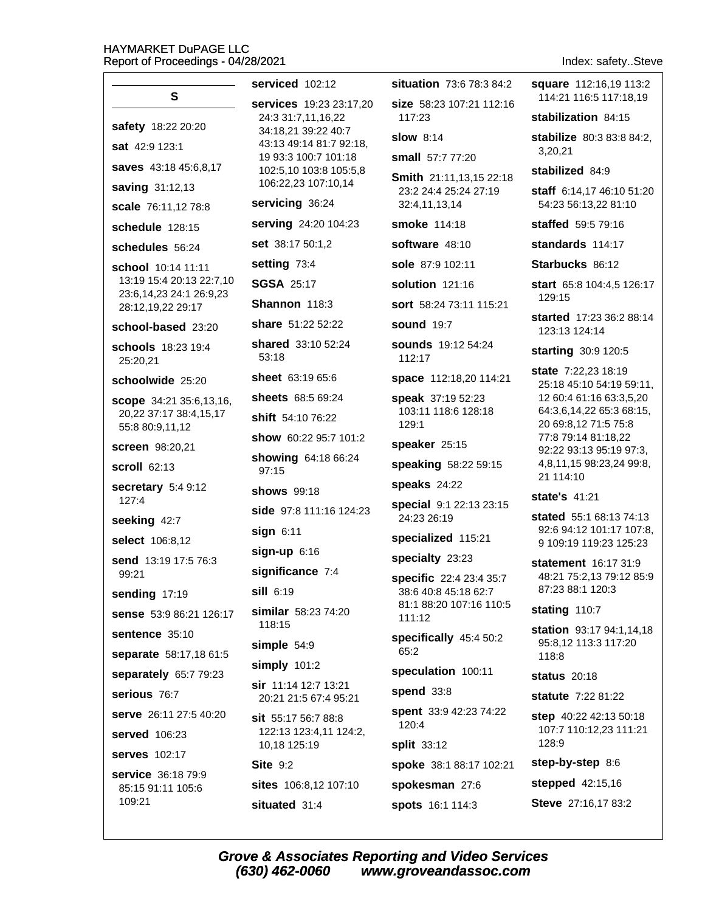## S

**safety** 18:22 20:20

**sat** 42:9 123:1

**saves** 43:18 45:6,8,17

**saving** 31:12,13

**scale** 76:11,12 78:8

**schedule** 128:15

**schedules** 56:24

**school** 10:14 11:11 13:19 15:4 20:13 22:7,10 23:6,14,23 24:1 26:9,23 28:12,19,22 29:17

**school-based** 23:20

**schools** 18:23 19:4 25:20,21

**schoolwide** 25:20

**scope** 34:21 35:6,13,16, 20,22 37:17 38:4,15,17 55:8 80:9,11,12

**screen** 98:20,21

**scroll** 62:13

**secretary** 5:4 9:12 127:4

**seeking** 42:7

**select** 106:8,12

**send** 13:19 17:5 76:3 99:21

**sending** 17:19

**sense** 53:9 86:21 126:17

**sentence** 35:10

**separate** 58:17,18 61:5

**separately** 65:7 79:23

**serious** 76:7

**serve** 26:11 27:5 40:20

**served** 106:23

**serves** 102:17

**service** 36:18 79:9 85:15 91:11 105:6 109:21

**serviced** 102:12

**services** 19:23 23:17,20 24:3 31:7,11,16,22 34:18,21 39:22 40:7 43:13 49:14 81:7 92:18, 19 93:3 100:7 101:18 102:5,10 103:8 105:5,8 106:22,23 107:10,14

**servicing** 36:24

**serving** 24:20 104:23

**set** 38:17 50:1,2

**setting** 73:4

**SGSA** 25:17

**Shannon** 118:3

**share** 51:22 52:22

**shared** 33:10 52:24 53:18

**sheet** 63:19 65:6

**sheets** 68:5 69:24

**shift** 54:10 76:22

**show** 60:22 95:7 101:2

**showing** 64:18 66:24 97:15

**shows** 99:18

**side** 97:8 111:16 124:23

**sign** 6:11

**sign-up** 6:16

**significance** 7:4

**sill** 6:19

**similar** 58:23 74:20 118:15

**simple** 54:9

**simply** 101:2

**sir** 11:14 12:7 13:21 20:21 21:5 67:4 95:21

**sit** 55:17 56:7 88:8 122:13 123:4,11 124:2, 10,18 125:19

**Site** 9:2

**sites** 106:8,12 107:10

**situated** 31:4

**situation** 73:6 78:3 84:2

**size** 58:23 107:21 112:16 117:23

**slow** 8:14

**small** 57:7 77:20

**Smith** 21:11,13,15 22:18 23:2 24:4 25:24 27:19 32:4,11,13,14

**smoke** 114:18

**software** 48:10

**sole** 87:9 102:11

**solution** 121:16

**sort** 58:24 73:11 115:21

**sound** 19:7

**sounds** 19:12 54:24 112:17

**space** 112:18,20 114:21

**speak** 37:19 52:23 103:11 118:6 128:18 129:1

**speaker** 25:15

**speaking** 58:22 59:15

**speaks** 24:22

**special** 9:1 22:13 23:15 24:23 26:19

**specialized** 115:21

**specialty** 23:23

**specific** 22:4 23:4 35:7 38:6 40:8 45:18 62:7 81:1 88:20 107:16 110:5 111:12

**specifically** 45:4 50:2 65:2

**speculation** 100:11

**spend** 33:8

**spent** 33:9 42:23 74:22 120:4

**split** 33:12

**spoke** 38:1 88:17 102:21

**spokesman** 27:6

**spots** 16:1 114:3

**square** 112:16,19 113:2 114:21 116:5 117:18,19

**stabilization** 84:15

**stabilize** 80:3 83:8 84:2, 3,20,21

**stabilized** 84:9

**staff** 6:14,17 46:10 51:20 54:23 56:13,22 81:10

**staffed** 59:5 79:16

**standards** 114:17

**Starbucks** 86:12

**start** 65:8 104:4,5 126:17 129:15

**started** 17:23 36:2 88:14 123:13 124:14

**starting** 30:9 120:5

**state** 7:22,23 18:19 25:18 45:10 54:19 59:11, 12 60:4 61:16 63:3,5,20 64:3,6,14,22 65:3 68:15, 20 69:8,12 71:5 75:8 77:8 79:14 81:18,22 92:22 93:13 95:19 97:3, 4,8,11,15 98:23,24 99:8, 21 114:10

**state's** 41:21

**stated** 55:1 68:13 74:13 92:6 94:12 101:17 107:8, 9 109:19 119:23 125:23

**statement** 16:17 31:9 48:21 75:2,13 79:12 85:9 87:23 88:1 120:3

**stating** 110:7

**station** 93:17 94:1,14,18 95:8,12 113:3 117:20 118:8

**status** 20:18

**statute** 7:22 81:22

**step** 40:22 42:13 50:18 107:7 110:12,23 111:21 128:9

**step-by-step** 8:6

**stepped** 42:15,16

**Steve** 27:16,17 83:2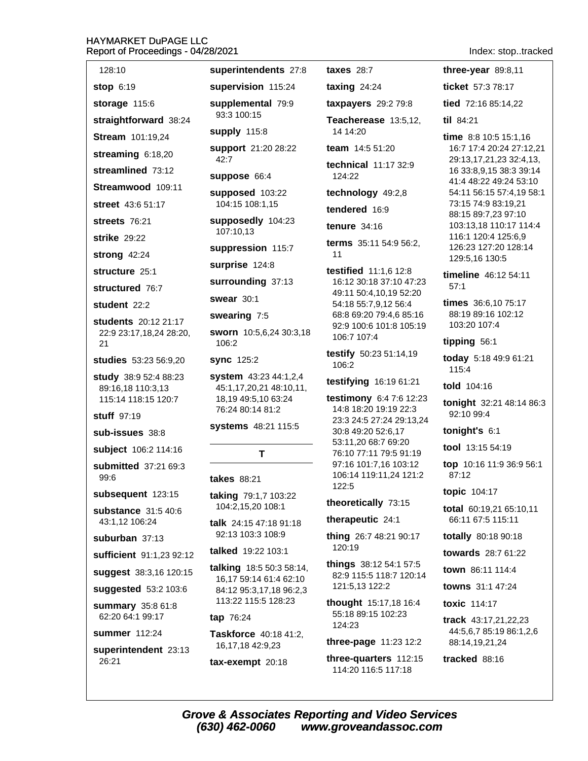128:10

**stop** 6:19

**storage** 115:6

**straightforward** 38:24

**Stream** 101:19,24

**streaming** 6:18,20

**streamlined** 73:12

**Streamwood** 109:11

**street** 43:6 51:17

**streets** 76:21

**strike** 29:22

**strong** 42:24

**structure** 25:1

**structured** 76:7

**student** 22:2

**students** 20:12 21:17 22:9 23:17,18,24 28:20, 21

**studies** 53:23 56:9,20

**study** 38:9 52:4 88:23 89:16,18 110:3,13 115:14 118:15 120:7

**stuff** 97:19

**sub-issues** 38:8

**subject** 106:2 114:16

**submitted** 37:21 69:3 99:6

**subsequent** 123:15

**substance** 31:5 40:6 43:1,12 106:24

**suburban** 37:13

**sufficient** 91:1,23 92:12

**suggest** 38:3,16 120:15

**suggested** 53:2 103:6

**summary** 35:8 61:8 62:20 64:1 99:17

**summer** 112:24

**superintendent** 23:13 26:21

**superintendents** 27:8

**supervision** 115:24

**supplemental** 79:9 93:3 100:15

**supply** 115:8

**support** 21:20 28:22 42:7

**suppose** 66:4

**supposed** 103:22 104:15 108:1,15

**supposedly** 104:23 107:10,13

**suppression** 115:7

**surprise** 124:8

**surrounding** 37:13

**swear** 30:1

**swearing** 7:5

**sworn** 10:5,6,24 30:3,18 106:2

**sync** 125:2

**system** 43:23 44:1,2,4 45:1,17,20,21 48:10,11, 18,19 49:5,10 63:24 76:24 80:14 81:2

**systems** 48:21 115:5

## T

**takes** 88:21

**taking** 79:1,7 103:22 104:2,15,20 108:1

**talk** 24:15 47:18 91:18 92:13 103:3 108:9

**talked** 19:22 103:1

**talking** 18:5 50:3 58:14, 16,17 59:14 61:4 62:10 84:12 95:3,17,18 96:2,3 113:22 115:5 128:23

**tap** 76:24

**Taskforce** 40:18 41:2, 16,17,18 42:9,23

**tax-exempt** 20:18

**taxes** 28:7

**taxing** 24:24

**taxpayers** 29:2 79:8

**Teacherease** 13:5,12, 14 14:20

**team** 14:5 51:20

**technical** 11:17 32:9 124:22

**technology** 49:2,8

**tendered** 16:9

**tenure** 34:16

**terms** 35:11 54:9 56:2, 11

**testified** 11:1,6 12:8 16:12 30:18 37:10 47:23 49:11 50:4,10,19 52:20 54:18 55:7,9,12 56:4 68:8 69:20 79:4,6 85:16 92:9 100:6 101:8 105:19 106:7 107:4

**testify** 50:23 51:14,19 106:2

**testifying** 16:19 61:21

**testimony** 6:4 7:6 12:23 14:8 18:20 19:19 22:3 23:3 24:5 27:24 29:13,24 30:8 49:20 52:6,17 53:11,20 68:7 69:20 76:10 77:11 79:5 91:19 97:16 101:7,16 103:12 106:14 119:11,24 121:2 122:5

**theoretically** 73:15

**therapeutic** 24:1

**thing** 26:7 48:21 90:17 120:19

**things** 38:12 54:1 57:5 82:9 115:5 118:7 120:14 121:5,13 122:2

**thought** 15:17,18 16:4 55:18 89:15 102:23 124:23

**three-page** 11:23 12:2

**three-quarters** 112:15 114:20 116:5 117:18

**three-year** 89:8,11

**ticket** 57:3 78:17

**tied** 72:16 85:14,22

**til** 84:21

**time** 8:8 10:5 15:1,16 16:7 17:4 20:24 27:12,21 29:13,17,21,23 32:4,13, 16 33:8,9,15 38:3 39:14 41:4 48:22 49:24 53:10 54:11 56:15 57:4,19 58:1 73:15 74:9 83:19,21 88:15 89:7,23 97:10 103:13,18 110:17 114:4 116:1 120:4 125:6,9 126:23 127:20 128:14 129:5,16 130:5

**timeline** 46:12 54:11 57:1

**times** 36:6,10 75:17 88:19 89:16 102:12 103:20 107:4

**tipping** 56:1

**today** 5:18 49:9 61:21 115:4

**told** 104:16

**tonight** 32:21 48:14 86:3 92:10 99:4

**tonight's** 6:1

**tool** 13:15 54:19

**top** 10:16 11:9 36:9 56:1 87:12

**topic** 104:17

**total** 60:19,21 65:10,11 66:11 67:5 115:11

**totally** 80:18 90:18

**towards** 28:7 61:22

**town** 86:11 114:4

**towns** 31:1 47:24

**toxic** 114:17

**track** 43:17,21,22,23 44:5,6,7 85:19 86:1,2,6 88:14,19,21,24

**tracked** 88:16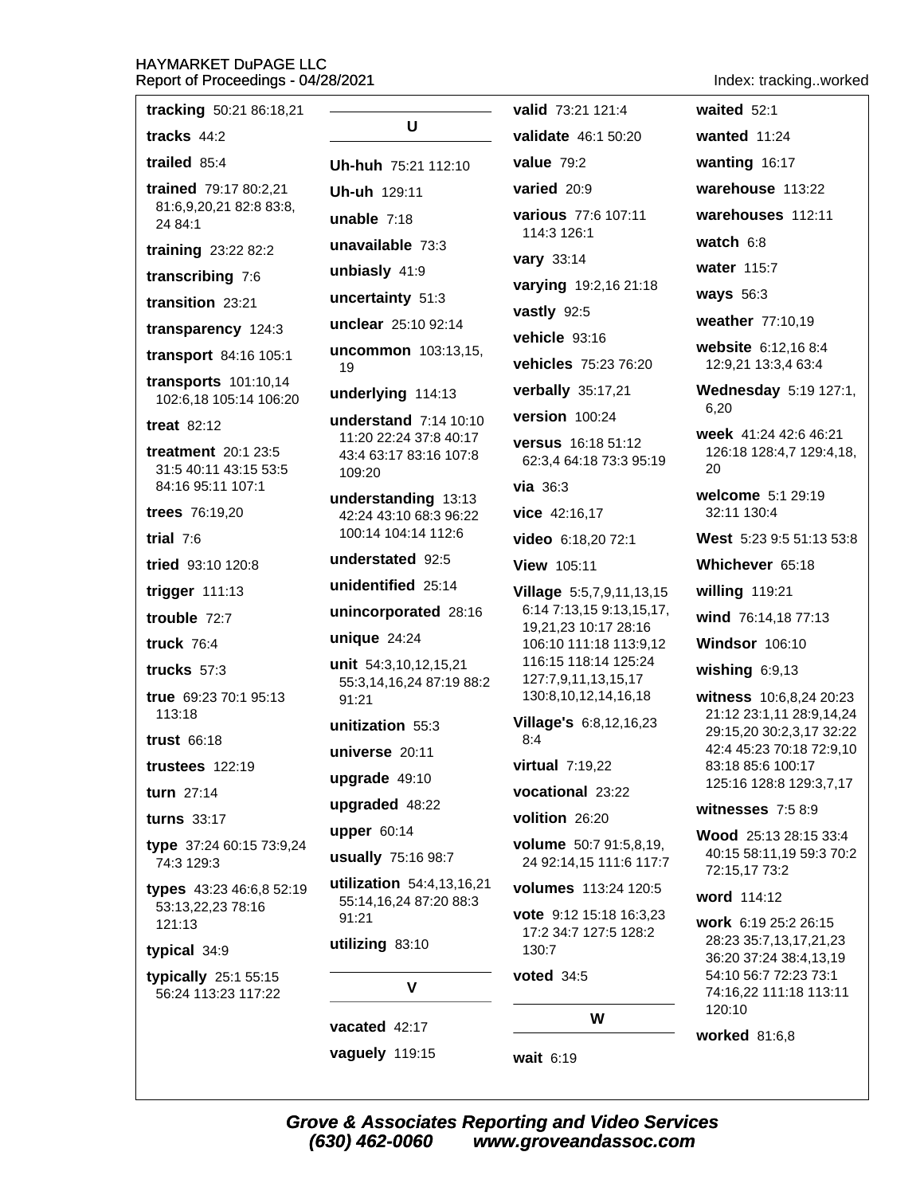**tracking** 50:21 86:18,21

**tracks** 44:2

**trailed** 85:4

**trained** 79:17 80:2,21 81:6,9,20,21 82:8 83:8, 24 84:1

**training** 23:22 82:2

**transcribing** 7:6

**transition** 23:21

**transparency** 124:3

**transport** 84:16 105:1

**transports** 101:10,14 102:6,18 105:14 106:20

**treat** 82:12

**treatment** 20:1 23:5 31:5 40:11 43:15 53:5 84:16 95:11 107:1

**trees** 76:19,20

**trial** 7:6

**tried** 93:10 120:8

**trigger** 111:13

**trouble** 72:7

**truck** 76:4

**trucks** 57:3

**true** 69:23 70:1 95:13 113:18

**trust** 66:18

**trustees** 122:19

**turn** 27:14

**turns** 33:17

**type** 37:24 60:15 73:9,24 74:3 129:3

**types** 43:23 46:6,8 52:19 53:13,22,23 78:16 121:13

**typical** 34:9

**typically** 25:1 55:15 56:24 113:23 117:22

## U

**Uh-huh** 75:21 112:10

**Uh-uh** 129:11

**unable** 7:18

**unavailable** 73:3

**unbiasly** 41:9

**uncertainty** 51:3

**unclear** 25:10 92:14

**uncommon** 103:13,15, 19

**underlying** 114:13

**understand** 7:14 10:10 11:20 22:24 37:8 40:17 43:4 63:17 83:16 107:8 109:20

**understanding** 13:13 42:24 43:10 68:3 96:22 100:14 104:14 112:6

**understated** 92:5

**unidentified** 25:14

**unincorporated** 28:16

**unique** 24:24

**unit** 54:3,10,12,15,21 55:3,14,16,24 87:19 88:2 91:21

**unitization** 55:3

**universe** 20:11

**upgrade** 49:10

**upgraded** 48:22

**upper** 60:14

**usually** 75:16 98:7

**utilization** 54:4,13,16,21 55:14,16,24 87:20 88:3 91:21

**utilizing** 83:10

## V

**vacated** 42:17

**vaguely** 119:15

**valid** 73:21 121:4

**validate** 46:1 50:20

**value** 79:2

**varied** 20:9

**various** 77:6 107:11 114:3 126:1

**vary** 33:14

**varying** 19:2,16 21:18

**vastly** 92:5

**vehicle** 93:16

**vehicles** 75:23 76:20

**verbally** 35:17,21

**version** 100:24

**versus** 16:18 51:12 62:3,4 64:18 73:3 95:19

**via** 36:3

**vice** 42:16,17

**video** 6:18,20 72:1

**View** 105:11

**Village** 5:5,7,9,11,13,15 6:14 7:13,15 9:13,15,17, 19,21,23 10:17 28:16 106:10 111:18 113:9,12 116:15 118:14 125:24 127:7,9,11,13,15,17 130:8,10,12,14,16,18

**Village's** 6:8,12,16,23 8:4

**virtual** 7:19,22

**vocational** 23:22

**volition** 26:20

**volume** 50:7 91:5,8,19, 24 92:14,15 111:6 117:7

**volumes** 113:24 120:5

**vote** 9:12 15:18 16:3,23 17:2 34:7 127:5 128:2 130:7

**voted** 34:5

## W

**wait** 6:19

**waited** 52:1

**wanted** 11:24

**wanting** 16:17

**warehouse** 113:22

**warehouses** 112:11

**watch** 6:8

**water** 115:7

**ways** 56:3

**weather** 77:10,19

**website** 6:12,16 8:4 12:9,21 13:3,4 63:4

**Wednesday** 5:19 127:1, 6,20

**week** 41:24 42:6 46:21 126:18 128:4,7 129:4,18, 20

**welcome** 5:1 29:19 32:11 130:4

**West** 5:23 9:5 51:13 53:8

**Whichever** 65:18

**willing** 119:21

**wind** 76:14,18 77:13

**Windsor** 106:10

**wishing** 6:9,13

**witness** 10:6,8,24 20:23 21:12 23:1,11 28:9,14,24 29:15,20 30:2,3,17 32:22 42:4 45:23 70:18 72:9,10 83:18 85:6 100:17 125:16 128:8 129:3,7,17

**witnesses** 7:5 8:9

**Wood** 25:13 28:15 33:4 40:15 58:11,19 59:3 70:2 72:15,17 73:2

**word** 114:12

**work** 6:19 25:2 26:15 28:23 35:7,13,17,21,23 36:20 37:24 38:4,13,19 54:10 56:7 72:23 73:1 74:16,22 111:18 113:11 120:10

**worked** 81:6,8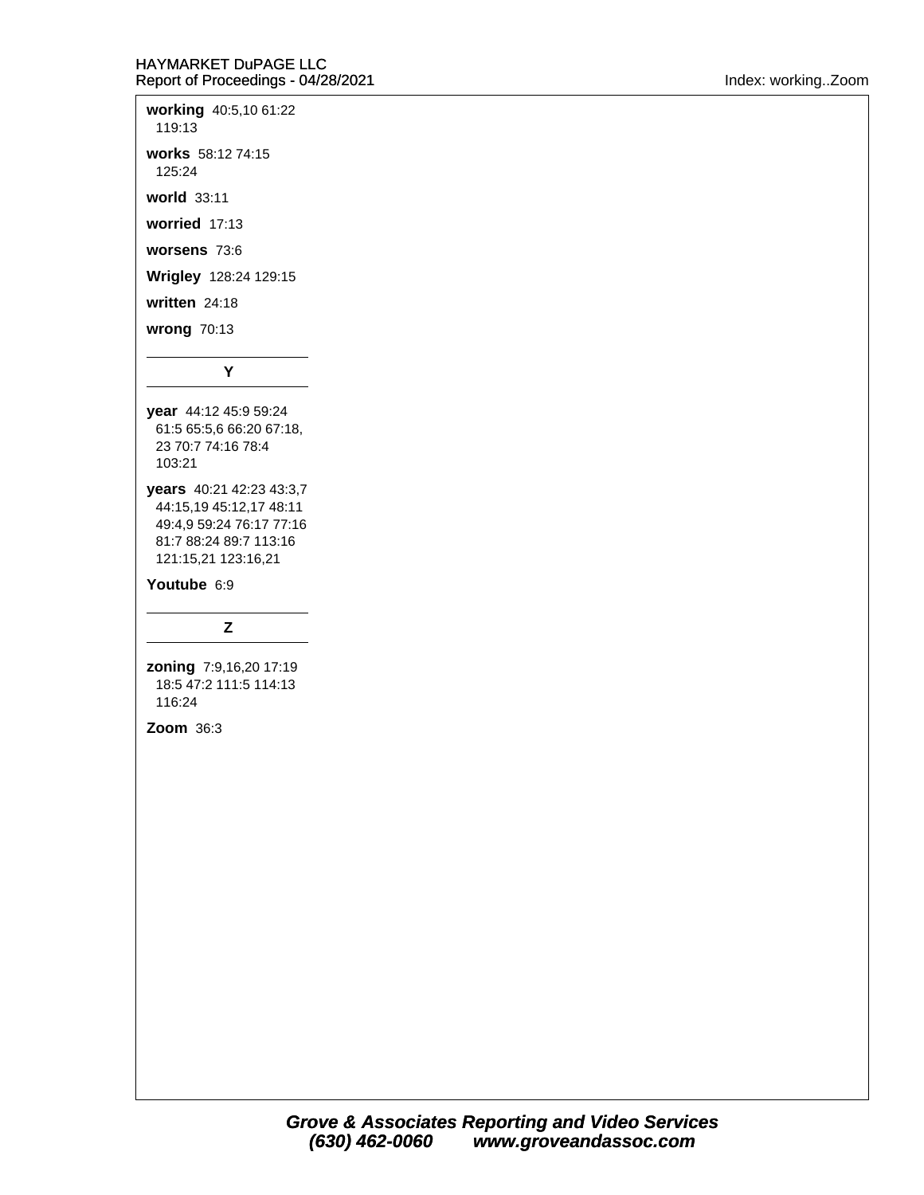**working** 40:5,10 61:22 119:13

**works** 58:12 74:15 125:24

**world** 33:11

**worried** 17:13

**worsens** 73:6

**Wrigley** 128:24 129:15

**written** 24:18

**wrong** 70:13

## Y

**year** 44:12 45:9 59:24 61:5 65:5,6 66:20 67:18, 23 70:7 74:16 78:4 103:21

**years** 40:21 42:23 43:3,7 44:15,19 45:12,17 48:11 49:4,9 59:24 76:17 77:16 81:7 88:24 89:7 113:16 121:15,21 123:16,21

**Youtube** 6:9

## Z

**zoning** 7:9,16,20 17:19 18:5 47:2 111:5 114:13 116:24

**Zoom** 36:3